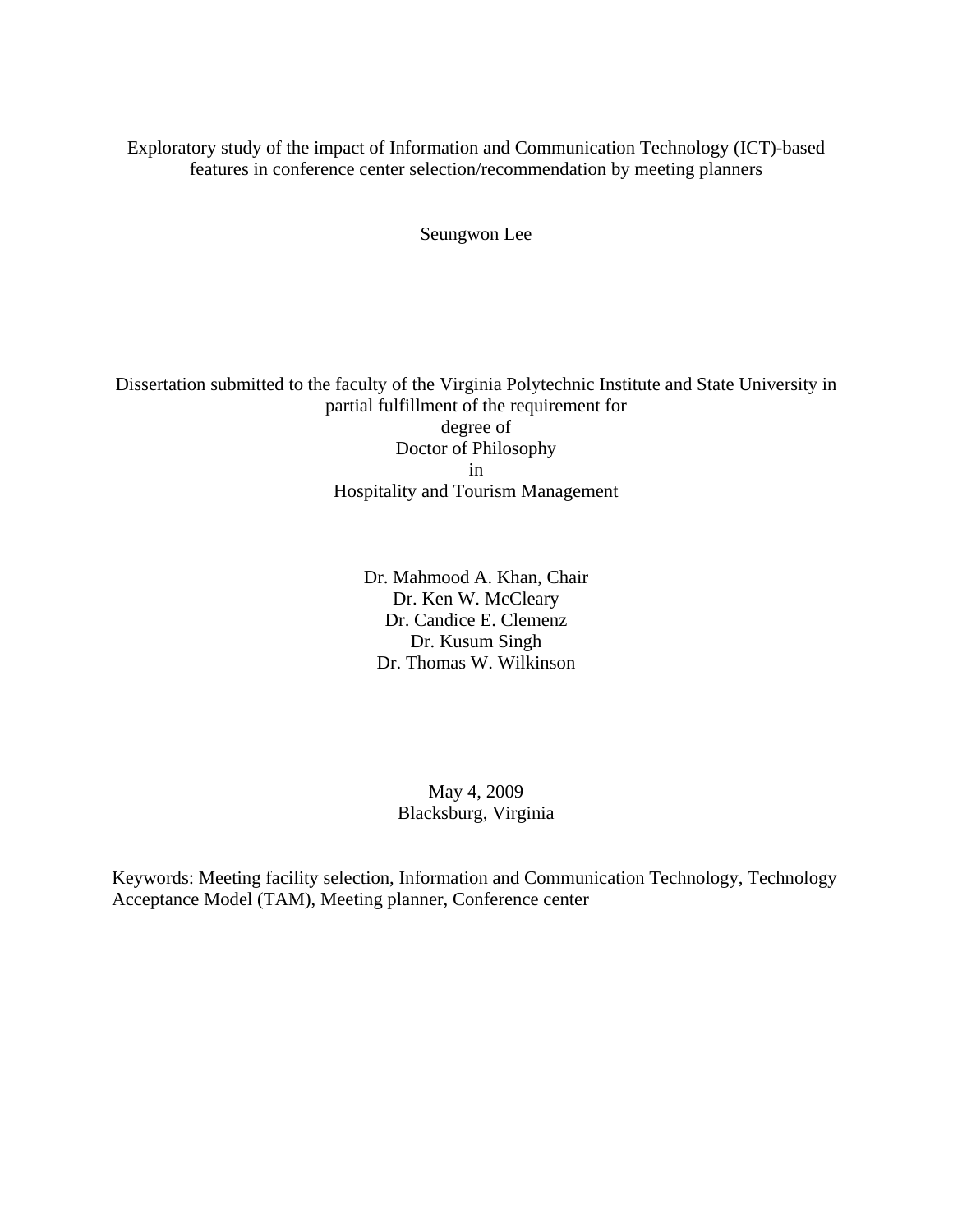# Exploratory study of the impact of Information and Communication Technology (ICT)-based features in conference center selection/recommendation by meeting planners

Seungwon Lee

Dissertation submitted to the faculty of the Virginia Polytechnic Institute and State University in partial fulfillment of the requirement for
degree of
Doctor of Philosophy
in
Hospitality and Tourism Management

Dr. Mahmood A. Khan, Chair
Dr. Ken W. McCleary
Dr. Candice E. Clemenz
Dr. Kusum Singh
Dr. Thomas W. Wilkinson

May 4, 2009
Blacksburg, Virginia

Keywords: Meeting facility selection, Information and Communication Technology, Technology Acceptance Model (TAM), Meeting planner, Conference center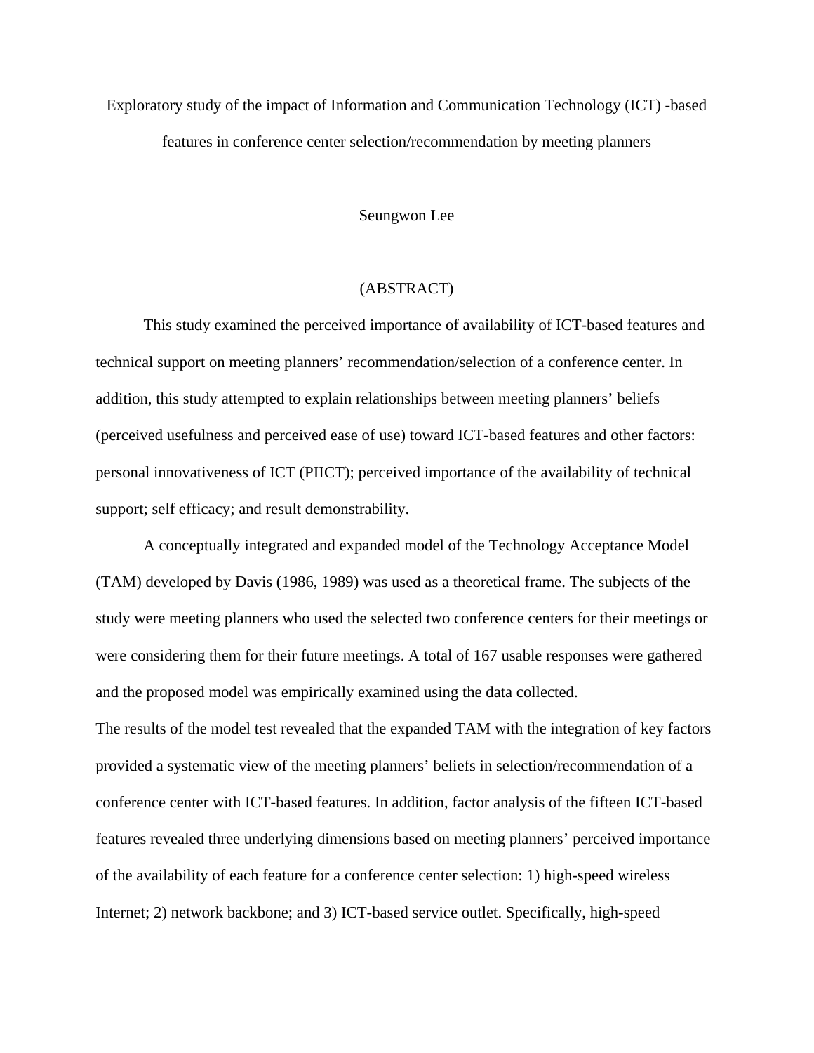Exploratory study of the impact of Information and Communication Technology (ICT) -based features in conference center selection/recommendation by meeting planners

Seungwon Lee

(ABSTRACT)

This study examined the perceived importance of availability of ICT-based features and technical support on meeting planners' recommendation/selection of a conference center. In addition, this study attempted to explain relationships between meeting planners' beliefs (perceived usefulness and perceived ease of use) toward ICT-based features and other factors: personal innovativeness of ICT (PIICT); perceived importance of the availability of technical support; self efficacy; and result demonstrability.

A conceptually integrated and expanded model of the Technology Acceptance Model (TAM) developed by Davis (1986, 1989) was used as a theoretical frame. The subjects of the study were meeting planners who used the selected two conference centers for their meetings or were considering them for their future meetings. A total of 167 usable responses were gathered and the proposed model was empirically examined using the data collected.

The results of the model test revealed that the expanded TAM with the integration of key factors provided a systematic view of the meeting planners' beliefs in selection/recommendation of a conference center with ICT-based features. In addition, factor analysis of the fifteen ICT-based features revealed three underlying dimensions based on meeting planners' perceived importance of the availability of each feature for a conference center selection: 1) high-speed wireless Internet; 2) network backbone; and 3) ICT-based service outlet. Specifically, high-speed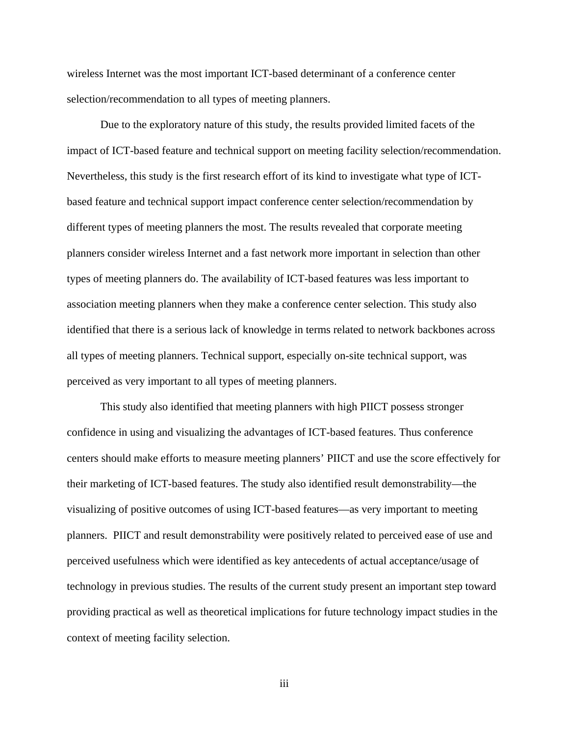wireless Internet was the most important ICT-based determinant of a conference center selection/recommendation to all types of meeting planners.

Due to the exploratory nature of this study, the results provided limited facets of the impact of ICT-based feature and technical support on meeting facility selection/recommendation. Nevertheless, this study is the first research effort of its kind to investigate what type of ICT-based feature and technical support impact conference center selection/recommendation by different types of meeting planners the most. The results revealed that corporate meeting planners consider wireless Internet and a fast network more important in selection than other types of meeting planners do. The availability of ICT-based features was less important to association meeting planners when they make a conference center selection. This study also identified that there is a serious lack of knowledge in terms related to network backbones across all types of meeting planners. Technical support, especially on-site technical support, was perceived as very important to all types of meeting planners.

This study also identified that meeting planners with high PIICT possess stronger confidence in using and visualizing the advantages of ICT-based features. Thus conference centers should make efforts to measure meeting planners' PIICT and use the score effectively for their marketing of ICT-based features. The study also identified result demonstrability—the visualizing of positive outcomes of using ICT-based features—as very important to meeting planners. PIICT and result demonstrability were positively related to perceived ease of use and perceived usefulness which were identified as key antecedents of actual acceptance/usage of technology in previous studies. The results of the current study present an important step toward providing practical as well as theoretical implications for future technology impact studies in the context of meeting facility selection.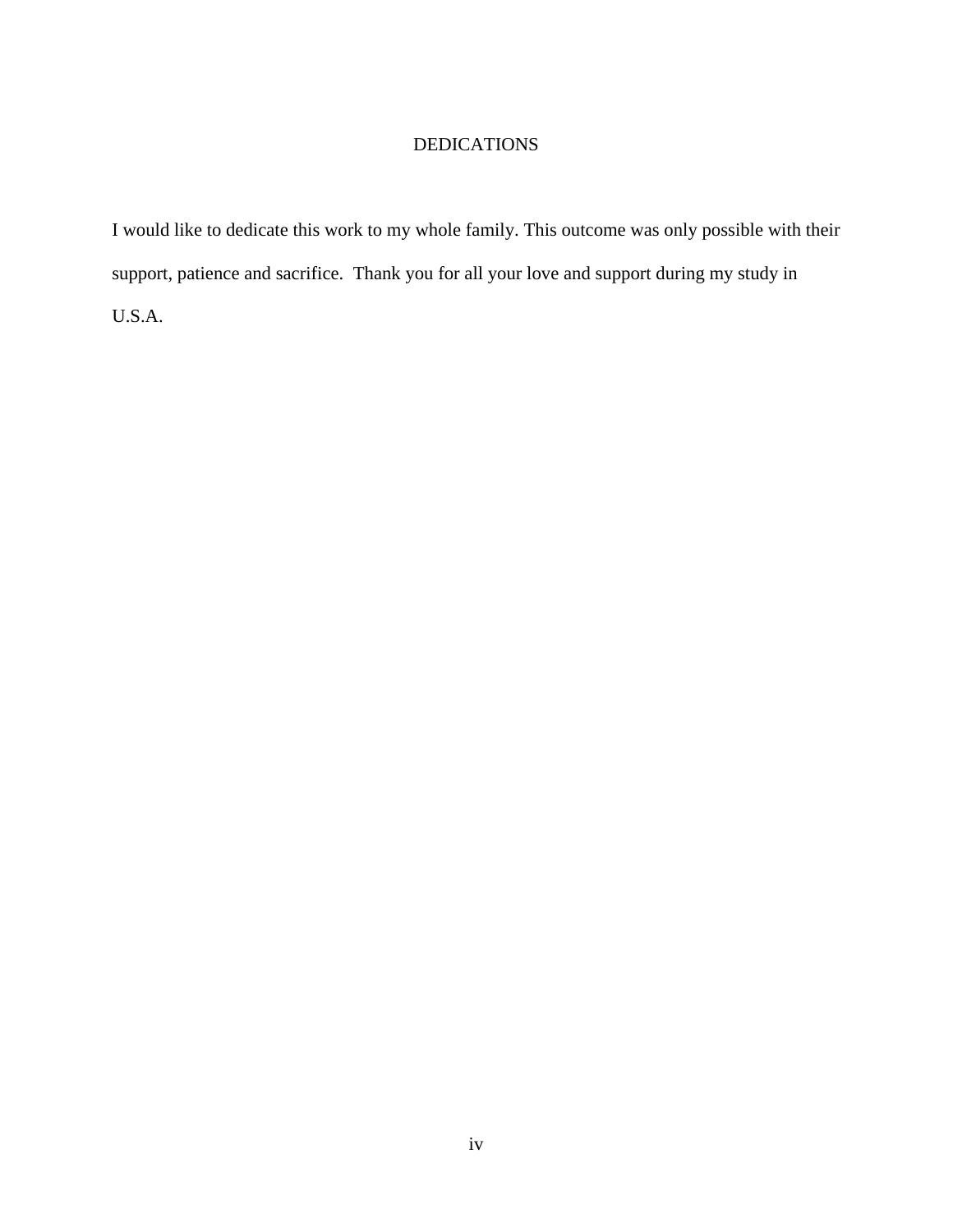# DEDICATIONS

I would like to dedicate this work to my whole family. This outcome was only possible with their support, patience and sacrifice. Thank you for all your love and support during my study in U.S.A.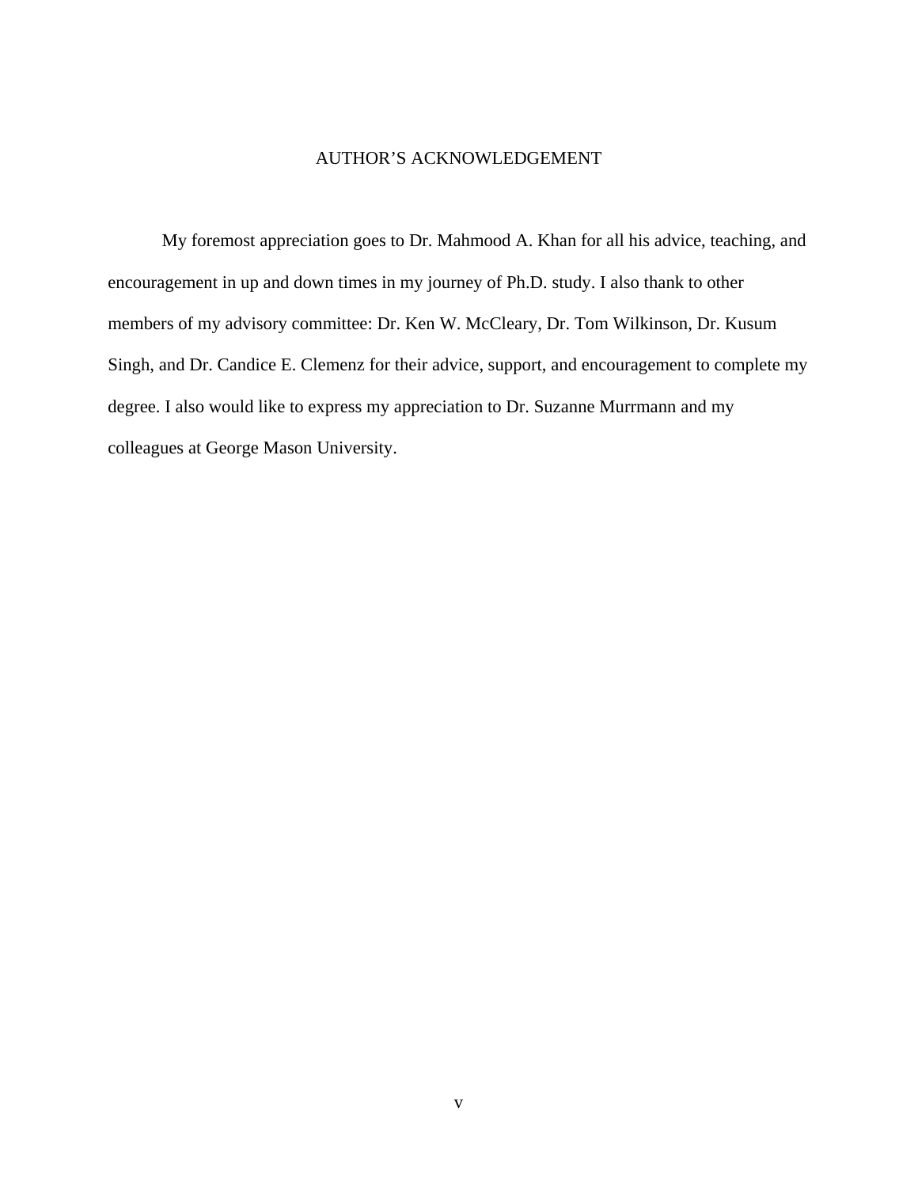# AUTHOR'S ACKNOWLEDGEMENT

My foremost appreciation goes to Dr. Mahmood A. Khan for all his advice, teaching, and encouragement in up and down times in my journey of Ph.D. study. I also thank to other members of my advisory committee: Dr. Ken W. McCleary, Dr. Tom Wilkinson, Dr. Kusum Singh, and Dr. Candice E. Clemenz for their advice, support, and encouragement to complete my degree. I also would like to express my appreciation to Dr. Suzanne Murrmann and my colleagues at George Mason University.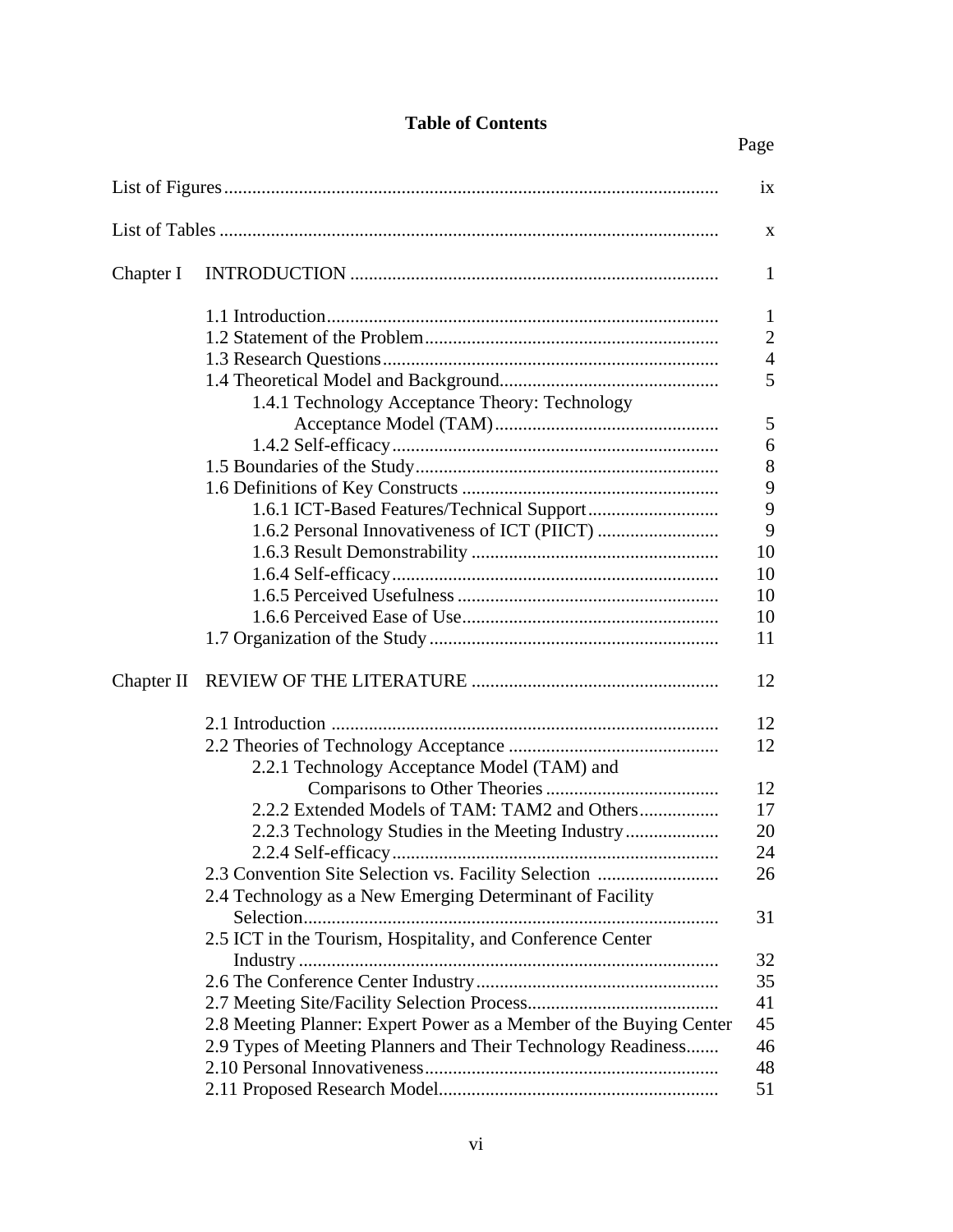# Table of Contents

| | | Page |
|---|---|---|
| List of Figures | | ix |
| List of Tables | | x |
| Chapter I | INTRODUCTION | 1 |
| | 1.1 Introduction | 1 |
| | 1.2 Statement of the Problem | 2 |
| | 1.3 Research Questions | 4 |
| | 1.4 Theoretical Model and Background | 5 |
| | 1.4.1 Technology Acceptance Theory: Technology Acceptance Model (TAM) | 5 |
| | 1.4.2 Self-efficacy | 6 |
| | 1.5 Boundaries of the Study | 8 |
| | 1.6 Definitions of Key Constructs | 9 |
| | 1.6.1 ICT-Based Features/Technical Support | 9 |
| | 1.6.2 Personal Innovativeness of ICT (PIICT) | 9 |
| | 1.6.3 Result Demonstrability | 10 |
| | 1.6.4 Self-efficacy | 10 |
| | 1.6.5 Perceived Usefulness | 10 |
| | 1.6.6 Perceived Ease of Use | 10 |
| | 1.7 Organization of the Study | 11 |
| Chapter II | REVIEW OF THE LITERATURE | 12 |
| | 2.1 Introduction | 12 |
| | 2.2 Theories of Technology Acceptance | 12 |
| | 2.2.1 Technology Acceptance Model (TAM) and Comparisons to Other Theories | 12 |
| | 2.2.2 Extended Models of TAM: TAM2 and Others | 17 |
| | 2.2.3 Technology Studies in the Meeting Industry | 20 |
| | 2.2.4 Self-efficacy | 24 |
| | 2.3 Convention Site Selection vs. Facility Selection | 26 |
| | 2.4 Technology as a New Emerging Determinant of Facility Selection | 31 |
| | 2.5 ICT in the Tourism, Hospitality, and Conference Center Industry | 32 |
| | 2.6 The Conference Center Industry | 35 |
| | 2.7 Meeting Site/Facility Selection Process | 41 |
| | 2.8 Meeting Planner: Expert Power as a Member of the Buying Center | 45 |
| | 2.9 Types of Meeting Planners and Their Technology Readiness | 46 |
| | 2.10 Personal Innovativeness | 48 |
| | 2.11 Proposed Research Model | 51 |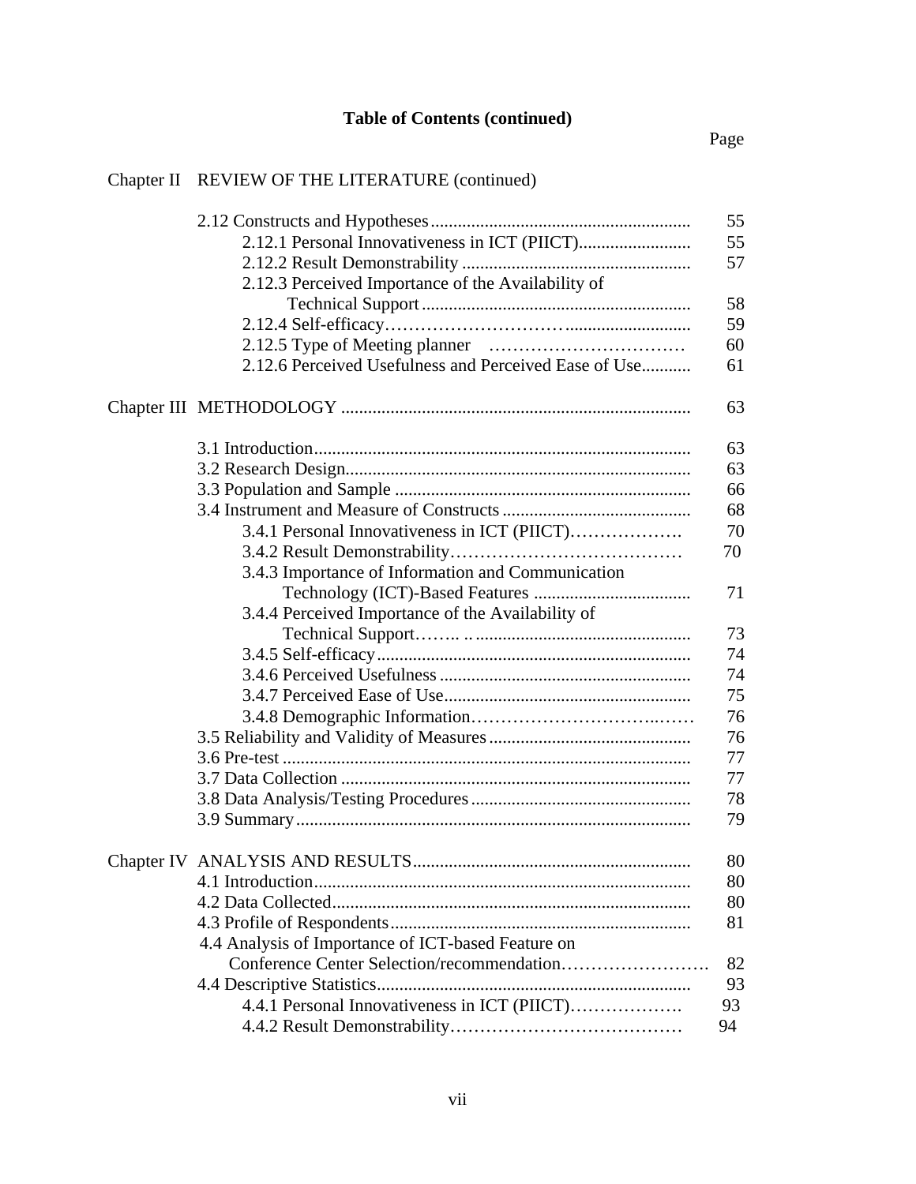**Table of Contents (continued)**

| | | Page |
|---|---|---|
| Chapter II | REVIEW OF THE LITERATURE (continued) | |
| | 2.12 Constructs and Hypotheses | 55 |
| | 2.12.1 Personal Innovativeness in ICT (PIICT) | 55 |
| | 2.12.2 Result Demonstrability | 57 |
| | 2.12.3 Perceived Importance of the Availability of Technical Support | 58 |
| | 2.12.4 Self-efficacy | 59 |
| | 2.12.5 Type of Meeting planner | 60 |
| | 2.12.6 Perceived Usefulness and Perceived Ease of Use | 61 |
| Chapter III | METHODOLOGY | 63 |
| | 3.1 Introduction | 63 |
| | 3.2 Research Design | 63 |
| | 3.3 Population and Sample | 66 |
| | 3.4 Instrument and Measure of Constructs | 68 |
| | 3.4.1 Personal Innovativeness in ICT (PIICT) | 70 |
| | 3.4.2 Result Demonstrability | 70 |
| | 3.4.3 Importance of Information and Communication Technology (ICT)-Based Features | 71 |
| | 3.4.4 Perceived Importance of the Availability of Technical Support | 73 |
| | 3.4.5 Self-efficacy | 74 |
| | 3.4.6 Perceived Usefulness | 74 |
| | 3.4.7 Perceived Ease of Use | 75 |
| | 3.4.8 Demographic Information | 76 |
| | 3.5 Reliability and Validity of Measures | 76 |
| | 3.6 Pre-test | 77 |
| | 3.7 Data Collection | 77 |
| | 3.8 Data Analysis/Testing Procedures | 78 |
| | 3.9 Summary | 79 |
| Chapter IV | ANALYSIS AND RESULTS | 80 |
| | 4.1 Introduction | 80 |
| | 4.2 Data Collected | 80 |
| | 4.3 Profile of Respondents | 81 |
| | 4.4 Analysis of Importance of ICT-based Feature on Conference Center Selection/recommendation | 82 |
| | 4.4 Descriptive Statistics | 93 |
| | 4.4.1 Personal Innovativeness in ICT (PIICT) | 93 |
| | 4.4.2 Result Demonstrability | 94 |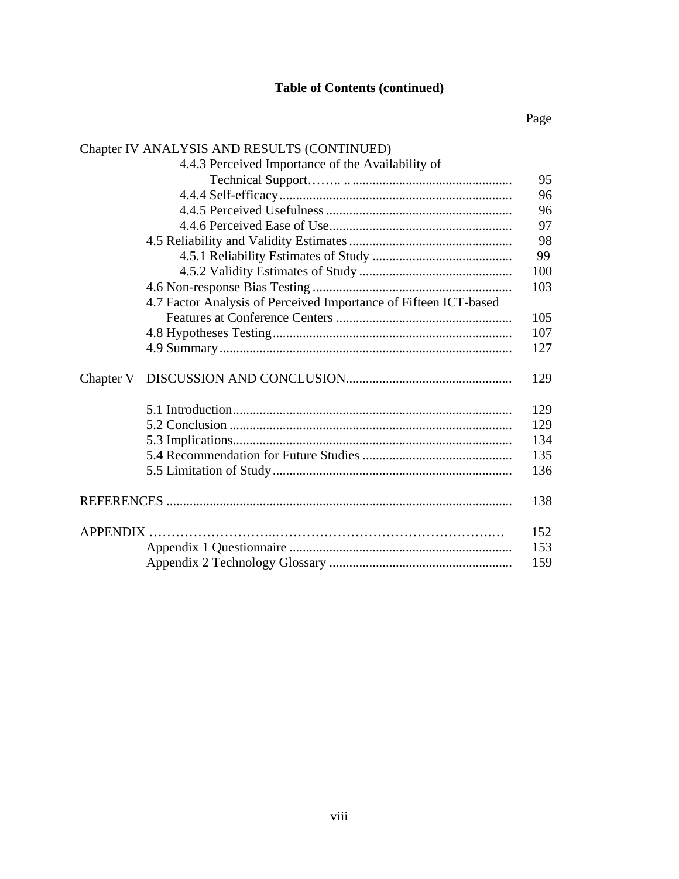**Table of Contents (continued)**

| | Page |
|---|---|
| Chapter IV ANALYSIS AND RESULTS (CONTINUED) | |
| 4.4.3 Perceived Importance of the Availability of Technical Support | 95 |
| 4.4.4 Self-efficacy | 96 |
| 4.4.5 Perceived Usefulness | 96 |
| 4.4.6 Perceived Ease of Use | 97 |
| 4.5 Reliability and Validity Estimates | 98 |
| 4.5.1 Reliability Estimates of Study | 99 |
| 4.5.2 Validity Estimates of Study | 100 |
| 4.6 Non-response Bias Testing | 103 |
| 4.7 Factor Analysis of Perceived Importance of Fifteen ICT-based Features at Conference Centers | 105 |
| 4.8 Hypotheses Testing | 107 |
| 4.9 Summary | 127 |
| Chapter V DISCUSSION AND CONCLUSION | 129 |
| 5.1 Introduction | 129 |
| 5.2 Conclusion | 129 |
| 5.3 Implications | 134 |
| 5.4 Recommendation for Future Studies | 135 |
| 5.5 Limitation of Study | 136 |
| REFERENCES | 138 |
| APPENDIX | 152 |
| Appendix 1 Questionnaire | 153 |
| Appendix 2 Technology Glossary | 159 |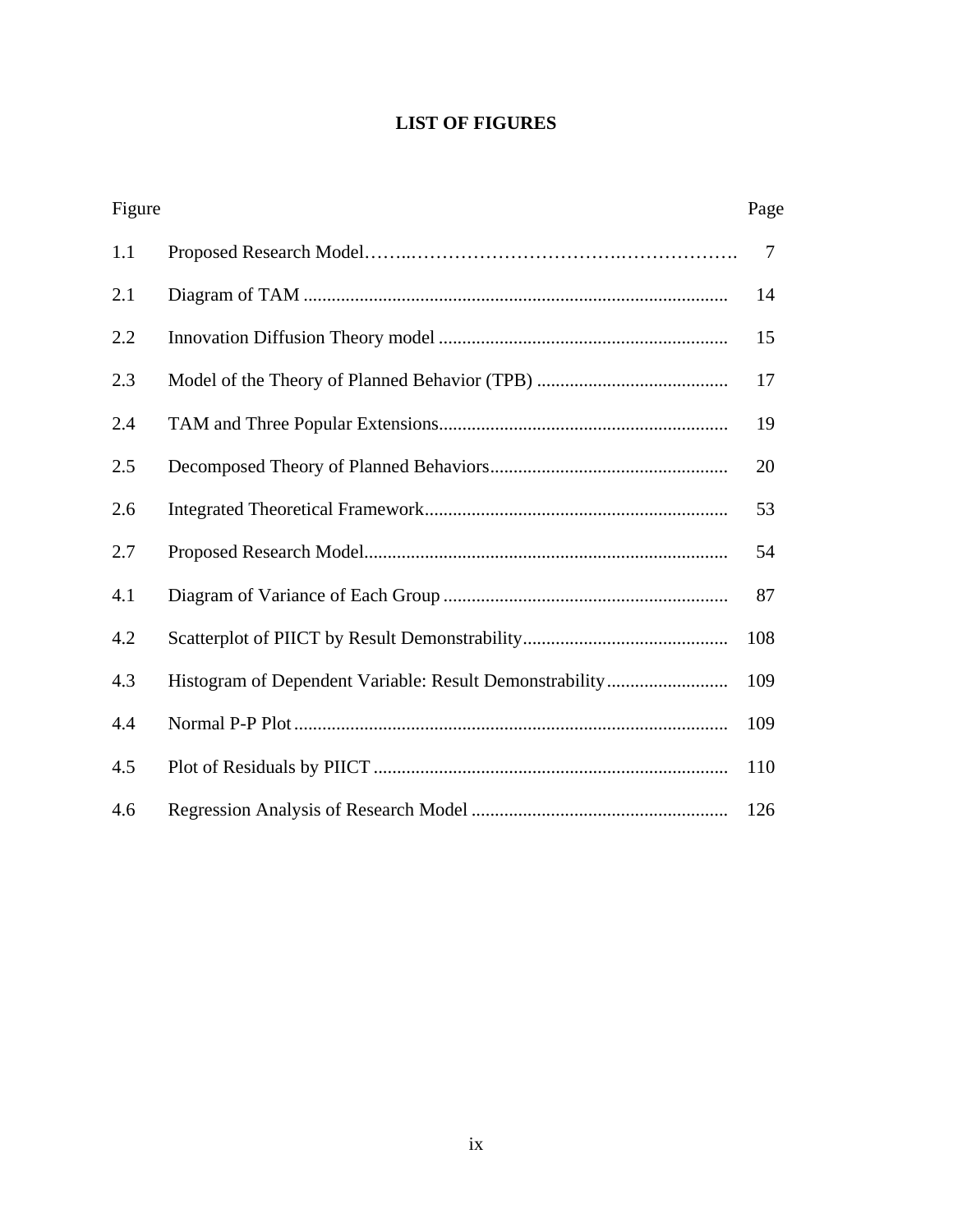# LIST OF FIGURES

| Figure | | Page |
|---|---|---|
| 1.1 | Proposed Research Model | 7 |
| 2.1 | Diagram of TAM | 14 |
| 2.2 | Innovation Diffusion Theory model | 15 |
| 2.3 | Model of the Theory of Planned Behavior (TPB) | 17 |
| 2.4 | TAM and Three Popular Extensions | 19 |
| 2.5 | Decomposed Theory of Planned Behaviors | 20 |
| 2.6 | Integrated Theoretical Framework | 53 |
| 2.7 | Proposed Research Model | 54 |
| 4.1 | Diagram of Variance of Each Group | 87 |
| 4.2 | Scatterplot of PIICT by Result Demonstrability | 108 |
| 4.3 | Histogram of Dependent Variable: Result Demonstrability | 109 |
| 4.4 | Normal P-P Plot | 109 |
| 4.5 | Plot of Residuals by PIICT | 110 |
| 4.6 | Regression Analysis of Research Model | 126 |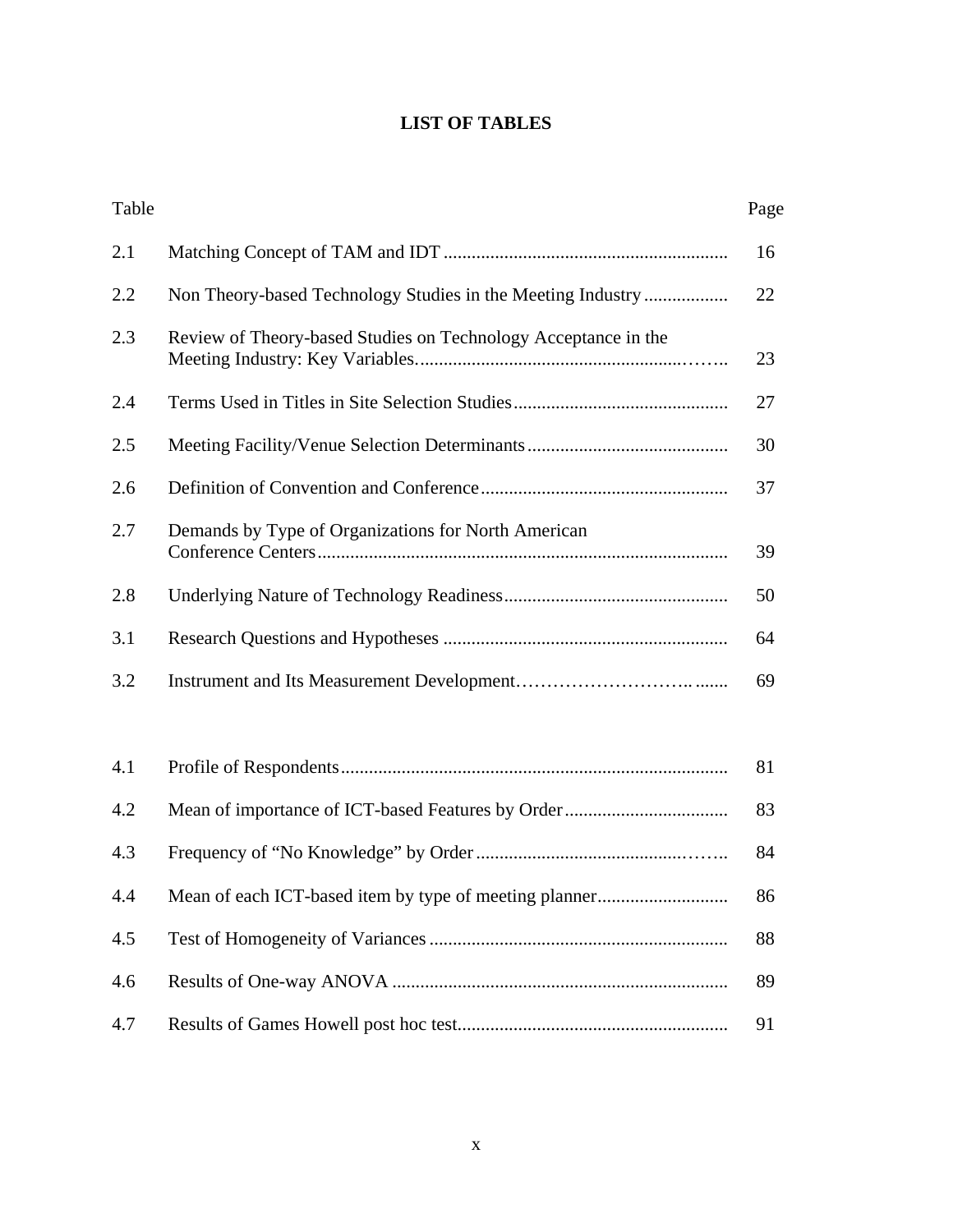# LIST OF TABLES

| Table | | Page |
|---|---|---|
| 2.1 | Matching Concept of TAM and IDT | 16 |
| 2.2 | Non Theory-based Technology Studies in the Meeting Industry | 22 |
| 2.3 | Review of Theory-based Studies on Technology Acceptance in the Meeting Industry: Key Variables | 23 |
| 2.4 | Terms Used in Titles in Site Selection Studies | 27 |
| 2.5 | Meeting Facility/Venue Selection Determinants | 30 |
| 2.6 | Definition of Convention and Conference | 37 |
| 2.7 | Demands by Type of Organizations for North American Conference Centers | 39 |
| 2.8 | Underlying Nature of Technology Readiness | 50 |
| 3.1 | Research Questions and Hypotheses | 64 |
| 3.2 | Instrument and Its Measurement Development | 69 |
| 4.1 | Profile of Respondents | 81 |
| 4.2 | Mean of importance of ICT-based Features by Order | 83 |
| 4.3 | Frequency of "No Knowledge" by Order | 84 |
| 4.4 | Mean of each ICT-based item by type of meeting planner | 86 |
| 4.5 | Test of Homogeneity of Variances | 88 |
| 4.6 | Results of One-way ANOVA | 89 |
| 4.7 | Results of Games Howell post hoc test | 91 |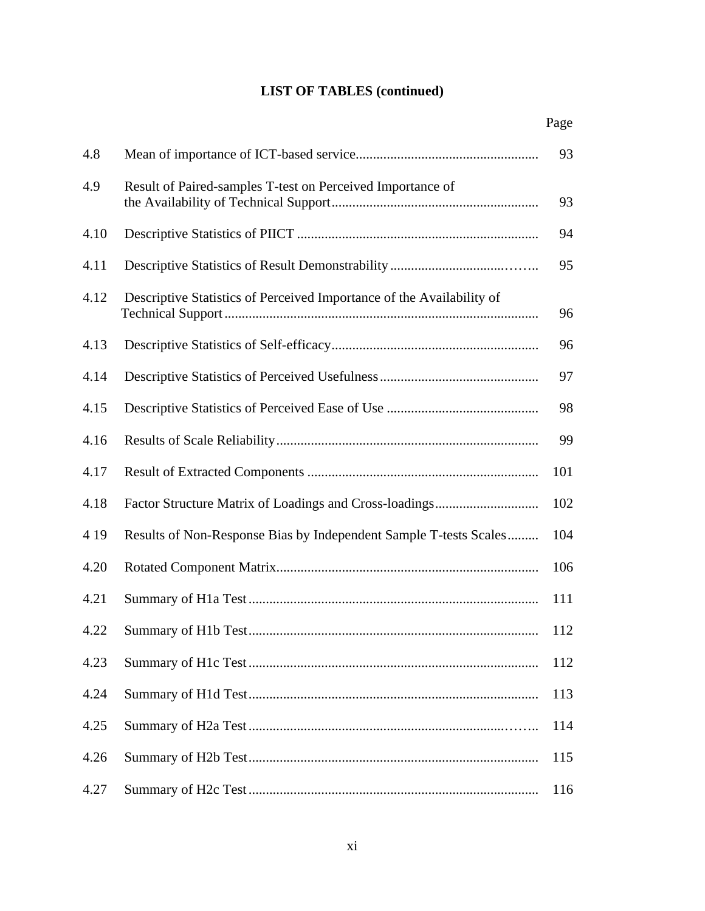**LIST OF TABLES (continued)**

| | | Page |
|---|---|---|
| 4.8 | Mean of importance of ICT-based service | 93 |
| 4.9 | Result of Paired-samples T-test on Perceived Importance of the Availability of Technical Support | 93 |
| 4.10 | Descriptive Statistics of PIICT | 94 |
| 4.11 | Descriptive Statistics of Result Demonstrability | 95 |
| 4.12 | Descriptive Statistics of Perceived Importance of the Availability of Technical Support | 96 |
| 4.13 | Descriptive Statistics of Self-efficacy | 96 |
| 4.14 | Descriptive Statistics of Perceived Usefulness | 97 |
| 4.15 | Descriptive Statistics of Perceived Ease of Use | 98 |
| 4.16 | Results of Scale Reliability | 99 |
| 4.17 | Result of Extracted Components | 101 |
| 4.18 | Factor Structure Matrix of Loadings and Cross-loadings | 102 |
| 4 19 | Results of Non-Response Bias by Independent Sample T-tests Scales | 104 |
| 4.20 | Rotated Component Matrix | 106 |
| 4.21 | Summary of H1a Test | 111 |
| 4.22 | Summary of H1b Test | 112 |
| 4.23 | Summary of H1c Test | 112 |
| 4.24 | Summary of H1d Test | 113 |
| 4.25 | Summary of H2a Test | 114 |
| 4.26 | Summary of H2b Test | 115 |
| 4.27 | Summary of H2c Test | 116 |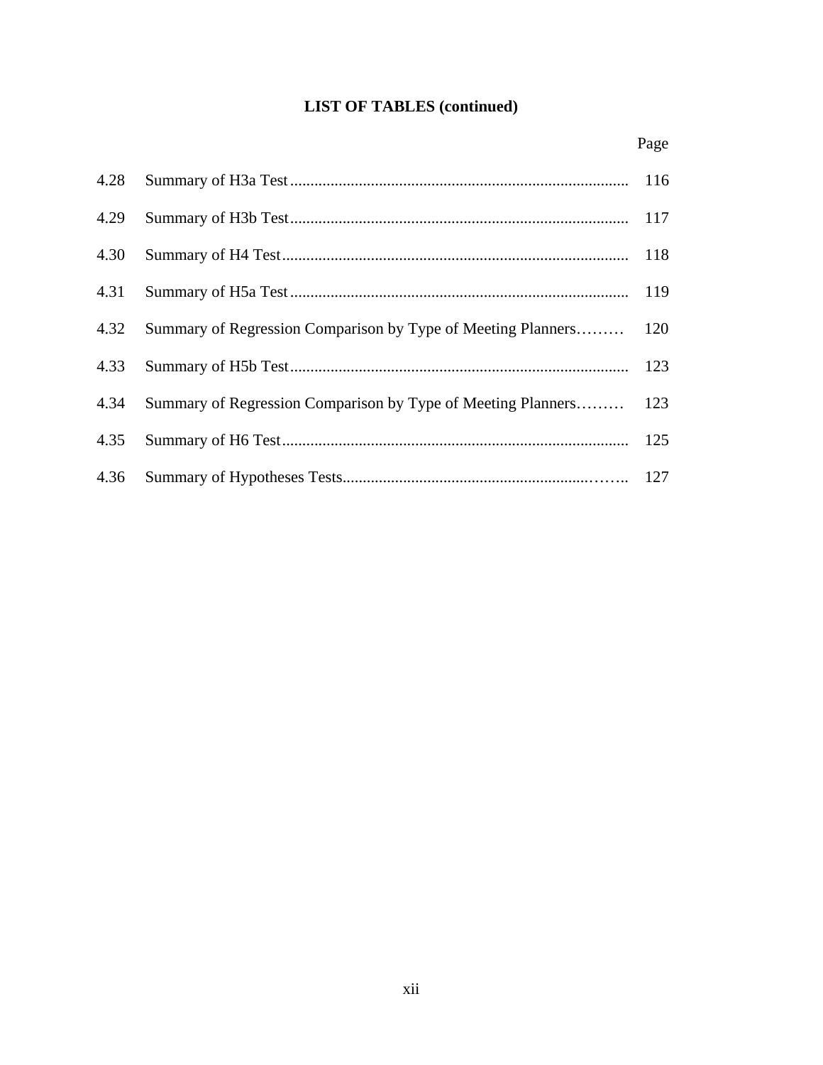# LIST OF TABLES (continued)

| | | Page |
|---|---|---|
| 4.28 | Summary of H3a Test | 116 |
| 4.29 | Summary of H3b Test | 117 |
| 4.30 | Summary of H4 Test | 118 |
| 4.31 | Summary of H5a Test | 119 |
| 4.32 | Summary of Regression Comparison by Type of Meeting Planners | 120 |
| 4.33 | Summary of H5b Test | 123 |
| 4.34 | Summary of Regression Comparison by Type of Meeting Planners | 123 |
| 4.35 | Summary of H6 Test | 125 |
| 4.36 | Summary of Hypotheses Tests | 127 |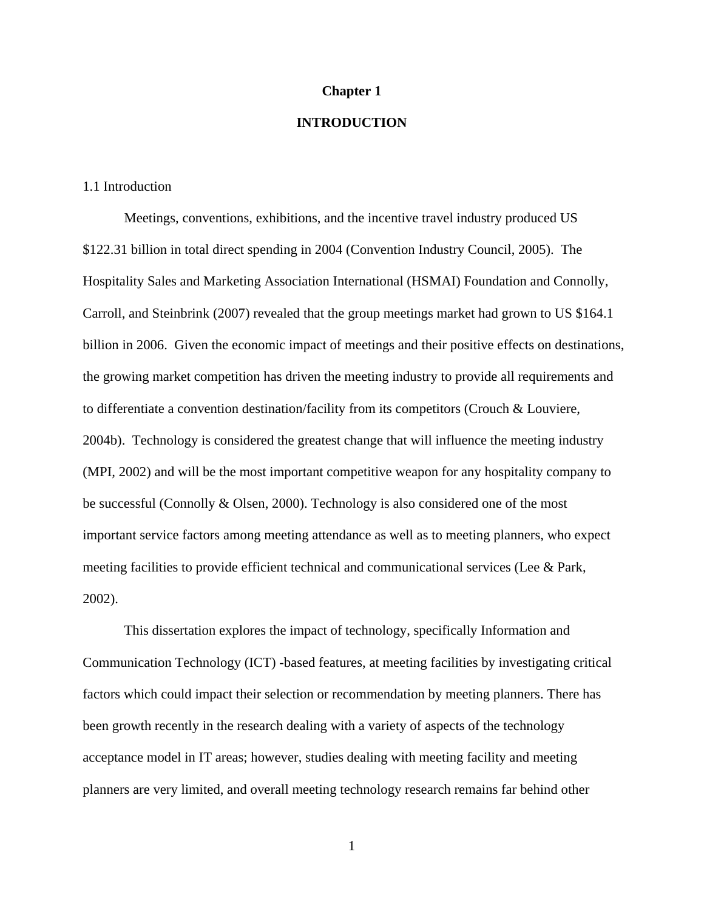# Chapter 1

# INTRODUCTION

## 1.1 Introduction

Meetings, conventions, exhibitions, and the incentive travel industry produced US $122.31 billion in total direct spending in 2004 (Convention Industry Council, 2005). The Hospitality Sales and Marketing Association International (HSMAI) Foundation and Connolly, Carroll, and Steinbrink (2007) revealed that the group meetings market had grown to US $164.1 billion in 2006. Given the economic impact of meetings and their positive effects on destinations, the growing market competition has driven the meeting industry to provide all requirements and to differentiate a convention destination/facility from its competitors (Crouch & Louviere, 2004b). Technology is considered the greatest change that will influence the meeting industry (MPI, 2002) and will be the most important competitive weapon for any hospitality company to be successful (Connolly & Olsen, 2000). Technology is also considered one of the most important service factors among meeting attendance as well as to meeting planners, who expect meeting facilities to provide efficient technical and communicational services (Lee & Park, 2002).

This dissertation explores the impact of technology, specifically Information and Communication Technology (ICT) -based features, at meeting facilities by investigating critical factors which could impact their selection or recommendation by meeting planners. There has been growth recently in the research dealing with a variety of aspects of the technology acceptance model in IT areas; however, studies dealing with meeting facility and meeting planners are very limited, and overall meeting technology research remains far behind other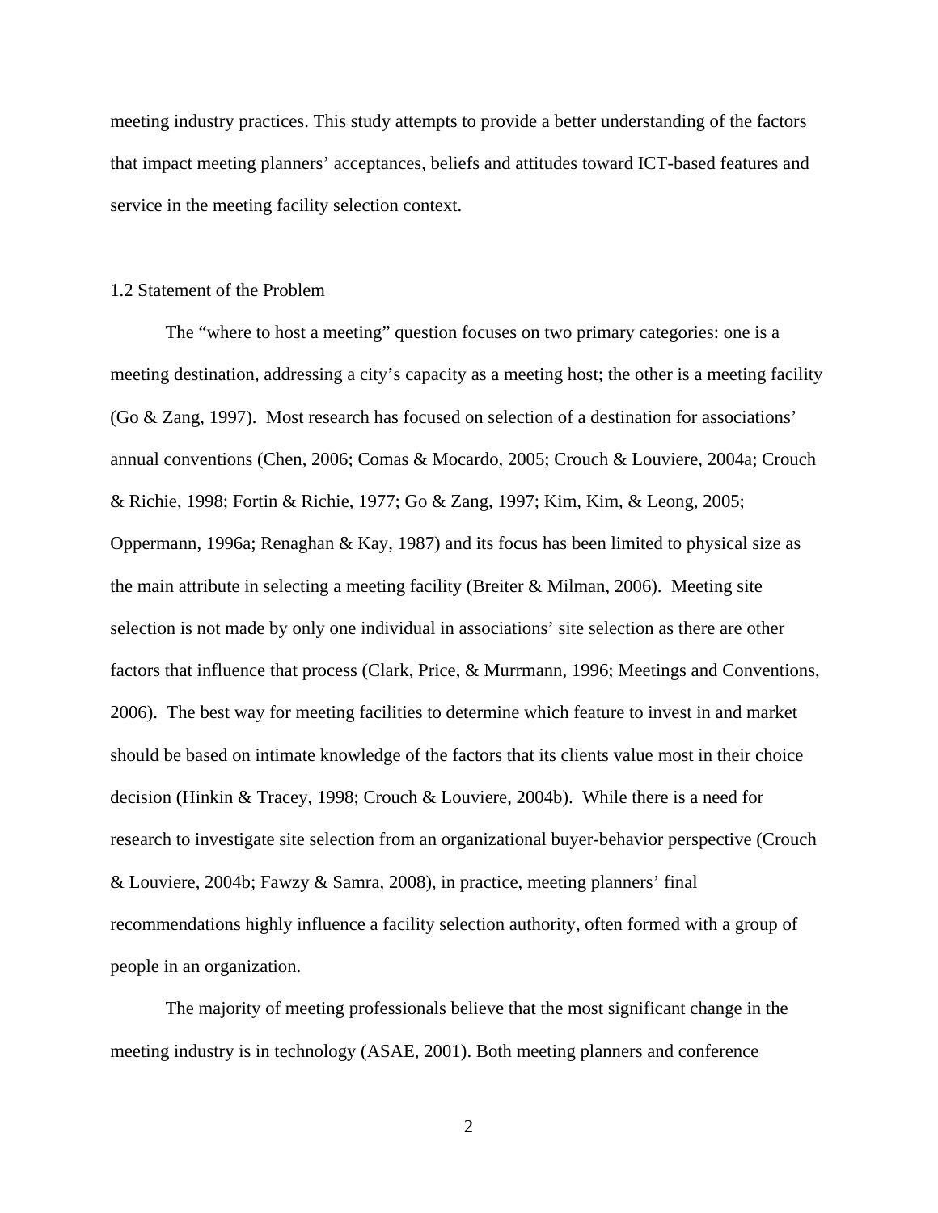meeting industry practices. This study attempts to provide a better understanding of the factors that impact meeting planners' acceptances, beliefs and attitudes toward ICT-based features and service in the meeting facility selection context.

## 1.2 Statement of the Problem

The "where to host a meeting" question focuses on two primary categories: one is a meeting destination, addressing a city's capacity as a meeting host; the other is a meeting facility (Go & Zang, 1997). Most research has focused on selection of a destination for associations' annual conventions (Chen, 2006; Comas & Mocardo, 2005; Crouch & Louviere, 2004a; Crouch & Richie, 1998; Fortin & Richie, 1977; Go & Zang, 1997; Kim, Kim, & Leong, 2005; Oppermann, 1996a; Renaghan & Kay, 1987) and its focus has been limited to physical size as the main attribute in selecting a meeting facility (Breiter & Milman, 2006). Meeting site selection is not made by only one individual in associations' site selection as there are other factors that influence that process (Clark, Price, & Murrmann, 1996; Meetings and Conventions, 2006). The best way for meeting facilities to determine which feature to invest in and market should be based on intimate knowledge of the factors that its clients value most in their choice decision (Hinkin & Tracey, 1998; Crouch & Louviere, 2004b). While there is a need for research to investigate site selection from an organizational buyer-behavior perspective (Crouch & Louviere, 2004b; Fawzy & Samra, 2008), in practice, meeting planners' final recommendations highly influence a facility selection authority, often formed with a group of people in an organization.

The majority of meeting professionals believe that the most significant change in the meeting industry is in technology (ASAE, 2001). Both meeting planners and conference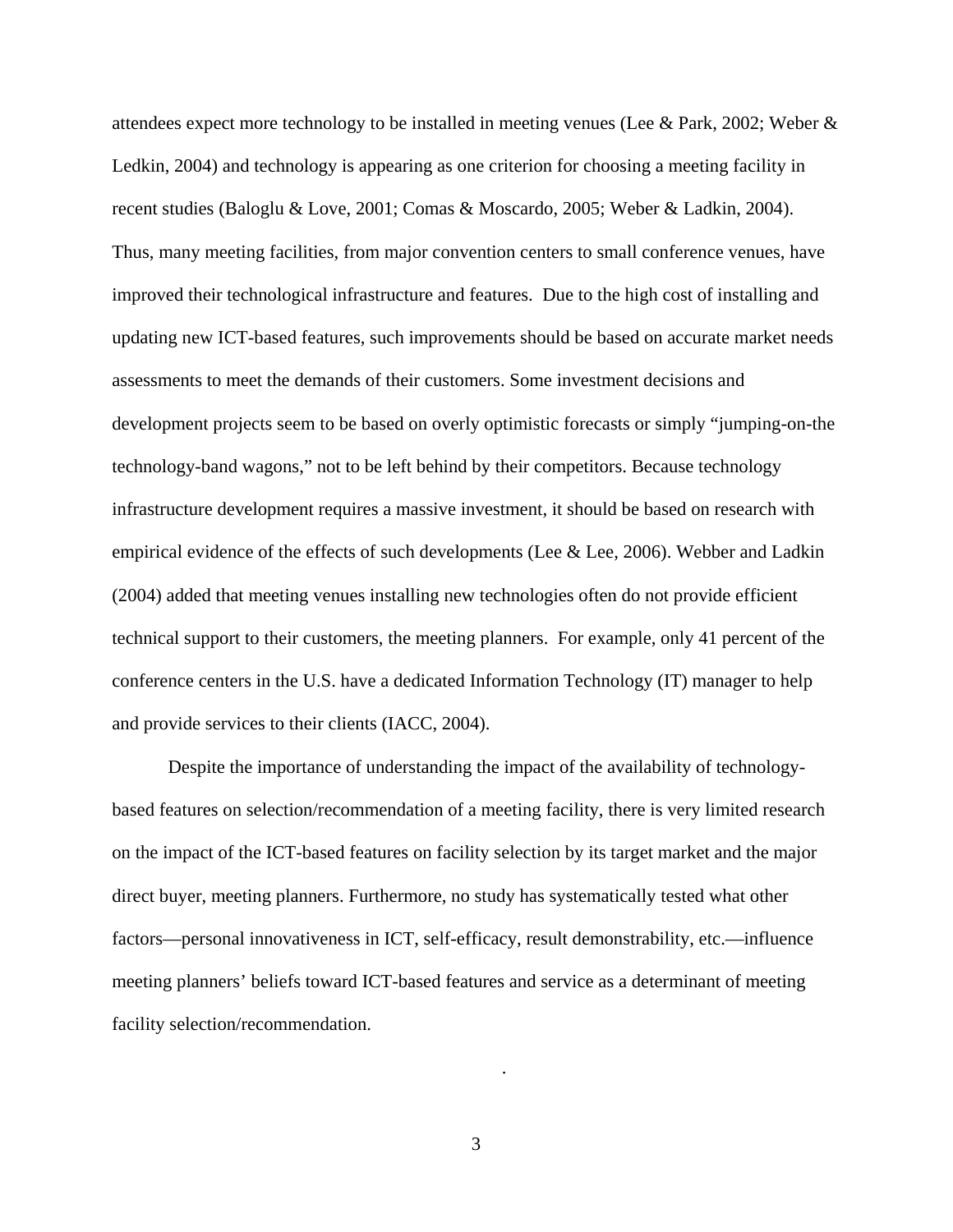attendees expect more technology to be installed in meeting venues (Lee & Park, 2002; Weber & Ledkin, 2004) and technology is appearing as one criterion for choosing a meeting facility in recent studies (Baloglu & Love, 2001; Comas & Moscardo, 2005; Weber & Ladkin, 2004). Thus, many meeting facilities, from major convention centers to small conference venues, have improved their technological infrastructure and features. Due to the high cost of installing and updating new ICT-based features, such improvements should be based on accurate market needs assessments to meet the demands of their customers. Some investment decisions and development projects seem to be based on overly optimistic forecasts or simply "jumping-on-the technology-band wagons," not to be left behind by their competitors. Because technology infrastructure development requires a massive investment, it should be based on research with empirical evidence of the effects of such developments (Lee & Lee, 2006). Webber and Ladkin (2004) added that meeting venues installing new technologies often do not provide efficient technical support to their customers, the meeting planners. For example, only 41 percent of the conference centers in the U.S. have a dedicated Information Technology (IT) manager to help and provide services to their clients (IACC, 2004).

Despite the importance of understanding the impact of the availability of technology-based features on selection/recommendation of a meeting facility, there is very limited research on the impact of the ICT-based features on facility selection by its target market and the major direct buyer, meeting planners. Furthermore, no study has systematically tested what other factors—personal innovativeness in ICT, self-efficacy, result demonstrability, etc.—influence meeting planners' beliefs toward ICT-based features and service as a determinant of meeting facility selection/recommendation.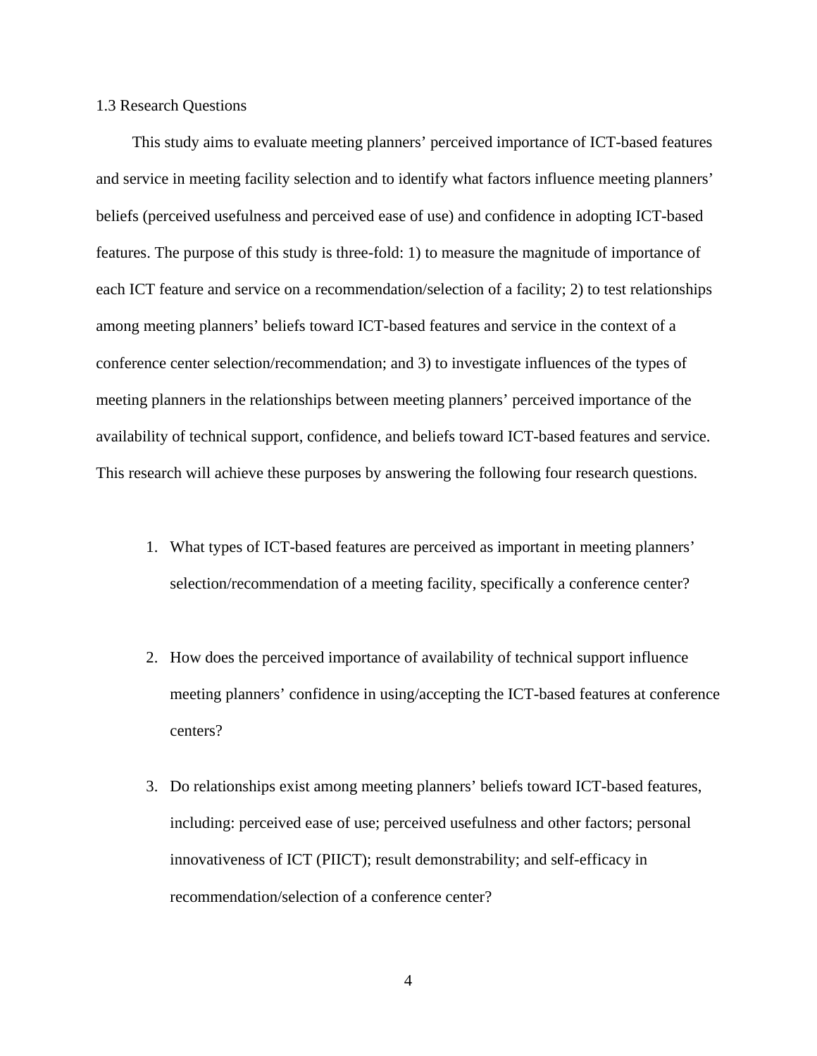## 1.3 Research Questions

This study aims to evaluate meeting planners' perceived importance of ICT-based features and service in meeting facility selection and to identify what factors influence meeting planners' beliefs (perceived usefulness and perceived ease of use) and confidence in adopting ICT-based features. The purpose of this study is three-fold: 1) to measure the magnitude of importance of each ICT feature and service on a recommendation/selection of a facility; 2) to test relationships among meeting planners' beliefs toward ICT-based features and service in the context of a conference center selection/recommendation; and 3) to investigate influences of the types of meeting planners in the relationships between meeting planners' perceived importance of the availability of technical support, confidence, and beliefs toward ICT-based features and service. This research will achieve these purposes by answering the following four research questions.

1. What types of ICT-based features are perceived as important in meeting planners' selection/recommendation of a meeting facility, specifically a conference center?

2. How does the perceived importance of availability of technical support influence meeting planners' confidence in using/accepting the ICT-based features at conference centers?

3. Do relationships exist among meeting planners' beliefs toward ICT-based features, including: perceived ease of use; perceived usefulness and other factors; personal innovativeness of ICT (PIICT); result demonstrability; and self-efficacy in recommendation/selection of a conference center?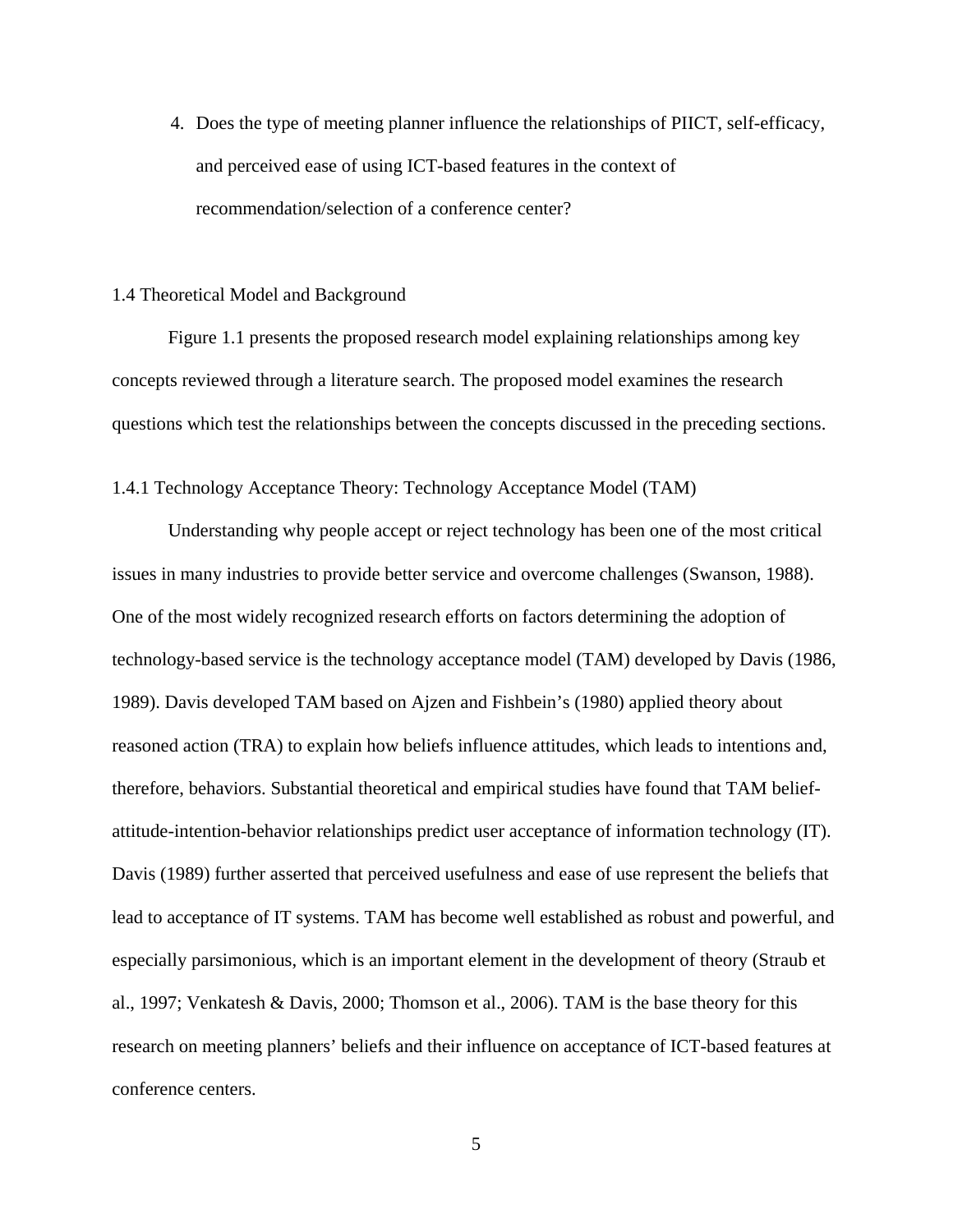4. Does the type of meeting planner influence the relationships of PIICT, self-efficacy, and perceived ease of using ICT-based features in the context of recommendation/selection of a conference center?

## 1.4 Theoretical Model and Background

Figure 1.1 presents the proposed research model explaining relationships among key concepts reviewed through a literature search. The proposed model examines the research questions which test the relationships between the concepts discussed in the preceding sections.

### 1.4.1 Technology Acceptance Theory: Technology Acceptance Model (TAM)

Understanding why people accept or reject technology has been one of the most critical issues in many industries to provide better service and overcome challenges (Swanson, 1988). One of the most widely recognized research efforts on factors determining the adoption of technology-based service is the technology acceptance model (TAM) developed by Davis (1986, 1989). Davis developed TAM based on Ajzen and Fishbein's (1980) applied theory about reasoned action (TRA) to explain how beliefs influence attitudes, which leads to intentions and, therefore, behaviors. Substantial theoretical and empirical studies have found that TAM belief-attitude-intention-behavior relationships predict user acceptance of information technology (IT). Davis (1989) further asserted that perceived usefulness and ease of use represent the beliefs that lead to acceptance of IT systems. TAM has become well established as robust and powerful, and especially parsimonious, which is an important element in the development of theory (Straub et al., 1997; Venkatesh & Davis, 2000; Thomson et al., 2006). TAM is the base theory for this research on meeting planners' beliefs and their influence on acceptance of ICT-based features at conference centers.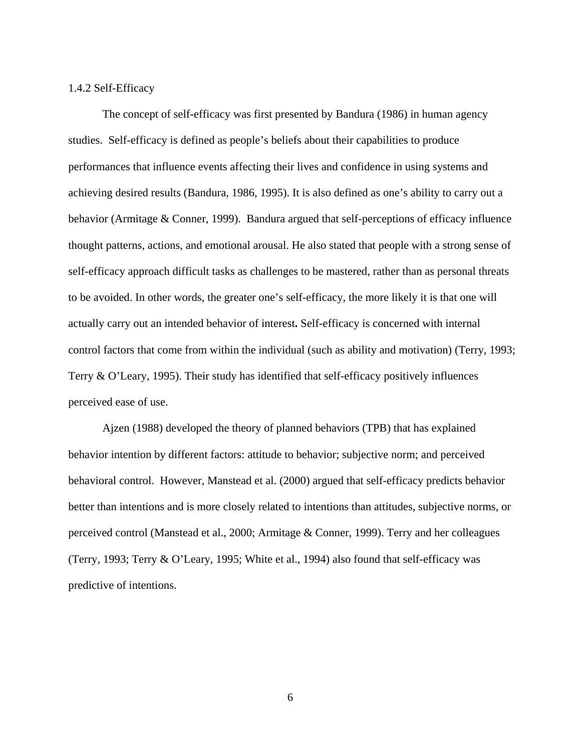### 1.4.2 Self-Efficacy

The concept of self-efficacy was first presented by Bandura (1986) in human agency studies. Self-efficacy is defined as people's beliefs about their capabilities to produce performances that influence events affecting their lives and confidence in using systems and achieving desired results (Bandura, 1986, 1995). It is also defined as one's ability to carry out a behavior (Armitage & Conner, 1999). Bandura argued that self-perceptions of efficacy influence thought patterns, actions, and emotional arousal. He also stated that people with a strong sense of self-efficacy approach difficult tasks as challenges to be mastered, rather than as personal threats to be avoided. In other words, the greater one's self-efficacy, the more likely it is that one will actually carry out an intended behavior of interest**.** Self-efficacy is concerned with internal control factors that come from within the individual (such as ability and motivation) (Terry, 1993; Terry & O'Leary, 1995). Their study has identified that self-efficacy positively influences perceived ease of use.

Ajzen (1988) developed the theory of planned behaviors (TPB) that has explained behavior intention by different factors: attitude to behavior; subjective norm; and perceived behavioral control. However, Manstead et al. (2000) argued that self-efficacy predicts behavior better than intentions and is more closely related to intentions than attitudes, subjective norms, or perceived control (Manstead et al., 2000; Armitage & Conner, 1999). Terry and her colleagues (Terry, 1993; Terry & O'Leary, 1995; White et al., 1994) also found that self-efficacy was predictive of intentions.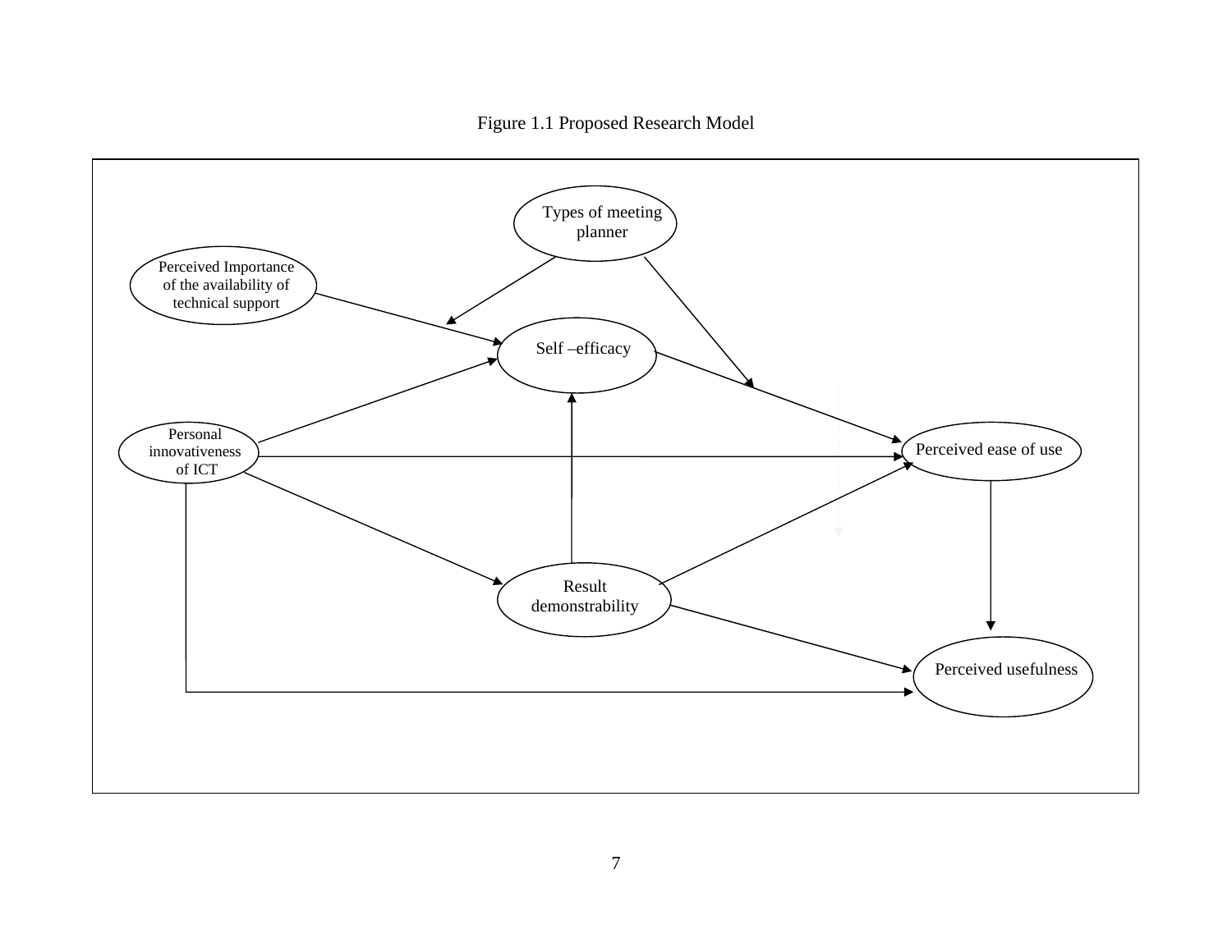Figure 1.1 Proposed Research Model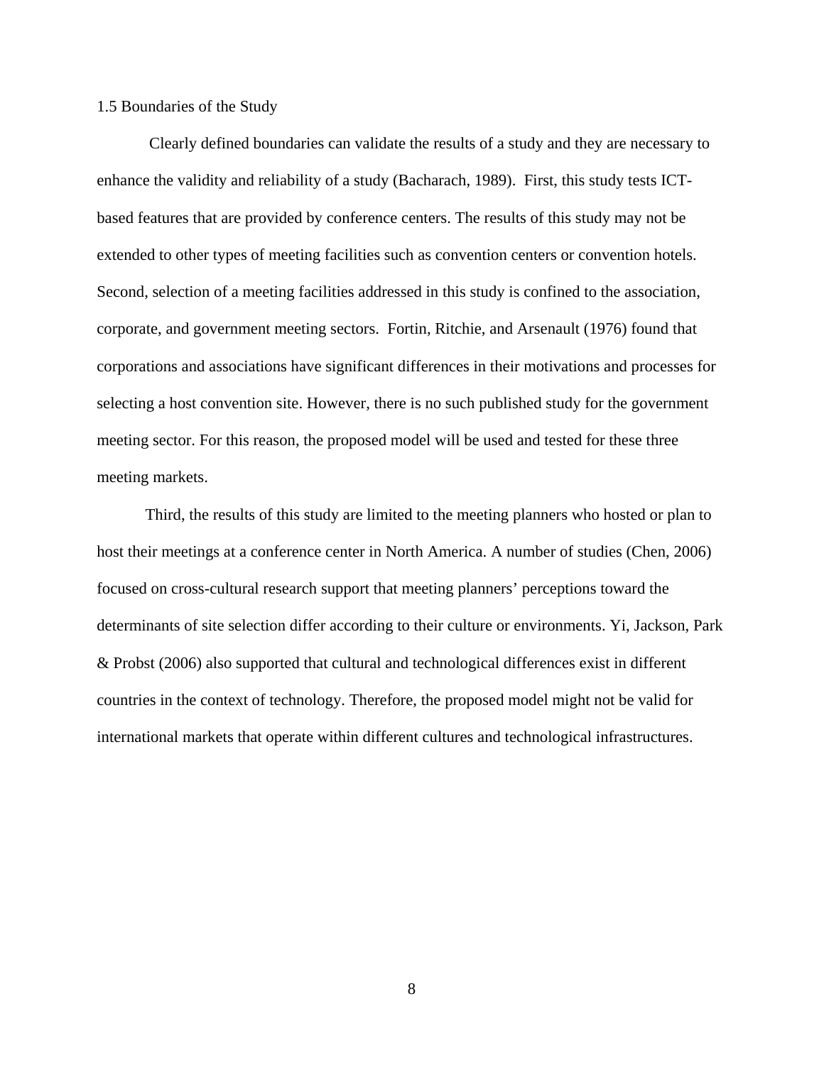### 1.5 Boundaries of the Study

Clearly defined boundaries can validate the results of a study and they are necessary to enhance the validity and reliability of a study (Bacharach, 1989). First, this study tests ICT-based features that are provided by conference centers. The results of this study may not be extended to other types of meeting facilities such as convention centers or convention hotels. Second, selection of a meeting facilities addressed in this study is confined to the association, corporate, and government meeting sectors. Fortin, Ritchie, and Arsenault (1976) found that corporations and associations have significant differences in their motivations and processes for selecting a host convention site. However, there is no such published study for the government meeting sector. For this reason, the proposed model will be used and tested for these three meeting markets.

Third, the results of this study are limited to the meeting planners who hosted or plan to host their meetings at a conference center in North America. A number of studies (Chen, 2006) focused on cross-cultural research support that meeting planners' perceptions toward the determinants of site selection differ according to their culture or environments. Yi, Jackson, Park & Probst (2006) also supported that cultural and technological differences exist in different countries in the context of technology. Therefore, the proposed model might not be valid for international markets that operate within different cultures and technological infrastructures.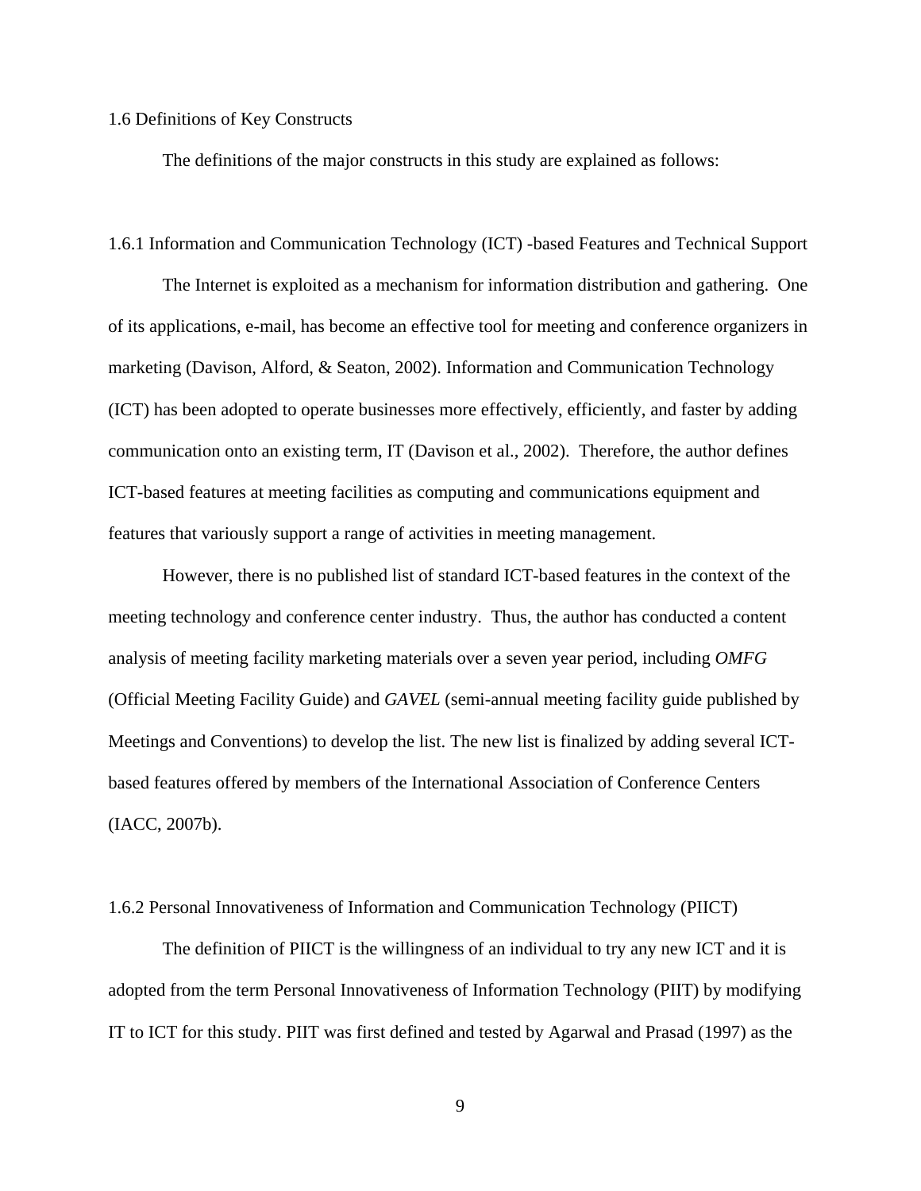## 1.6 Definitions of Key Constructs

The definitions of the major constructs in this study are explained as follows:

### 1.6.1 Information and Communication Technology (ICT) -based Features and Technical Support

The Internet is exploited as a mechanism for information distribution and gathering. One of its applications, e-mail, has become an effective tool for meeting and conference organizers in marketing (Davison, Alford, & Seaton, 2002). Information and Communication Technology (ICT) has been adopted to operate businesses more effectively, efficiently, and faster by adding communication onto an existing term, IT (Davison et al., 2002). Therefore, the author defines ICT-based features at meeting facilities as computing and communications equipment and features that variously support a range of activities in meeting management.

However, there is no published list of standard ICT-based features in the context of the meeting technology and conference center industry. Thus, the author has conducted a content analysis of meeting facility marketing materials over a seven year period, including *OMFG* (Official Meeting Facility Guide) and *GAVEL* (semi-annual meeting facility guide published by Meetings and Conventions) to develop the list. The new list is finalized by adding several ICT-based features offered by members of the International Association of Conference Centers (IACC, 2007b).

### 1.6.2 Personal Innovativeness of Information and Communication Technology (PIICT)

The definition of PIICT is the willingness of an individual to try any new ICT and it is adopted from the term Personal Innovativeness of Information Technology (PIIT) by modifying IT to ICT for this study. PIIT was first defined and tested by Agarwal and Prasad (1997) as the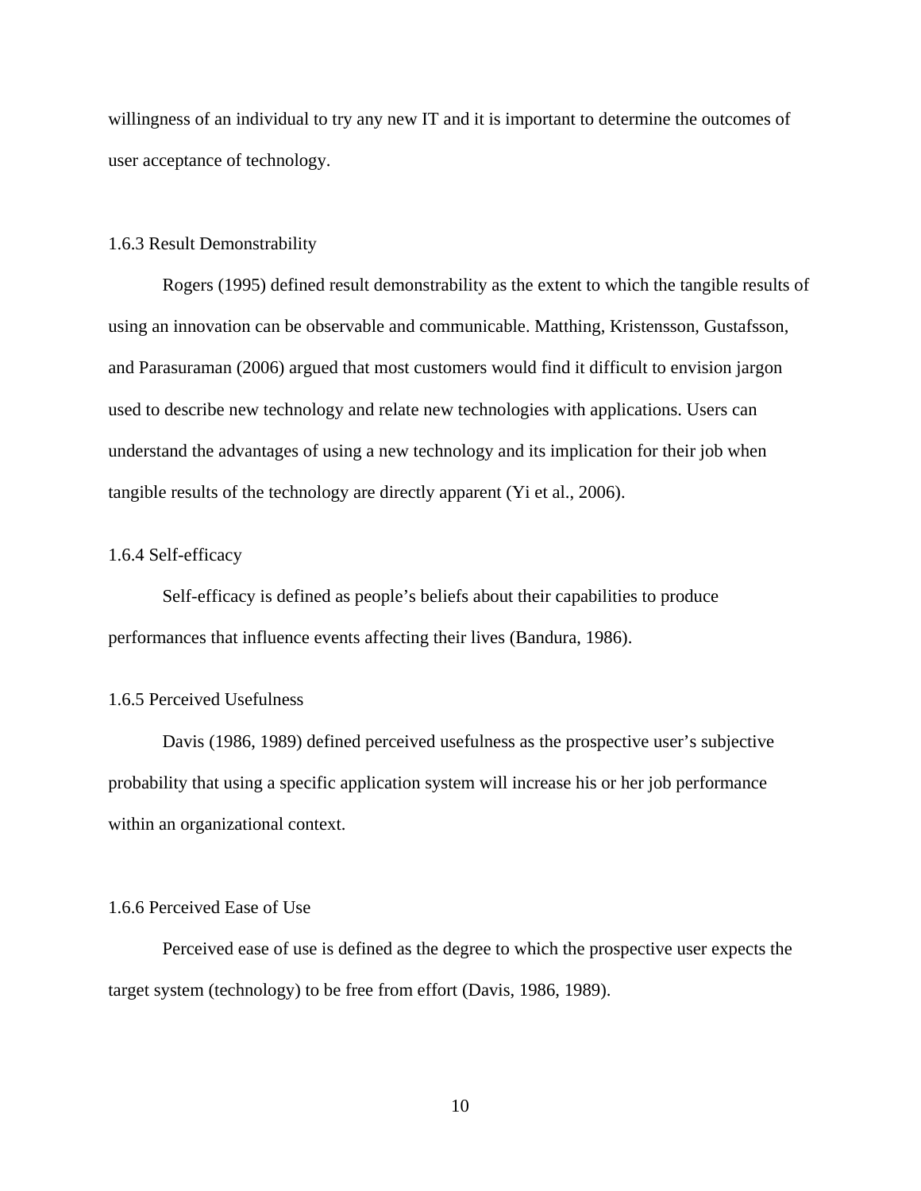willingness of an individual to try any new IT and it is important to determine the outcomes of user acceptance of technology.

### 1.6.3 Result Demonstrability

Rogers (1995) defined result demonstrability as the extent to which the tangible results of using an innovation can be observable and communicable. Matthing, Kristensson, Gustafsson, and Parasuraman (2006) argued that most customers would find it difficult to envision jargon used to describe new technology and relate new technologies with applications. Users can understand the advantages of using a new technology and its implication for their job when tangible results of the technology are directly apparent (Yi et al., 2006).

### 1.6.4 Self-efficacy

Self-efficacy is defined as people's beliefs about their capabilities to produce performances that influence events affecting their lives (Bandura, 1986).

### 1.6.5 Perceived Usefulness

Davis (1986, 1989) defined perceived usefulness as the prospective user's subjective probability that using a specific application system will increase his or her job performance within an organizational context.

### 1.6.6 Perceived Ease of Use

Perceived ease of use is defined as the degree to which the prospective user expects the target system (technology) to be free from effort (Davis, 1986, 1989).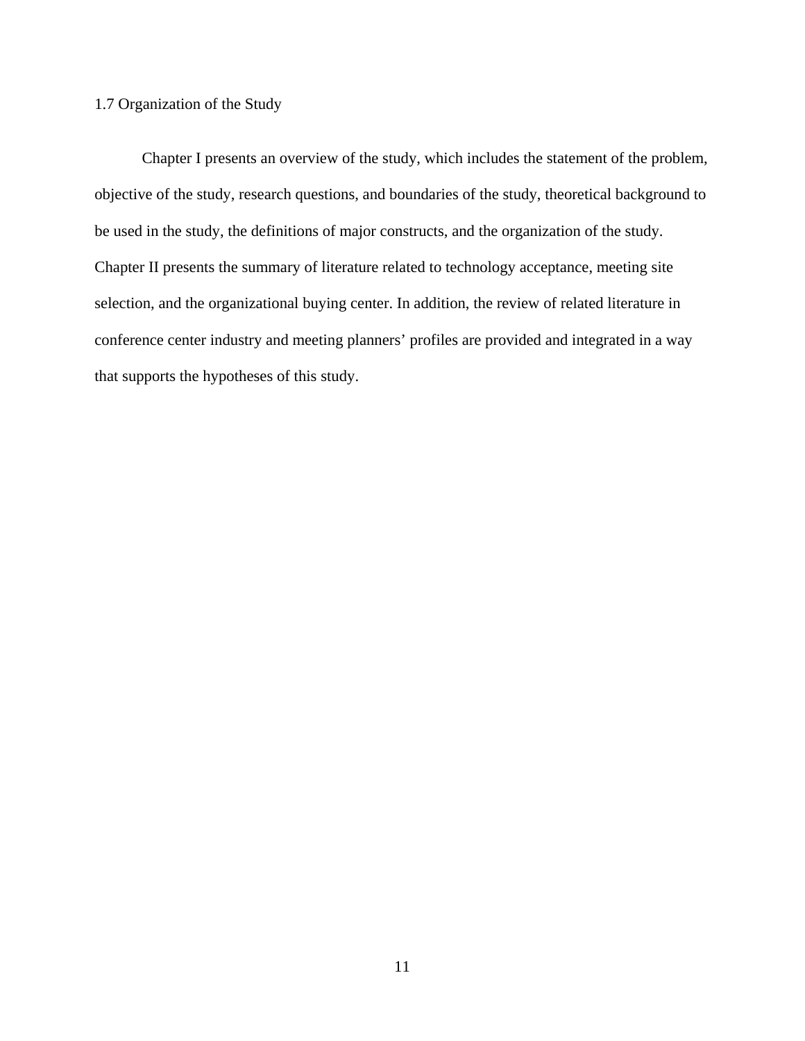## 1.7 Organization of the Study

Chapter I presents an overview of the study, which includes the statement of the problem, objective of the study, research questions, and boundaries of the study, theoretical background to be used in the study, the definitions of major constructs, and the organization of the study. Chapter II presents the summary of literature related to technology acceptance, meeting site selection, and the organizational buying center. In addition, the review of related literature in conference center industry and meeting planners' profiles are provided and integrated in a way that supports the hypotheses of this study.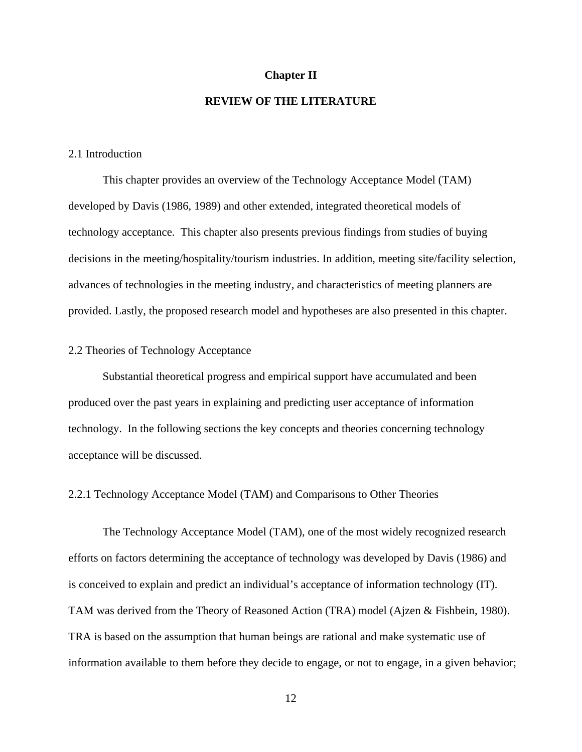# Chapter II

## REVIEW OF THE LITERATURE

### 2.1 Introduction

This chapter provides an overview of the Technology Acceptance Model (TAM) developed by Davis (1986, 1989) and other extended, integrated theoretical models of technology acceptance. This chapter also presents previous findings from studies of buying decisions in the meeting/hospitality/tourism industries. In addition, meeting site/facility selection, advances of technologies in the meeting industry, and characteristics of meeting planners are provided. Lastly, the proposed research model and hypotheses are also presented in this chapter.

### 2.2 Theories of Technology Acceptance

Substantial theoretical progress and empirical support have accumulated and been produced over the past years in explaining and predicting user acceptance of information technology. In the following sections the key concepts and theories concerning technology acceptance will be discussed.

#### 2.2.1 Technology Acceptance Model (TAM) and Comparisons to Other Theories

The Technology Acceptance Model (TAM), one of the most widely recognized research efforts on factors determining the acceptance of technology was developed by Davis (1986) and is conceived to explain and predict an individual's acceptance of information technology (IT). TAM was derived from the Theory of Reasoned Action (TRA) model (Ajzen & Fishbein, 1980). TRA is based on the assumption that human beings are rational and make systematic use of information available to them before they decide to engage, or not to engage, in a given behavior;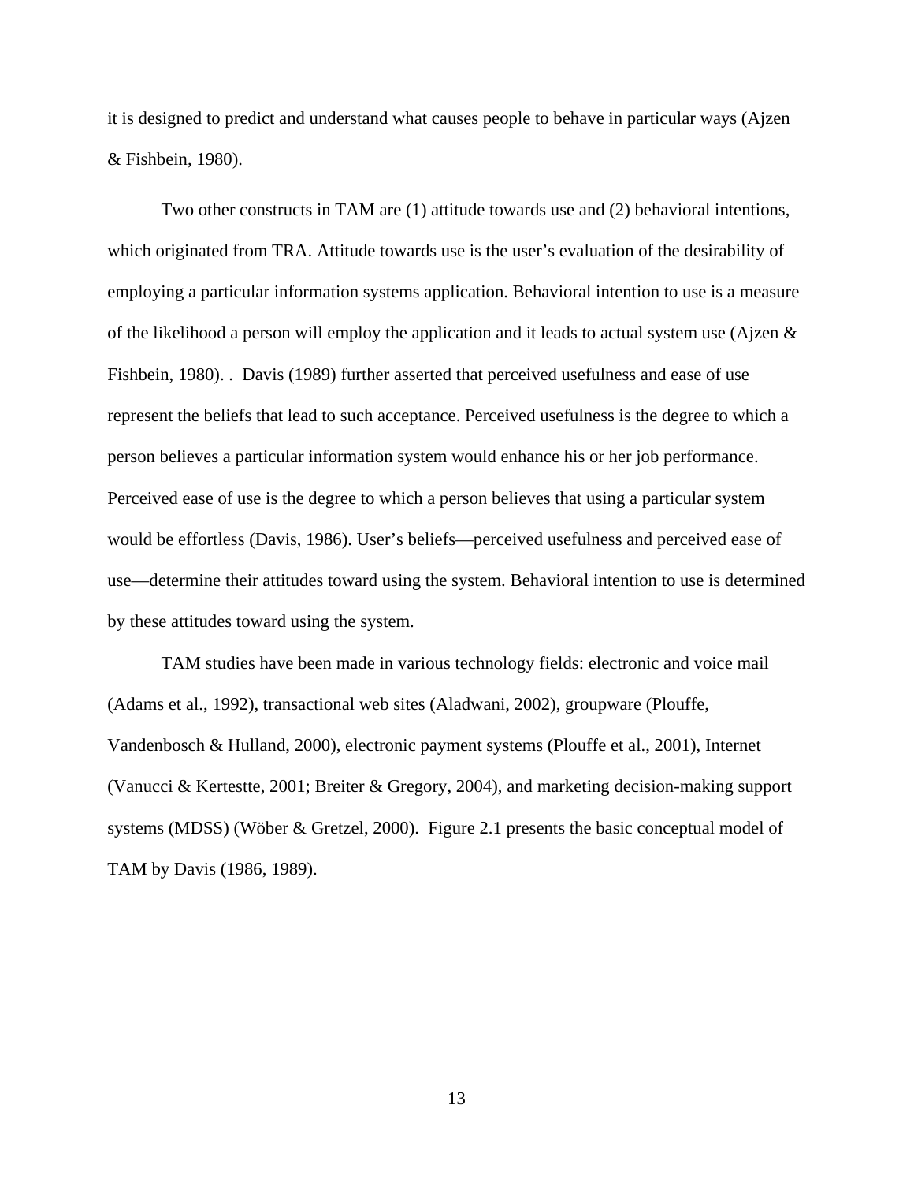it is designed to predict and understand what causes people to behave in particular ways (Ajzen & Fishbein, 1980).

Two other constructs in TAM are (1) attitude towards use and (2) behavioral intentions, which originated from TRA. Attitude towards use is the user's evaluation of the desirability of employing a particular information systems application. Behavioral intention to use is a measure of the likelihood a person will employ the application and it leads to actual system use (Ajzen & Fishbein, 1980). . Davis (1989) further asserted that perceived usefulness and ease of use represent the beliefs that lead to such acceptance. Perceived usefulness is the degree to which a person believes a particular information system would enhance his or her job performance. Perceived ease of use is the degree to which a person believes that using a particular system would be effortless (Davis, 1986). User's beliefs—perceived usefulness and perceived ease of use—determine their attitudes toward using the system. Behavioral intention to use is determined by these attitudes toward using the system.

TAM studies have been made in various technology fields: electronic and voice mail (Adams et al., 1992), transactional web sites (Aladwani, 2002), groupware (Plouffe, Vandenbosch & Hulland, 2000), electronic payment systems (Plouffe et al., 2001), Internet (Vanucci & Kertestte, 2001; Breiter & Gregory, 2004), and marketing decision-making support systems (MDSS) (Wöber & Gretzel, 2000). Figure 2.1 presents the basic conceptual model of TAM by Davis (1986, 1989).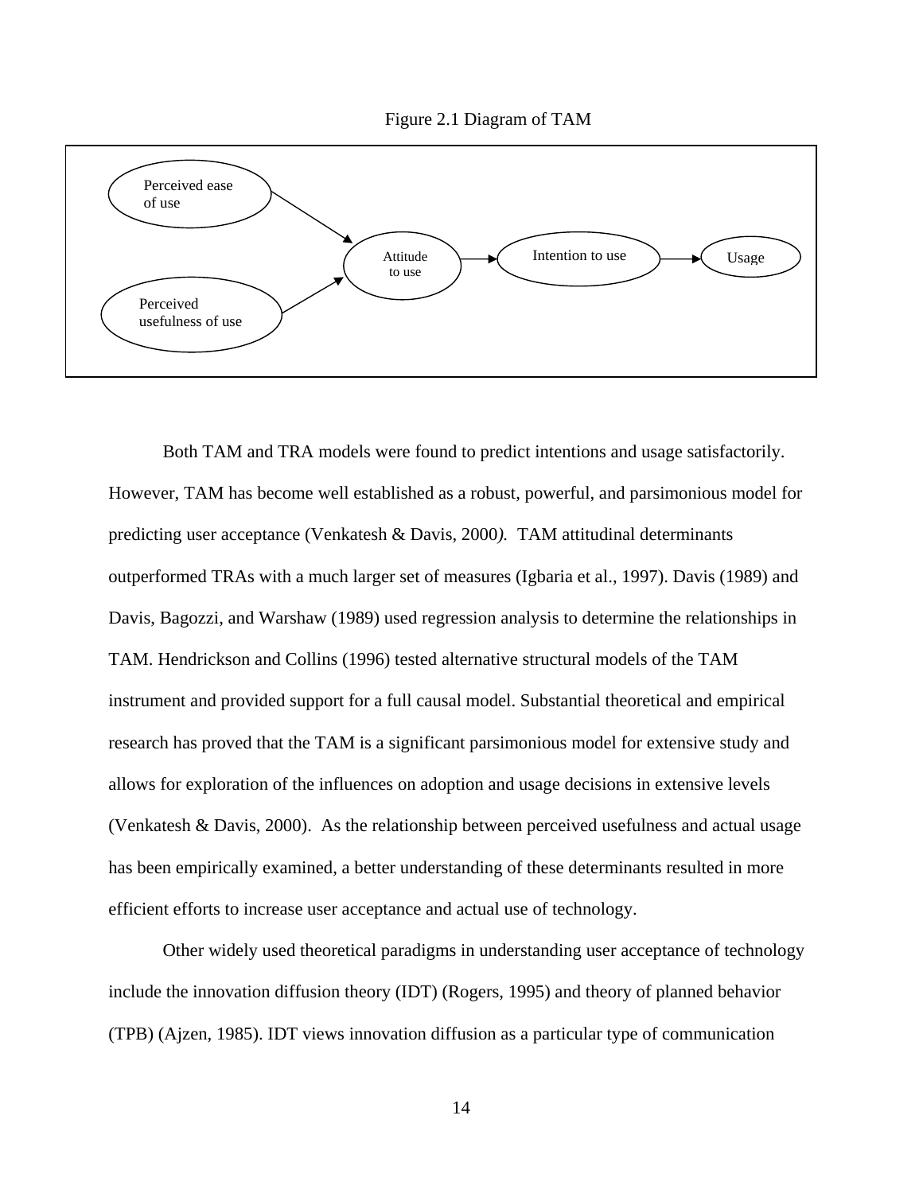Figure 2.1 Diagram of TAM

Perceived ease of use

Perceived usefulness of use

Attitude to use

Intention to use

Usage

Both TAM and TRA models were found to predict intentions and usage satisfactorily. However, TAM has become well established as a robust, powerful, and parsimonious model for predicting user acceptance (Venkatesh & Davis, 2000*)*. TAM attitudinal determinants outperformed TRAs with a much larger set of measures (Igbaria et al., 1997). Davis (1989) and Davis, Bagozzi, and Warshaw (1989) used regression analysis to determine the relationships in TAM. Hendrickson and Collins (1996) tested alternative structural models of the TAM instrument and provided support for a full causal model. Substantial theoretical and empirical research has proved that the TAM is a significant parsimonious model for extensive study and allows for exploration of the influences on adoption and usage decisions in extensive levels (Venkatesh & Davis, 2000). As the relationship between perceived usefulness and actual usage has been empirically examined, a better understanding of these determinants resulted in more efficient efforts to increase user acceptance and actual use of technology.

Other widely used theoretical paradigms in understanding user acceptance of technology include the innovation diffusion theory (IDT) (Rogers, 1995) and theory of planned behavior (TPB) (Ajzen, 1985). IDT views innovation diffusion as a particular type of communication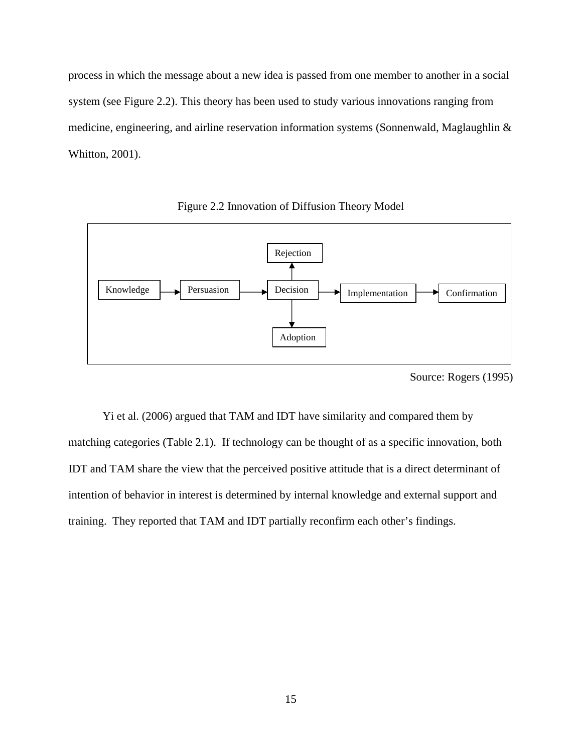process in which the message about a new idea is passed from one member to another in a social system (see Figure 2.2). This theory has been used to study various innovations ranging from medicine, engineering, and airline reservation information systems (Sonnenwald, Maglaughlin & Whitton, 2001).

Figure 2.2 Innovation of Diffusion Theory Model

Knowledge → Persuasion → Decision → Implementation → Confirmation

Decision → Rejection

Decision → Adoption

Source: Rogers (1995)

Yi et al. (2006) argued that TAM and IDT have similarity and compared them by matching categories (Table 2.1). If technology can be thought of as a specific innovation, both IDT and TAM share the view that the perceived positive attitude that is a direct determinant of intention of behavior in interest is determined by internal knowledge and external support and training. They reported that TAM and IDT partially reconfirm each other's findings.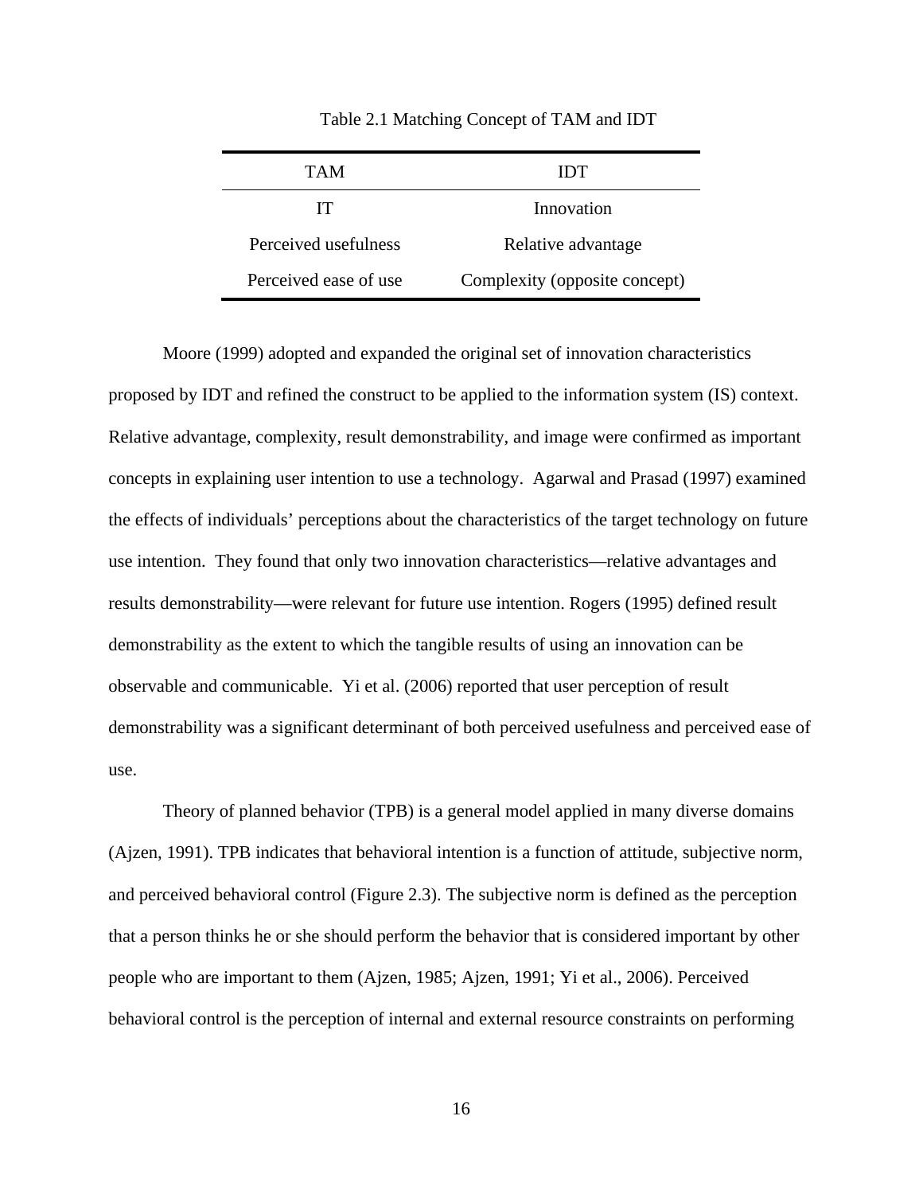Table 2.1 Matching Concept of TAM and IDT

| TAM | IDT |
| --- | --- |
| IT | Innovation |
| Perceived usefulness | Relative advantage |
| Perceived ease of use | Complexity (opposite concept) |

Moore (1999) adopted and expanded the original set of innovation characteristics proposed by IDT and refined the construct to be applied to the information system (IS) context. Relative advantage, complexity, result demonstrability, and image were confirmed as important concepts in explaining user intention to use a technology. Agarwal and Prasad (1997) examined the effects of individuals' perceptions about the characteristics of the target technology on future use intention. They found that only two innovation characteristics—relative advantages and results demonstrability—were relevant for future use intention. Rogers (1995) defined result demonstrability as the extent to which the tangible results of using an innovation can be observable and communicable. Yi et al. (2006) reported that user perception of result demonstrability was a significant determinant of both perceived usefulness and perceived ease of use.

Theory of planned behavior (TPB) is a general model applied in many diverse domains (Ajzen, 1991). TPB indicates that behavioral intention is a function of attitude, subjective norm, and perceived behavioral control (Figure 2.3). The subjective norm is defined as the perception that a person thinks he or she should perform the behavior that is considered important by other people who are important to them (Ajzen, 1985; Ajzen, 1991; Yi et al., 2006). Perceived behavioral control is the perception of internal and external resource constraints on performing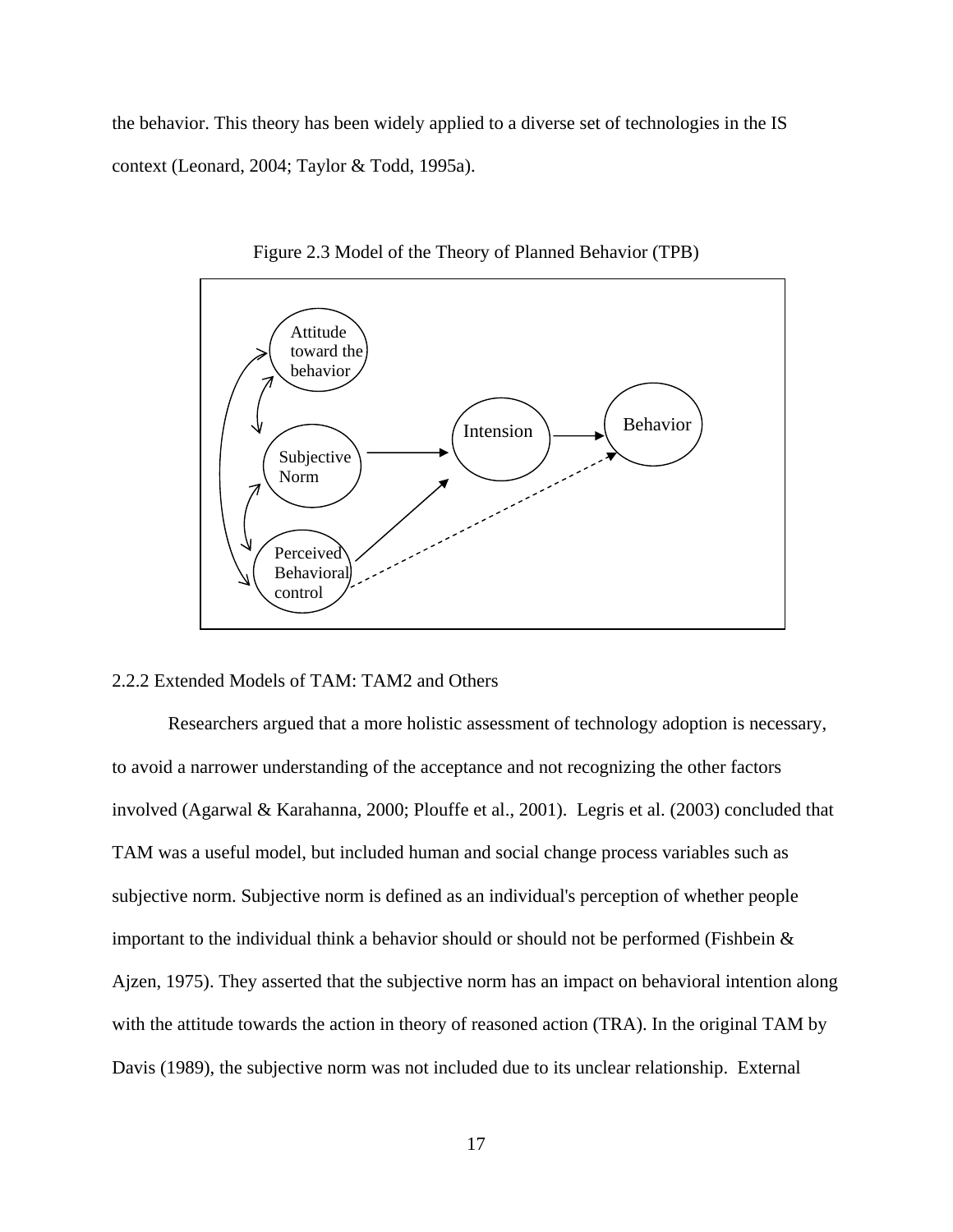the behavior. This theory has been widely applied to a diverse set of technologies in the IS context (Leonard, 2004; Taylor & Todd, 1995a).

Figure 2.3 Model of the Theory of Planned Behavior (TPB)

### 2.2.2 Extended Models of TAM: TAM2 and Others

Researchers argued that a more holistic assessment of technology adoption is necessary, to avoid a narrower understanding of the acceptance and not recognizing the other factors involved (Agarwal & Karahanna, 2000; Plouffe et al., 2001). Legris et al. (2003) concluded that TAM was a useful model, but included human and social change process variables such as subjective norm. Subjective norm is defined as an individual's perception of whether people important to the individual think a behavior should or should not be performed (Fishbein & Ajzen, 1975). They asserted that the subjective norm has an impact on behavioral intention along with the attitude towards the action in theory of reasoned action (TRA). In the original TAM by Davis (1989), the subjective norm was not included due to its unclear relationship. External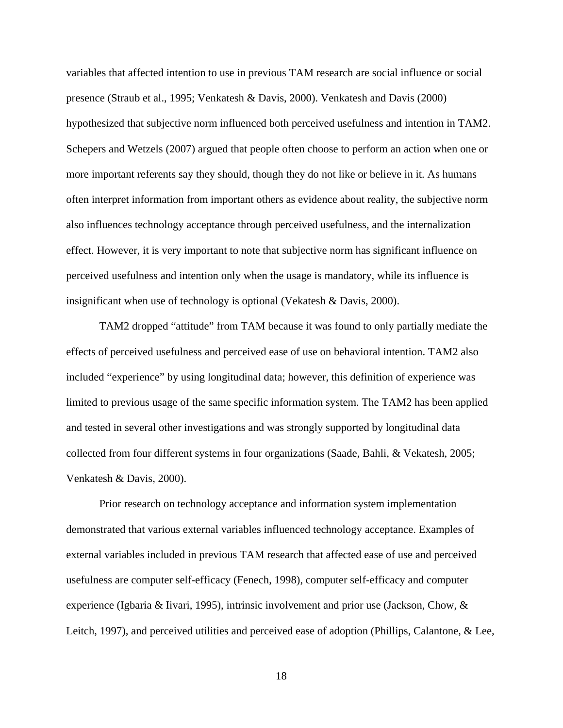variables that affected intention to use in previous TAM research are social influence or social presence (Straub et al., 1995; Venkatesh & Davis, 2000). Venkatesh and Davis (2000) hypothesized that subjective norm influenced both perceived usefulness and intention in TAM2. Schepers and Wetzels (2007) argued that people often choose to perform an action when one or more important referents say they should, though they do not like or believe in it. As humans often interpret information from important others as evidence about reality, the subjective norm also influences technology acceptance through perceived usefulness, and the internalization effect. However, it is very important to note that subjective norm has significant influence on perceived usefulness and intention only when the usage is mandatory, while its influence is insignificant when use of technology is optional (Vekatesh & Davis, 2000).

TAM2 dropped "attitude" from TAM because it was found to only partially mediate the effects of perceived usefulness and perceived ease of use on behavioral intention. TAM2 also included "experience" by using longitudinal data; however, this definition of experience was limited to previous usage of the same specific information system. The TAM2 has been applied and tested in several other investigations and was strongly supported by longitudinal data collected from four different systems in four organizations (Saade, Bahli, & Vekatesh, 2005; Venkatesh & Davis, 2000).

Prior research on technology acceptance and information system implementation demonstrated that various external variables influenced technology acceptance. Examples of external variables included in previous TAM research that affected ease of use and perceived usefulness are computer self-efficacy (Fenech, 1998), computer self-efficacy and computer experience (Igbaria & Iivari, 1995), intrinsic involvement and prior use (Jackson, Chow, & Leitch, 1997), and perceived utilities and perceived ease of adoption (Phillips, Calantone, & Lee,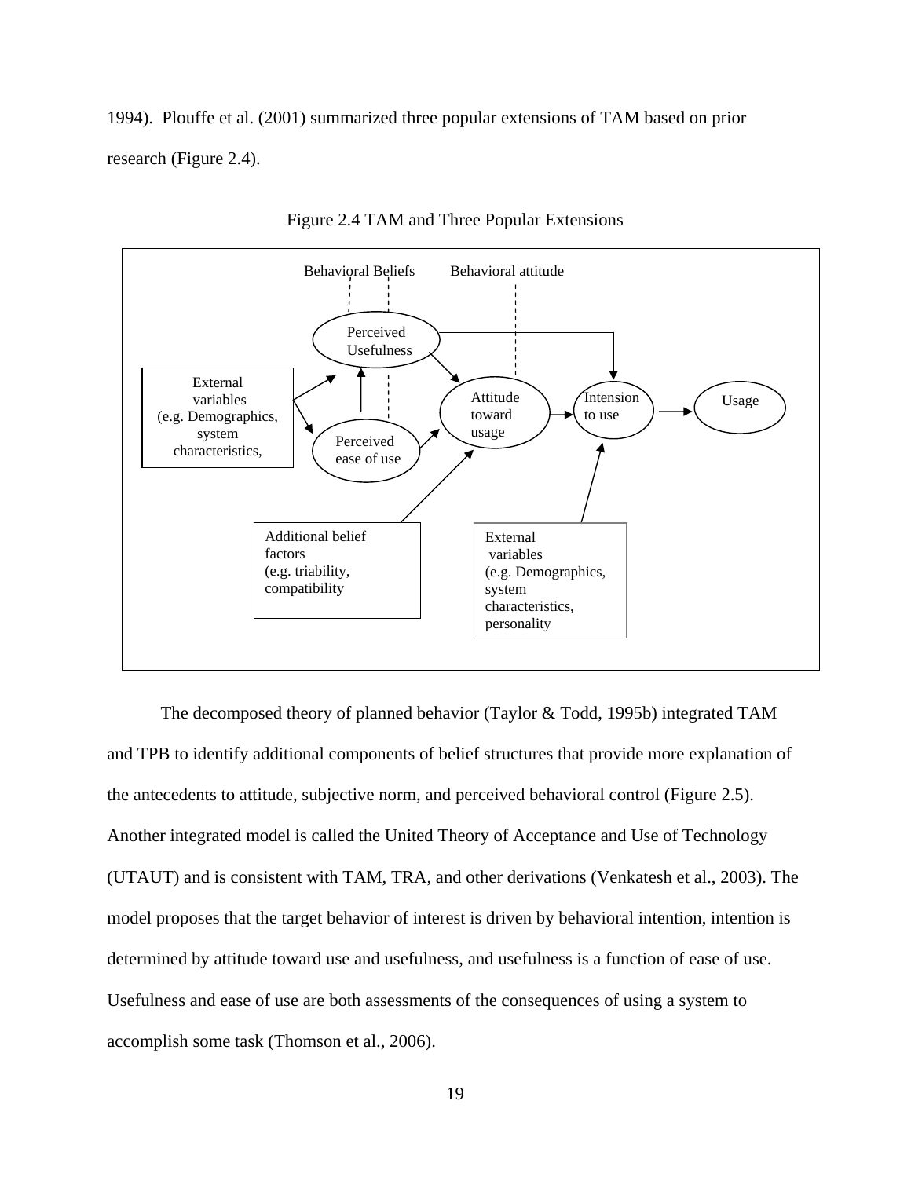1994). Plouffe et al. (2001) summarized three popular extensions of TAM based on prior research (Figure 2.4).

Figure 2.4 TAM and Three Popular Extensions

Behavioral Beliefs

Behavioral attitude

Perceived Usefulness

External variables (e.g. Demographics, system characteristics,

Perceived ease of use

Attitude toward usage

Intension to use

Usage

Additional belief factors (e.g. triability, compatibility

External variables (e.g. Demographics, system characteristics, personality

The decomposed theory of planned behavior (Taylor & Todd, 1995b) integrated TAM and TPB to identify additional components of belief structures that provide more explanation of the antecedents to attitude, subjective norm, and perceived behavioral control (Figure 2.5). Another integrated model is called the United Theory of Acceptance and Use of Technology (UTAUT) and is consistent with TAM, TRA, and other derivations (Venkatesh et al., 2003). The model proposes that the target behavior of interest is driven by behavioral intention, intention is determined by attitude toward use and usefulness, and usefulness is a function of ease of use. Usefulness and ease of use are both assessments of the consequences of using a system to accomplish some task (Thomson et al., 2006).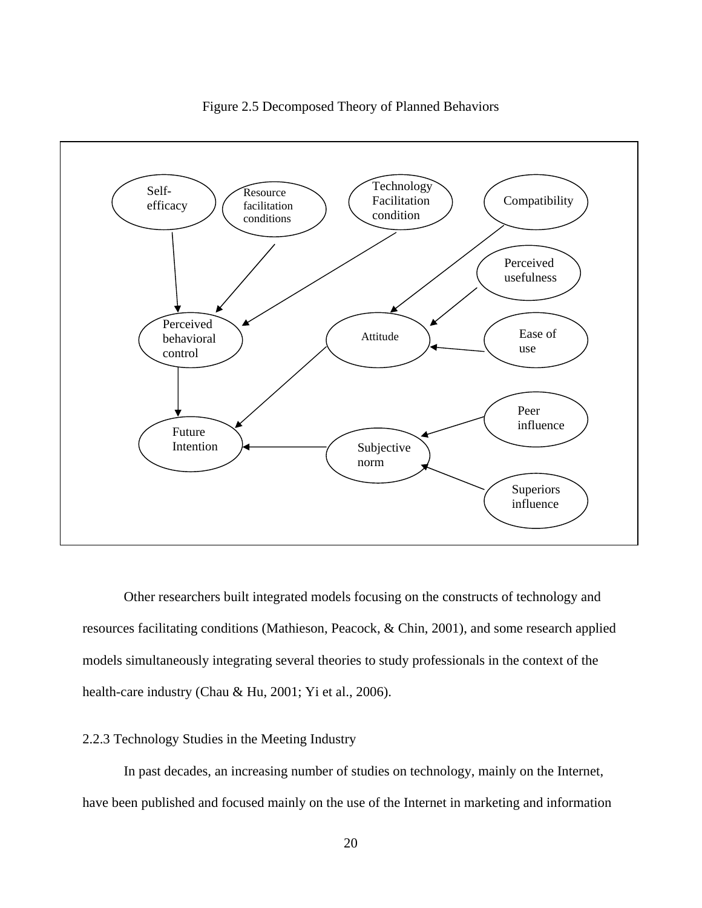Figure 2.5 Decomposed Theory of Planned Behaviors

Other researchers built integrated models focusing on the constructs of technology and resources facilitating conditions (Mathieson, Peacock, & Chin, 2001), and some research applied models simultaneously integrating several theories to study professionals in the context of the health-care industry (Chau & Hu, 2001; Yi et al., 2006).

### 2.2.3 Technology Studies in the Meeting Industry

In past decades, an increasing number of studies on technology, mainly on the Internet, have been published and focused mainly on the use of the Internet in marketing and information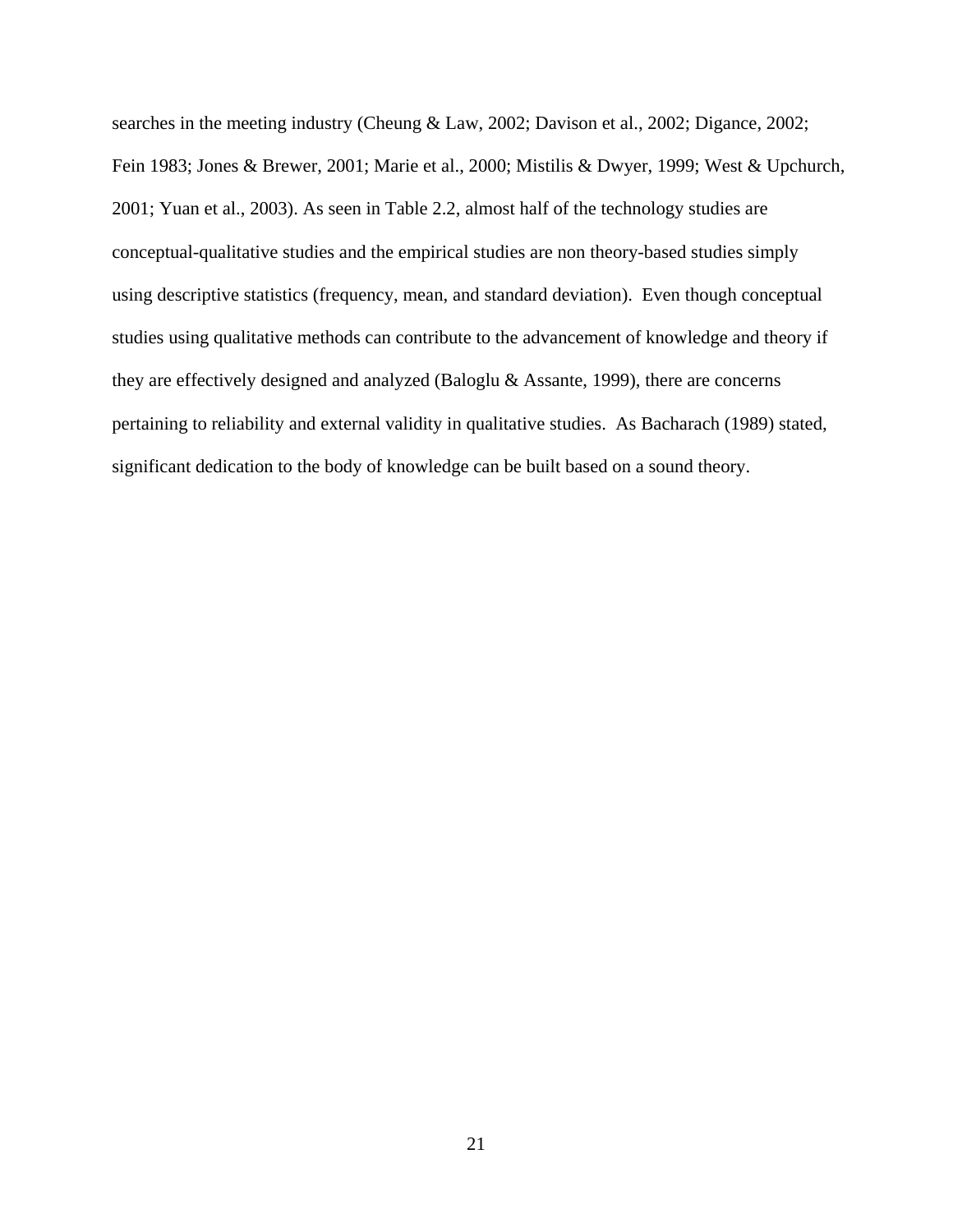searches in the meeting industry (Cheung & Law, 2002; Davison et al., 2002; Digance, 2002; Fein 1983; Jones & Brewer, 2001; Marie et al., 2000; Mistilis & Dwyer, 1999; West & Upchurch, 2001; Yuan et al., 2003). As seen in Table 2.2, almost half of the technology studies are conceptual-qualitative studies and the empirical studies are non theory-based studies simply using descriptive statistics (frequency, mean, and standard deviation). Even though conceptual studies using qualitative methods can contribute to the advancement of knowledge and theory if they are effectively designed and analyzed (Baloglu & Assante, 1999), there are concerns pertaining to reliability and external validity in qualitative studies. As Bacharach (1989) stated, significant dedication to the body of knowledge can be built based on a sound theory.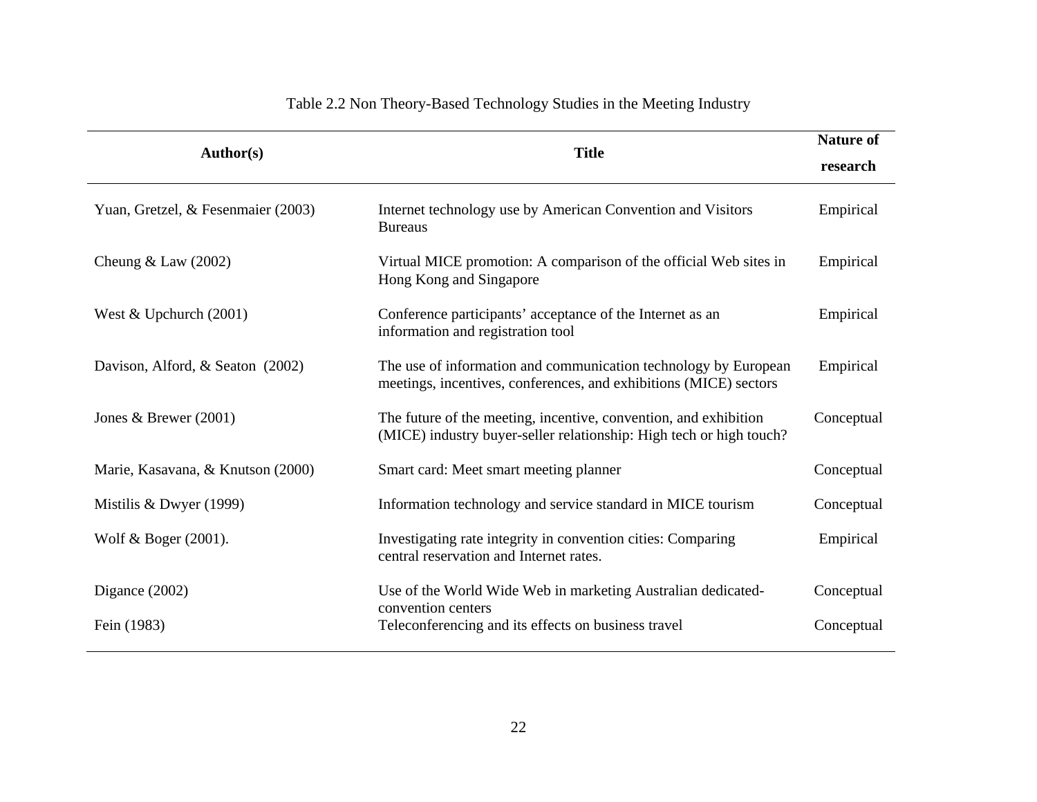Table 2.2 Non Theory-Based Technology Studies in the Meeting Industry

| Author(s) | Title | Nature of research |
|---|---|---|
| Yuan, Gretzel, & Fesenmaier (2003) | Internet technology use by American Convention and Visitors Bureaus | Empirical |
| Cheung & Law (2002) | Virtual MICE promotion: A comparison of the official Web sites in Hong Kong and Singapore | Empirical |
| West & Upchurch (2001) | Conference participants' acceptance of the Internet as an information and registration tool | Empirical |
| Davison, Alford, & Seaton (2002) | The use of information and communication technology by European meetings, incentives, conferences, and exhibitions (MICE) sectors | Empirical |
| Jones & Brewer (2001) | The future of the meeting, incentive, convention, and exhibition (MICE) industry buyer-seller relationship: High tech or high touch? | Conceptual |
| Marie, Kasavana, & Knutson (2000) | Smart card: Meet smart meeting planner | Conceptual |
| Mistilis & Dwyer (1999) | Information technology and service standard in MICE tourism | Conceptual |
| Wolf & Boger (2001). | Investigating rate integrity in convention cities: Comparing central reservation and Internet rates. | Empirical |
| Digance (2002) | Use of the World Wide Web in marketing Australian dedicated-convention centers | Conceptual |
| Fein (1983) | Teleconferencing and its effects on business travel | Conceptual |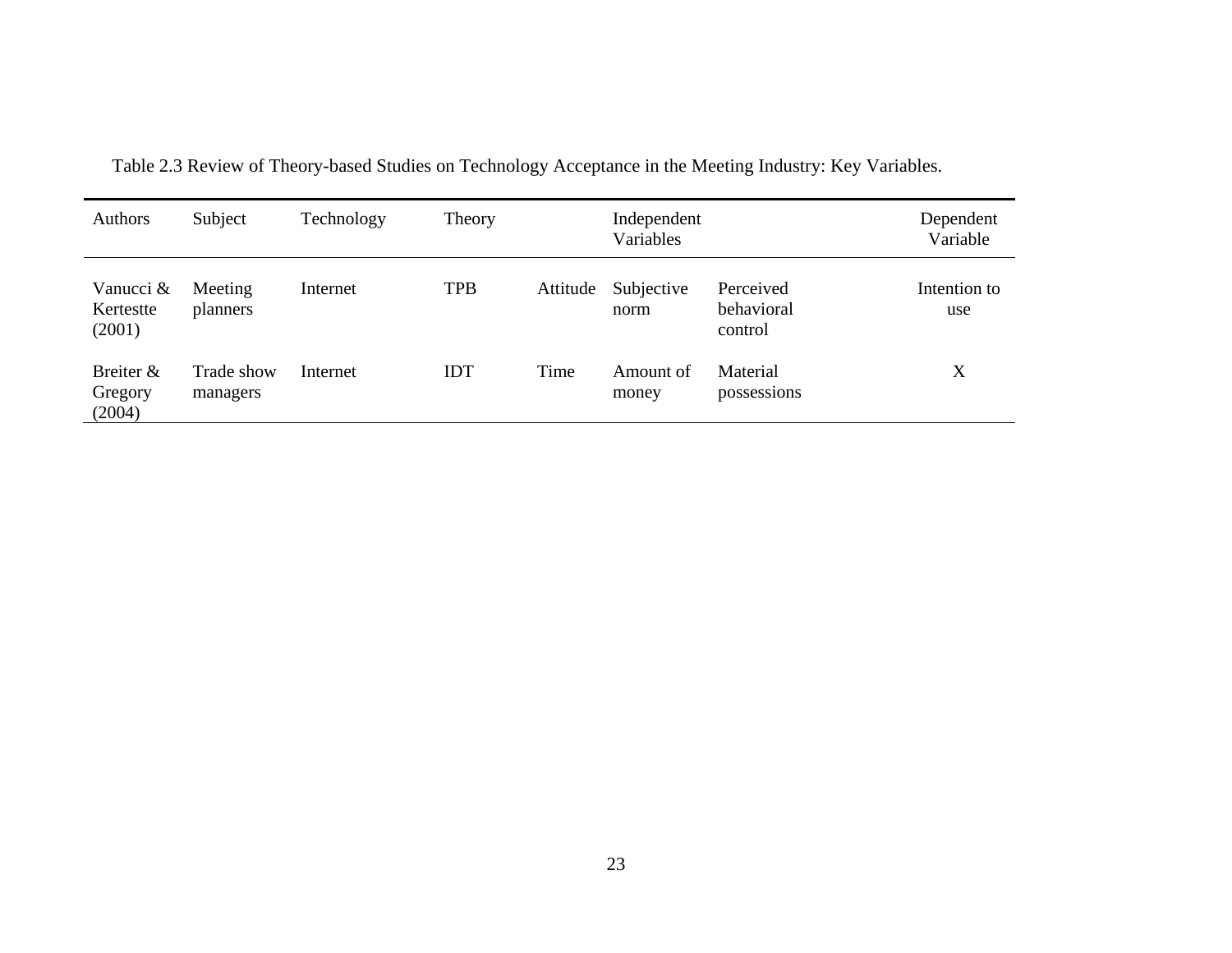Table 2.3 Review of Theory-based Studies on Technology Acceptance in the Meeting Industry: Key Variables.

| Authors | Subject | Technology | Theory | Independent Variables | | | Dependent Variable |
|---|---|---|---|---|---|---|---|
| Vanucci & Kertestte (2001) | Meeting planners | Internet | TPB | Attitude | Subjective norm | Perceived behavioral control | Intention to use |
| Breiter & Gregory (2004) | Trade show managers | Internet | IDT | Time | Amount of money | Material possessions | X |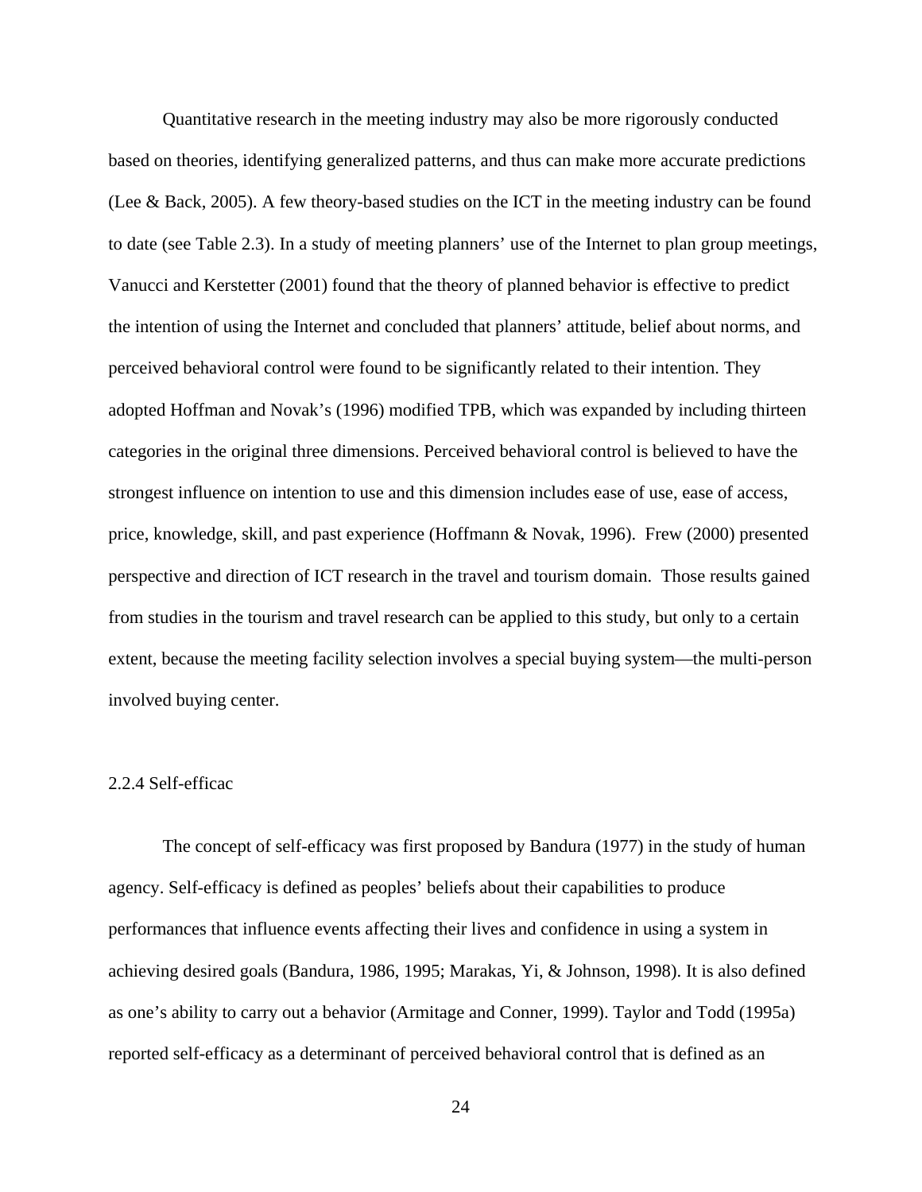Quantitative research in the meeting industry may also be more rigorously conducted based on theories, identifying generalized patterns, and thus can make more accurate predictions (Lee & Back, 2005). A few theory-based studies on the ICT in the meeting industry can be found to date (see Table 2.3). In a study of meeting planners' use of the Internet to plan group meetings, Vanucci and Kerstetter (2001) found that the theory of planned behavior is effective to predict the intention of using the Internet and concluded that planners' attitude, belief about norms, and perceived behavioral control were found to be significantly related to their intention. They adopted Hoffman and Novak's (1996) modified TPB, which was expanded by including thirteen categories in the original three dimensions. Perceived behavioral control is believed to have the strongest influence on intention to use and this dimension includes ease of use, ease of access, price, knowledge, skill, and past experience (Hoffmann & Novak, 1996). Frew (2000) presented perspective and direction of ICT research in the travel and tourism domain. Those results gained from studies in the tourism and travel research can be applied to this study, but only to a certain extent, because the meeting facility selection involves a special buying system—the multi-person involved buying center.

### 2.2.4 Self-efficac

The concept of self-efficacy was first proposed by Bandura (1977) in the study of human agency. Self-efficacy is defined as peoples' beliefs about their capabilities to produce performances that influence events affecting their lives and confidence in using a system in achieving desired goals (Bandura, 1986, 1995; Marakas, Yi, & Johnson, 1998). It is also defined as one's ability to carry out a behavior (Armitage and Conner, 1999). Taylor and Todd (1995a) reported self-efficacy as a determinant of perceived behavioral control that is defined as an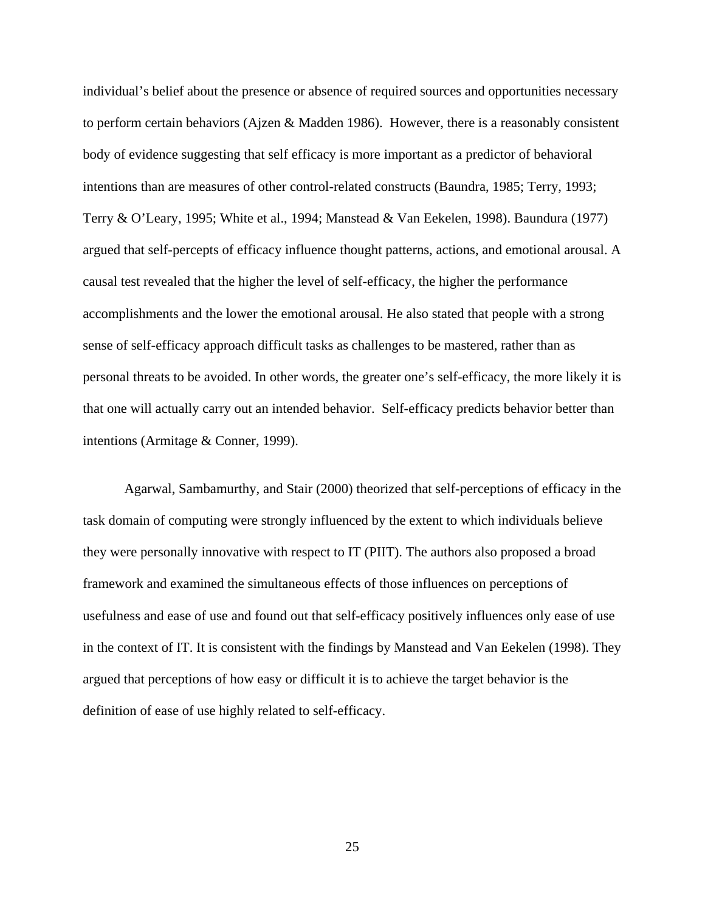individual's belief about the presence or absence of required sources and opportunities necessary to perform certain behaviors (Ajzen & Madden 1986). However, there is a reasonably consistent body of evidence suggesting that self efficacy is more important as a predictor of behavioral intentions than are measures of other control-related constructs (Baundra, 1985; Terry, 1993; Terry & O'Leary, 1995; White et al., 1994; Manstead & Van Eekelen, 1998). Baundura (1977) argued that self-percepts of efficacy influence thought patterns, actions, and emotional arousal. A causal test revealed that the higher the level of self-efficacy, the higher the performance accomplishments and the lower the emotional arousal. He also stated that people with a strong sense of self-efficacy approach difficult tasks as challenges to be mastered, rather than as personal threats to be avoided. In other words, the greater one's self-efficacy, the more likely it is that one will actually carry out an intended behavior. Self-efficacy predicts behavior better than intentions (Armitage & Conner, 1999).

Agarwal, Sambamurthy, and Stair (2000) theorized that self-perceptions of efficacy in the task domain of computing were strongly influenced by the extent to which individuals believe they were personally innovative with respect to IT (PIIT). The authors also proposed a broad framework and examined the simultaneous effects of those influences on perceptions of usefulness and ease of use and found out that self-efficacy positively influences only ease of use in the context of IT. It is consistent with the findings by Manstead and Van Eekelen (1998). They argued that perceptions of how easy or difficult it is to achieve the target behavior is the definition of ease of use highly related to self-efficacy.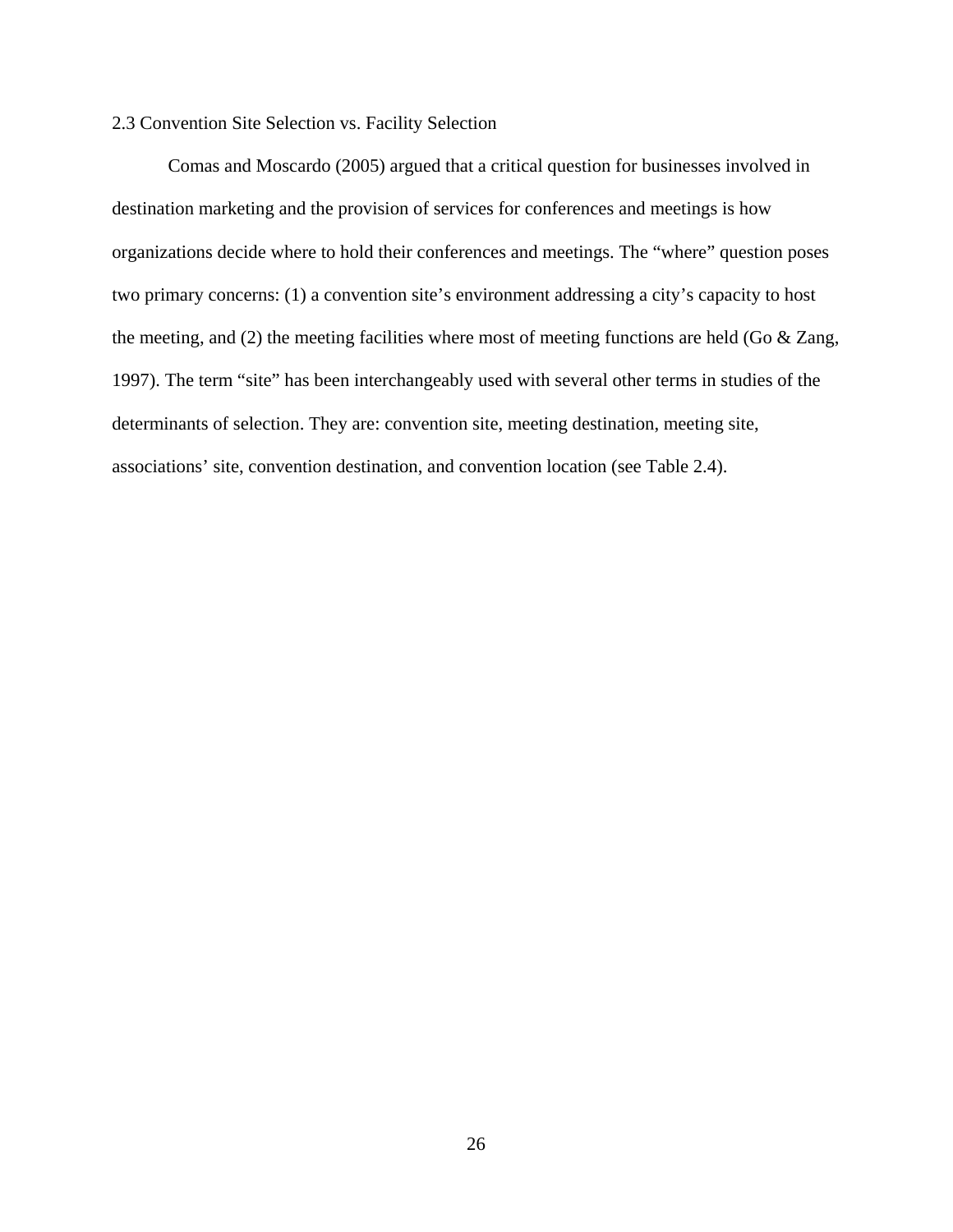## 2.3 Convention Site Selection vs. Facility Selection

Comas and Moscardo (2005) argued that a critical question for businesses involved in destination marketing and the provision of services for conferences and meetings is how organizations decide where to hold their conferences and meetings. The “where” question poses two primary concerns: (1) a convention site’s environment addressing a city’s capacity to host the meeting, and (2) the meeting facilities where most of meeting functions are held (Go & Zang, 1997). The term “site” has been interchangeably used with several other terms in studies of the determinants of selection. They are: convention site, meeting destination, meeting site, associations’ site, convention destination, and convention location (see Table 2.4).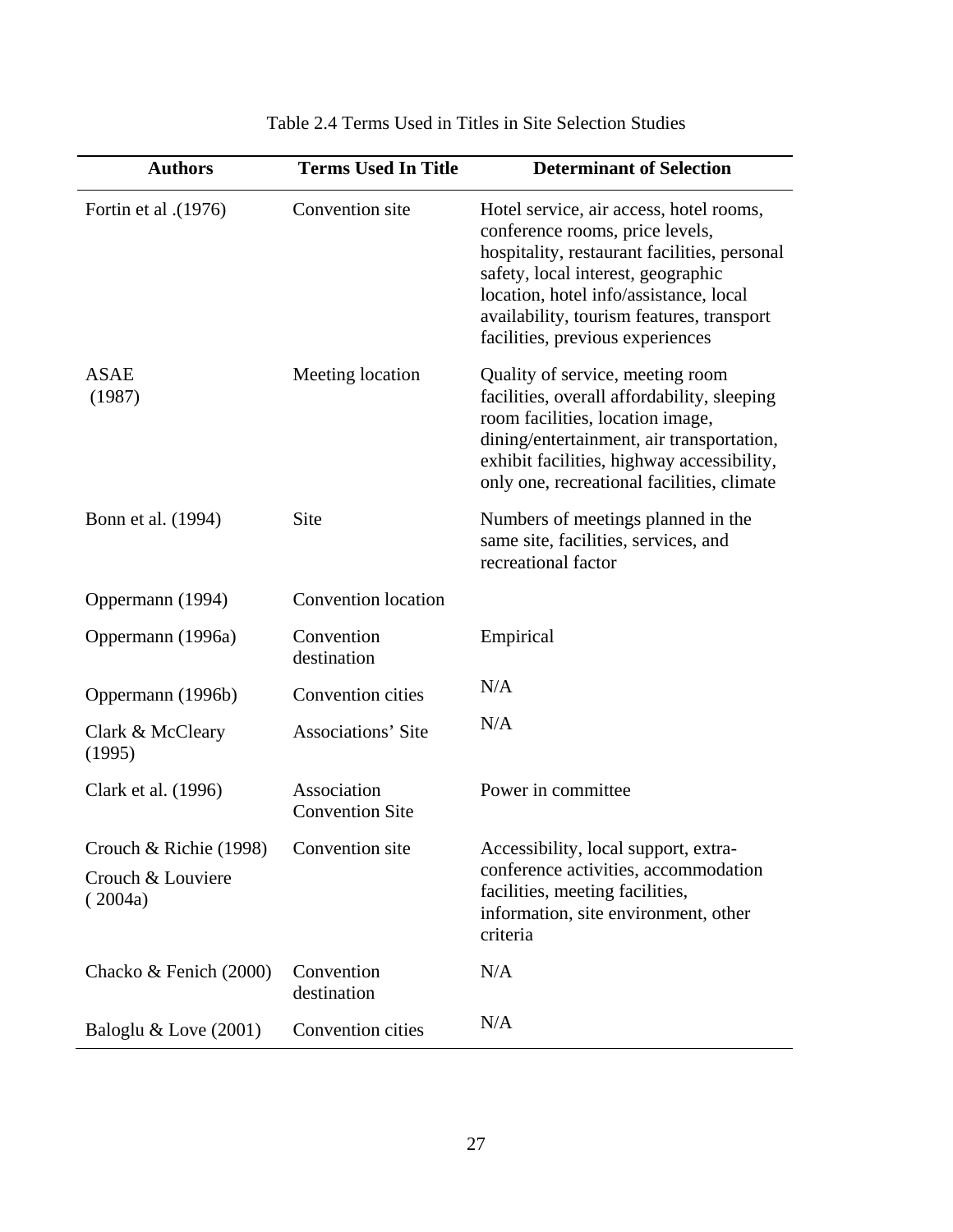Table 2.4 Terms Used in Titles in Site Selection Studies

| Authors | Terms Used In Title | Determinant of Selection |
|---|---|---|
| Fortin et al .(1976) | Convention site | Hotel service, air access, hotel rooms, conference rooms, price levels, hospitality, restaurant facilities, personal safety, local interest, geographic location, hotel info/assistance, local availability, tourism features, transport facilities, previous experiences |
| ASAE (1987) | Meeting location | Quality of service, meeting room facilities, overall affordability, sleeping room facilities, location image, dining/entertainment, air transportation, exhibit facilities, highway accessibility, only one, recreational facilities, climate |
| Bonn et al. (1994) | Site | Numbers of meetings planned in the same site, facilities, services, and recreational factor |
| Oppermann (1994) | Convention location | |
| Oppermann (1996a) | Convention destination | Empirical |
| Oppermann (1996b) | Convention cities | N/A |
| Clark & McCleary (1995) | Associations' Site | N/A |
| Clark et al. (1996) | Association Convention Site | Power in committee |
| Crouch & Richie (1998)<br>Crouch & Louviere ( 2004a) | Convention site | Accessibility, local support, extra-conference activities, accommodation facilities, meeting facilities, information, site environment, other criteria |
| Chacko & Fenich (2000) | Convention destination | N/A |
| Baloglu & Love (2001) | Convention cities | N/A |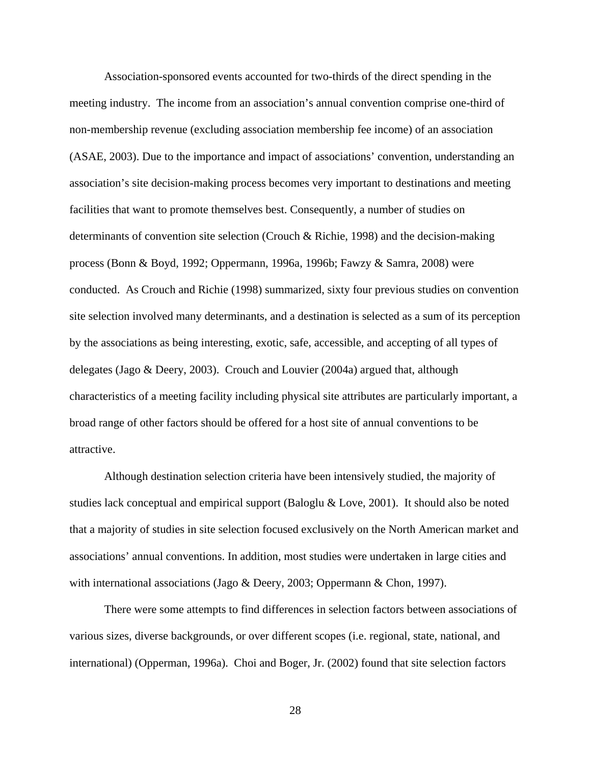Association-sponsored events accounted for two-thirds of the direct spending in the meeting industry.  The income from an association's annual convention comprise one-third of non-membership revenue (excluding association membership fee income) of an association (ASAE, 2003). Due to the importance and impact of associations' convention, understanding an association's site decision-making process becomes very important to destinations and meeting facilities that want to promote themselves best. Consequently, a number of studies on determinants of convention site selection (Crouch & Richie, 1998) and the decision-making process (Bonn & Boyd, 1992; Oppermann, 1996a, 1996b; Fawzy & Samra, 2008) were conducted.  As Crouch and Richie (1998) summarized, sixty four previous studies on convention site selection involved many determinants, and a destination is selected as a sum of its perception by the associations as being interesting, exotic, safe, accessible, and accepting of all types of delegates (Jago & Deery, 2003).  Crouch and Louvier (2004a) argued that, although characteristics of a meeting facility including physical site attributes are particularly important, a broad range of other factors should be offered for a host site of annual conventions to be attractive.

Although destination selection criteria have been intensively studied, the majority of studies lack conceptual and empirical support (Baloglu & Love, 2001).  It should also be noted that a majority of studies in site selection focused exclusively on the North American market and associations' annual conventions. In addition, most studies were undertaken in large cities and with international associations (Jago & Deery, 2003; Oppermann & Chon, 1997).

There were some attempts to find differences in selection factors between associations of various sizes, diverse backgrounds, or over different scopes (i.e. regional, state, national, and international) (Opperman, 1996a).  Choi and Boger, Jr. (2002) found that site selection factors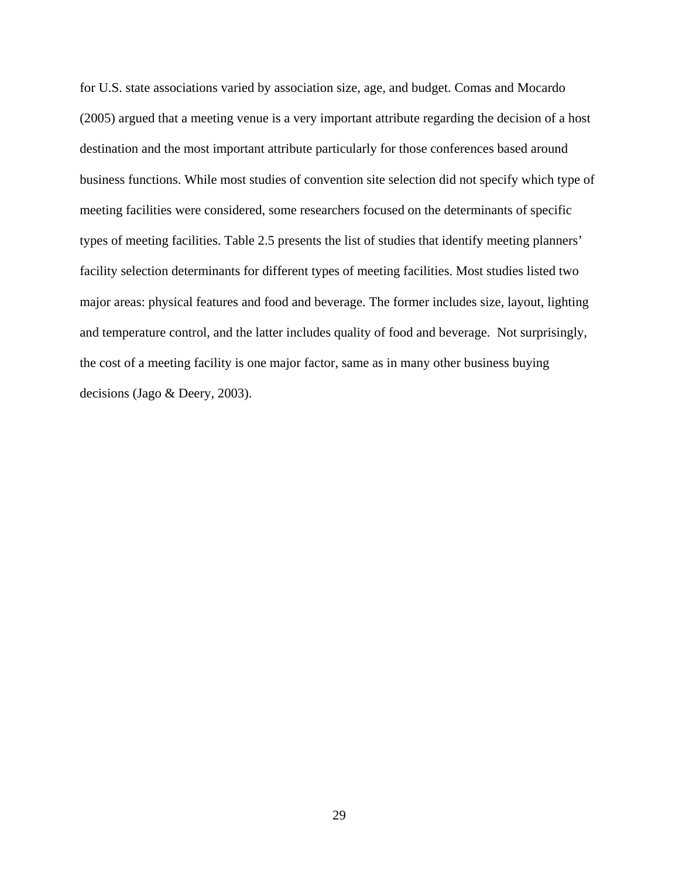for U.S. state associations varied by association size, age, and budget. Comas and Mocardo (2005) argued that a meeting venue is a very important attribute regarding the decision of a host destination and the most important attribute particularly for those conferences based around business functions. While most studies of convention site selection did not specify which type of meeting facilities were considered, some researchers focused on the determinants of specific types of meeting facilities. Table 2.5 presents the list of studies that identify meeting planners' facility selection determinants for different types of meeting facilities. Most studies listed two major areas: physical features and food and beverage. The former includes size, layout, lighting and temperature control, and the latter includes quality of food and beverage. Not surprisingly, the cost of a meeting facility is one major factor, same as in many other business buying decisions (Jago & Deery, 2003).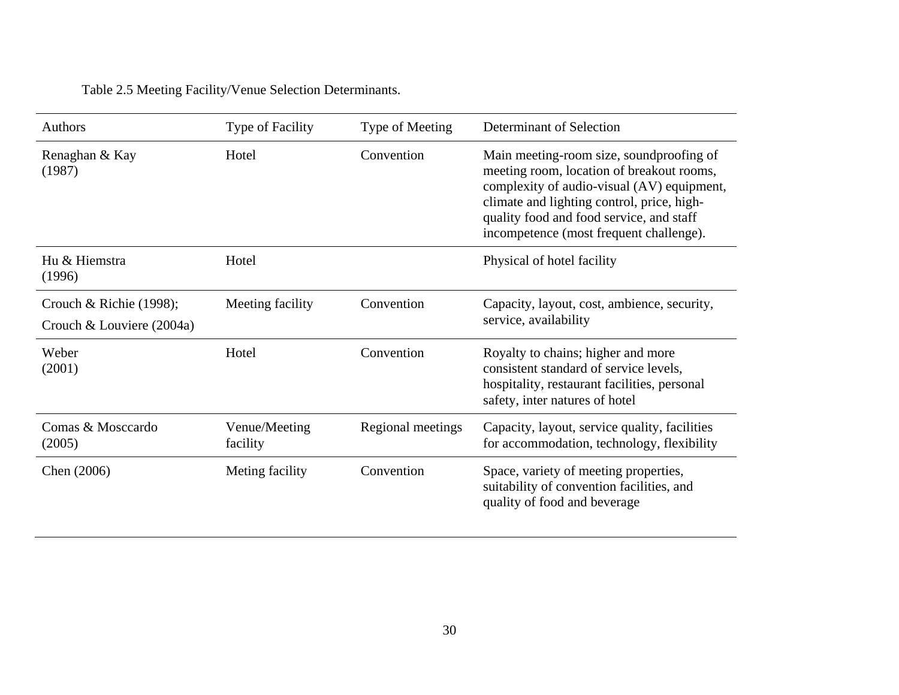Table 2.5 Meeting Facility/Venue Selection Determinants.

| Authors | Type of Facility | Type of Meeting | Determinant of Selection |
|---|---|---|---|
| Renaghan & Kay (1987) | Hotel | Convention | Main meeting-room size, soundproofing of meeting room, location of breakout rooms, complexity of audio-visual (AV) equipment, climate and lighting control, price, high-quality food and food service, and staff incompetence (most frequent challenge). |
| Hu & Hiemstra (1996) | Hotel | | Physical of hotel facility |
| Crouch & Richie (1998); Crouch & Louviere (2004a) | Meeting facility | Convention | Capacity, layout, cost, ambience, security, service, availability |
| Weber (2001) | Hotel | Convention | Royalty to chains; higher and more consistent standard of service levels, hospitality, restaurant facilities, personal safety, inter natures of hotel |
| Comas & Mosccardo (2005) | Venue/Meeting facility | Regional meetings | Capacity, layout, service quality, facilities for accommodation, technology, flexibility |
| Chen (2006) | Meting facility | Convention | Space, variety of meeting properties, suitability of convention facilities, and quality of food and beverage |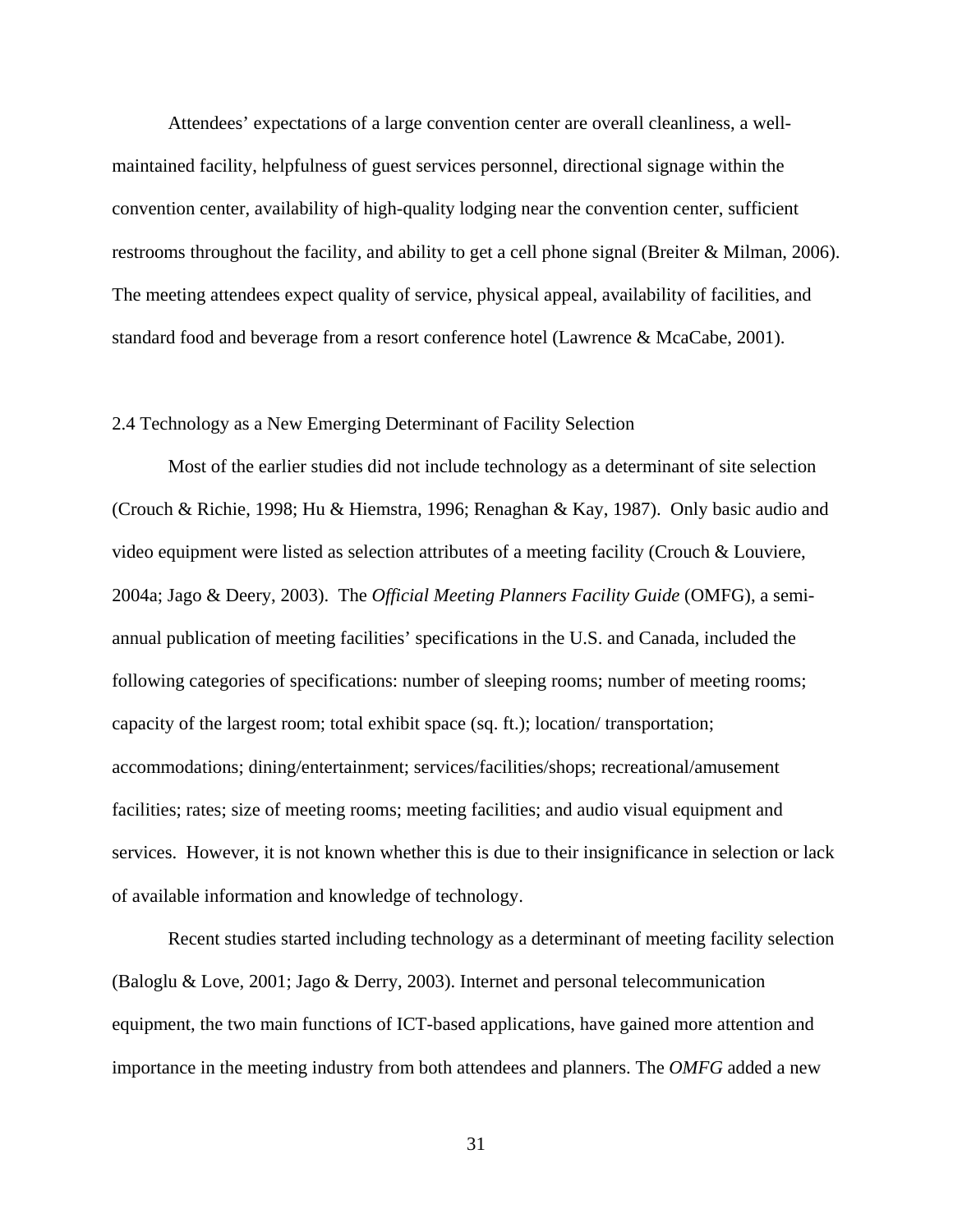Attendees' expectations of a large convention center are overall cleanliness, a well-maintained facility, helpfulness of guest services personnel, directional signage within the convention center, availability of high-quality lodging near the convention center, sufficient restrooms throughout the facility, and ability to get a cell phone signal (Breiter & Milman, 2006). The meeting attendees expect quality of service, physical appeal, availability of facilities, and standard food and beverage from a resort conference hotel (Lawrence & McaCabe, 2001).

## 2.4 Technology as a New Emerging Determinant of Facility Selection

Most of the earlier studies did not include technology as a determinant of site selection (Crouch & Richie, 1998; Hu & Hiemstra, 1996; Renaghan & Kay, 1987). Only basic audio and video equipment were listed as selection attributes of a meeting facility (Crouch & Louviere, 2004a; Jago & Deery, 2003). The *Official Meeting Planners Facility Guide* (OMFG), a semi-annual publication of meeting facilities' specifications in the U.S. and Canada, included the following categories of specifications: number of sleeping rooms; number of meeting rooms; capacity of the largest room; total exhibit space (sq. ft.); location/ transportation; accommodations; dining/entertainment; services/facilities/shops; recreational/amusement facilities; rates; size of meeting rooms; meeting facilities; and audio visual equipment and services. However, it is not known whether this is due to their insignificance in selection or lack of available information and knowledge of technology.

Recent studies started including technology as a determinant of meeting facility selection (Baloglu & Love, 2001; Jago & Derry, 2003). Internet and personal telecommunication equipment, the two main functions of ICT-based applications, have gained more attention and importance in the meeting industry from both attendees and planners. The *OMFG* added a new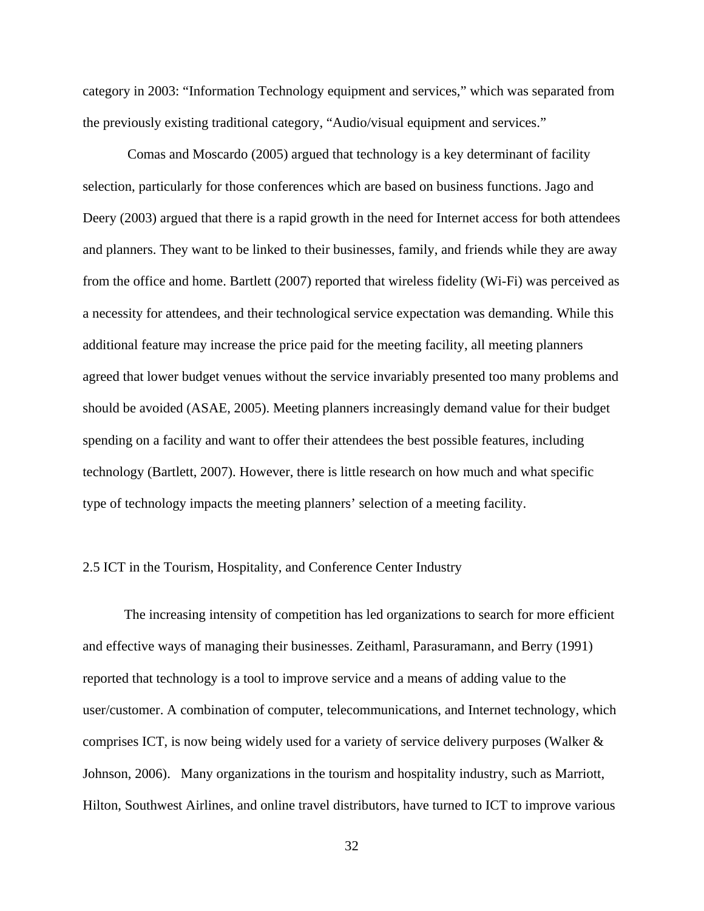category in 2003: "Information Technology equipment and services," which was separated from the previously existing traditional category, "Audio/visual equipment and services."

Comas and Moscardo (2005) argued that technology is a key determinant of facility selection, particularly for those conferences which are based on business functions. Jago and Deery (2003) argued that there is a rapid growth in the need for Internet access for both attendees and planners. They want to be linked to their businesses, family, and friends while they are away from the office and home. Bartlett (2007) reported that wireless fidelity (Wi-Fi) was perceived as a necessity for attendees, and their technological service expectation was demanding. While this additional feature may increase the price paid for the meeting facility, all meeting planners agreed that lower budget venues without the service invariably presented too many problems and should be avoided (ASAE, 2005). Meeting planners increasingly demand value for their budget spending on a facility and want to offer their attendees the best possible features, including technology (Bartlett, 2007). However, there is little research on how much and what specific type of technology impacts the meeting planners' selection of a meeting facility.

## 2.5 ICT in the Tourism, Hospitality, and Conference Center Industry

The increasing intensity of competition has led organizations to search for more efficient and effective ways of managing their businesses. Zeithaml, Parasuramann, and Berry (1991) reported that technology is a tool to improve service and a means of adding value to the user/customer. A combination of computer, telecommunications, and Internet technology, which comprises ICT, is now being widely used for a variety of service delivery purposes (Walker & Johnson, 2006). Many organizations in the tourism and hospitality industry, such as Marriott, Hilton, Southwest Airlines, and online travel distributors, have turned to ICT to improve various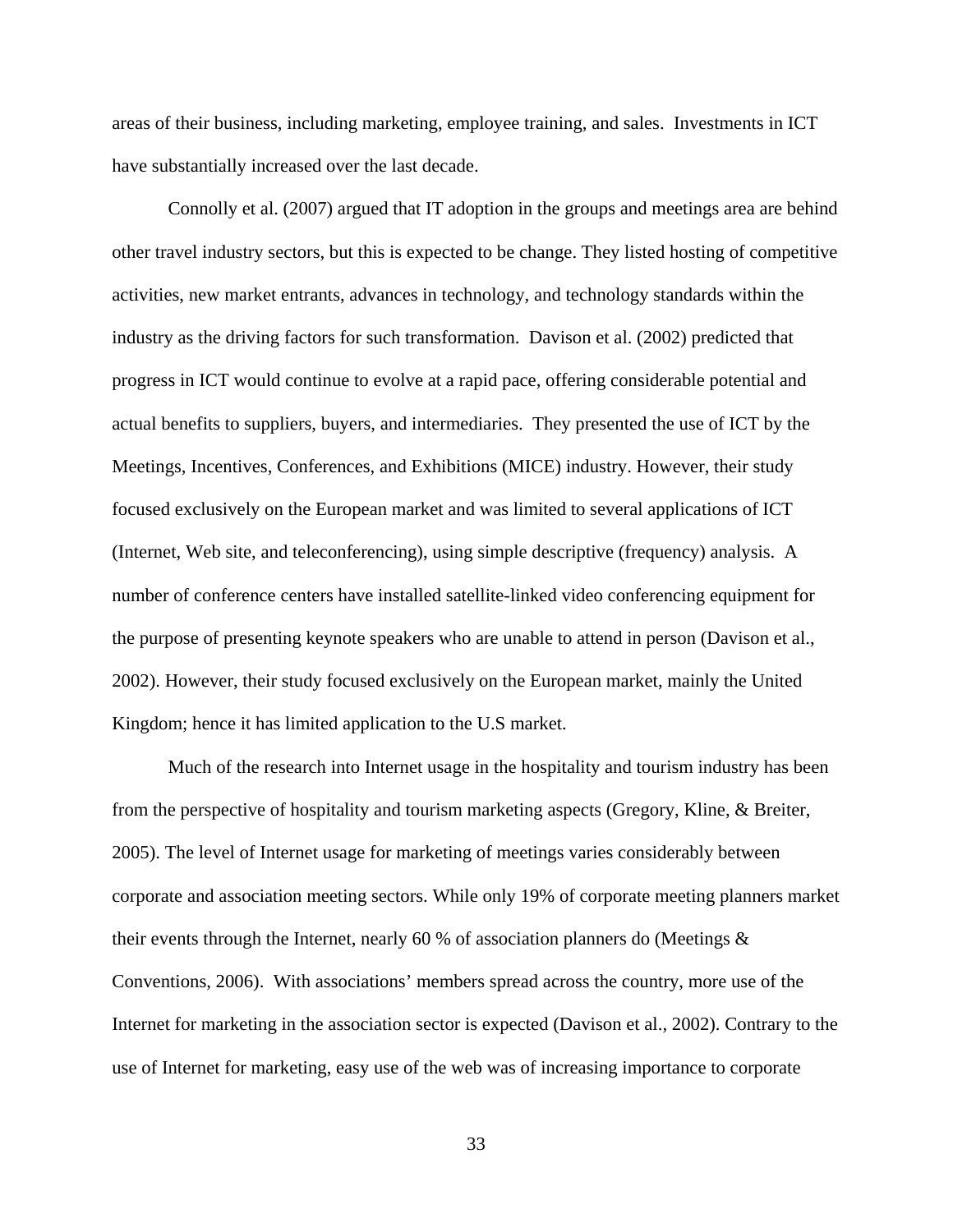areas of their business, including marketing, employee training, and sales. Investments in ICT have substantially increased over the last decade.

Connolly et al. (2007) argued that IT adoption in the groups and meetings area are behind other travel industry sectors, but this is expected to be change. They listed hosting of competitive activities, new market entrants, advances in technology, and technology standards within the industry as the driving factors for such transformation. Davison et al. (2002) predicted that progress in ICT would continue to evolve at a rapid pace, offering considerable potential and actual benefits to suppliers, buyers, and intermediaries. They presented the use of ICT by the Meetings, Incentives, Conferences, and Exhibitions (MICE) industry. However, their study focused exclusively on the European market and was limited to several applications of ICT (Internet, Web site, and teleconferencing), using simple descriptive (frequency) analysis. A number of conference centers have installed satellite-linked video conferencing equipment for the purpose of presenting keynote speakers who are unable to attend in person (Davison et al., 2002). However, their study focused exclusively on the European market, mainly the United Kingdom; hence it has limited application to the U.S market.

Much of the research into Internet usage in the hospitality and tourism industry has been from the perspective of hospitality and tourism marketing aspects (Gregory, Kline, & Breiter, 2005). The level of Internet usage for marketing of meetings varies considerably between corporate and association meeting sectors. While only 19% of corporate meeting planners market their events through the Internet, nearly 60 % of association planners do (Meetings & Conventions, 2006). With associations' members spread across the country, more use of the Internet for marketing in the association sector is expected (Davison et al., 2002). Contrary to the use of Internet for marketing, easy use of the web was of increasing importance to corporate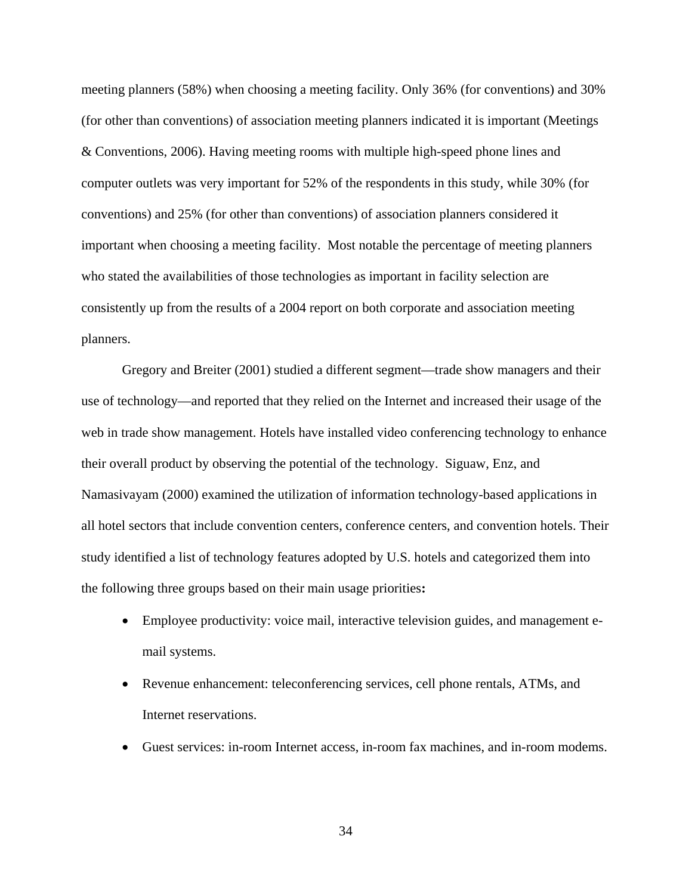meeting planners (58%) when choosing a meeting facility. Only 36% (for conventions) and 30% (for other than conventions) of association meeting planners indicated it is important (Meetings & Conventions, 2006). Having meeting rooms with multiple high-speed phone lines and computer outlets was very important for 52% of the respondents in this study, while 30% (for conventions) and 25% (for other than conventions) of association planners considered it important when choosing a meeting facility. Most notable the percentage of meeting planners who stated the availabilities of those technologies as important in facility selection are consistently up from the results of a 2004 report on both corporate and association meeting planners.

Gregory and Breiter (2001) studied a different segment—trade show managers and their use of technology—and reported that they relied on the Internet and increased their usage of the web in trade show management. Hotels have installed video conferencing technology to enhance their overall product by observing the potential of the technology. Siguaw, Enz, and Namasivayam (2000) examined the utilization of information technology-based applications in all hotel sectors that include convention centers, conference centers, and convention hotels. Their study identified a list of technology features adopted by U.S. hotels and categorized them into the following three groups based on their main usage priorities**:**

- Employee productivity: voice mail, interactive television guides, and management e-mail systems.
- Revenue enhancement: teleconferencing services, cell phone rentals, ATMs, and Internet reservations.
- Guest services: in-room Internet access, in-room fax machines, and in-room modems.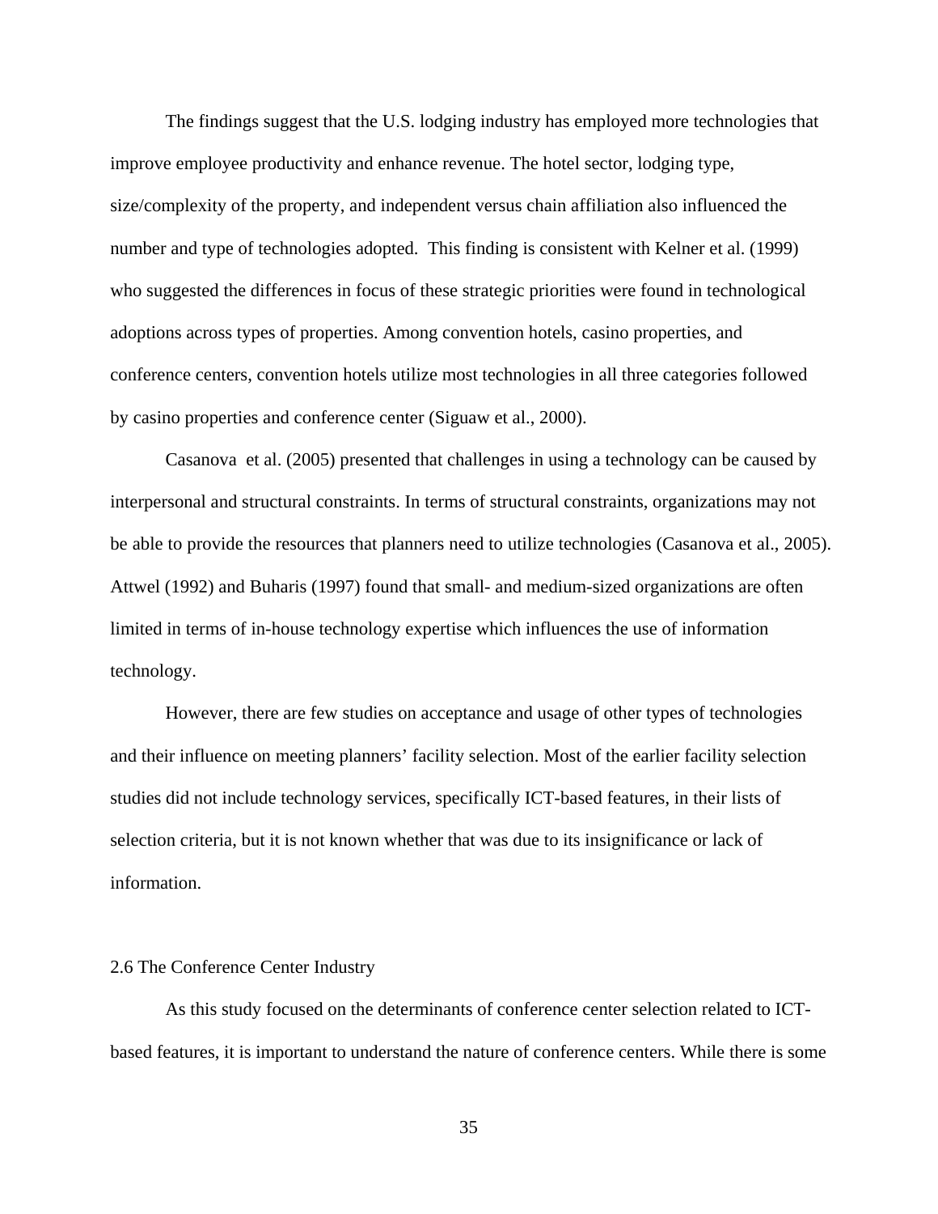The findings suggest that the U.S. lodging industry has employed more technologies that improve employee productivity and enhance revenue. The hotel sector, lodging type, size/complexity of the property, and independent versus chain affiliation also influenced the number and type of technologies adopted.  This finding is consistent with Kelner et al. (1999) who suggested the differences in focus of these strategic priorities were found in technological adoptions across types of properties. Among convention hotels, casino properties, and conference centers, convention hotels utilize most technologies in all three categories followed by casino properties and conference center (Siguaw et al., 2000).

Casanova  et al. (2005) presented that challenges in using a technology can be caused by interpersonal and structural constraints. In terms of structural constraints, organizations may not be able to provide the resources that planners need to utilize technologies (Casanova et al., 2005). Attwel (1992) and Buharis (1997) found that small- and medium-sized organizations are often limited in terms of in-house technology expertise which influences the use of information technology.

However, there are few studies on acceptance and usage of other types of technologies and their influence on meeting planners' facility selection. Most of the earlier facility selection studies did not include technology services, specifically ICT-based features, in their lists of selection criteria, but it is not known whether that was due to its insignificance or lack of information.

## 2.6 The Conference Center Industry

As this study focused on the determinants of conference center selection related to ICT-based features, it is important to understand the nature of conference centers. While there is some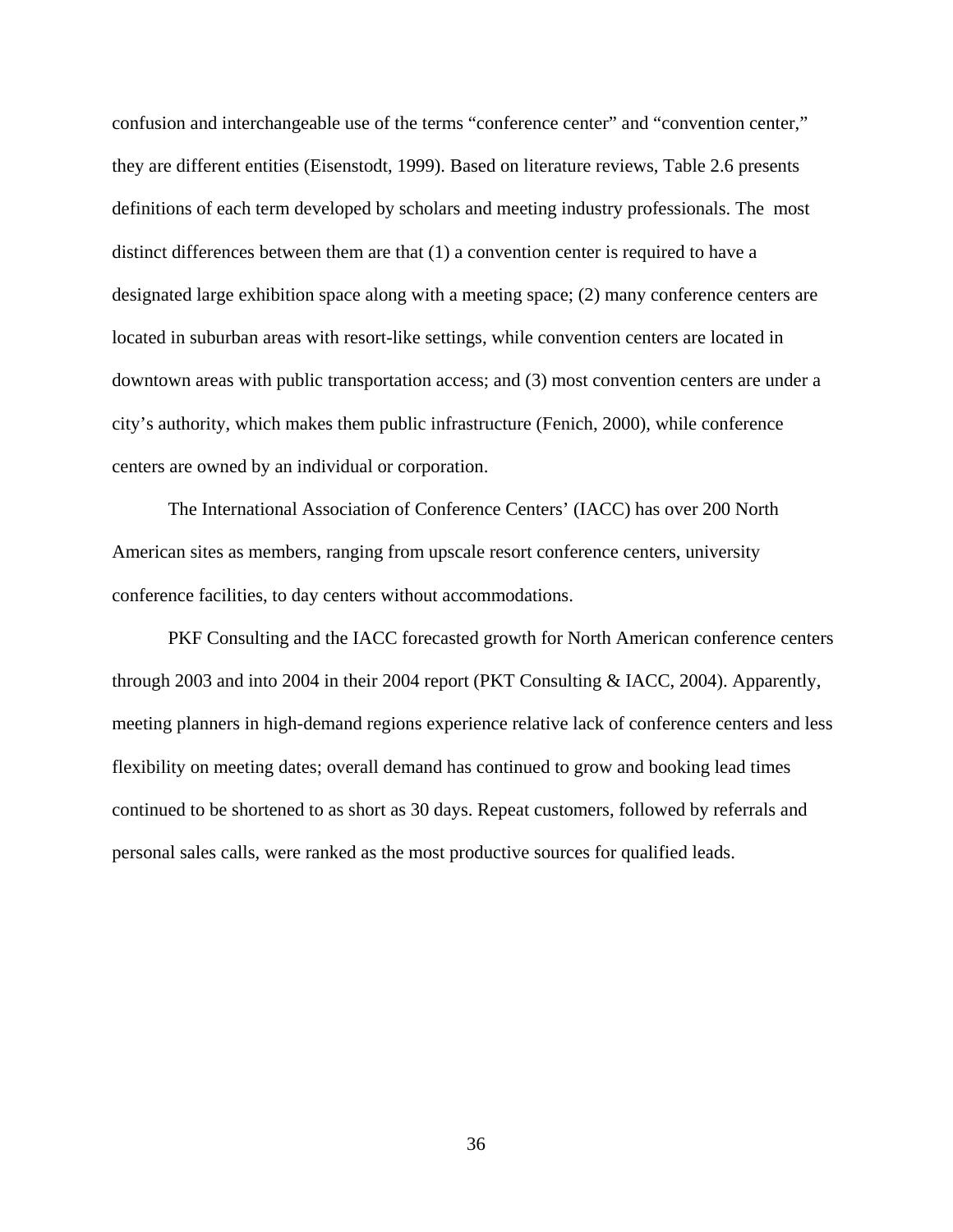confusion and interchangeable use of the terms "conference center" and "convention center," they are different entities (Eisenstodt, 1999). Based on literature reviews, Table 2.6 presents definitions of each term developed by scholars and meeting industry professionals. The most distinct differences between them are that (1) a convention center is required to have a designated large exhibition space along with a meeting space; (2) many conference centers are located in suburban areas with resort-like settings, while convention centers are located in downtown areas with public transportation access; and (3) most convention centers are under a city's authority, which makes them public infrastructure (Fenich, 2000), while conference centers are owned by an individual or corporation.

The International Association of Conference Centers' (IACC) has over 200 North American sites as members, ranging from upscale resort conference centers, university conference facilities, to day centers without accommodations.

PKF Consulting and the IACC forecasted growth for North American conference centers through 2003 and into 2004 in their 2004 report (PKT Consulting & IACC, 2004). Apparently, meeting planners in high-demand regions experience relative lack of conference centers and less flexibility on meeting dates; overall demand has continued to grow and booking lead times continued to be shortened to as short as 30 days. Repeat customers, followed by referrals and personal sales calls, were ranked as the most productive sources for qualified leads.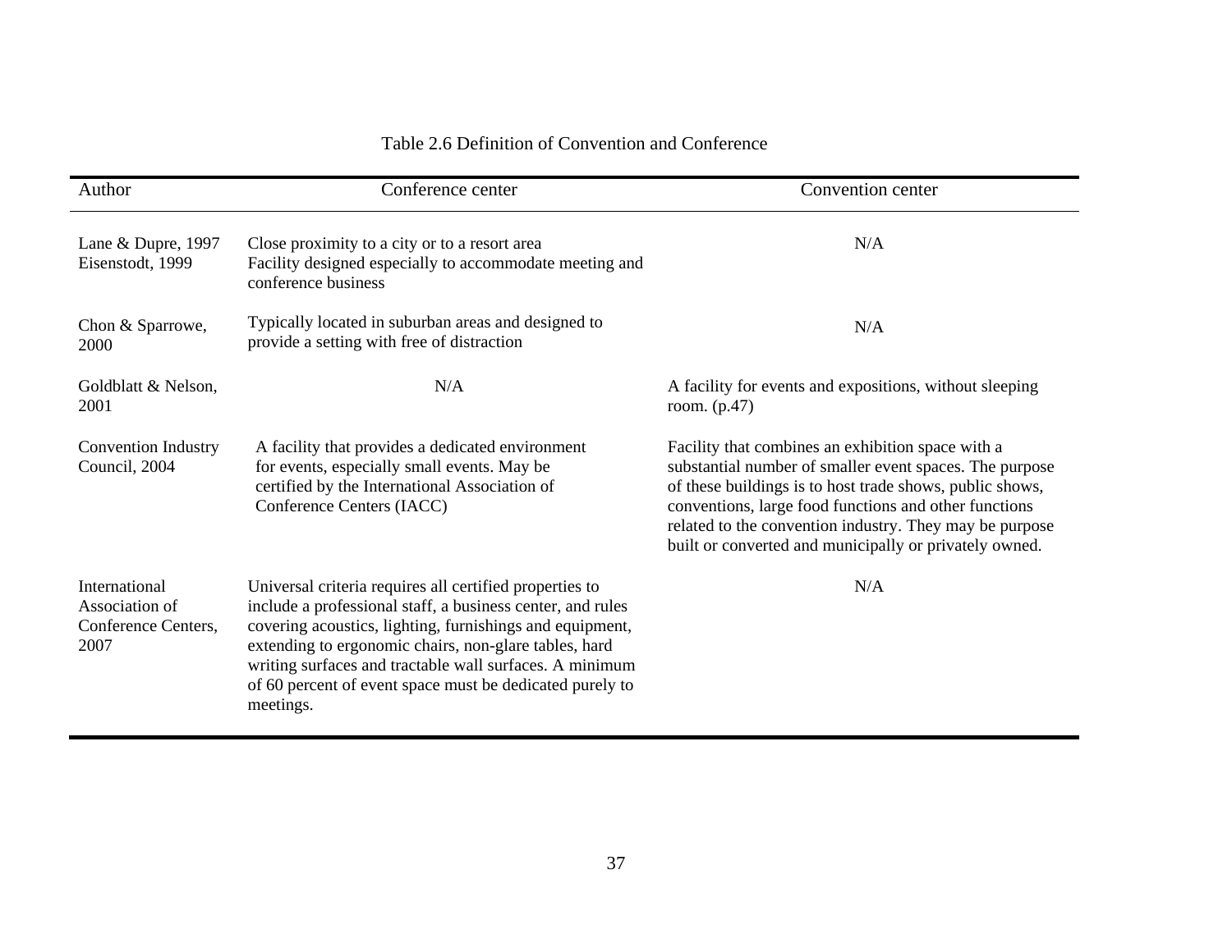Table 2.6 Definition of Convention and Conference

| Author | Conference center | Convention center |
|---|---|---|
| Lane & Dupre, 1997 Eisenstodt, 1999 | Close proximity to a city or to a resort area Facility designed especially to accommodate meeting and conference business | N/A |
| Chon & Sparrowe, 2000 | Typically located in suburban areas and designed to provide a setting with free of distraction | N/A |
| Goldblatt & Nelson, 2001 | N/A | A facility for events and expositions, without sleeping room. (p.47) |
| Convention Industry Council, 2004 | A facility that provides a dedicated environment for events, especially small events. May be certified by the International Association of Conference Centers (IACC) | Facility that combines an exhibition space with a substantial number of smaller event spaces. The purpose of these buildings is to host trade shows, public shows, conventions, large food functions and other functions related to the convention industry. They may be purpose built or converted and municipally or privately owned. |
| International Association of Conference Centers, 2007 | Universal criteria requires all certified properties to include a professional staff, a business center, and rules covering acoustics, lighting, furnishings and equipment, extending to ergonomic chairs, non-glare tables, hard writing surfaces and tractable wall surfaces. A minimum of 60 percent of event space must be dedicated purely to meetings. | N/A |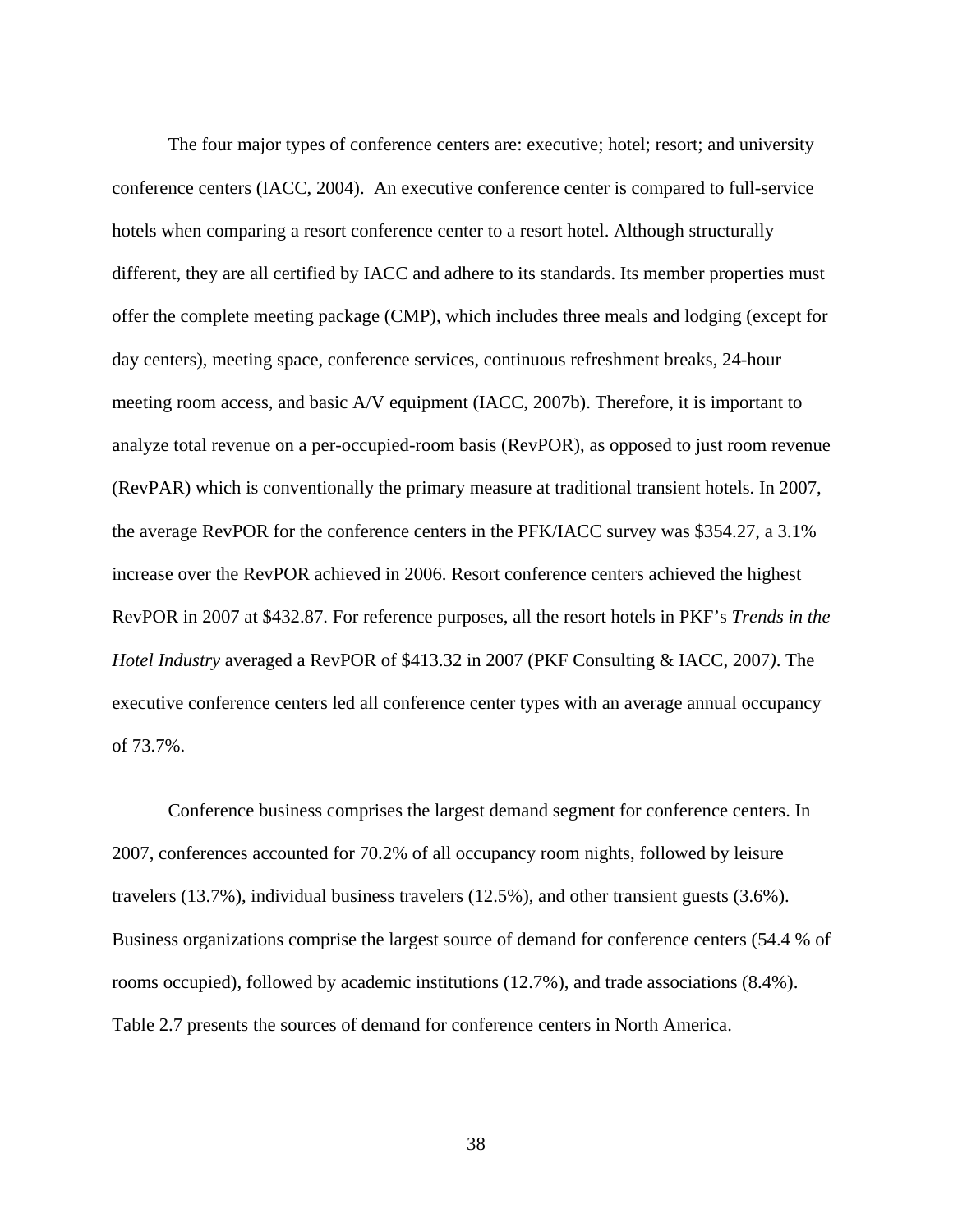The four major types of conference centers are: executive; hotel; resort; and university conference centers (IACC, 2004). An executive conference center is compared to full-service hotels when comparing a resort conference center to a resort hotel. Although structurally different, they are all certified by IACC and adhere to its standards. Its member properties must offer the complete meeting package (CMP), which includes three meals and lodging (except for day centers), meeting space, conference services, continuous refreshment breaks, 24-hour meeting room access, and basic A/V equipment (IACC, 2007b). Therefore, it is important to analyze total revenue on a per-occupied-room basis (RevPOR), as opposed to just room revenue (RevPAR) which is conventionally the primary measure at traditional transient hotels. In 2007, the average RevPOR for the conference centers in the PFK/IACC survey was $354.27, a 3.1% increase over the RevPOR achieved in 2006. Resort conference centers achieved the highest RevPOR in 2007 at $432.87. For reference purposes, all the resort hotels in PKF's *Trends in the Hotel Industry* averaged a RevPOR of $413.32 in 2007 (PKF Consulting & IACC, 2007). The executive conference centers led all conference center types with an average annual occupancy of 73.7%.

Conference business comprises the largest demand segment for conference centers. In 2007, conferences accounted for 70.2% of all occupancy room nights, followed by leisure travelers (13.7%), individual business travelers (12.5%), and other transient guests (3.6%). Business organizations comprise the largest source of demand for conference centers (54.4 % of rooms occupied), followed by academic institutions (12.7%), and trade associations (8.4%). Table 2.7 presents the sources of demand for conference centers in North America.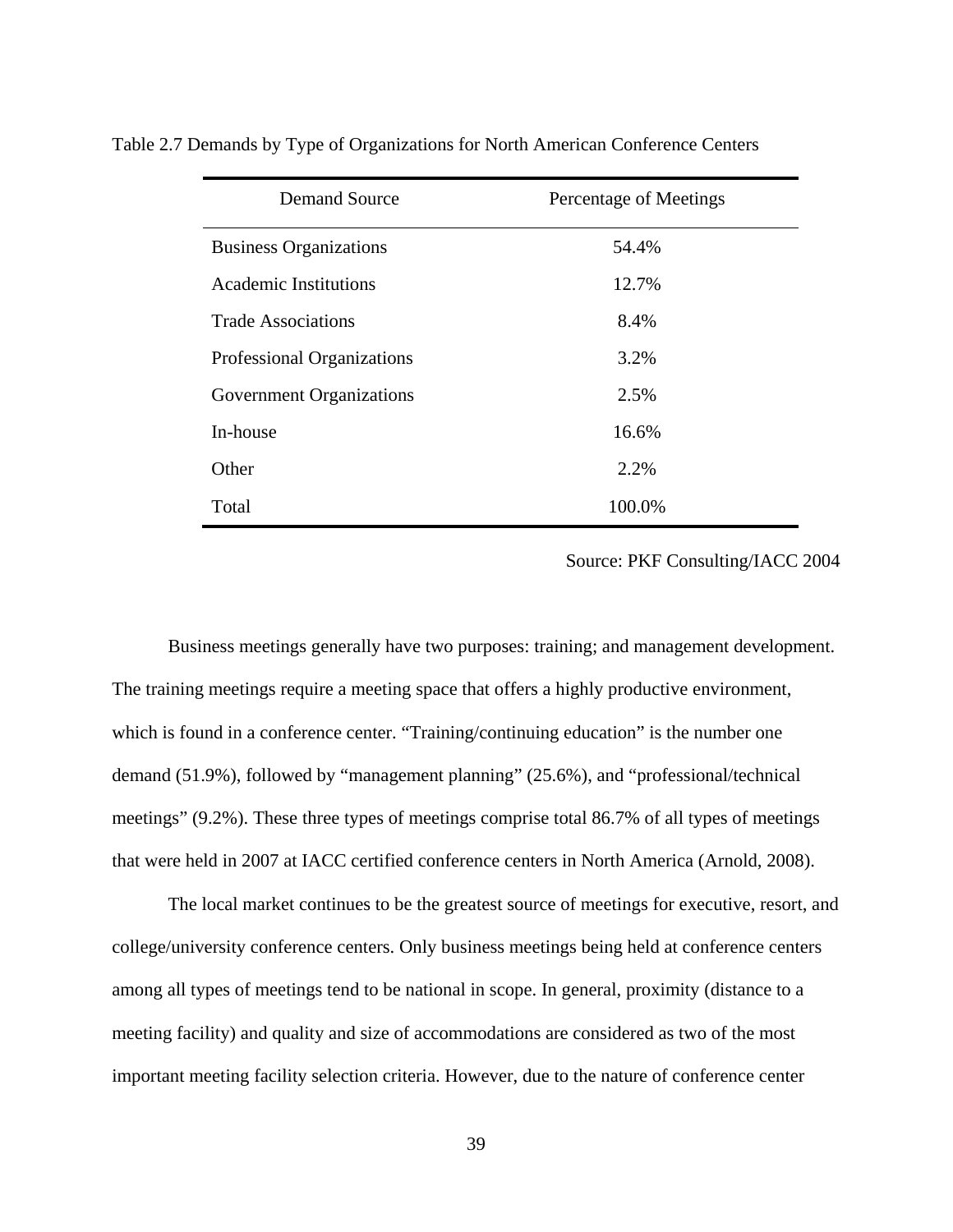Table 2.7 Demands by Type of Organizations for North American Conference Centers

| Demand Source | Percentage of Meetings |
|---|---|
| Business Organizations | 54.4% |
| Academic Institutions | 12.7% |
| Trade Associations | 8.4% |
| Professional Organizations | 3.2% |
| Government Organizations | 2.5% |
| In-house | 16.6% |
| Other | 2.2% |
| Total | 100.0% |

Source: PKF Consulting/IACC 2004

Business meetings generally have two purposes: training; and management development. The training meetings require a meeting space that offers a highly productive environment, which is found in a conference center. "Training/continuing education" is the number one demand (51.9%), followed by "management planning" (25.6%), and "professional/technical meetings" (9.2%). These three types of meetings comprise total 86.7% of all types of meetings that were held in 2007 at IACC certified conference centers in North America (Arnold, 2008).

The local market continues to be the greatest source of meetings for executive, resort, and college/university conference centers. Only business meetings being held at conference centers among all types of meetings tend to be national in scope. In general, proximity (distance to a meeting facility) and quality and size of accommodations are considered as two of the most important meeting facility selection criteria. However, due to the nature of conference center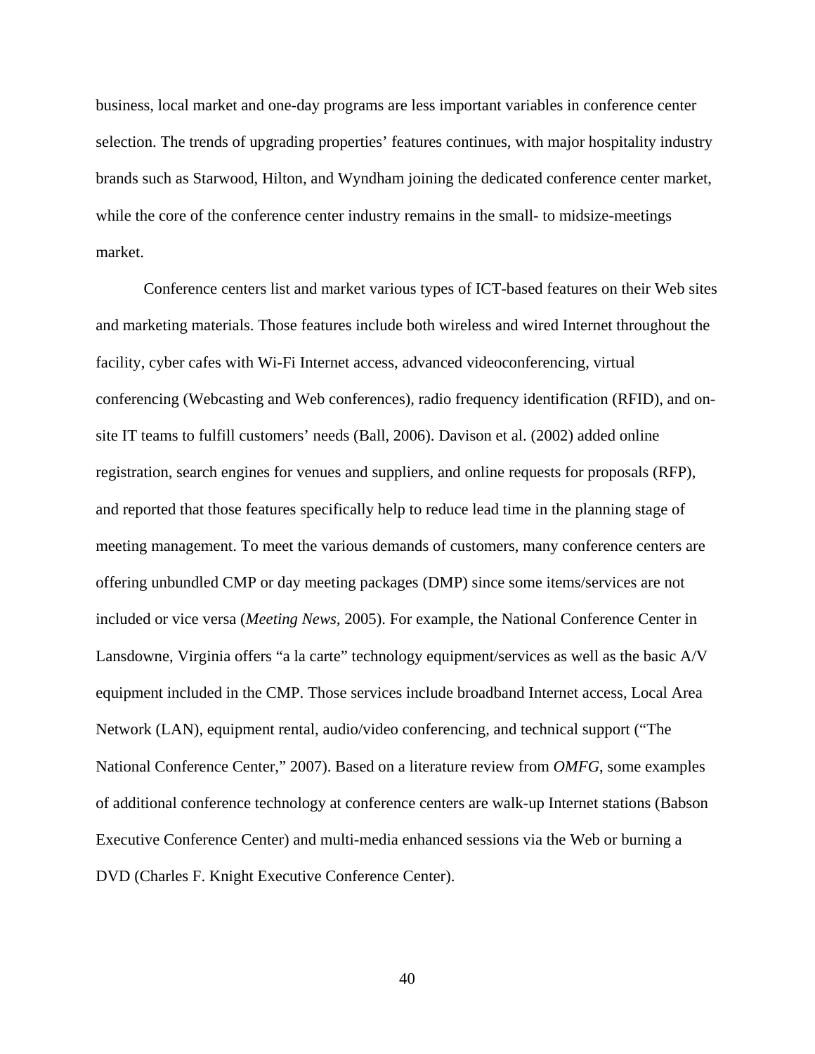business, local market and one-day programs are less important variables in conference center selection. The trends of upgrading properties' features continues, with major hospitality industry brands such as Starwood, Hilton, and Wyndham joining the dedicated conference center market, while the core of the conference center industry remains in the small- to midsize-meetings market.

Conference centers list and market various types of ICT-based features on their Web sites and marketing materials. Those features include both wireless and wired Internet throughout the facility, cyber cafes with Wi-Fi Internet access, advanced videoconferencing, virtual conferencing (Webcasting and Web conferences), radio frequency identification (RFID), and on-site IT teams to fulfill customers' needs (Ball, 2006). Davison et al. (2002) added online registration, search engines for venues and suppliers, and online requests for proposals (RFP), and reported that those features specifically help to reduce lead time in the planning stage of meeting management. To meet the various demands of customers, many conference centers are offering unbundled CMP or day meeting packages (DMP) since some items/services are not included or vice versa (*Meeting News*, 2005). For example, the National Conference Center in Lansdowne, Virginia offers "a la carte" technology equipment/services as well as the basic A/V equipment included in the CMP. Those services include broadband Internet access, Local Area Network (LAN), equipment rental, audio/video conferencing, and technical support ("The National Conference Center," 2007). Based on a literature review from *OMFG*, some examples of additional conference technology at conference centers are walk-up Internet stations (Babson Executive Conference Center) and multi-media enhanced sessions via the Web or burning a DVD (Charles F. Knight Executive Conference Center).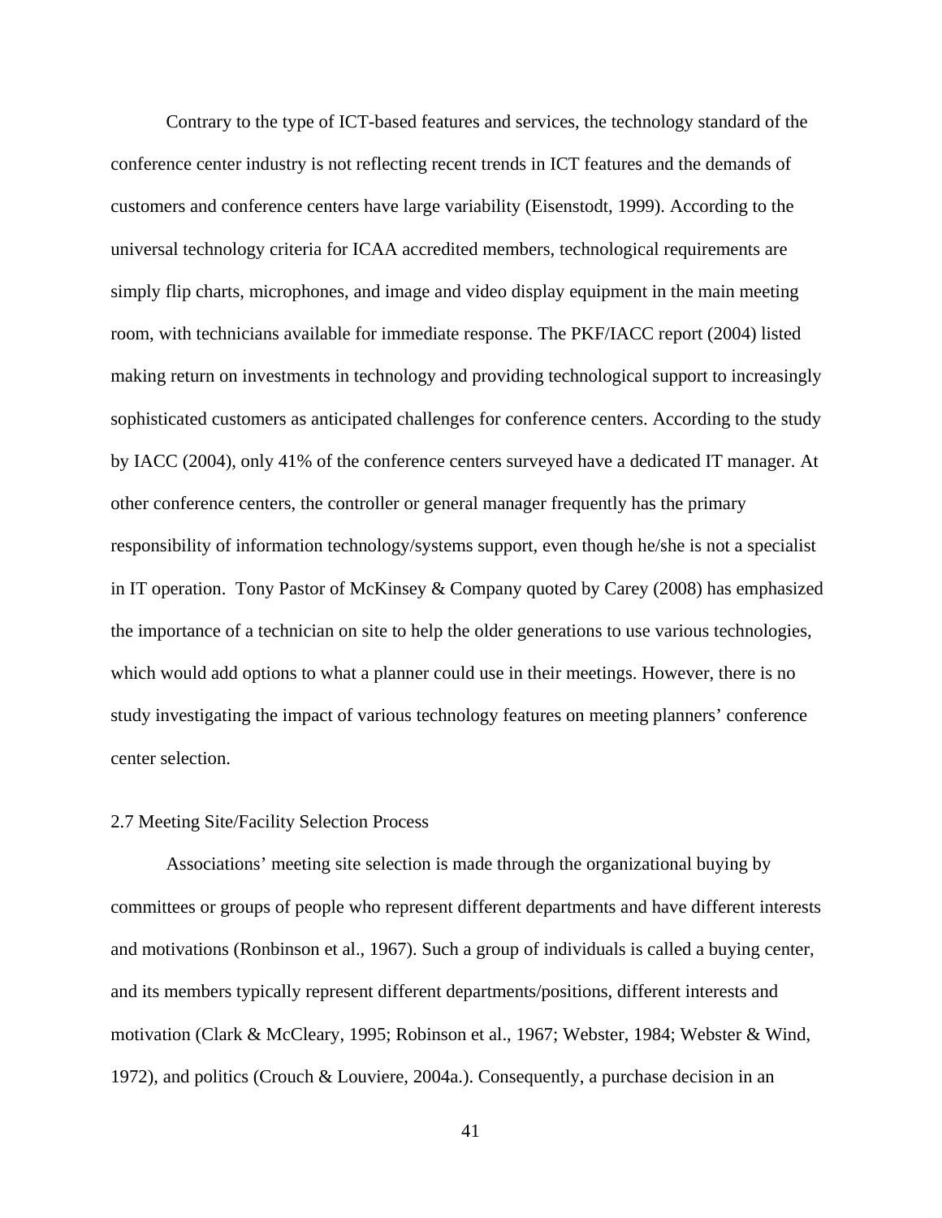Contrary to the type of ICT-based features and services, the technology standard of the conference center industry is not reflecting recent trends in ICT features and the demands of customers and conference centers have large variability (Eisenstodt, 1999). According to the universal technology criteria for ICAA accredited members, technological requirements are simply flip charts, microphones, and image and video display equipment in the main meeting room, with technicians available for immediate response. The PKF/IACC report (2004) listed making return on investments in technology and providing technological support to increasingly sophisticated customers as anticipated challenges for conference centers. According to the study by IACC (2004), only 41% of the conference centers surveyed have a dedicated IT manager. At other conference centers, the controller or general manager frequently has the primary responsibility of information technology/systems support, even though he/she is not a specialist in IT operation. Tony Pastor of McKinsey & Company quoted by Carey (2008) has emphasized the importance of a technician on site to help the older generations to use various technologies, which would add options to what a planner could use in their meetings. However, there is no study investigating the impact of various technology features on meeting planners' conference center selection.

## 2.7 Meeting Site/Facility Selection Process

Associations' meeting site selection is made through the organizational buying by committees or groups of people who represent different departments and have different interests and motivations (Ronbinson et al., 1967). Such a group of individuals is called a buying center, and its members typically represent different departments/positions, different interests and motivation (Clark & McCleary, 1995; Robinson et al., 1967; Webster, 1984; Webster & Wind, 1972), and politics (Crouch & Louviere, 2004a.). Consequently, a purchase decision in an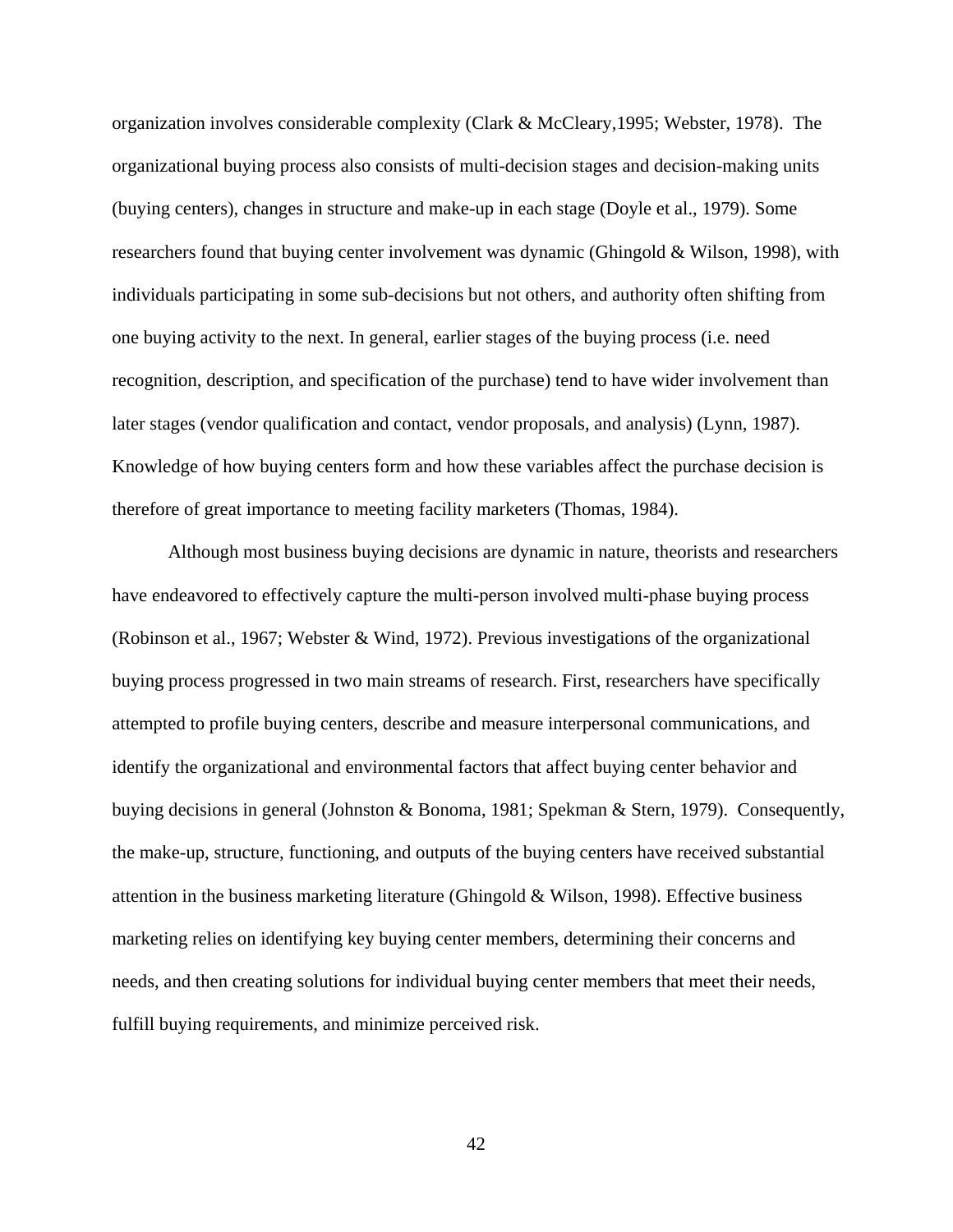organization involves considerable complexity (Clark & McCleary,1995; Webster, 1978). The organizational buying process also consists of multi-decision stages and decision-making units (buying centers), changes in structure and make-up in each stage (Doyle et al., 1979). Some researchers found that buying center involvement was dynamic (Ghingold & Wilson, 1998), with individuals participating in some sub-decisions but not others, and authority often shifting from one buying activity to the next. In general, earlier stages of the buying process (i.e. need recognition, description, and specification of the purchase) tend to have wider involvement than later stages (vendor qualification and contact, vendor proposals, and analysis) (Lynn, 1987). Knowledge of how buying centers form and how these variables affect the purchase decision is therefore of great importance to meeting facility marketers (Thomas, 1984).

Although most business buying decisions are dynamic in nature, theorists and researchers have endeavored to effectively capture the multi-person involved multi-phase buying process (Robinson et al., 1967; Webster & Wind, 1972). Previous investigations of the organizational buying process progressed in two main streams of research. First, researchers have specifically attempted to profile buying centers, describe and measure interpersonal communications, and identify the organizational and environmental factors that affect buying center behavior and buying decisions in general (Johnston & Bonoma, 1981; Spekman & Stern, 1979). Consequently, the make-up, structure, functioning, and outputs of the buying centers have received substantial attention in the business marketing literature (Ghingold & Wilson, 1998). Effective business marketing relies on identifying key buying center members, determining their concerns and needs, and then creating solutions for individual buying center members that meet their needs, fulfill buying requirements, and minimize perceived risk.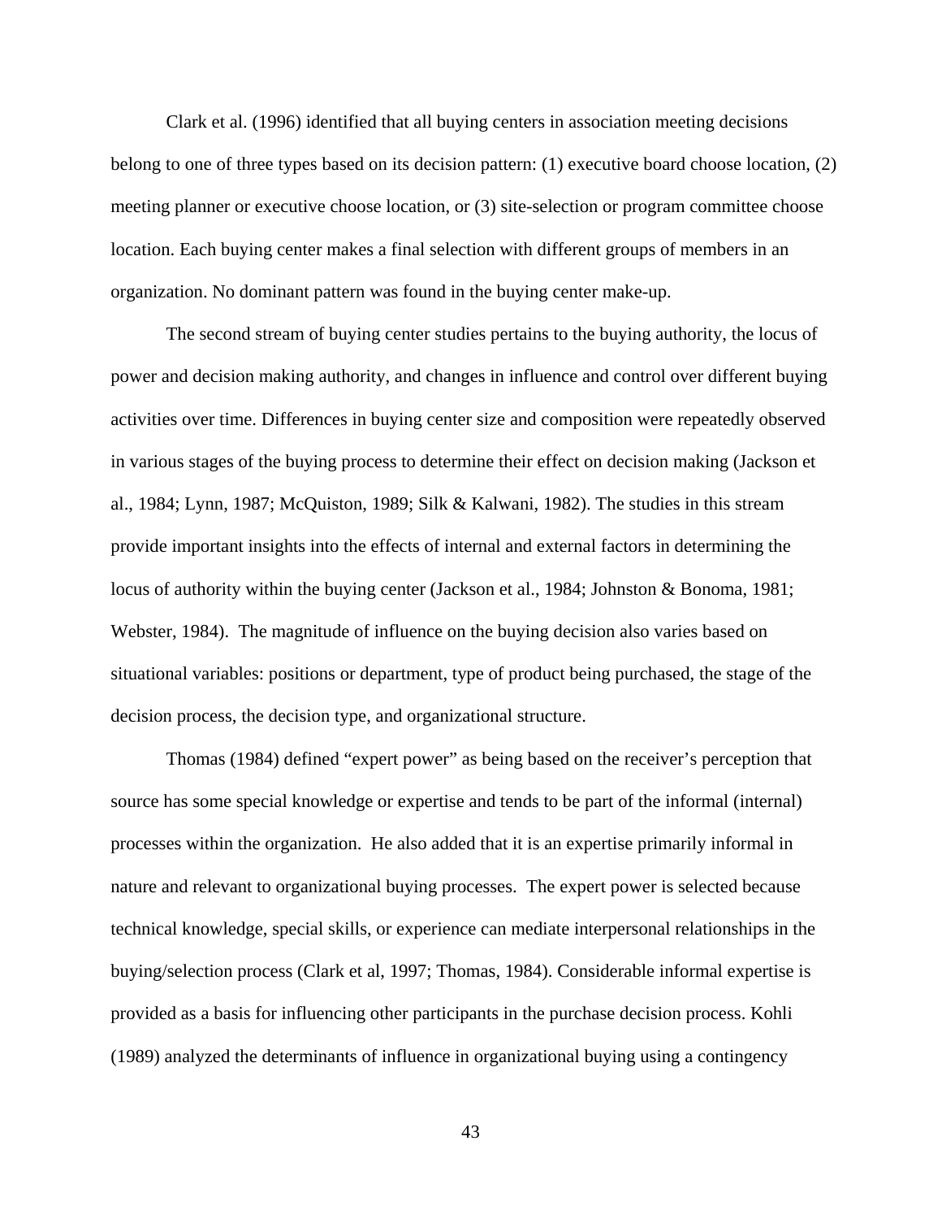Clark et al. (1996) identified that all buying centers in association meeting decisions belong to one of three types based on its decision pattern: (1) executive board choose location, (2) meeting planner or executive choose location, or (3) site-selection or program committee choose location. Each buying center makes a final selection with different groups of members in an organization. No dominant pattern was found in the buying center make-up.

The second stream of buying center studies pertains to the buying authority, the locus of power and decision making authority, and changes in influence and control over different buying activities over time. Differences in buying center size and composition were repeatedly observed in various stages of the buying process to determine their effect on decision making (Jackson et al., 1984; Lynn, 1987; McQuiston, 1989; Silk & Kalwani, 1982). The studies in this stream provide important insights into the effects of internal and external factors in determining the locus of authority within the buying center (Jackson et al., 1984; Johnston & Bonoma, 1981; Webster, 1984). The magnitude of influence on the buying decision also varies based on situational variables: positions or department, type of product being purchased, the stage of the decision process, the decision type, and organizational structure.

Thomas (1984) defined "expert power" as being based on the receiver's perception that source has some special knowledge or expertise and tends to be part of the informal (internal) processes within the organization. He also added that it is an expertise primarily informal in nature and relevant to organizational buying processes. The expert power is selected because technical knowledge, special skills, or experience can mediate interpersonal relationships in the buying/selection process (Clark et al, 1997; Thomas, 1984). Considerable informal expertise is provided as a basis for influencing other participants in the purchase decision process. Kohli (1989) analyzed the determinants of influence in organizational buying using a contingency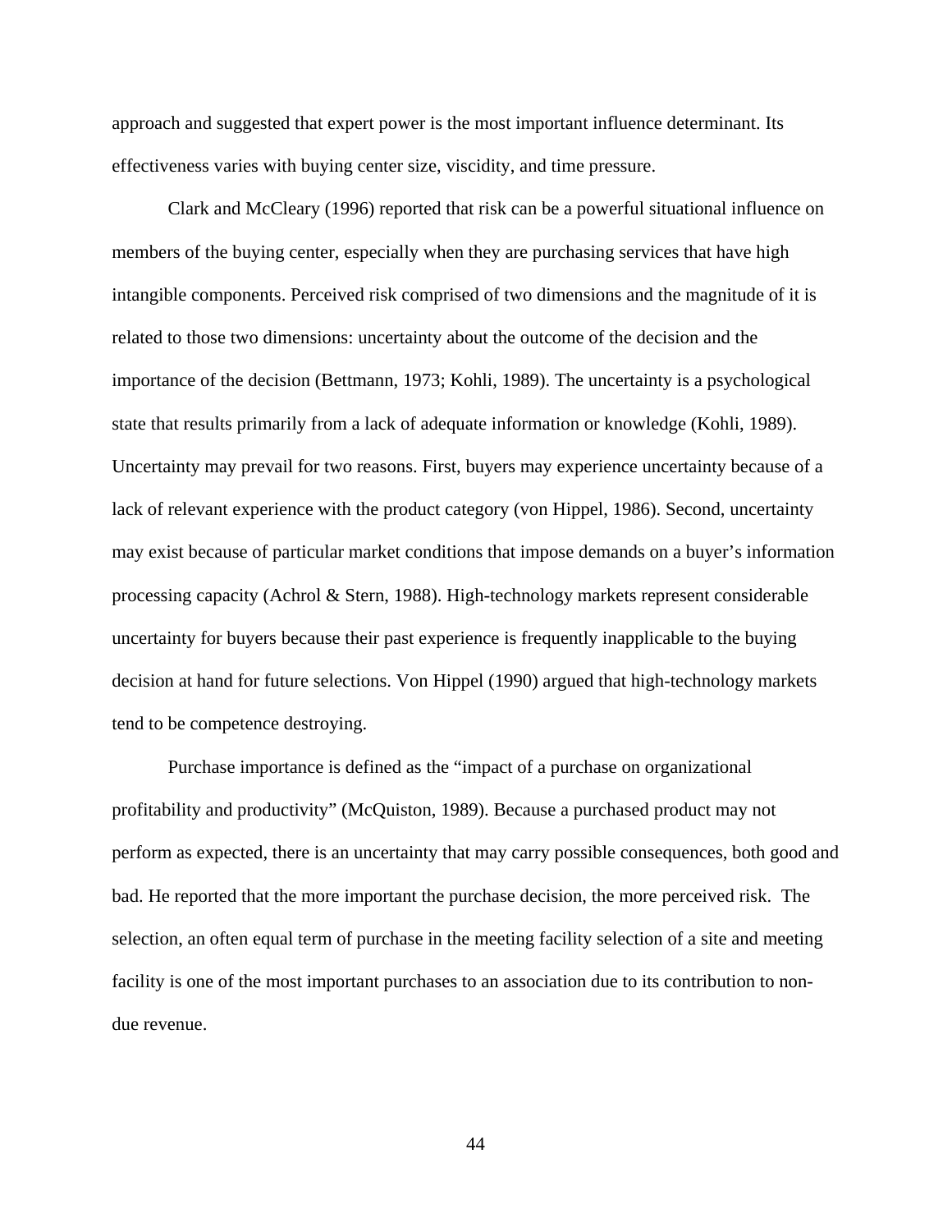approach and suggested that expert power is the most important influence determinant. Its effectiveness varies with buying center size, viscidity, and time pressure.

Clark and McCleary (1996) reported that risk can be a powerful situational influence on members of the buying center, especially when they are purchasing services that have high intangible components. Perceived risk comprised of two dimensions and the magnitude of it is related to those two dimensions: uncertainty about the outcome of the decision and the importance of the decision (Bettmann, 1973; Kohli, 1989). The uncertainty is a psychological state that results primarily from a lack of adequate information or knowledge (Kohli, 1989). Uncertainty may prevail for two reasons. First, buyers may experience uncertainty because of a lack of relevant experience with the product category (von Hippel, 1986). Second, uncertainty may exist because of particular market conditions that impose demands on a buyer's information processing capacity (Achrol & Stern, 1988). High-technology markets represent considerable uncertainty for buyers because their past experience is frequently inapplicable to the buying decision at hand for future selections. Von Hippel (1990) argued that high-technology markets tend to be competence destroying.

Purchase importance is defined as the "impact of a purchase on organizational profitability and productivity" (McQuiston, 1989). Because a purchased product may not perform as expected, there is an uncertainty that may carry possible consequences, both good and bad. He reported that the more important the purchase decision, the more perceived risk. The selection, an often equal term of purchase in the meeting facility selection of a site and meeting facility is one of the most important purchases to an association due to its contribution to non-due revenue.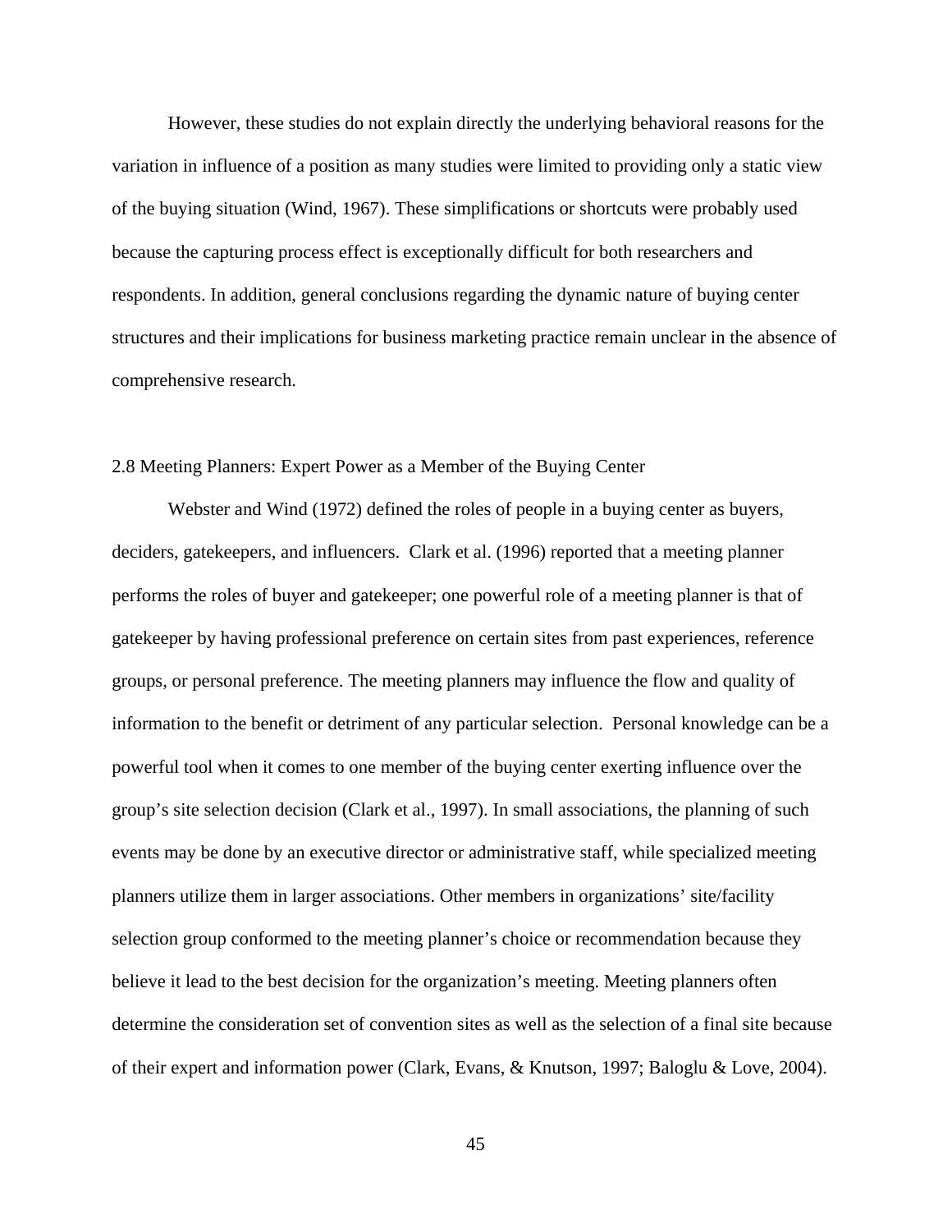However, these studies do not explain directly the underlying behavioral reasons for the variation in influence of a position as many studies were limited to providing only a static view of the buying situation (Wind, 1967). These simplifications or shortcuts were probably used because the capturing process effect is exceptionally difficult for both researchers and respondents. In addition, general conclusions regarding the dynamic nature of buying center structures and their implications for business marketing practice remain unclear in the absence of comprehensive research.

## 2.8 Meeting Planners: Expert Power as a Member of the Buying Center

Webster and Wind (1972) defined the roles of people in a buying center as buyers, deciders, gatekeepers, and influencers. Clark et al. (1996) reported that a meeting planner performs the roles of buyer and gatekeeper; one powerful role of a meeting planner is that of gatekeeper by having professional preference on certain sites from past experiences, reference groups, or personal preference. The meeting planners may influence the flow and quality of information to the benefit or detriment of any particular selection. Personal knowledge can be a powerful tool when it comes to one member of the buying center exerting influence over the group's site selection decision (Clark et al., 1997). In small associations, the planning of such events may be done by an executive director or administrative staff, while specialized meeting planners utilize them in larger associations. Other members in organizations' site/facility selection group conformed to the meeting planner's choice or recommendation because they believe it lead to the best decision for the organization's meeting. Meeting planners often determine the consideration set of convention sites as well as the selection of a final site because of their expert and information power (Clark, Evans, & Knutson, 1997; Baloglu & Love, 2004).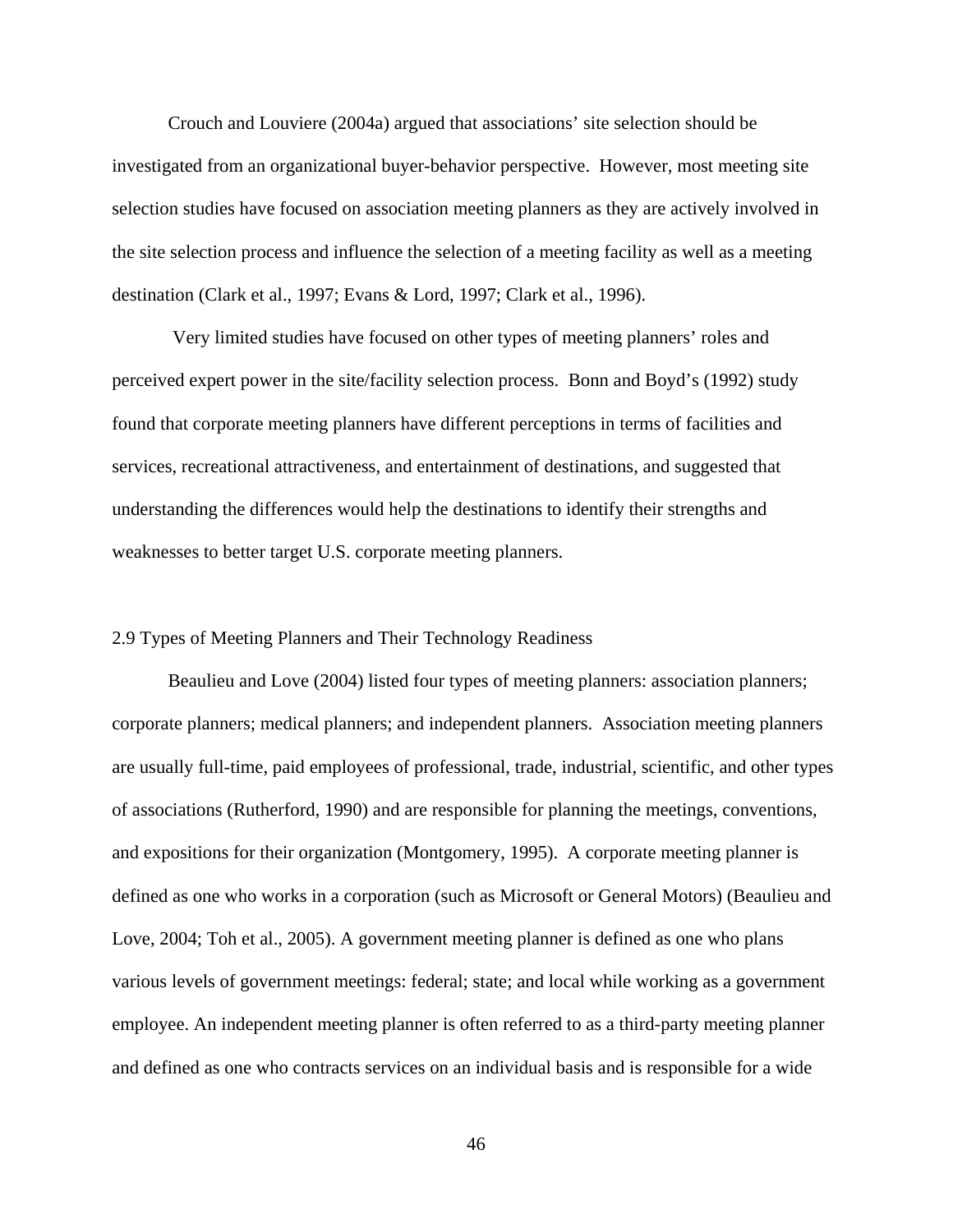Crouch and Louviere (2004a) argued that associations' site selection should be investigated from an organizational buyer-behavior perspective. However, most meeting site selection studies have focused on association meeting planners as they are actively involved in the site selection process and influence the selection of a meeting facility as well as a meeting destination (Clark et al., 1997; Evans & Lord, 1997; Clark et al., 1996).

Very limited studies have focused on other types of meeting planners' roles and perceived expert power in the site/facility selection process. Bonn and Boyd's (1992) study found that corporate meeting planners have different perceptions in terms of facilities and services, recreational attractiveness, and entertainment of destinations, and suggested that understanding the differences would help the destinations to identify their strengths and weaknesses to better target U.S. corporate meeting planners.

## 2.9 Types of Meeting Planners and Their Technology Readiness

Beaulieu and Love (2004) listed four types of meeting planners: association planners; corporate planners; medical planners; and independent planners. Association meeting planners are usually full-time, paid employees of professional, trade, industrial, scientific, and other types of associations (Rutherford, 1990) and are responsible for planning the meetings, conventions, and expositions for their organization (Montgomery, 1995). A corporate meeting planner is defined as one who works in a corporation (such as Microsoft or General Motors) (Beaulieu and Love, 2004; Toh et al., 2005). A government meeting planner is defined as one who plans various levels of government meetings: federal; state; and local while working as a government employee. An independent meeting planner is often referred to as a third-party meeting planner and defined as one who contracts services on an individual basis and is responsible for a wide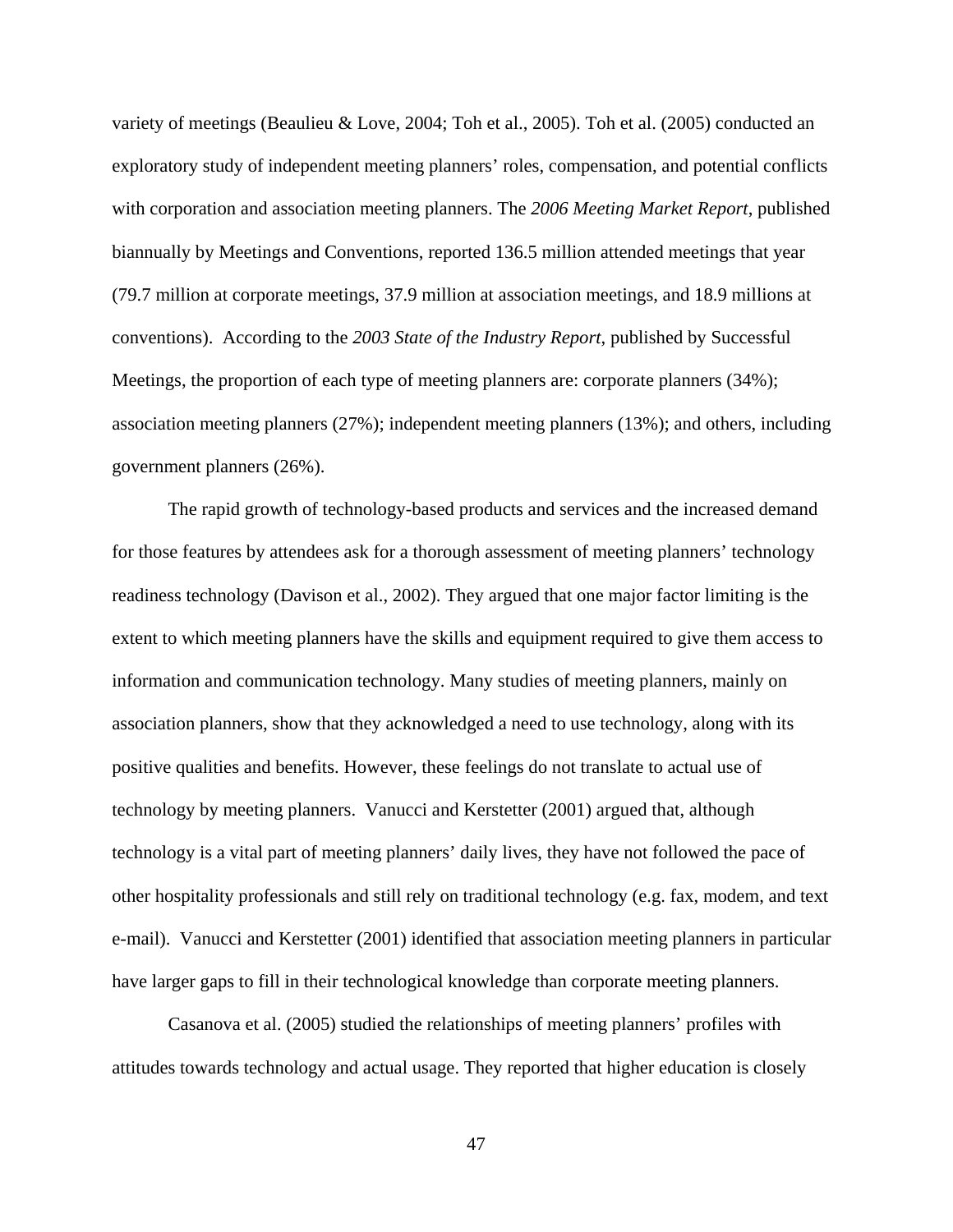variety of meetings (Beaulieu & Love, 2004; Toh et al., 2005). Toh et al. (2005) conducted an exploratory study of independent meeting planners' roles, compensation, and potential conflicts with corporation and association meeting planners. The *2006 Meeting Market Report*, published biannually by Meetings and Conventions, reported 136.5 million attended meetings that year (79.7 million at corporate meetings, 37.9 million at association meetings, and 18.9 millions at conventions). According to the *2003 State of the Industry Report*, published by Successful Meetings, the proportion of each type of meeting planners are: corporate planners (34%); association meeting planners (27%); independent meeting planners (13%); and others, including government planners (26%).

The rapid growth of technology-based products and services and the increased demand for those features by attendees ask for a thorough assessment of meeting planners' technology readiness technology (Davison et al., 2002). They argued that one major factor limiting is the extent to which meeting planners have the skills and equipment required to give them access to information and communication technology. Many studies of meeting planners, mainly on association planners, show that they acknowledged a need to use technology, along with its positive qualities and benefits. However, these feelings do not translate to actual use of technology by meeting planners. Vanucci and Kerstetter (2001) argued that, although technology is a vital part of meeting planners' daily lives, they have not followed the pace of other hospitality professionals and still rely on traditional technology (e.g. fax, modem, and text e-mail). Vanucci and Kerstetter (2001) identified that association meeting planners in particular have larger gaps to fill in their technological knowledge than corporate meeting planners.

Casanova et al. (2005) studied the relationships of meeting planners' profiles with attitudes towards technology and actual usage. They reported that higher education is closely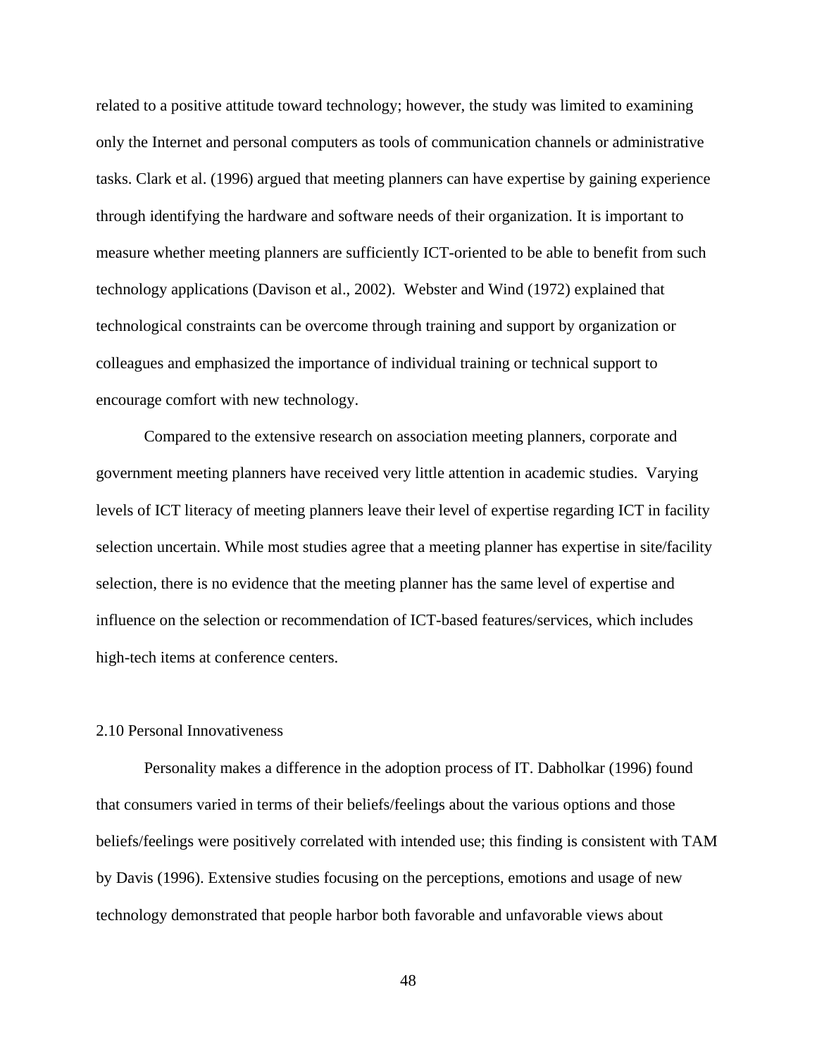related to a positive attitude toward technology; however, the study was limited to examining only the Internet and personal computers as tools of communication channels or administrative tasks. Clark et al. (1996) argued that meeting planners can have expertise by gaining experience through identifying the hardware and software needs of their organization. It is important to measure whether meeting planners are sufficiently ICT-oriented to be able to benefit from such technology applications (Davison et al., 2002). Webster and Wind (1972) explained that technological constraints can be overcome through training and support by organization or colleagues and emphasized the importance of individual training or technical support to encourage comfort with new technology.

Compared to the extensive research on association meeting planners, corporate and government meeting planners have received very little attention in academic studies. Varying levels of ICT literacy of meeting planners leave their level of expertise regarding ICT in facility selection uncertain. While most studies agree that a meeting planner has expertise in site/facility selection, there is no evidence that the meeting planner has the same level of expertise and influence on the selection or recommendation of ICT-based features/services, which includes high-tech items at conference centers.

## 2.10 Personal Innovativeness

Personality makes a difference in the adoption process of IT. Dabholkar (1996) found that consumers varied in terms of their beliefs/feelings about the various options and those beliefs/feelings were positively correlated with intended use; this finding is consistent with TAM by Davis (1996). Extensive studies focusing on the perceptions, emotions and usage of new technology demonstrated that people harbor both favorable and unfavorable views about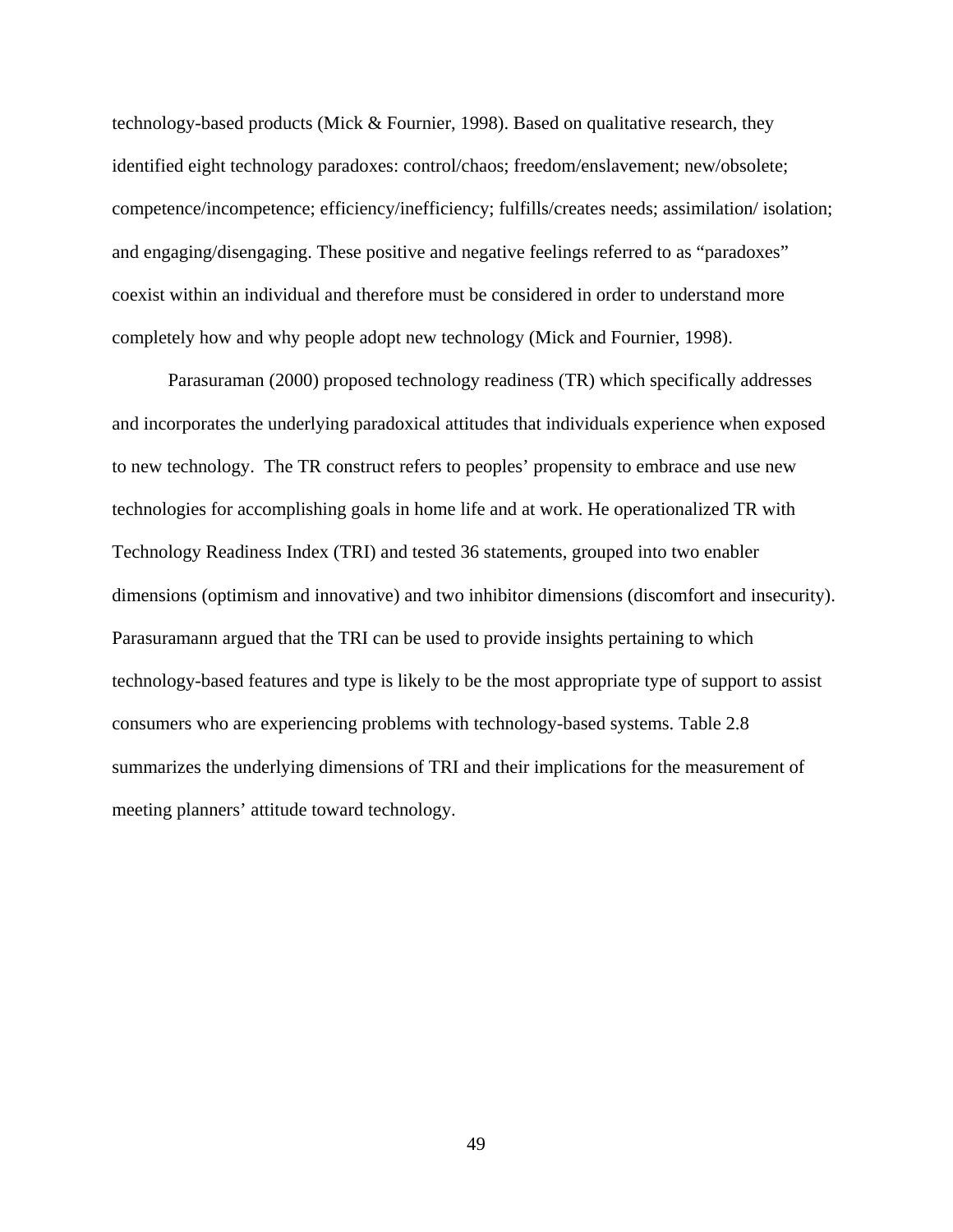technology-based products (Mick & Fournier, 1998). Based on qualitative research, they identified eight technology paradoxes: control/chaos; freedom/enslavement; new/obsolete; competence/incompetence; efficiency/inefficiency; fulfills/creates needs; assimilation/ isolation; and engaging/disengaging. These positive and negative feelings referred to as "paradoxes" coexist within an individual and therefore must be considered in order to understand more completely how and why people adopt new technology (Mick and Fournier, 1998).

Parasuraman (2000) proposed technology readiness (TR) which specifically addresses and incorporates the underlying paradoxical attitudes that individuals experience when exposed to new technology. The TR construct refers to peoples' propensity to embrace and use new technologies for accomplishing goals in home life and at work. He operationalized TR with Technology Readiness Index (TRI) and tested 36 statements, grouped into two enabler dimensions (optimism and innovative) and two inhibitor dimensions (discomfort and insecurity). Parasuramann argued that the TRI can be used to provide insights pertaining to which technology-based features and type is likely to be the most appropriate type of support to assist consumers who are experiencing problems with technology-based systems. Table 2.8 summarizes the underlying dimensions of TRI and their implications for the measurement of meeting planners' attitude toward technology.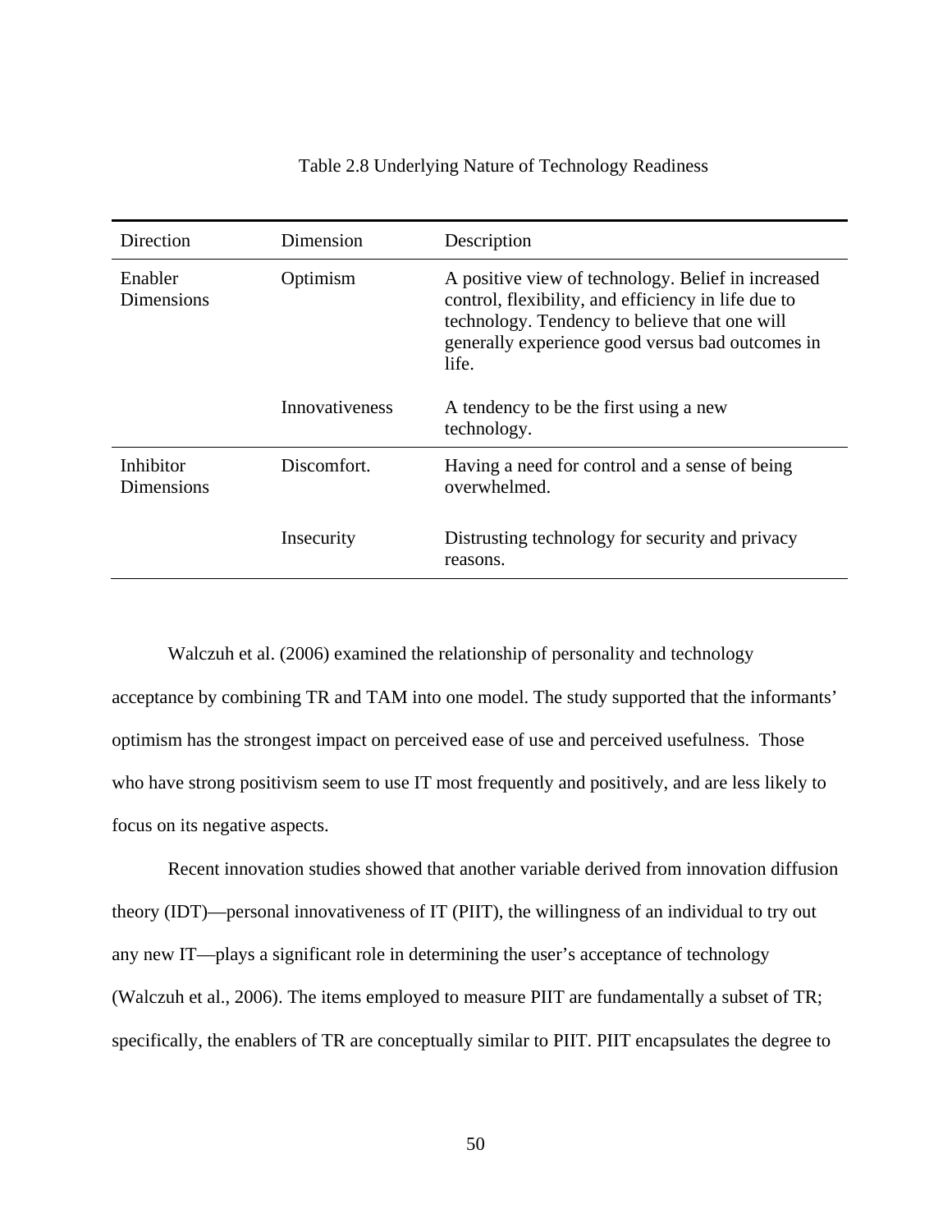Table 2.8 Underlying Nature of Technology Readiness

| Direction | Dimension | Description |
|---|---|---|
| Enabler Dimensions | Optimism | A positive view of technology. Belief in increased control, flexibility, and efficiency in life due to technology. Tendency to believe that one will generally experience good versus bad outcomes in life. |
| | Innovativeness | A tendency to be the first using a new technology. |
| Inhibitor Dimensions | Discomfort. | Having a need for control and a sense of being overwhelmed. |
| | Insecurity | Distrusting technology for security and privacy reasons. |

Walczuh et al. (2006) examined the relationship of personality and technology acceptance by combining TR and TAM into one model. The study supported that the informants' optimism has the strongest impact on perceived ease of use and perceived usefulness. Those who have strong positivism seem to use IT most frequently and positively, and are less likely to focus on its negative aspects.

Recent innovation studies showed that another variable derived from innovation diffusion theory (IDT)—personal innovativeness of IT (PIIT), the willingness of an individual to try out any new IT—plays a significant role in determining the user's acceptance of technology (Walczuh et al., 2006). The items employed to measure PIIT are fundamentally a subset of TR; specifically, the enablers of TR are conceptually similar to PIIT. PIIT encapsulates the degree to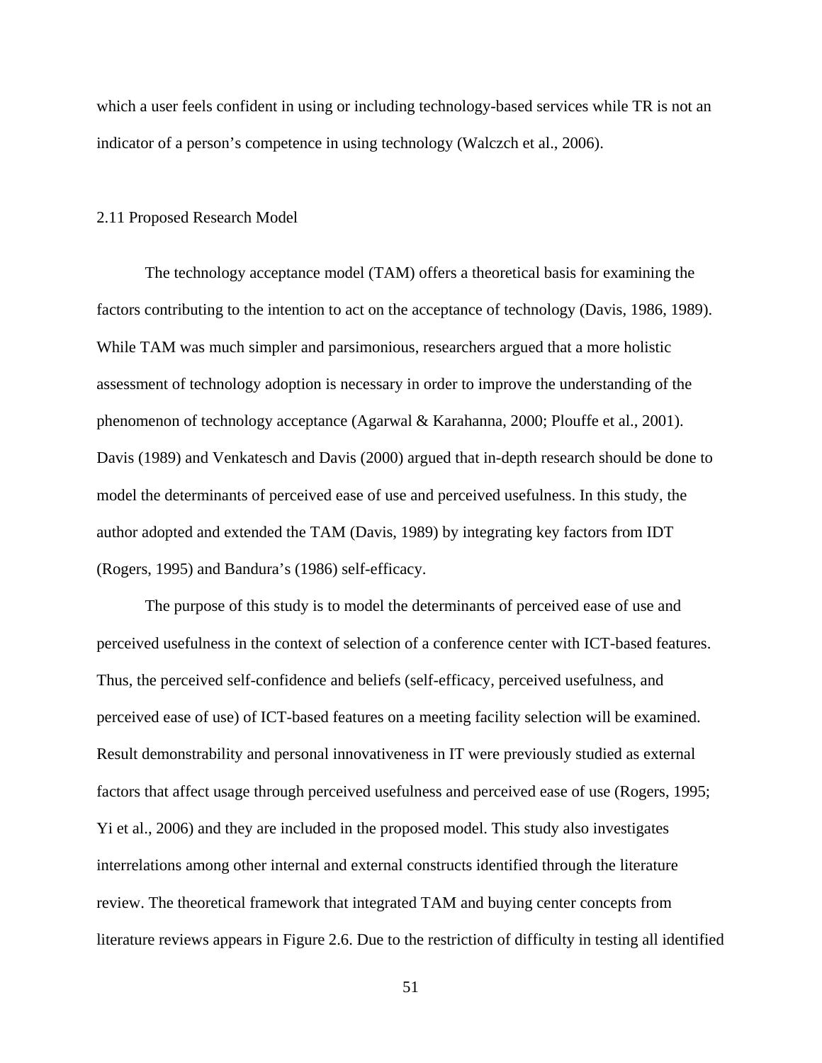which a user feels confident in using or including technology-based services while TR is not an indicator of a person's competence in using technology (Walczch et al., 2006).

## 2.11 Proposed Research Model

The technology acceptance model (TAM) offers a theoretical basis for examining the factors contributing to the intention to act on the acceptance of technology (Davis, 1986, 1989). While TAM was much simpler and parsimonious, researchers argued that a more holistic assessment of technology adoption is necessary in order to improve the understanding of the phenomenon of technology acceptance (Agarwal & Karahanna, 2000; Plouffe et al., 2001). Davis (1989) and Venkatesch and Davis (2000) argued that in-depth research should be done to model the determinants of perceived ease of use and perceived usefulness. In this study, the author adopted and extended the TAM (Davis, 1989) by integrating key factors from IDT (Rogers, 1995) and Bandura's (1986) self-efficacy.

The purpose of this study is to model the determinants of perceived ease of use and perceived usefulness in the context of selection of a conference center with ICT-based features. Thus, the perceived self-confidence and beliefs (self-efficacy, perceived usefulness, and perceived ease of use) of ICT-based features on a meeting facility selection will be examined. Result demonstrability and personal innovativeness in IT were previously studied as external factors that affect usage through perceived usefulness and perceived ease of use (Rogers, 1995; Yi et al., 2006) and they are included in the proposed model. This study also investigates interrelations among other internal and external constructs identified through the literature review. The theoretical framework that integrated TAM and buying center concepts from literature reviews appears in Figure 2.6. Due to the restriction of difficulty in testing all identified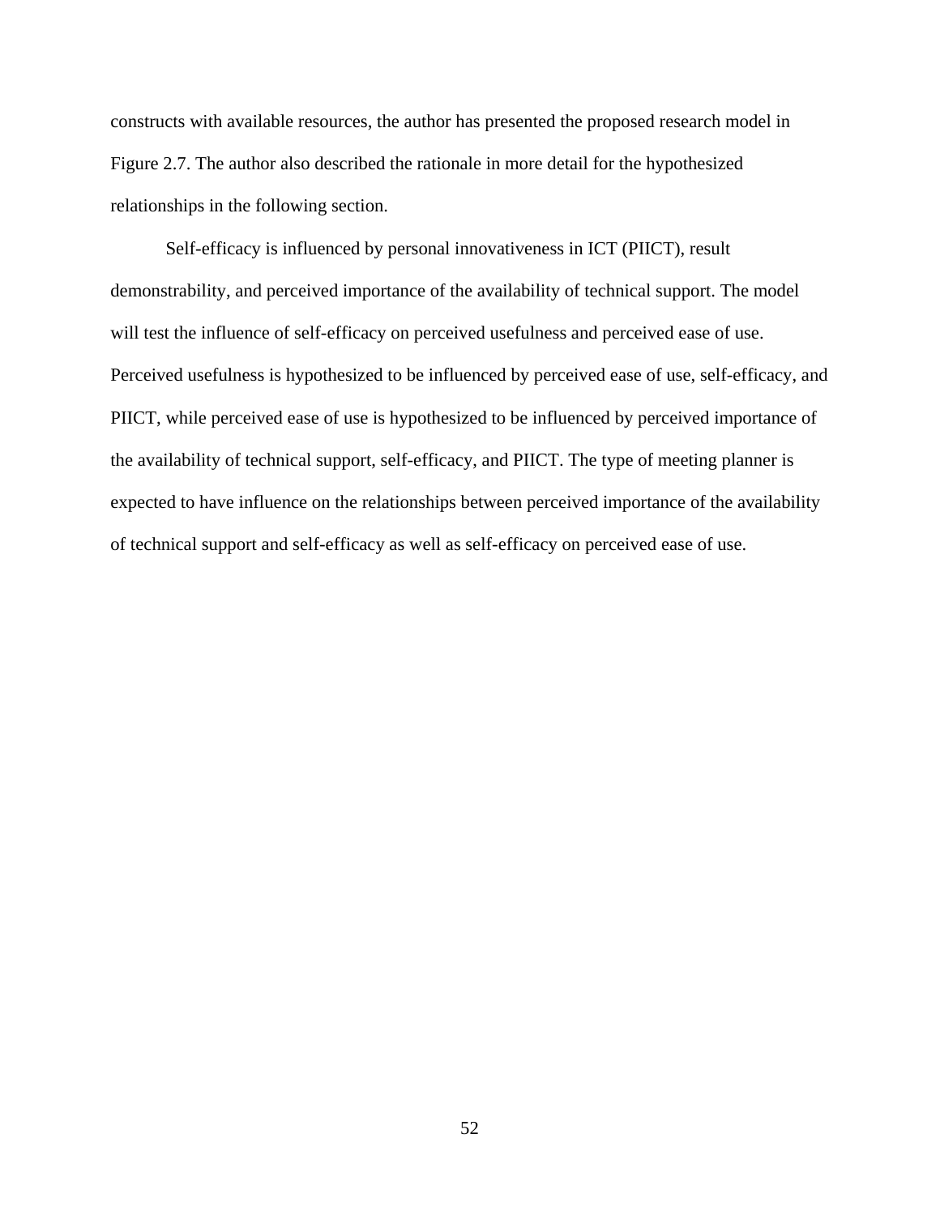constructs with available resources, the author has presented the proposed research model in Figure 2.7. The author also described the rationale in more detail for the hypothesized relationships in the following section.

Self-efficacy is influenced by personal innovativeness in ICT (PIICT), result demonstrability, and perceived importance of the availability of technical support. The model will test the influence of self-efficacy on perceived usefulness and perceived ease of use. Perceived usefulness is hypothesized to be influenced by perceived ease of use, self-efficacy, and PIICT, while perceived ease of use is hypothesized to be influenced by perceived importance of the availability of technical support, self-efficacy, and PIICT. The type of meeting planner is expected to have influence on the relationships between perceived importance of the availability of technical support and self-efficacy as well as self-efficacy on perceived ease of use.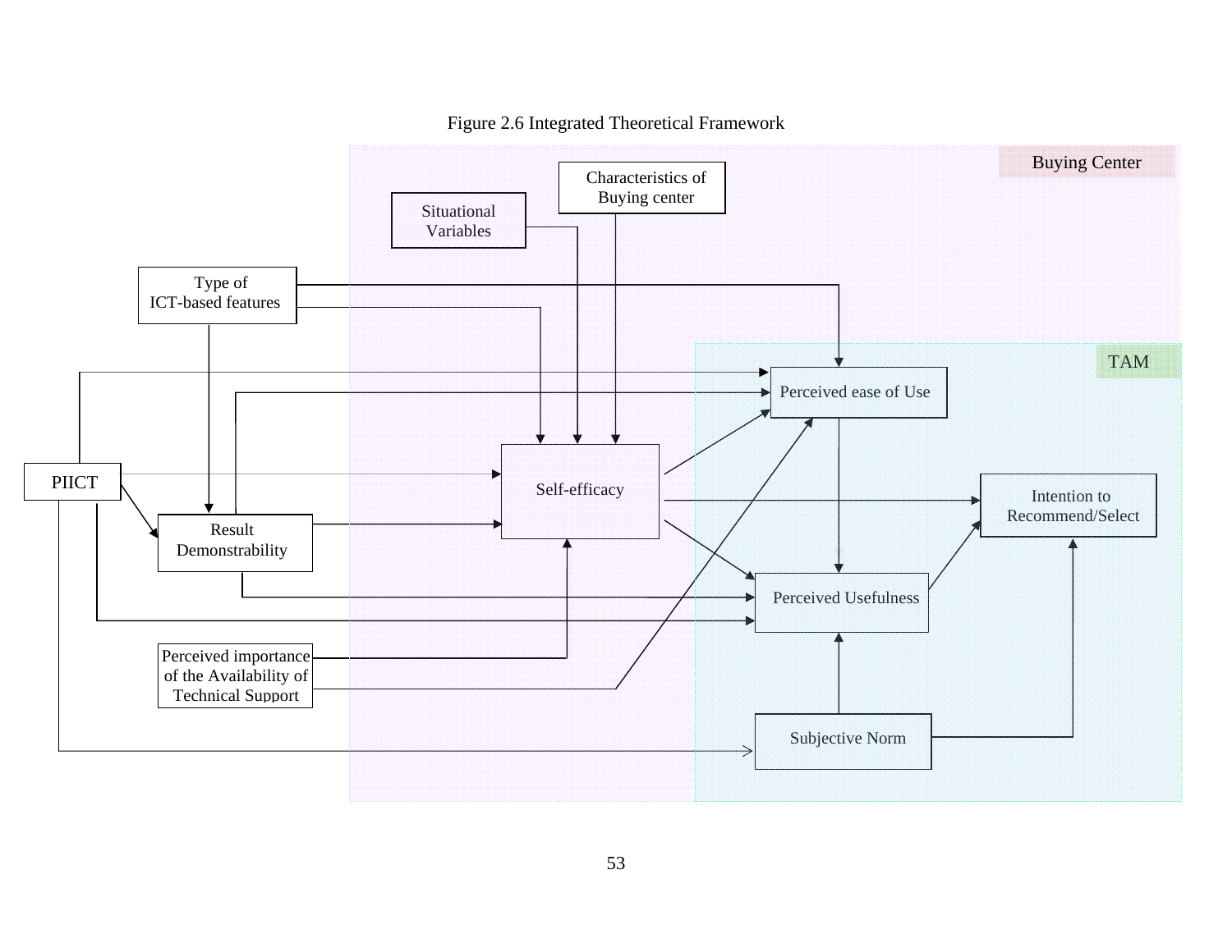Figure 2.6 Integrated Theoretical Framework

Buying Center

Characteristics of Buying center

Situational Variables

Type of ICT-based features

TAM

Perceived ease of Use

PIICT

Self-efficacy

Intention to Recommend/Select

Result Demonstrability

Perceived Usefulness

Perceived importance of the Availability of Technical Support

Subjective Norm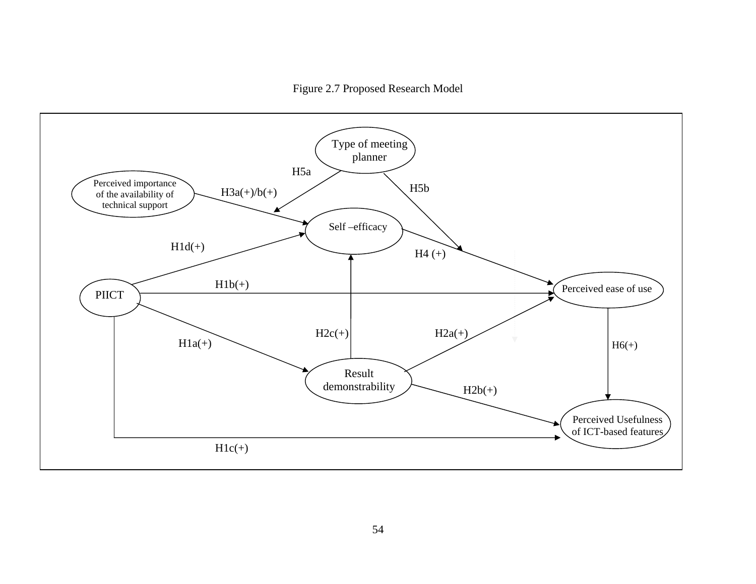Figure 2.7 Proposed Research Model

Type of meeting planner

H5a

H5b

Perceived importance of the availability of technical support

H3a(+)/b(+)

Self –efficacy

H1d(+)

H4 (+)

H1b(+)

PIICT

Perceived ease of use

H2c(+)

H2a(+)

H1a(+)

H6(+)

Result demonstrability

H2b(+)

Perceived Usefulness of ICT-based features

H1c(+)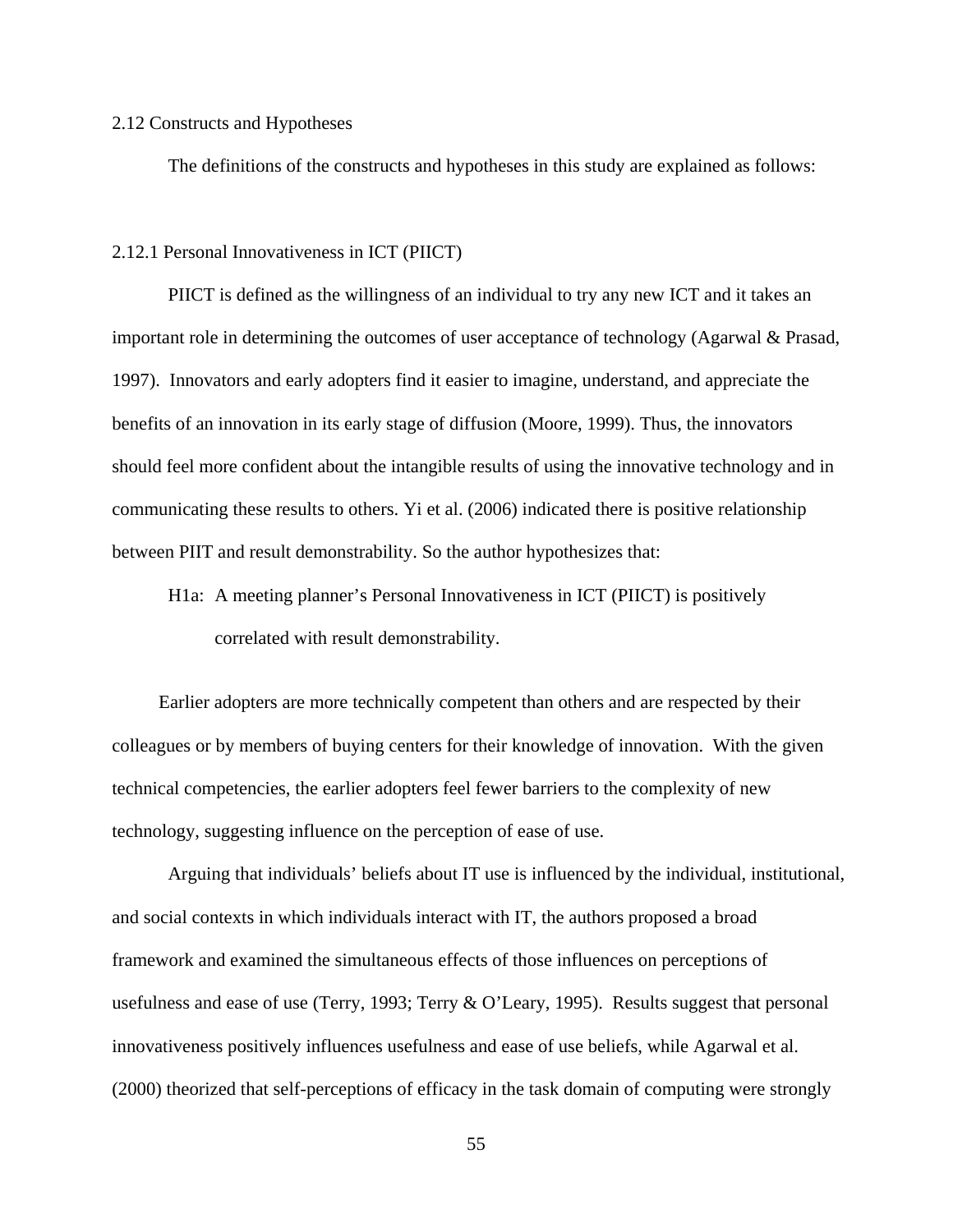## 2.12 Constructs and Hypotheses

The definitions of the constructs and hypotheses in this study are explained as follows:

### 2.12.1 Personal Innovativeness in ICT (PIICT)

PIICT is defined as the willingness of an individual to try any new ICT and it takes an important role in determining the outcomes of user acceptance of technology (Agarwal & Prasad, 1997). Innovators and early adopters find it easier to imagine, understand, and appreciate the benefits of an innovation in its early stage of diffusion (Moore, 1999). Thus, the innovators should feel more confident about the intangible results of using the innovative technology and in communicating these results to others. Yi et al. (2006) indicated there is positive relationship between PIIT and result demonstrability. So the author hypothesizes that:

H1a: A meeting planner's Personal Innovativeness in ICT (PIICT) is positively correlated with result demonstrability.

Earlier adopters are more technically competent than others and are respected by their colleagues or by members of buying centers for their knowledge of innovation. With the given technical competencies, the earlier adopters feel fewer barriers to the complexity of new technology, suggesting influence on the perception of ease of use.

Arguing that individuals' beliefs about IT use is influenced by the individual, institutional, and social contexts in which individuals interact with IT, the authors proposed a broad framework and examined the simultaneous effects of those influences on perceptions of usefulness and ease of use (Terry, 1993; Terry & O'Leary, 1995). Results suggest that personal innovativeness positively influences usefulness and ease of use beliefs, while Agarwal et al. (2000) theorized that self-perceptions of efficacy in the task domain of computing were strongly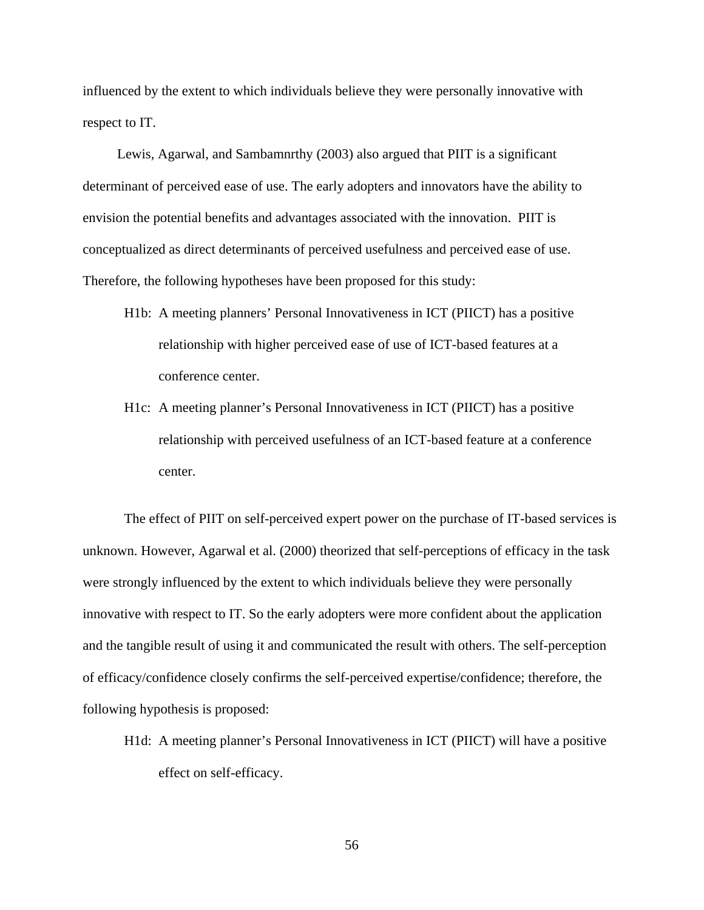influenced by the extent to which individuals believe they were personally innovative with respect to IT.

Lewis, Agarwal, and Sambamnrthy (2003) also argued that PIIT is a significant determinant of perceived ease of use. The early adopters and innovators have the ability to envision the potential benefits and advantages associated with the innovation. PIIT is conceptualized as direct determinants of perceived usefulness and perceived ease of use. Therefore, the following hypotheses have been proposed for this study:

H1b: A meeting planners' Personal Innovativeness in ICT (PIICT) has a positive relationship with higher perceived ease of use of ICT-based features at a conference center.

H1c: A meeting planner's Personal Innovativeness in ICT (PIICT) has a positive relationship with perceived usefulness of an ICT-based feature at a conference center.

The effect of PIIT on self-perceived expert power on the purchase of IT-based services is unknown. However, Agarwal et al. (2000) theorized that self-perceptions of efficacy in the task were strongly influenced by the extent to which individuals believe they were personally innovative with respect to IT. So the early adopters were more confident about the application and the tangible result of using it and communicated the result with others. The self-perception of efficacy/confidence closely confirms the self-perceived expertise/confidence; therefore, the following hypothesis is proposed:

H1d: A meeting planner's Personal Innovativeness in ICT (PIICT) will have a positive effect on self-efficacy.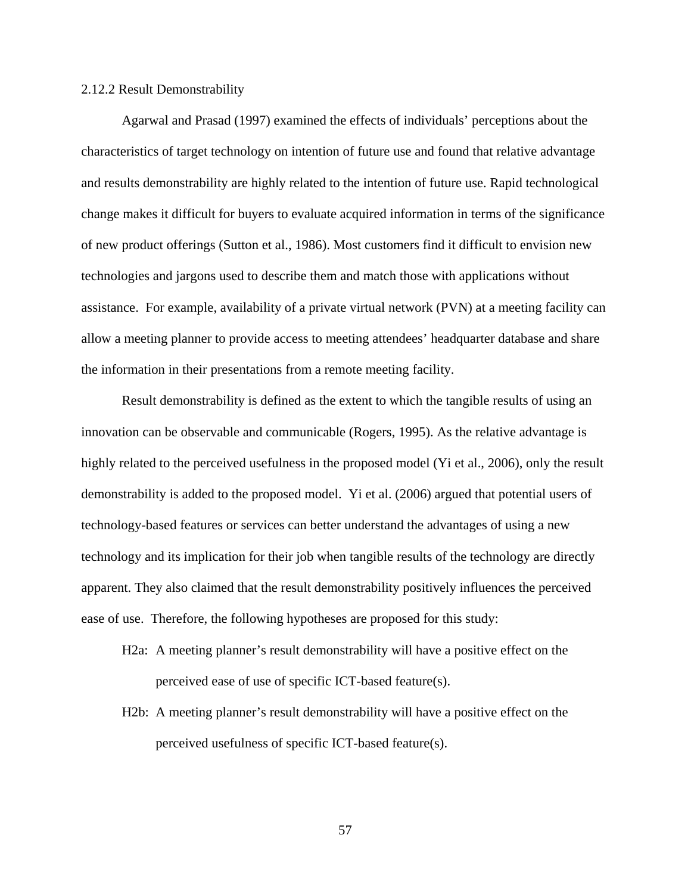### 2.12.2 Result Demonstrability

Agarwal and Prasad (1997) examined the effects of individuals' perceptions about the characteristics of target technology on intention of future use and found that relative advantage and results demonstrability are highly related to the intention of future use. Rapid technological change makes it difficult for buyers to evaluate acquired information in terms of the significance of new product offerings (Sutton et al., 1986). Most customers find it difficult to envision new technologies and jargons used to describe them and match those with applications without assistance. For example, availability of a private virtual network (PVN) at a meeting facility can allow a meeting planner to provide access to meeting attendees' headquarter database and share the information in their presentations from a remote meeting facility.

Result demonstrability is defined as the extent to which the tangible results of using an innovation can be observable and communicable (Rogers, 1995). As the relative advantage is highly related to the perceived usefulness in the proposed model (Yi et al., 2006), only the result demonstrability is added to the proposed model. Yi et al. (2006) argued that potential users of technology-based features or services can better understand the advantages of using a new technology and its implication for their job when tangible results of the technology are directly apparent. They also claimed that the result demonstrability positively influences the perceived ease of use. Therefore, the following hypotheses are proposed for this study:

H2a: A meeting planner's result demonstrability will have a positive effect on the perceived ease of use of specific ICT-based feature(s).

H2b: A meeting planner's result demonstrability will have a positive effect on the perceived usefulness of specific ICT-based feature(s).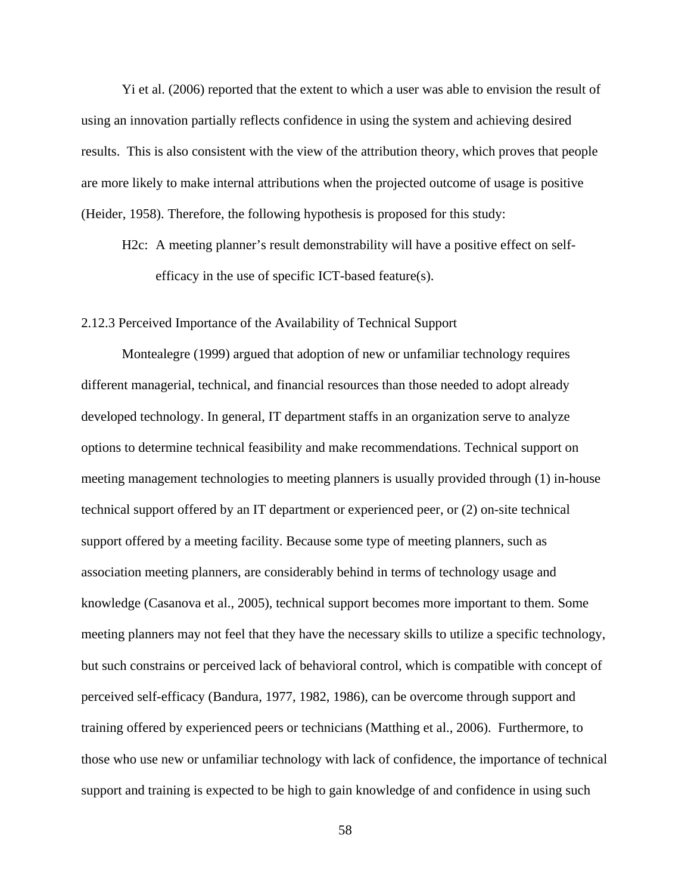Yi et al. (2006) reported that the extent to which a user was able to envision the result of using an innovation partially reflects confidence in using the system and achieving desired results. This is also consistent with the view of the attribution theory, which proves that people are more likely to make internal attributions when the projected outcome of usage is positive (Heider, 1958). Therefore, the following hypothesis is proposed for this study:

H2c: A meeting planner's result demonstrability will have a positive effect on self-efficacy in the use of specific ICT-based feature(s).

### 2.12.3 Perceived Importance of the Availability of Technical Support

Montealegre (1999) argued that adoption of new or unfamiliar technology requires different managerial, technical, and financial resources than those needed to adopt already developed technology. In general, IT department staffs in an organization serve to analyze options to determine technical feasibility and make recommendations. Technical support on meeting management technologies to meeting planners is usually provided through (1) in-house technical support offered by an IT department or experienced peer, or (2) on-site technical support offered by a meeting facility. Because some type of meeting planners, such as association meeting planners, are considerably behind in terms of technology usage and knowledge (Casanova et al., 2005), technical support becomes more important to them. Some meeting planners may not feel that they have the necessary skills to utilize a specific technology, but such constrains or perceived lack of behavioral control, which is compatible with concept of perceived self-efficacy (Bandura, 1977, 1982, 1986), can be overcome through support and training offered by experienced peers or technicians (Matthing et al., 2006). Furthermore, to those who use new or unfamiliar technology with lack of confidence, the importance of technical support and training is expected to be high to gain knowledge of and confidence in using such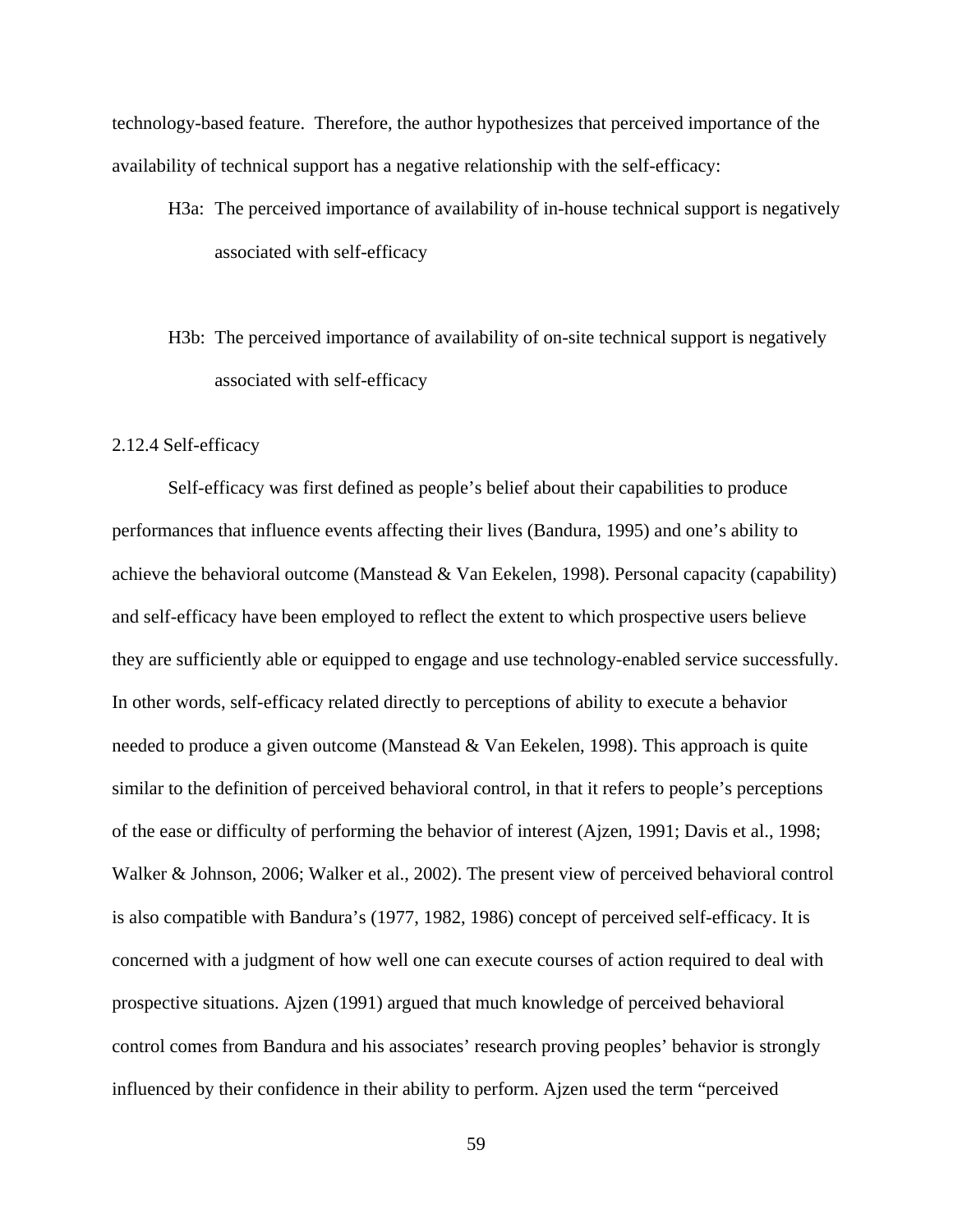technology-based feature. Therefore, the author hypothesizes that perceived importance of the availability of technical support has a negative relationship with the self-efficacy:

H3a: The perceived importance of availability of in-house technical support is negatively associated with self-efficacy

H3b: The perceived importance of availability of on-site technical support is negatively associated with self-efficacy

### 2.12.4 Self-efficacy

Self-efficacy was first defined as people's belief about their capabilities to produce performances that influence events affecting their lives (Bandura, 1995) and one's ability to achieve the behavioral outcome (Manstead & Van Eekelen, 1998). Personal capacity (capability) and self-efficacy have been employed to reflect the extent to which prospective users believe they are sufficiently able or equipped to engage and use technology-enabled service successfully. In other words, self-efficacy related directly to perceptions of ability to execute a behavior needed to produce a given outcome (Manstead & Van Eekelen, 1998). This approach is quite similar to the definition of perceived behavioral control, in that it refers to people's perceptions of the ease or difficulty of performing the behavior of interest (Ajzen, 1991; Davis et al., 1998; Walker & Johnson, 2006; Walker et al., 2002). The present view of perceived behavioral control is also compatible with Bandura's (1977, 1982, 1986) concept of perceived self-efficacy. It is concerned with a judgment of how well one can execute courses of action required to deal with prospective situations. Ajzen (1991) argued that much knowledge of perceived behavioral control comes from Bandura and his associates' research proving peoples' behavior is strongly influenced by their confidence in their ability to perform. Ajzen used the term "perceived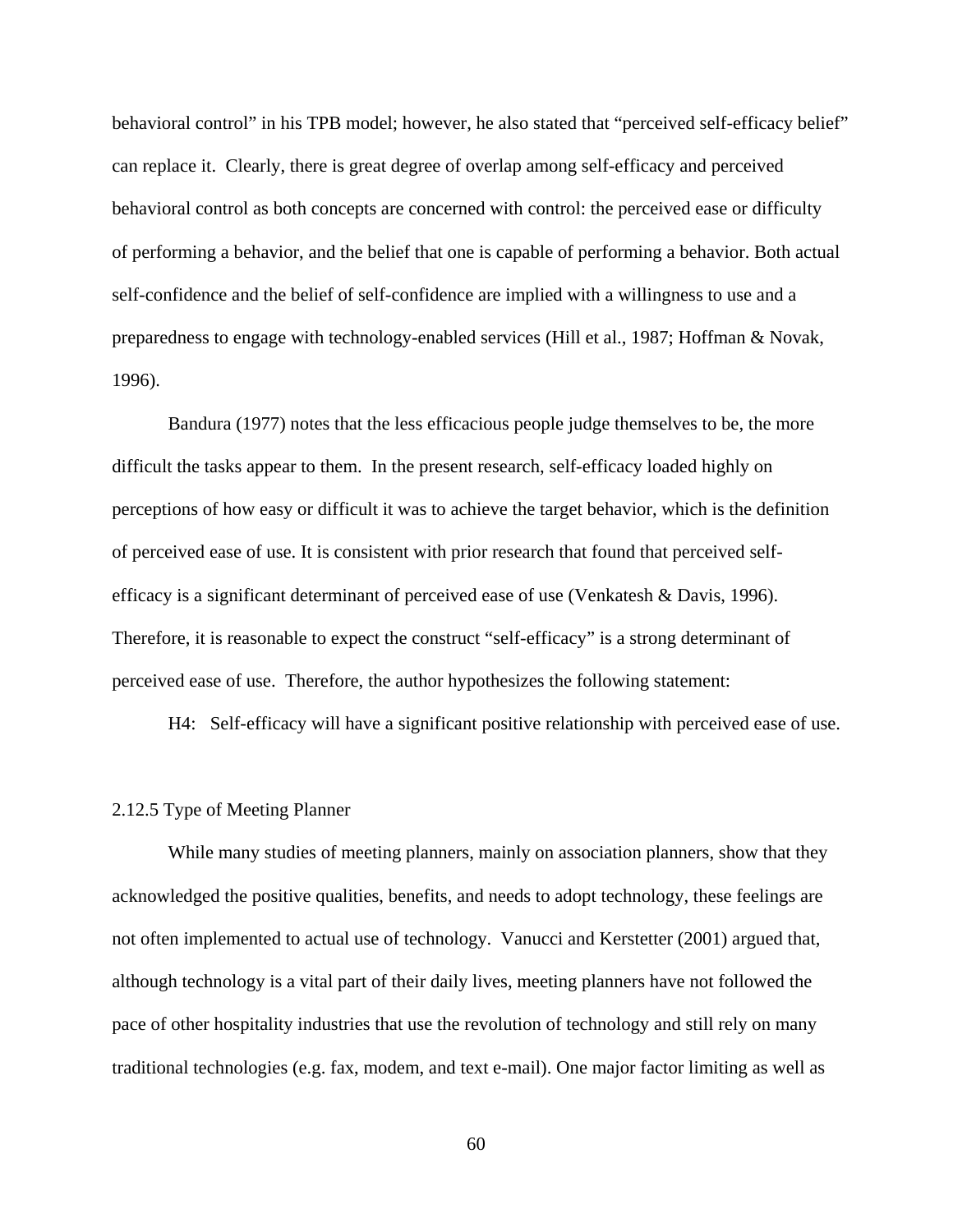behavioral control" in his TPB model; however, he also stated that "perceived self-efficacy belief" can replace it. Clearly, there is great degree of overlap among self-efficacy and perceived behavioral control as both concepts are concerned with control: the perceived ease or difficulty of performing a behavior, and the belief that one is capable of performing a behavior. Both actual self-confidence and the belief of self-confidence are implied with a willingness to use and a preparedness to engage with technology-enabled services (Hill et al., 1987; Hoffman & Novak, 1996).

Bandura (1977) notes that the less efficacious people judge themselves to be, the more difficult the tasks appear to them. In the present research, self-efficacy loaded highly on perceptions of how easy or difficult it was to achieve the target behavior, which is the definition of perceived ease of use. It is consistent with prior research that found that perceived self-efficacy is a significant determinant of perceived ease of use (Venkatesh & Davis, 1996). Therefore, it is reasonable to expect the construct "self-efficacy" is a strong determinant of perceived ease of use. Therefore, the author hypothesizes the following statement:

H4: Self-efficacy will have a significant positive relationship with perceived ease of use.

### 2.12.5 Type of Meeting Planner

While many studies of meeting planners, mainly on association planners, show that they acknowledged the positive qualities, benefits, and needs to adopt technology, these feelings are not often implemented to actual use of technology. Vanucci and Kerstetter (2001) argued that, although technology is a vital part of their daily lives, meeting planners have not followed the pace of other hospitality industries that use the revolution of technology and still rely on many traditional technologies (e.g. fax, modem, and text e-mail). One major factor limiting as well as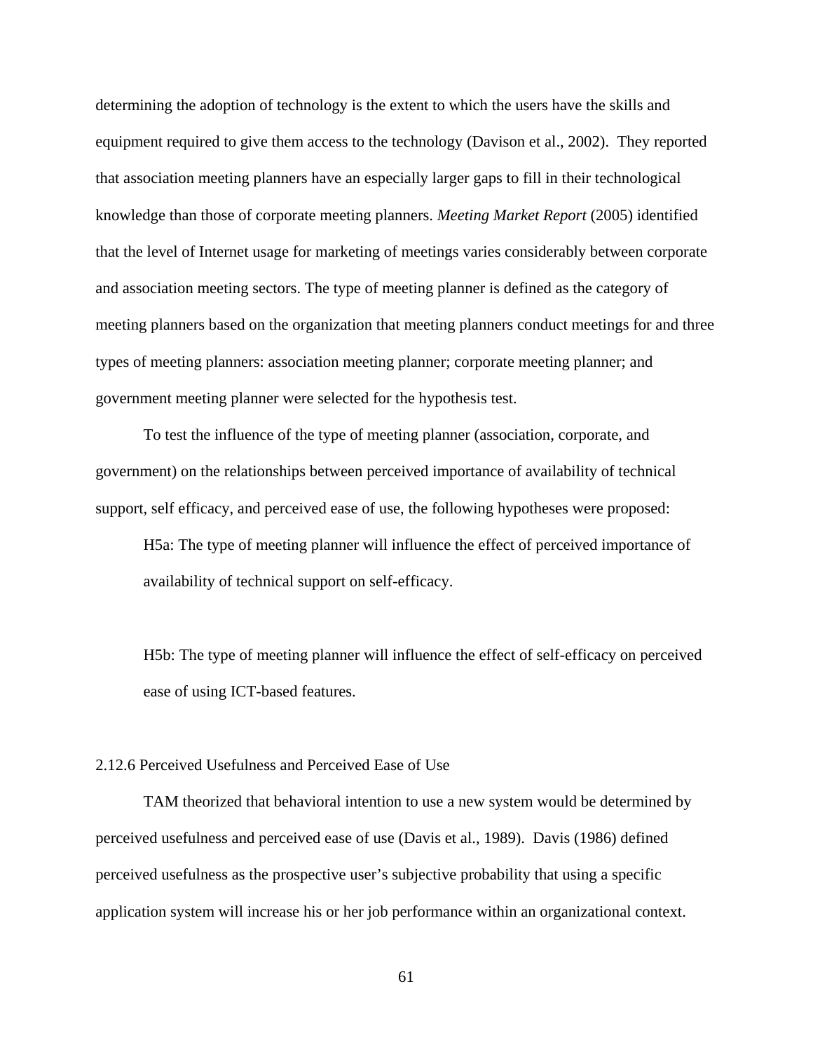determining the adoption of technology is the extent to which the users have the skills and equipment required to give them access to the technology (Davison et al., 2002). They reported that association meeting planners have an especially larger gaps to fill in their technological knowledge than those of corporate meeting planners. *Meeting Market Report* (2005) identified that the level of Internet usage for marketing of meetings varies considerably between corporate and association meeting sectors. The type of meeting planner is defined as the category of meeting planners based on the organization that meeting planners conduct meetings for and three types of meeting planners: association meeting planner; corporate meeting planner; and government meeting planner were selected for the hypothesis test.

To test the influence of the type of meeting planner (association, corporate, and government) on the relationships between perceived importance of availability of technical support, self efficacy, and perceived ease of use, the following hypotheses were proposed:

> H5a: The type of meeting planner will influence the effect of perceived importance of availability of technical support on self-efficacy.
>
> H5b: The type of meeting planner will influence the effect of self-efficacy on perceived ease of using ICT-based features.

### 2.12.6 Perceived Usefulness and Perceived Ease of Use

TAM theorized that behavioral intention to use a new system would be determined by perceived usefulness and perceived ease of use (Davis et al., 1989). Davis (1986) defined perceived usefulness as the prospective user's subjective probability that using a specific application system will increase his or her job performance within an organizational context.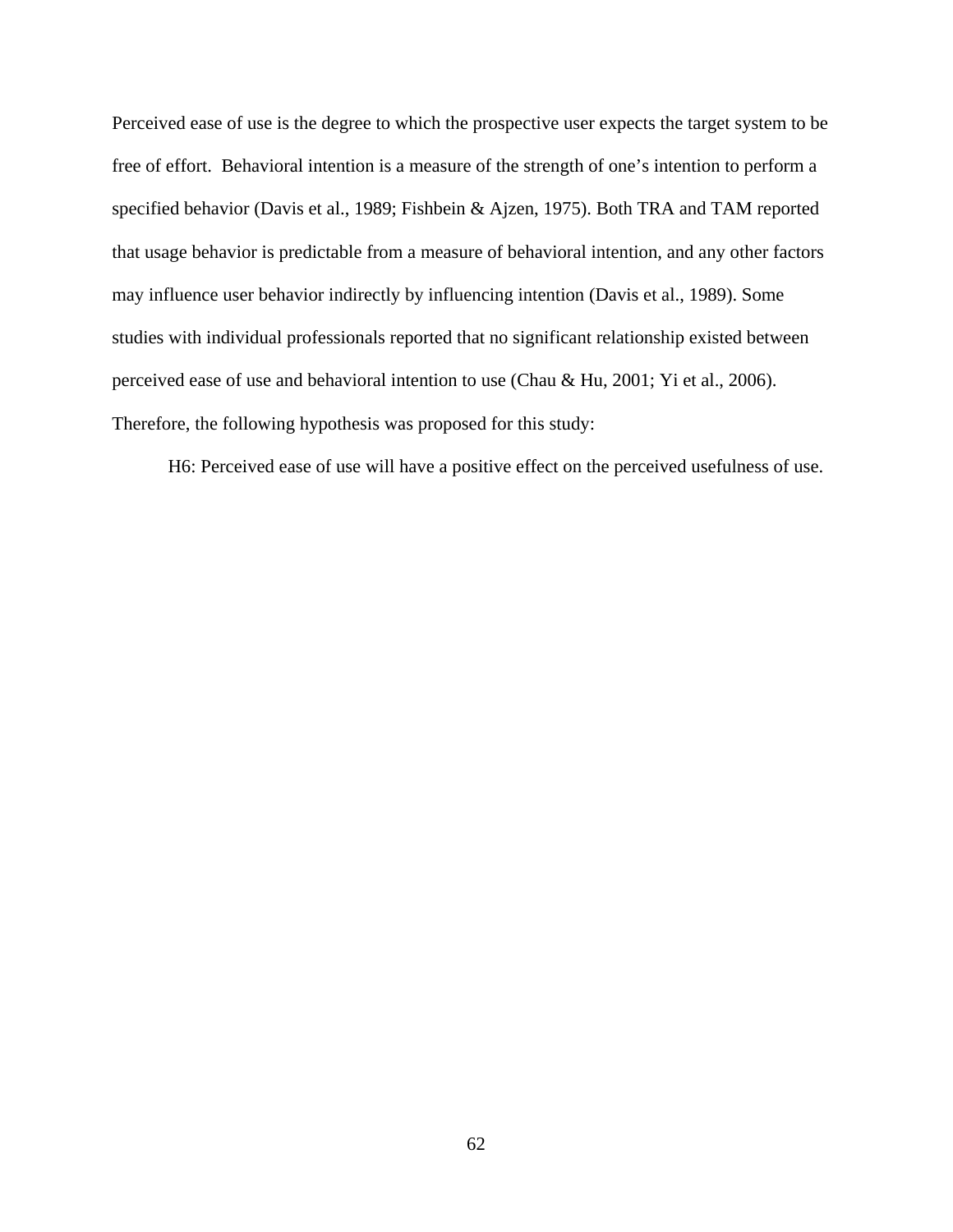Perceived ease of use is the degree to which the prospective user expects the target system to be free of effort. Behavioral intention is a measure of the strength of one's intention to perform a specified behavior (Davis et al., 1989; Fishbein & Ajzen, 1975). Both TRA and TAM reported that usage behavior is predictable from a measure of behavioral intention, and any other factors may influence user behavior indirectly by influencing intention (Davis et al., 1989). Some studies with individual professionals reported that no significant relationship existed between perceived ease of use and behavioral intention to use (Chau & Hu, 2001; Yi et al., 2006). Therefore, the following hypothesis was proposed for this study:

H6: Perceived ease of use will have a positive effect on the perceived usefulness of use.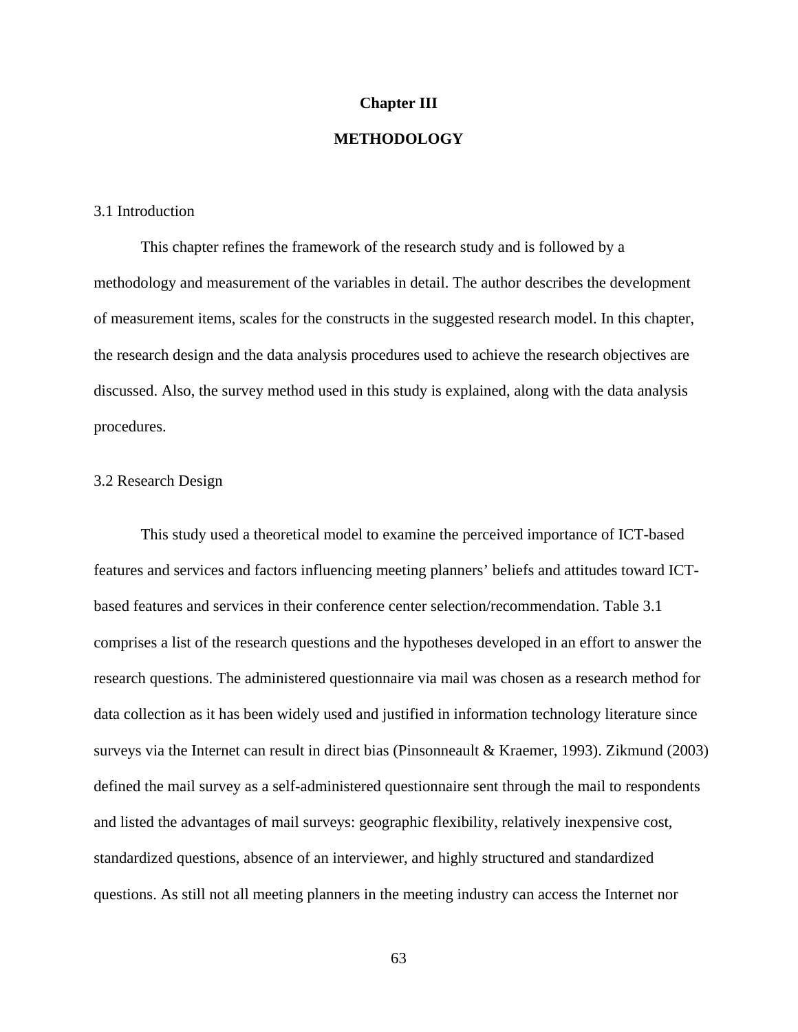# Chapter III

# METHODOLOGY

## 3.1 Introduction

This chapter refines the framework of the research study and is followed by a methodology and measurement of the variables in detail. The author describes the development of measurement items, scales for the constructs in the suggested research model. In this chapter, the research design and the data analysis procedures used to achieve the research objectives are discussed. Also, the survey method used in this study is explained, along with the data analysis procedures.

## 3.2 Research Design

This study used a theoretical model to examine the perceived importance of ICT-based features and services and factors influencing meeting planners' beliefs and attitudes toward ICT-based features and services in their conference center selection/recommendation. Table 3.1 comprises a list of the research questions and the hypotheses developed in an effort to answer the research questions. The administered questionnaire via mail was chosen as a research method for data collection as it has been widely used and justified in information technology literature since surveys via the Internet can result in direct bias (Pinsonneault & Kraemer, 1993). Zikmund (2003) defined the mail survey as a self-administered questionnaire sent through the mail to respondents and listed the advantages of mail surveys: geographic flexibility, relatively inexpensive cost, standardized questions, absence of an interviewer, and highly structured and standardized questions. As still not all meeting planners in the meeting industry can access the Internet nor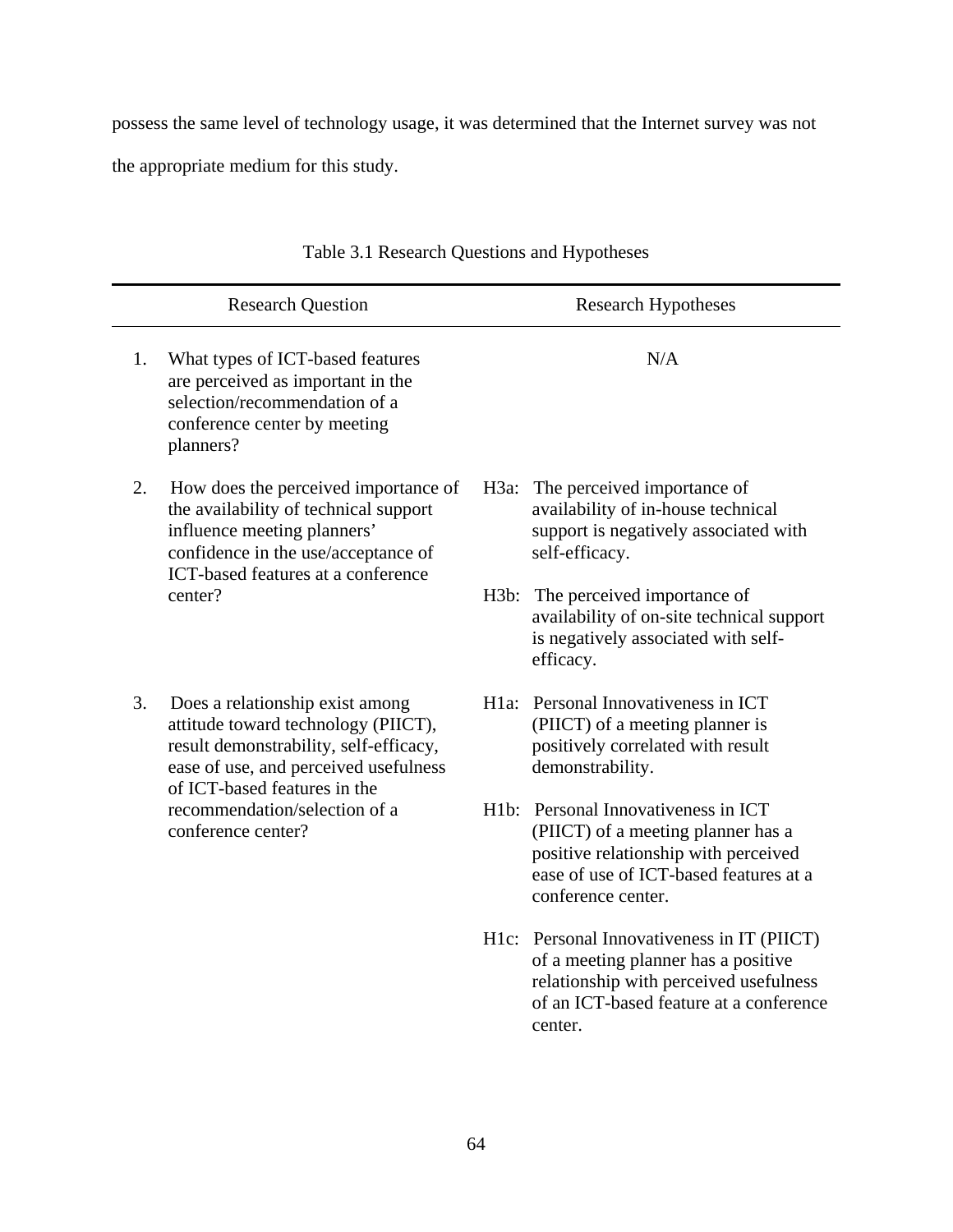possess the same level of technology usage, it was determined that the Internet survey was not the appropriate medium for this study.

Table 3.1 Research Questions and Hypotheses

| Research Question | Research Hypotheses |
|---|---|
| 1. What types of ICT-based features are perceived as important in the selection/recommendation of a conference center by meeting planners? | N/A |
| 2. How does the perceived importance of the availability of technical support influence meeting planners' confidence in the use/acceptance of ICT-based features at a conference center? | H3a: The perceived importance of availability of in-house technical support is negatively associated with self-efficacy. |
| | H3b: The perceived importance of availability of on-site technical support is negatively associated with self-efficacy. |
| 3. Does a relationship exist among attitude toward technology (PIICT), result demonstrability, self-efficacy, ease of use, and perceived usefulness of ICT-based features in the recommendation/selection of a conference center? | H1a: Personal Innovativeness in ICT (PIICT) of a meeting planner is positively correlated with result demonstrability. |
| | H1b: Personal Innovativeness in ICT (PIICT) of a meeting planner has a positive relationship with perceived ease of use of ICT-based features at a conference center. |
| | H1c: Personal Innovativeness in IT (PIICT) of a meeting planner has a positive relationship with perceived usefulness of an ICT-based feature at a conference center. |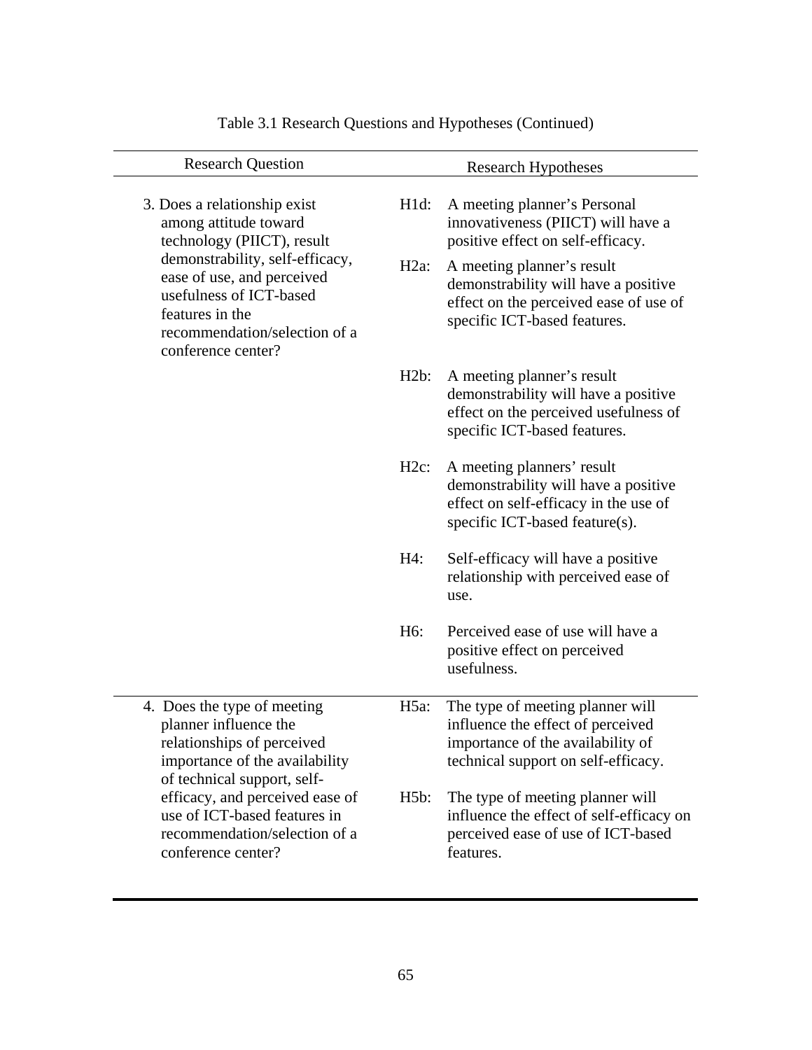Table 3.1 Research Questions and Hypotheses (Continued)

| Research Question | Research Hypotheses |
| --- | --- |
| 3. Does a relationship exist among attitude toward technology (PIICT), result demonstrability, self-efficacy, ease of use, and perceived usefulness of ICT-based features in the recommendation/selection of a conference center? | H1d: A meeting planner's Personal innovativeness (PIICT) will have a positive effect on self-efficacy. |
| | H2a: A meeting planner's result demonstrability will have a positive effect on the perceived ease of use of specific ICT-based features. |
| | H2b: A meeting planner's result demonstrability will have a positive effect on the perceived usefulness of specific ICT-based features. |
| | H2c: A meeting planners' result demonstrability will have a positive effect on self-efficacy in the use of specific ICT-based feature(s). |
| | H4: Self-efficacy will have a positive relationship with perceived ease of use. |
| | H6: Perceived ease of use will have a positive effect on perceived usefulness. |
| 4. Does the type of meeting planner influence the relationships of perceived importance of the availability of technical support, self-efficacy, and perceived ease of use of ICT-based features in recommendation/selection of a conference center? | H5a: The type of meeting planner will influence the effect of perceived importance of the availability of technical support on self-efficacy. |
| | H5b: The type of meeting planner will influence the effect of self-efficacy on perceived ease of use of ICT-based features. |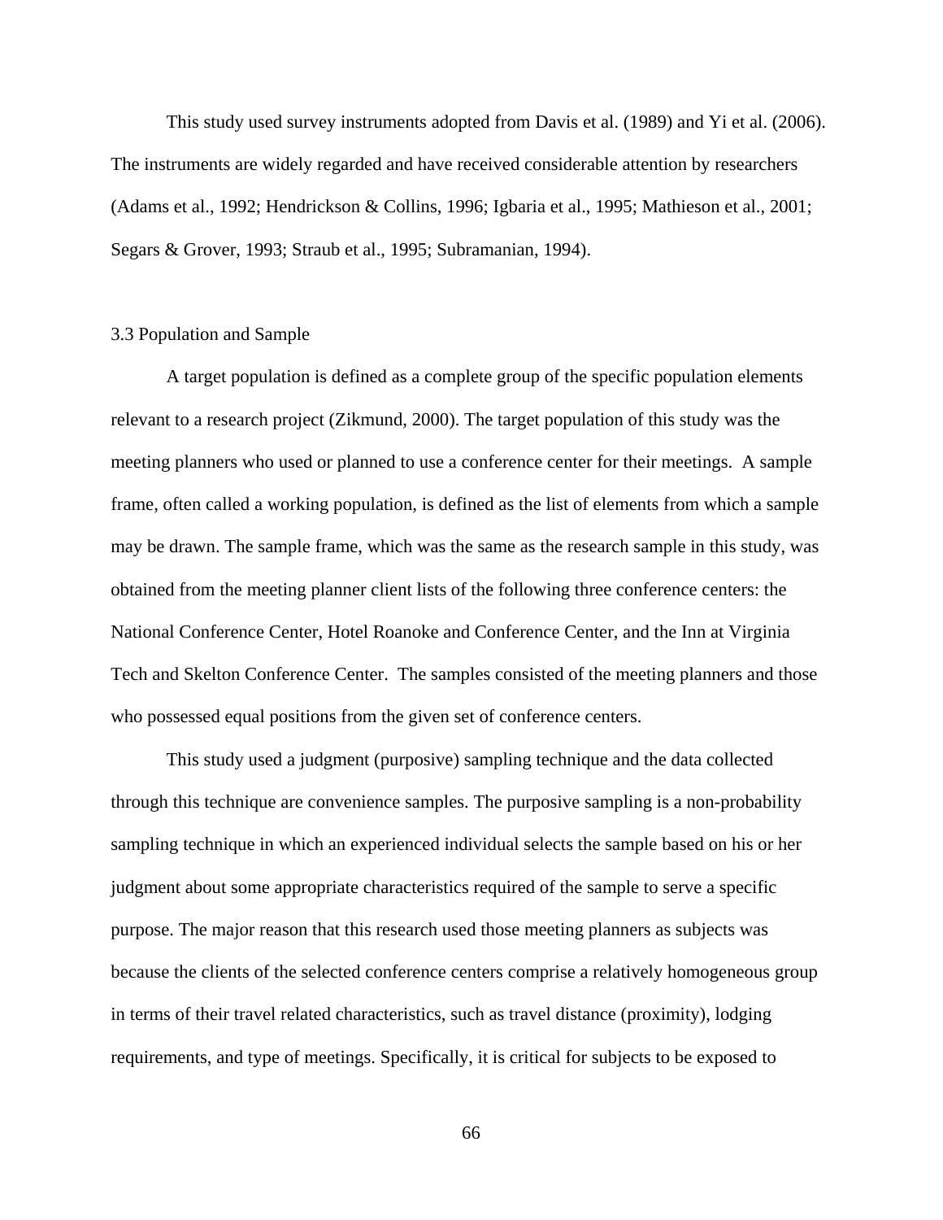This study used survey instruments adopted from Davis et al. (1989) and Yi et al. (2006). The instruments are widely regarded and have received considerable attention by researchers (Adams et al., 1992; Hendrickson & Collins, 1996; Igbaria et al., 1995; Mathieson et al., 2001; Segars & Grover, 1993; Straub et al., 1995; Subramanian, 1994).

### 3.3 Population and Sample

A target population is defined as a complete group of the specific population elements relevant to a research project (Zikmund, 2000). The target population of this study was the meeting planners who used or planned to use a conference center for their meetings. A sample frame, often called a working population, is defined as the list of elements from which a sample may be drawn. The sample frame, which was the same as the research sample in this study, was obtained from the meeting planner client lists of the following three conference centers: the National Conference Center, Hotel Roanoke and Conference Center, and the Inn at Virginia Tech and Skelton Conference Center. The samples consisted of the meeting planners and those who possessed equal positions from the given set of conference centers.

This study used a judgment (purposive) sampling technique and the data collected through this technique are convenience samples. The purposive sampling is a non-probability sampling technique in which an experienced individual selects the sample based on his or her judgment about some appropriate characteristics required of the sample to serve a specific purpose. The major reason that this research used those meeting planners as subjects was because the clients of the selected conference centers comprise a relatively homogeneous group in terms of their travel related characteristics, such as travel distance (proximity), lodging requirements, and type of meetings. Specifically, it is critical for subjects to be exposed to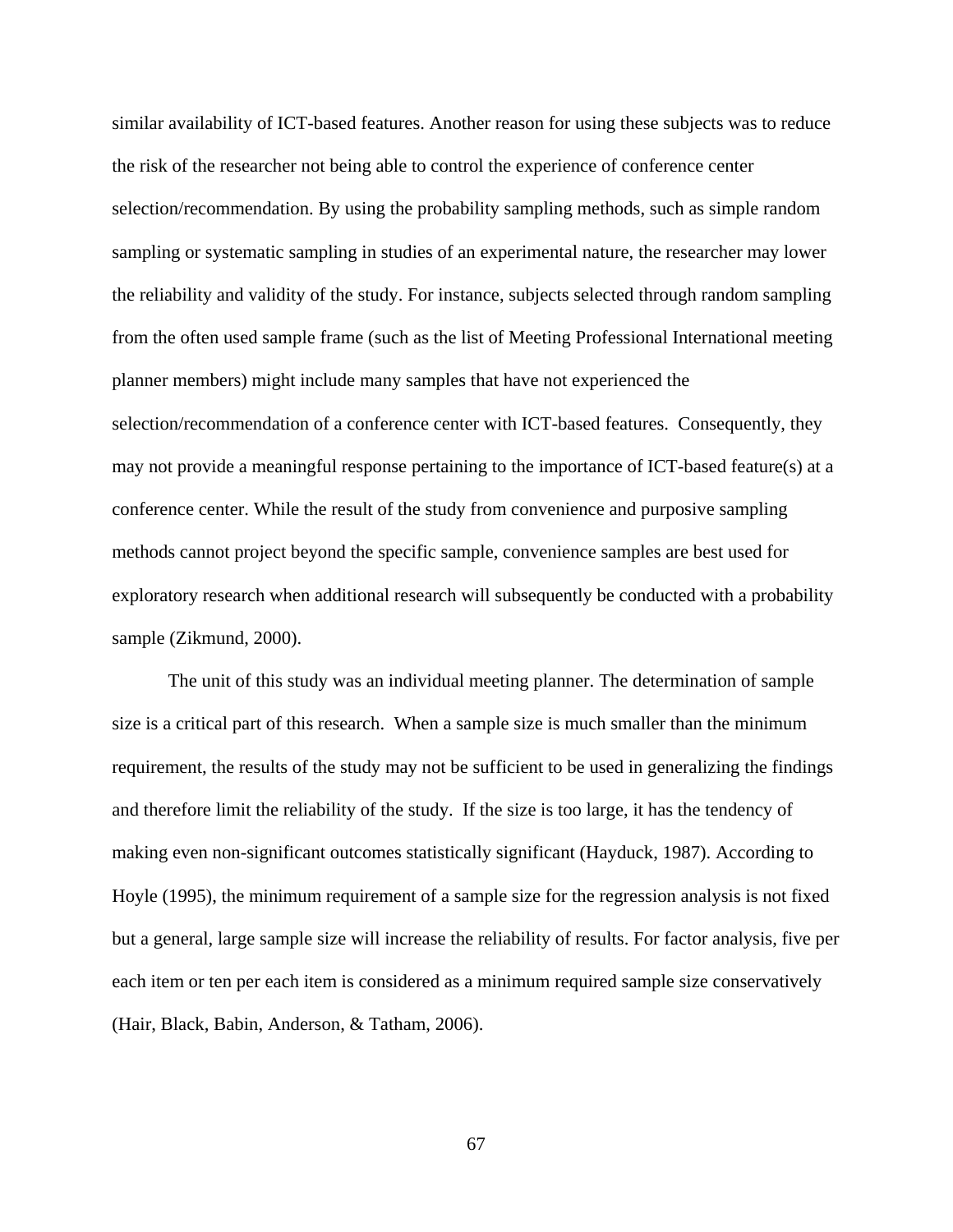similar availability of ICT-based features. Another reason for using these subjects was to reduce the risk of the researcher not being able to control the experience of conference center selection/recommendation. By using the probability sampling methods, such as simple random sampling or systematic sampling in studies of an experimental nature, the researcher may lower the reliability and validity of the study. For instance, subjects selected through random sampling from the often used sample frame (such as the list of Meeting Professional International meeting planner members) might include many samples that have not experienced the selection/recommendation of a conference center with ICT-based features. Consequently, they may not provide a meaningful response pertaining to the importance of ICT-based feature(s) at a conference center. While the result of the study from convenience and purposive sampling methods cannot project beyond the specific sample, convenience samples are best used for exploratory research when additional research will subsequently be conducted with a probability sample (Zikmund, 2000).

The unit of this study was an individual meeting planner. The determination of sample size is a critical part of this research. When a sample size is much smaller than the minimum requirement, the results of the study may not be sufficient to be used in generalizing the findings and therefore limit the reliability of the study. If the size is too large, it has the tendency of making even non-significant outcomes statistically significant (Hayduck, 1987). According to Hoyle (1995), the minimum requirement of a sample size for the regression analysis is not fixed but a general, large sample size will increase the reliability of results. For factor analysis, five per each item or ten per each item is considered as a minimum required sample size conservatively (Hair, Black, Babin, Anderson, & Tatham, 2006).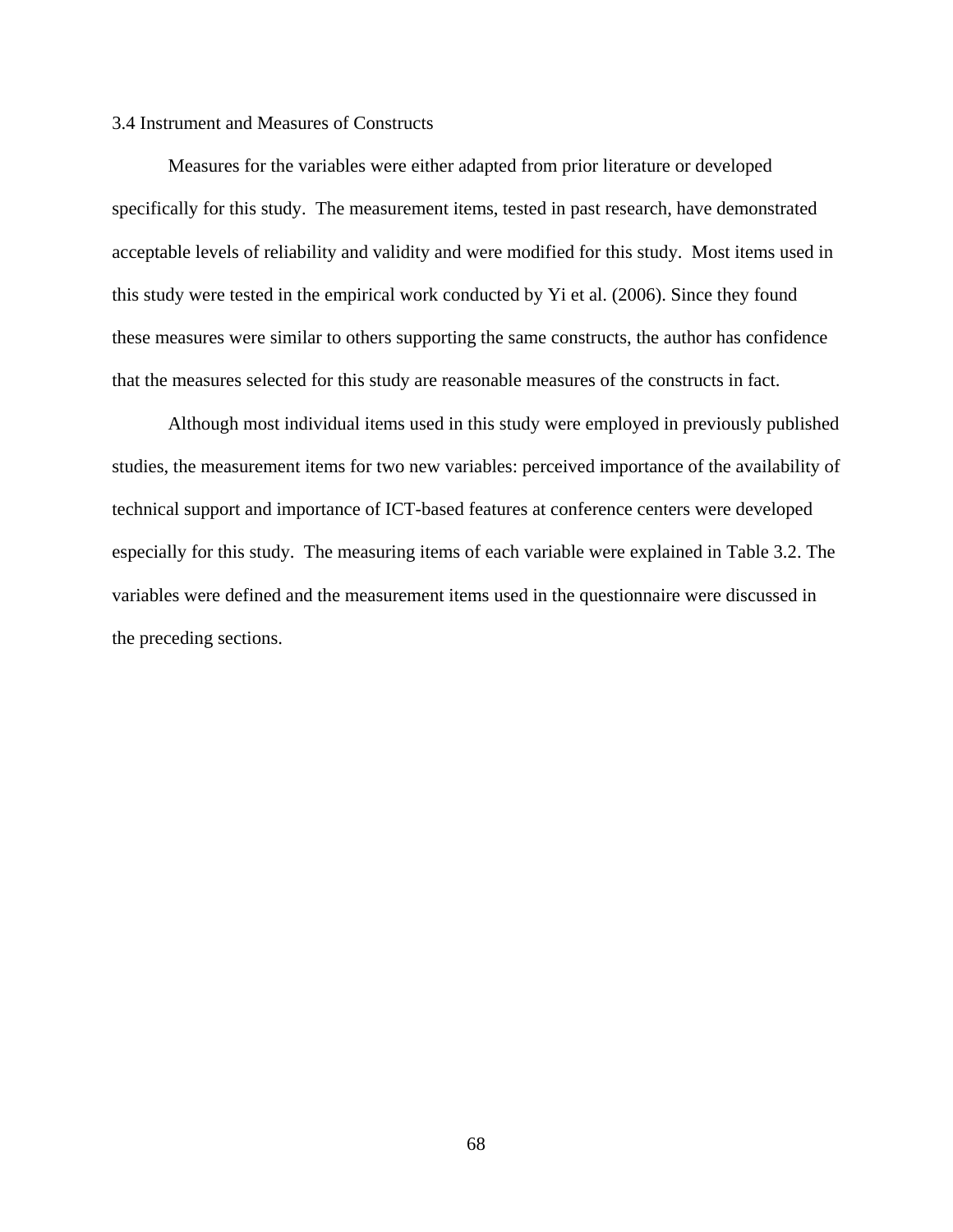### 3.4 Instrument and Measures of Constructs

Measures for the variables were either adapted from prior literature or developed specifically for this study. The measurement items, tested in past research, have demonstrated acceptable levels of reliability and validity and were modified for this study. Most items used in this study were tested in the empirical work conducted by Yi et al. (2006). Since they found these measures were similar to others supporting the same constructs, the author has confidence that the measures selected for this study are reasonable measures of the constructs in fact.

Although most individual items used in this study were employed in previously published studies, the measurement items for two new variables: perceived importance of the availability of technical support and importance of ICT-based features at conference centers were developed especially for this study. The measuring items of each variable were explained in Table 3.2. The variables were defined and the measurement items used in the questionnaire were discussed in the preceding sections.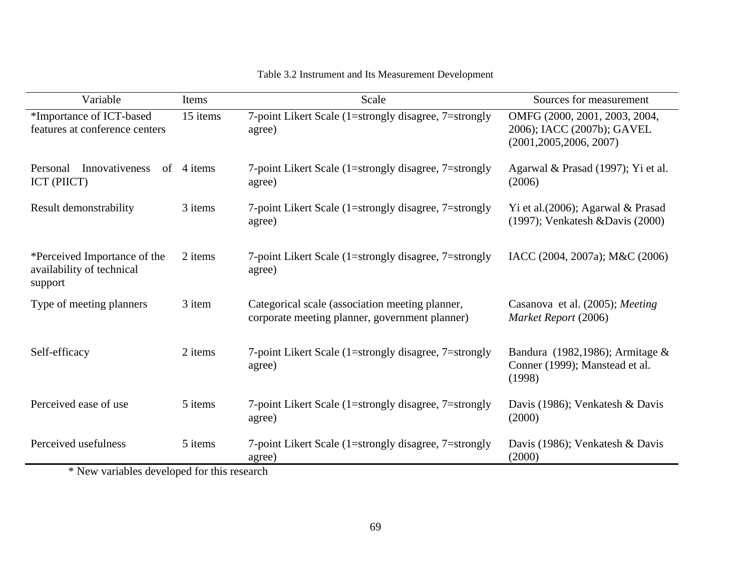Table 3.2 Instrument and Its Measurement Development

| Variable | Items | Scale | Sources for measurement |
|---|---|---|---|
| *Importance of ICT-based features at conference centers | 15 items | 7-point Likert Scale (1=strongly disagree, 7=strongly agree) | OMFG (2000, 2001, 2003, 2004, 2006); IACC (2007b); GAVEL (2001,2005,2006, 2007) |
| Personal Innovativeness of ICT (PIICT) | 4 items | 7-point Likert Scale (1=strongly disagree, 7=strongly agree) | Agarwal & Prasad (1997); Yi et al. (2006) |
| Result demonstrability | 3 items | 7-point Likert Scale (1=strongly disagree, 7=strongly agree) | Yi et al.(2006); Agarwal & Prasad (1997); Venkatesh &Davis (2000) |
| *Perceived Importance of the availability of technical support | 2 items | 7-point Likert Scale (1=strongly disagree, 7=strongly agree) | IACC (2004, 2007a); M&C (2006) |
| Type of meeting planners | 3 item | Categorical scale (association meeting planner, corporate meeting planner, government planner) | Casanova et al. (2005); *Meeting Market Report* (2006) |
| Self-efficacy | 2 items | 7-point Likert Scale (1=strongly disagree, 7=strongly agree) | Bandura (1982,1986); Armitage & Conner (1999); Manstead et al. (1998) |
| Perceived ease of use | 5 items | 7-point Likert Scale (1=strongly disagree, 7=strongly agree) | Davis (1986); Venkatesh & Davis (2000) |
| Perceived usefulness | 5 items | 7-point Likert Scale (1=strongly disagree, 7=strongly agree) | Davis (1986); Venkatesh & Davis (2000) |

\* New variables developed for this research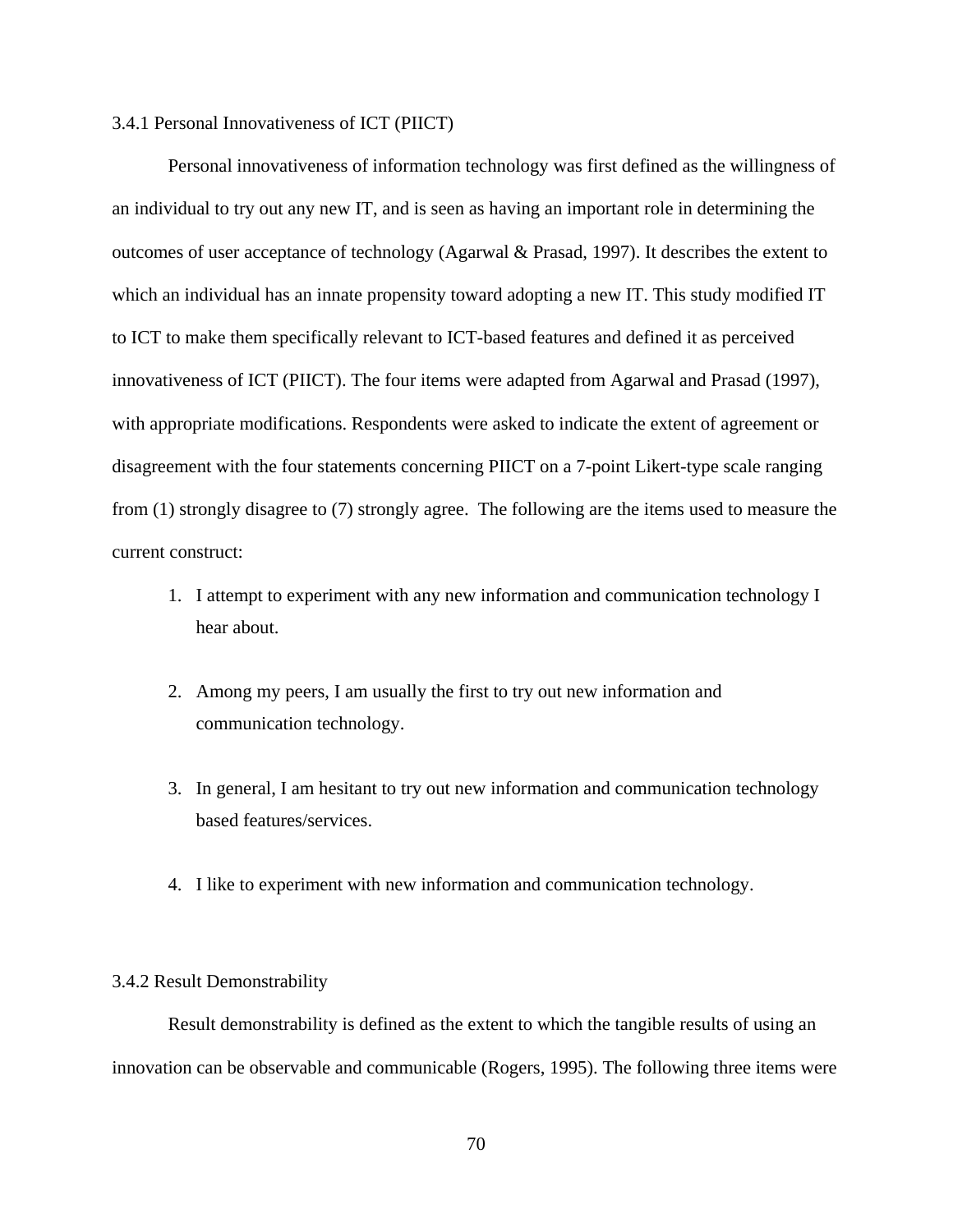### 3.4.1 Personal Innovativeness of ICT (PIICT)

Personal innovativeness of information technology was first defined as the willingness of an individual to try out any new IT, and is seen as having an important role in determining the outcomes of user acceptance of technology (Agarwal & Prasad, 1997). It describes the extent to which an individual has an innate propensity toward adopting a new IT. This study modified IT to ICT to make them specifically relevant to ICT-based features and defined it as perceived innovativeness of ICT (PIICT). The four items were adapted from Agarwal and Prasad (1997), with appropriate modifications. Respondents were asked to indicate the extent of agreement or disagreement with the four statements concerning PIICT on a 7-point Likert-type scale ranging from (1) strongly disagree to (7) strongly agree. The following are the items used to measure the current construct:

1. I attempt to experiment with any new information and communication technology I hear about.

2. Among my peers, I am usually the first to try out new information and communication technology.

3. In general, I am hesitant to try out new information and communication technology based features/services.

4. I like to experiment with new information and communication technology.

### 3.4.2 Result Demonstrability

Result demonstrability is defined as the extent to which the tangible results of using an innovation can be observable and communicable (Rogers, 1995). The following three items were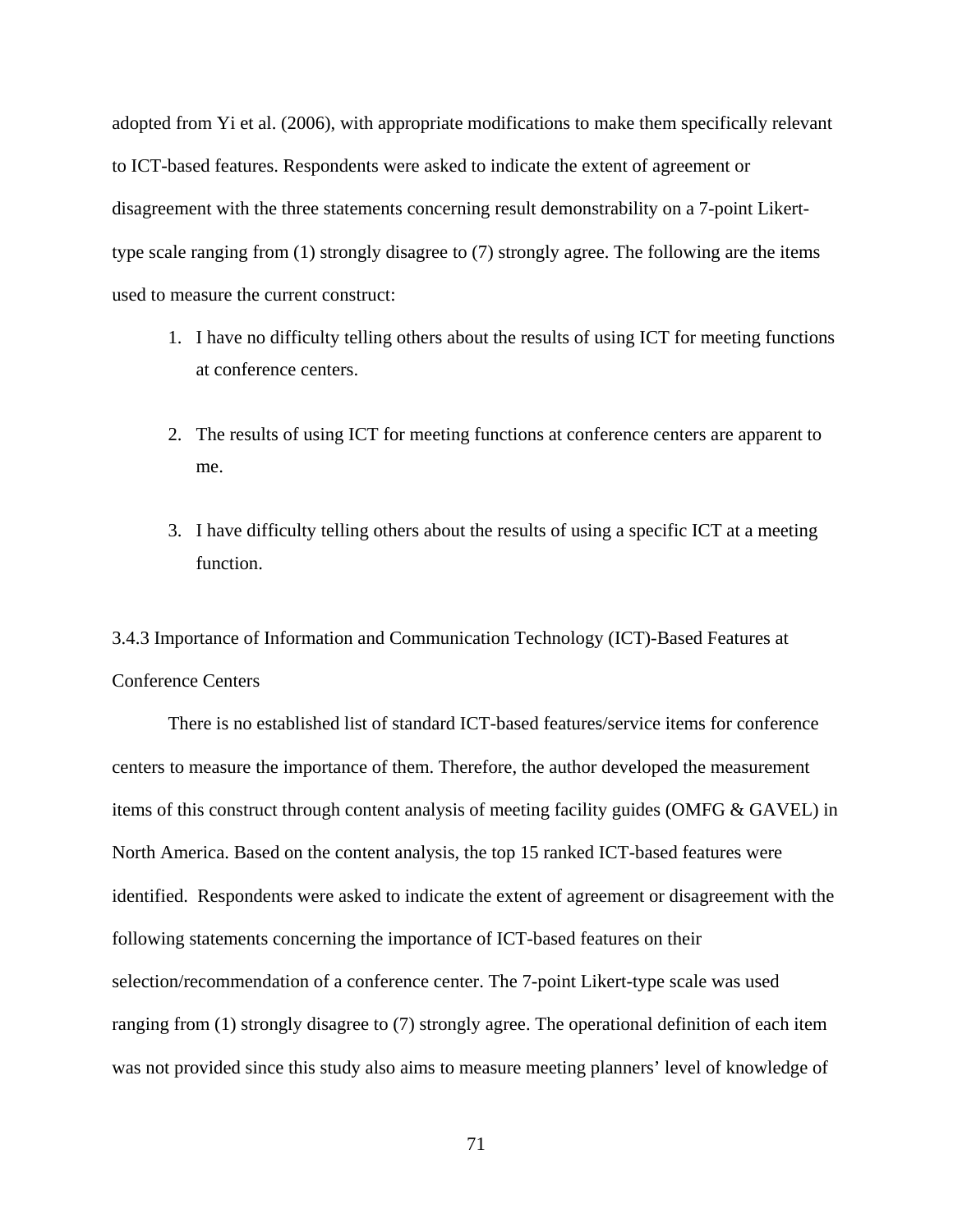adopted from Yi et al. (2006), with appropriate modifications to make them specifically relevant to ICT-based features. Respondents were asked to indicate the extent of agreement or disagreement with the three statements concerning result demonstrability on a 7-point Likert-type scale ranging from (1) strongly disagree to (7) strongly agree. The following are the items used to measure the current construct:

1. I have no difficulty telling others about the results of using ICT for meeting functions at conference centers.

2. The results of using ICT for meeting functions at conference centers are apparent to me.

3. I have difficulty telling others about the results of using a specific ICT at a meeting function.

### 3.4.3 Importance of Information and Communication Technology (ICT)-Based Features at Conference Centers

There is no established list of standard ICT-based features/service items for conference centers to measure the importance of them. Therefore, the author developed the measurement items of this construct through content analysis of meeting facility guides (OMFG & GAVEL) in North America. Based on the content analysis, the top 15 ranked ICT-based features were identified. Respondents were asked to indicate the extent of agreement or disagreement with the following statements concerning the importance of ICT-based features on their selection/recommendation of a conference center. The 7-point Likert-type scale was used ranging from (1) strongly disagree to (7) strongly agree. The operational definition of each item was not provided since this study also aims to measure meeting planners' level of knowledge of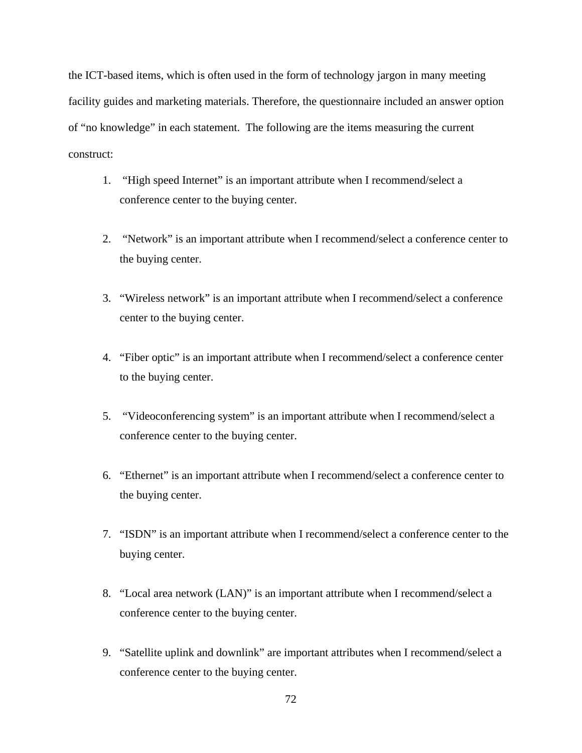the ICT-based items, which is often used in the form of technology jargon in many meeting facility guides and marketing materials. Therefore, the questionnaire included an answer option of "no knowledge" in each statement. The following are the items measuring the current construct:

1. "High speed Internet" is an important attribute when I recommend/select a conference center to the buying center.

2. "Network" is an important attribute when I recommend/select a conference center to the buying center.

3. "Wireless network" is an important attribute when I recommend/select a conference center to the buying center.

4. "Fiber optic" is an important attribute when I recommend/select a conference center to the buying center.

5. "Videoconferencing system" is an important attribute when I recommend/select a conference center to the buying center.

6. "Ethernet" is an important attribute when I recommend/select a conference center to the buying center.

7. "ISDN" is an important attribute when I recommend/select a conference center to the buying center.

8. "Local area network (LAN)" is an important attribute when I recommend/select a conference center to the buying center.

9. "Satellite uplink and downlink" are important attributes when I recommend/select a conference center to the buying center.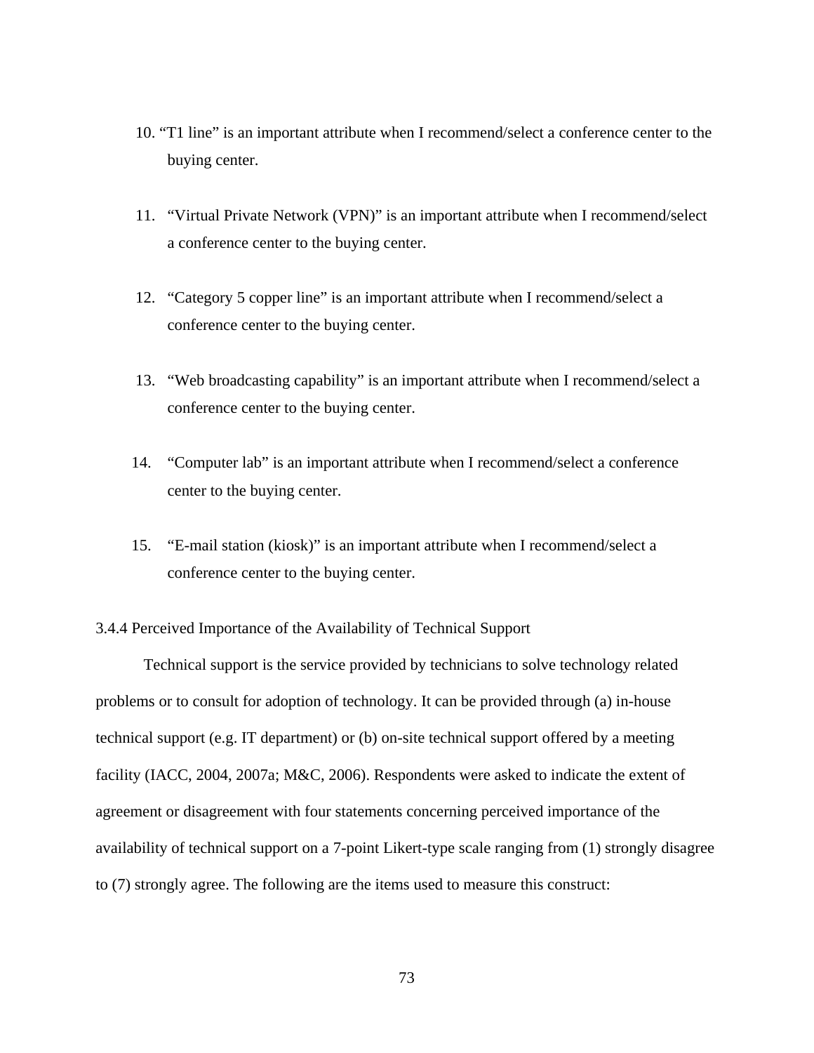10. "T1 line" is an important attribute when I recommend/select a conference center to the buying center.

11. "Virtual Private Network (VPN)" is an important attribute when I recommend/select a conference center to the buying center.

12. "Category 5 copper line" is an important attribute when I recommend/select a conference center to the buying center.

13. "Web broadcasting capability" is an important attribute when I recommend/select a conference center to the buying center.

14. "Computer lab" is an important attribute when I recommend/select a conference center to the buying center.

15. "E-mail station (kiosk)" is an important attribute when I recommend/select a conference center to the buying center.

### 3.4.4 Perceived Importance of the Availability of Technical Support

Technical support is the service provided by technicians to solve technology related problems or to consult for adoption of technology. It can be provided through (a) in-house technical support (e.g. IT department) or (b) on-site technical support offered by a meeting facility (IACC, 2004, 2007a; M&C, 2006). Respondents were asked to indicate the extent of agreement or disagreement with four statements concerning perceived importance of the availability of technical support on a 7-point Likert-type scale ranging from (1) strongly disagree to (7) strongly agree. The following are the items used to measure this construct: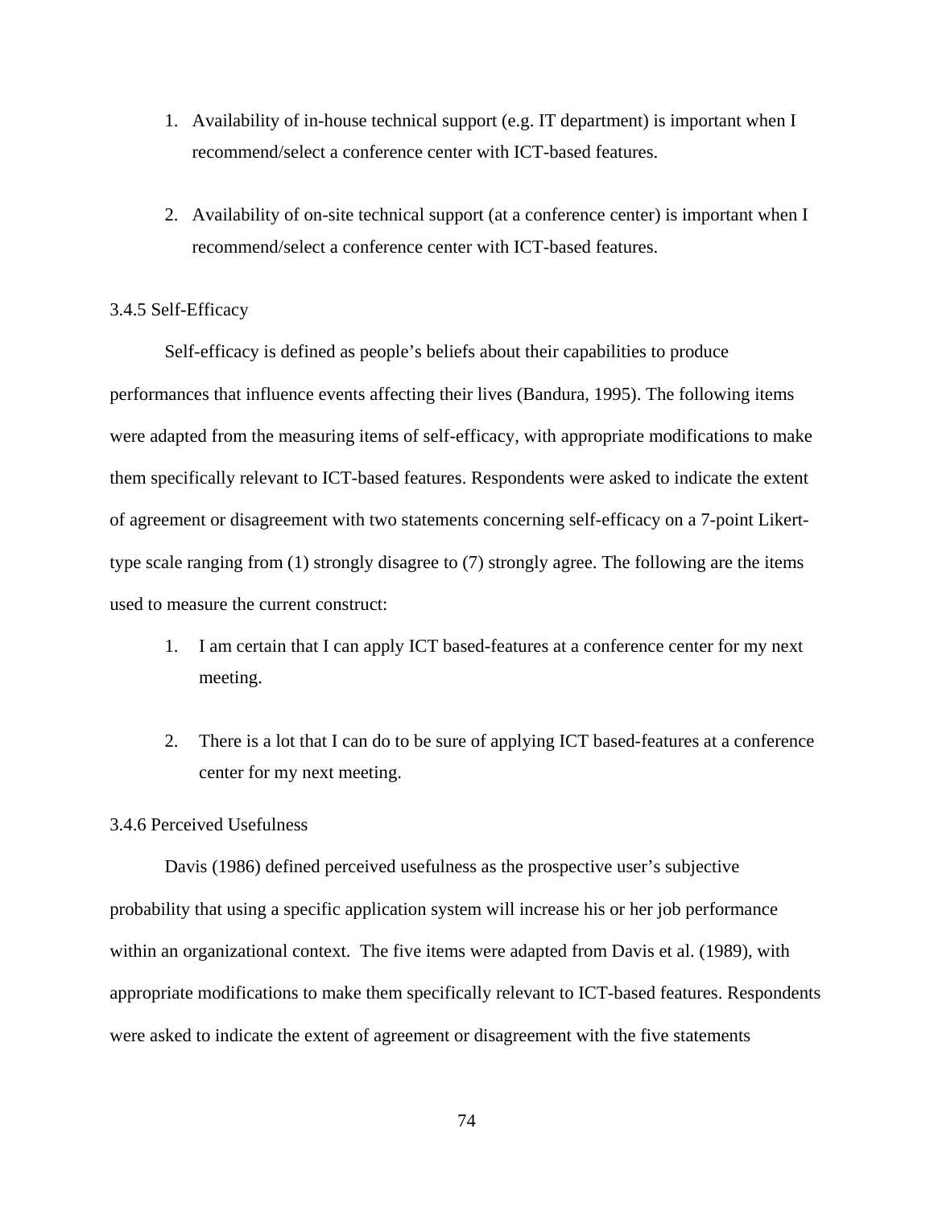1. Availability of in-house technical support (e.g. IT department) is important when I recommend/select a conference center with ICT-based features.

2. Availability of on-site technical support (at a conference center) is important when I recommend/select a conference center with ICT-based features.

### 3.4.5 Self-Efficacy

Self-efficacy is defined as people's beliefs about their capabilities to produce performances that influence events affecting their lives (Bandura, 1995). The following items were adapted from the measuring items of self-efficacy, with appropriate modifications to make them specifically relevant to ICT-based features. Respondents were asked to indicate the extent of agreement or disagreement with two statements concerning self-efficacy on a 7-point Likert-type scale ranging from (1) strongly disagree to (7) strongly agree. The following are the items used to measure the current construct:

1. I am certain that I can apply ICT based-features at a conference center for my next meeting.

2. There is a lot that I can do to be sure of applying ICT based-features at a conference center for my next meeting.

### 3.4.6 Perceived Usefulness

Davis (1986) defined perceived usefulness as the prospective user's subjective probability that using a specific application system will increase his or her job performance within an organizational context. The five items were adapted from Davis et al. (1989), with appropriate modifications to make them specifically relevant to ICT-based features. Respondents were asked to indicate the extent of agreement or disagreement with the five statements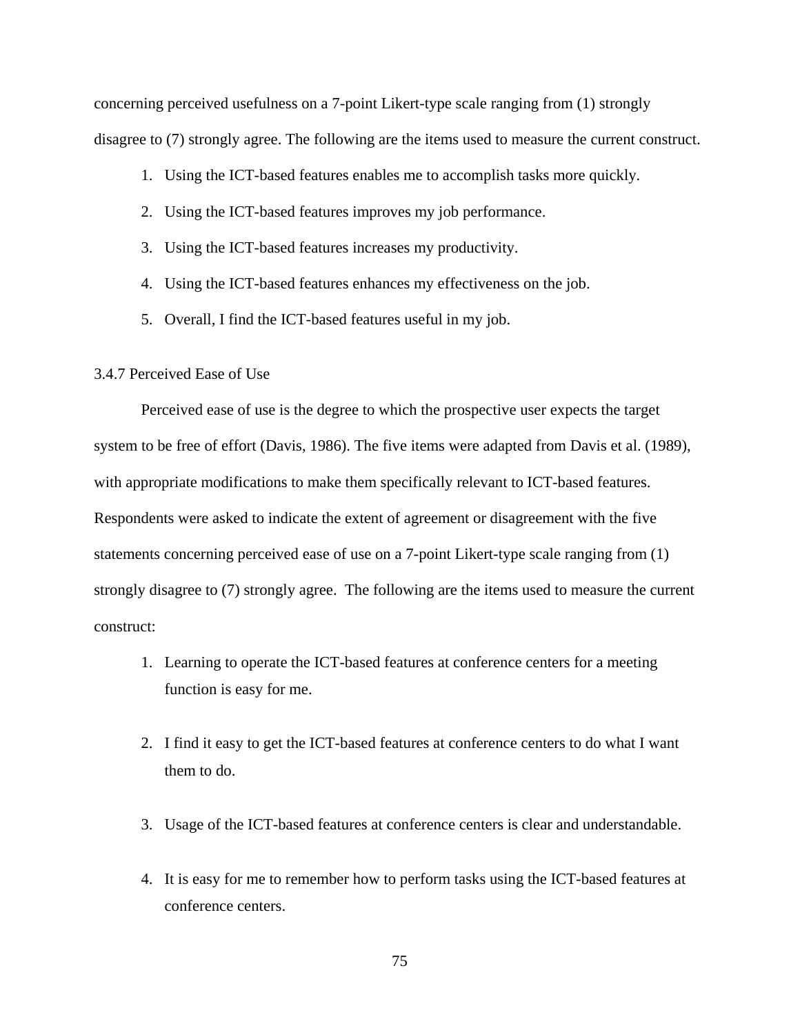concerning perceived usefulness on a 7-point Likert-type scale ranging from (1) strongly disagree to (7) strongly agree. The following are the items used to measure the current construct.

1. Using the ICT-based features enables me to accomplish tasks more quickly.
2. Using the ICT-based features improves my job performance.
3. Using the ICT-based features increases my productivity.
4. Using the ICT-based features enhances my effectiveness on the job.
5. Overall, I find the ICT-based features useful in my job.

### 3.4.7 Perceived Ease of Use

Perceived ease of use is the degree to which the prospective user expects the target system to be free of effort (Davis, 1986). The five items were adapted from Davis et al. (1989), with appropriate modifications to make them specifically relevant to ICT-based features. Respondents were asked to indicate the extent of agreement or disagreement with the five statements concerning perceived ease of use on a 7-point Likert-type scale ranging from (1) strongly disagree to (7) strongly agree. The following are the items used to measure the current construct:

1. Learning to operate the ICT-based features at conference centers for a meeting function is easy for me.

2. I find it easy to get the ICT-based features at conference centers to do what I want them to do.

3. Usage of the ICT-based features at conference centers is clear and understandable.

4. It is easy for me to remember how to perform tasks using the ICT-based features at conference centers.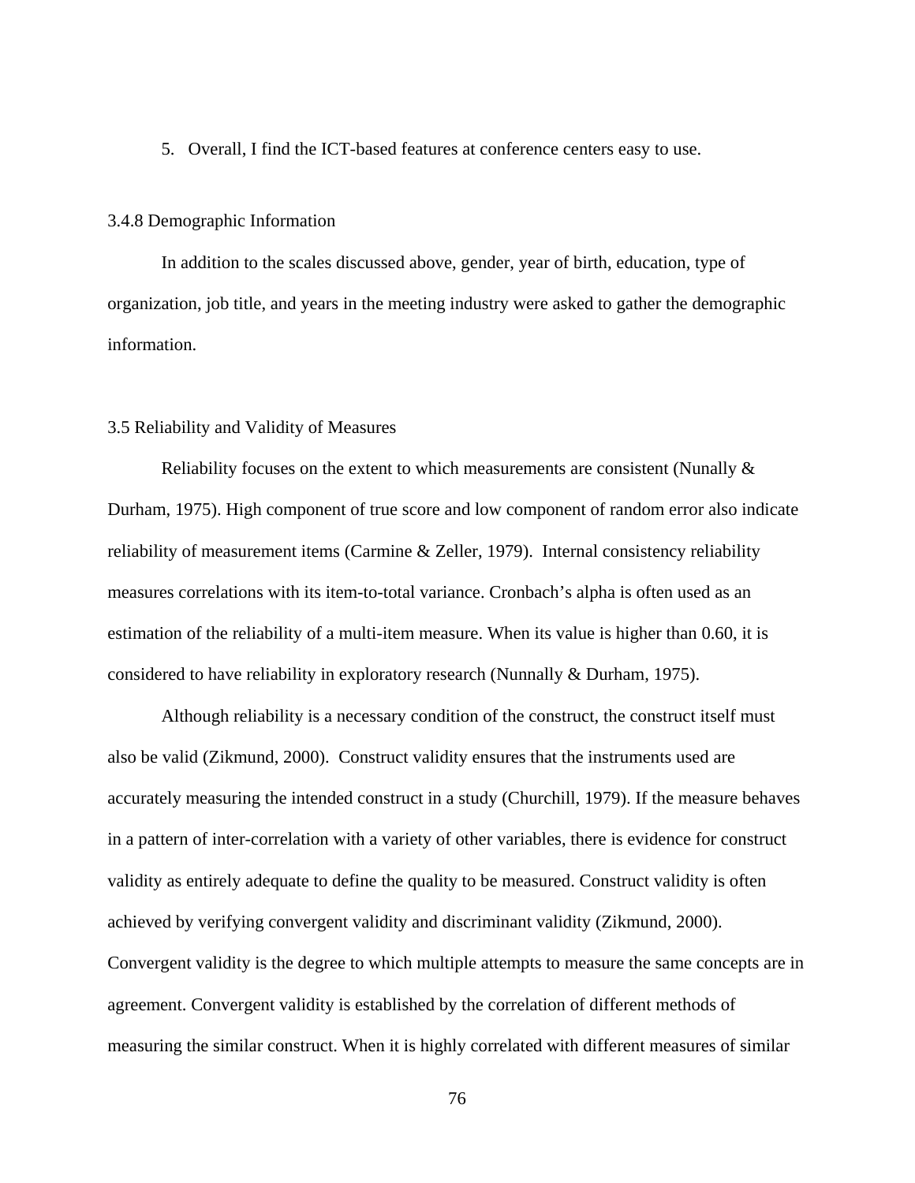5. Overall, I find the ICT-based features at conference centers easy to use.

### 3.4.8 Demographic Information

In addition to the scales discussed above, gender, year of birth, education, type of organization, job title, and years in the meeting industry were asked to gather the demographic information.

## 3.5 Reliability and Validity of Measures

Reliability focuses on the extent to which measurements are consistent (Nunally & Durham, 1975). High component of true score and low component of random error also indicate reliability of measurement items (Carmine & Zeller, 1979). Internal consistency reliability measures correlations with its item-to-total variance. Cronbach's alpha is often used as an estimation of the reliability of a multi-item measure. When its value is higher than 0.60, it is considered to have reliability in exploratory research (Nunnally & Durham, 1975).

Although reliability is a necessary condition of the construct, the construct itself must also be valid (Zikmund, 2000). Construct validity ensures that the instruments used are accurately measuring the intended construct in a study (Churchill, 1979). If the measure behaves in a pattern of inter-correlation with a variety of other variables, there is evidence for construct validity as entirely adequate to define the quality to be measured. Construct validity is often achieved by verifying convergent validity and discriminant validity (Zikmund, 2000). Convergent validity is the degree to which multiple attempts to measure the same concepts are in agreement. Convergent validity is established by the correlation of different methods of measuring the similar construct. When it is highly correlated with different measures of similar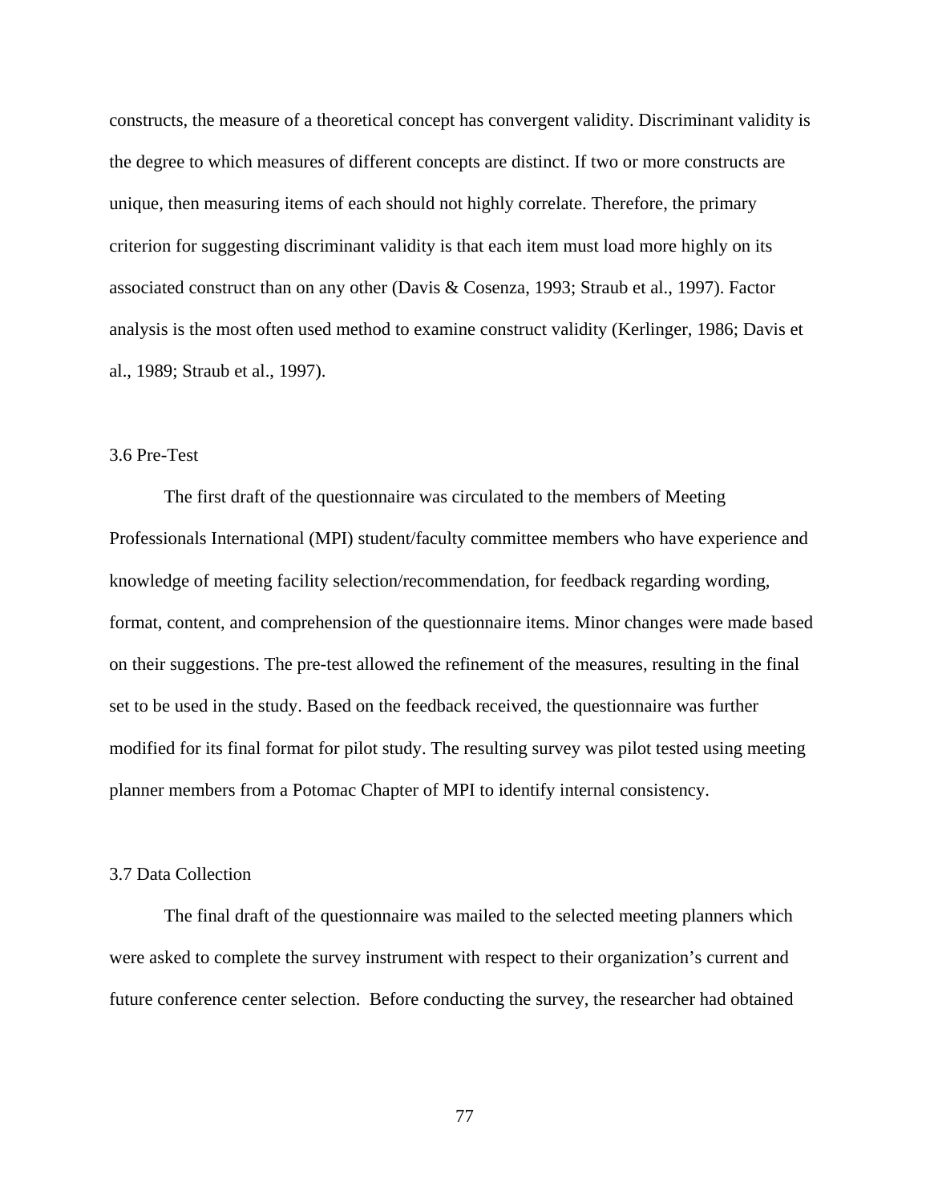constructs, the measure of a theoretical concept has convergent validity. Discriminant validity is the degree to which measures of different concepts are distinct. If two or more constructs are unique, then measuring items of each should not highly correlate. Therefore, the primary criterion for suggesting discriminant validity is that each item must load more highly on its associated construct than on any other (Davis & Cosenza, 1993; Straub et al., 1997). Factor analysis is the most often used method to examine construct validity (Kerlinger, 1986; Davis et al., 1989; Straub et al., 1997).

### 3.6 Pre-Test

The first draft of the questionnaire was circulated to the members of Meeting Professionals International (MPI) student/faculty committee members who have experience and knowledge of meeting facility selection/recommendation, for feedback regarding wording, format, content, and comprehension of the questionnaire items. Minor changes were made based on their suggestions. The pre-test allowed the refinement of the measures, resulting in the final set to be used in the study. Based on the feedback received, the questionnaire was further modified for its final format for pilot study. The resulting survey was pilot tested using meeting planner members from a Potomac Chapter of MPI to identify internal consistency.

### 3.7 Data Collection

The final draft of the questionnaire was mailed to the selected meeting planners which were asked to complete the survey instrument with respect to their organization's current and future conference center selection. Before conducting the survey, the researcher had obtained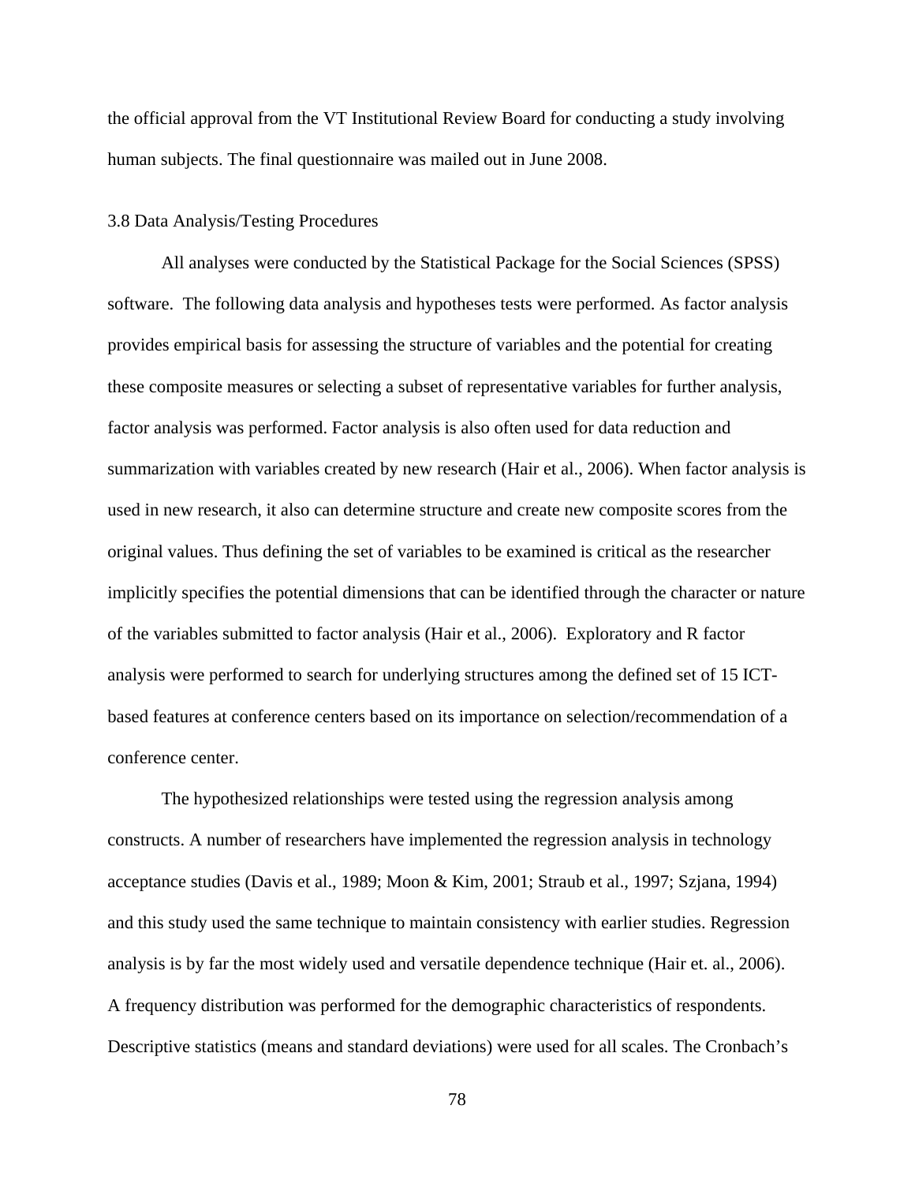the official approval from the VT Institutional Review Board for conducting a study involving human subjects. The final questionnaire was mailed out in June 2008.

### 3.8 Data Analysis/Testing Procedures

All analyses were conducted by the Statistical Package for the Social Sciences (SPSS) software. The following data analysis and hypotheses tests were performed. As factor analysis provides empirical basis for assessing the structure of variables and the potential for creating these composite measures or selecting a subset of representative variables for further analysis, factor analysis was performed. Factor analysis is also often used for data reduction and summarization with variables created by new research (Hair et al., 2006). When factor analysis is used in new research, it also can determine structure and create new composite scores from the original values. Thus defining the set of variables to be examined is critical as the researcher implicitly specifies the potential dimensions that can be identified through the character or nature of the variables submitted to factor analysis (Hair et al., 2006). Exploratory and R factor analysis were performed to search for underlying structures among the defined set of 15 ICT-based features at conference centers based on its importance on selection/recommendation of a conference center.

The hypothesized relationships were tested using the regression analysis among constructs. A number of researchers have implemented the regression analysis in technology acceptance studies (Davis et al., 1989; Moon & Kim, 2001; Straub et al., 1997; Szjana, 1994) and this study used the same technique to maintain consistency with earlier studies. Regression analysis is by far the most widely used and versatile dependence technique (Hair et. al., 2006). A frequency distribution was performed for the demographic characteristics of respondents. Descriptive statistics (means and standard deviations) were used for all scales. The Cronbach's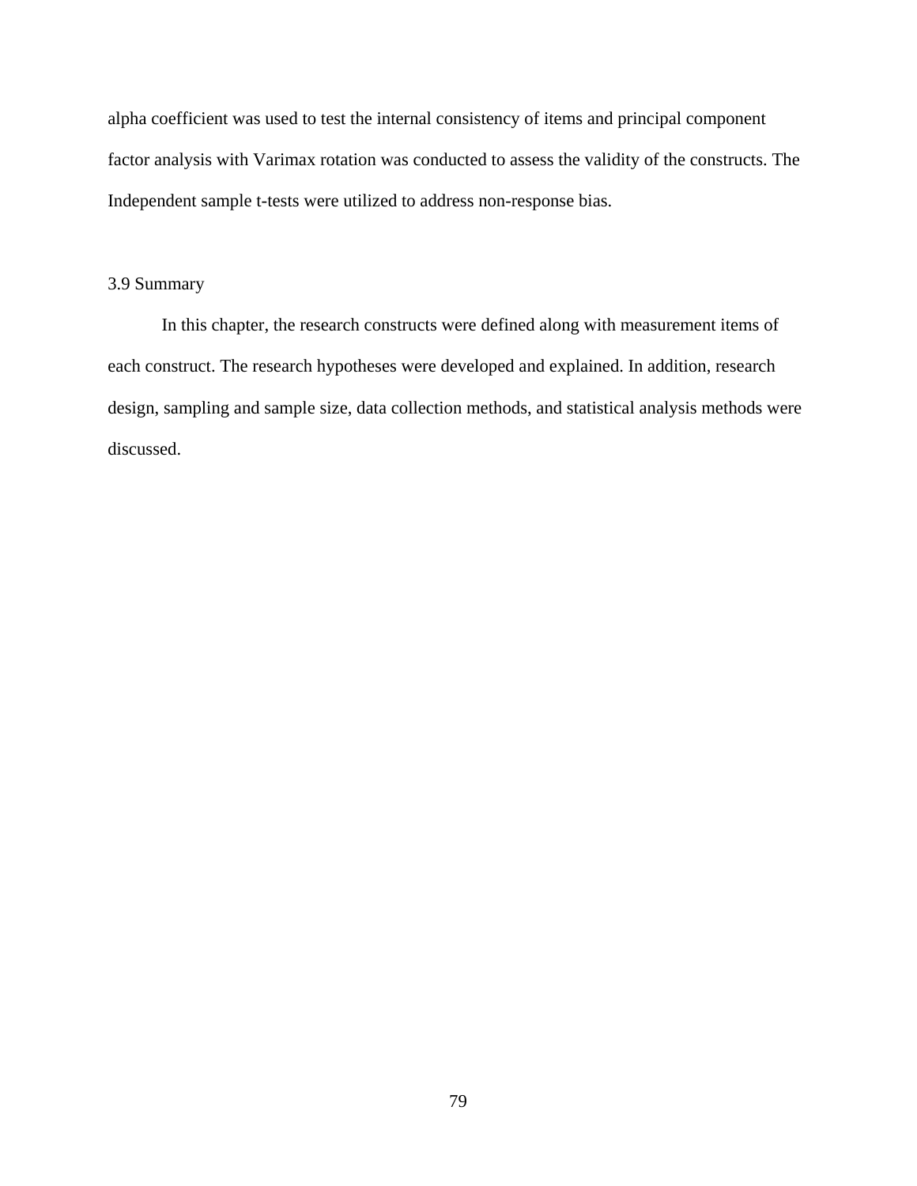alpha coefficient was used to test the internal consistency of items and principal component factor analysis with Varimax rotation was conducted to assess the validity of the constructs. The Independent sample t-tests were utilized to address non-response bias.

## 3.9 Summary

In this chapter, the research constructs were defined along with measurement items of each construct. The research hypotheses were developed and explained. In addition, research design, sampling and sample size, data collection methods, and statistical analysis methods were discussed.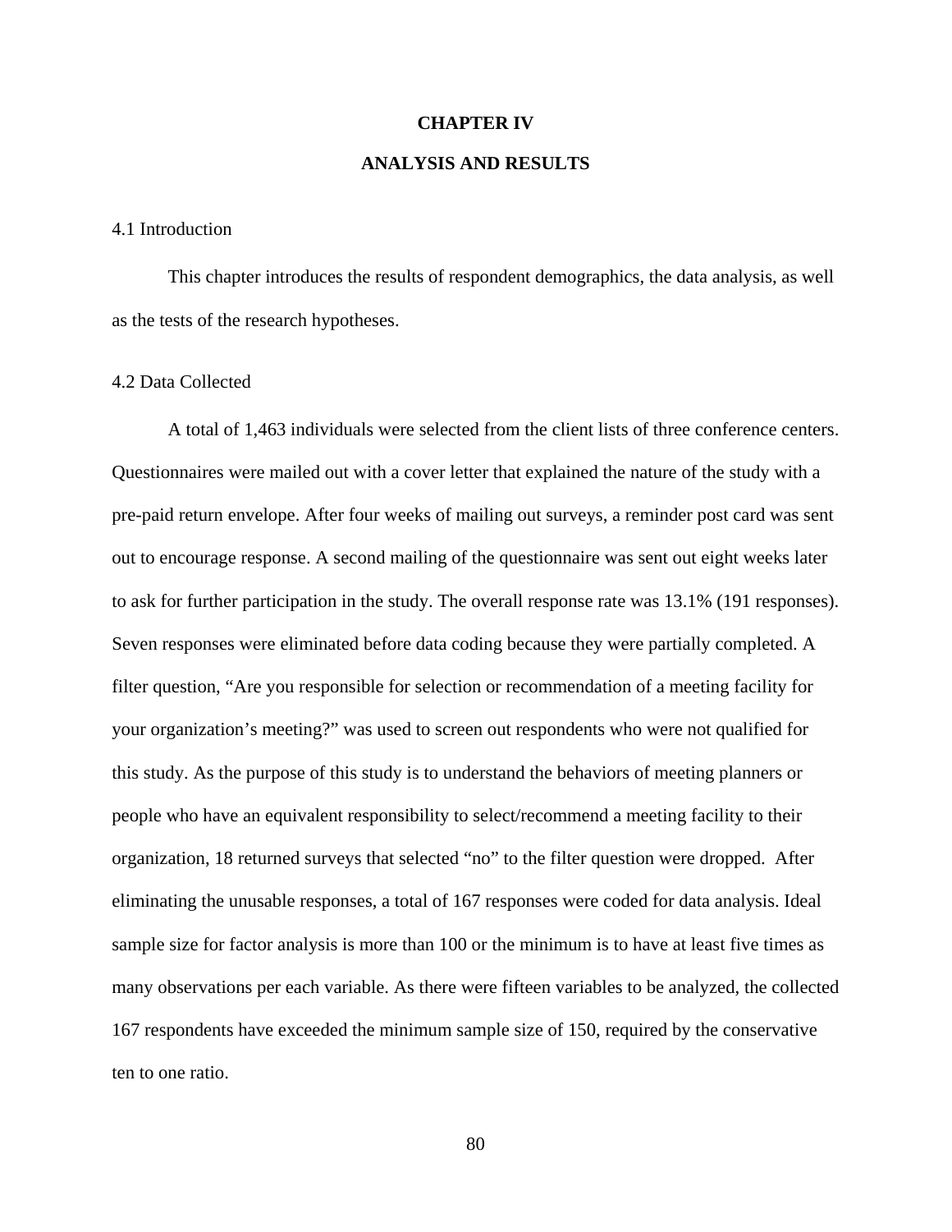# CHAPTER IV

# ANALYSIS AND RESULTS

## 4.1 Introduction

This chapter introduces the results of respondent demographics, the data analysis, as well as the tests of the research hypotheses.

## 4.2 Data Collected

A total of 1,463 individuals were selected from the client lists of three conference centers. Questionnaires were mailed out with a cover letter that explained the nature of the study with a pre-paid return envelope. After four weeks of mailing out surveys, a reminder post card was sent out to encourage response. A second mailing of the questionnaire was sent out eight weeks later to ask for further participation in the study. The overall response rate was 13.1% (191 responses). Seven responses were eliminated before data coding because they were partially completed. A filter question, "Are you responsible for selection or recommendation of a meeting facility for your organization's meeting?" was used to screen out respondents who were not qualified for this study. As the purpose of this study is to understand the behaviors of meeting planners or people who have an equivalent responsibility to select/recommend a meeting facility to their organization, 18 returned surveys that selected "no" to the filter question were dropped. After eliminating the unusable responses, a total of 167 responses were coded for data analysis. Ideal sample size for factor analysis is more than 100 or the minimum is to have at least five times as many observations per each variable. As there were fifteen variables to be analyzed, the collected 167 respondents have exceeded the minimum sample size of 150, required by the conservative ten to one ratio.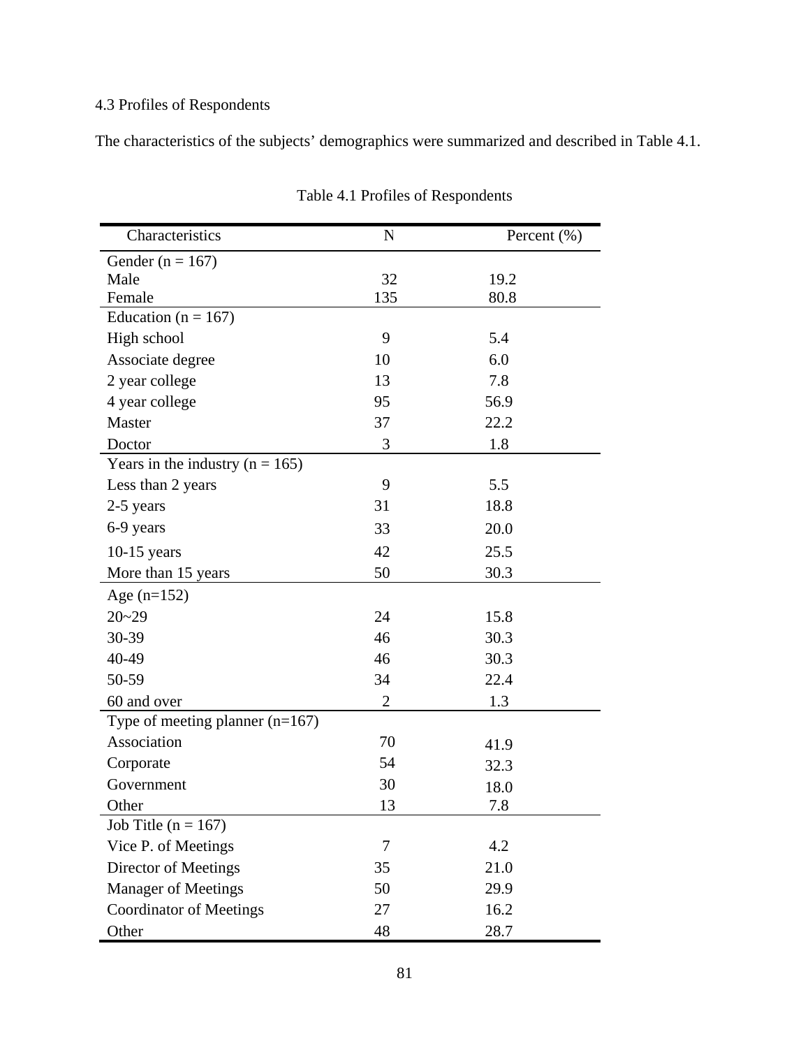### 4.3 Profiles of Respondents

The characteristics of the subjects' demographics were summarized and described in Table 4.1.

Table 4.1 Profiles of Respondents

| Characteristics | N | Percent (%) |
|---|---|---|
| Gender (n = 167) | | |
| Male | 32 | 19.2 |
| Female | 135 | 80.8 |
| Education (n = 167) | | |
| High school | 9 | 5.4 |
| Associate degree | 10 | 6.0 |
| 2 year college | 13 | 7.8 |
| 4 year college | 95 | 56.9 |
| Master | 37 | 22.2 |
| Doctor | 3 | 1.8 |
| Years in the industry (n = 165) | | |
| Less than 2 years | 9 | 5.5 |
| 2-5 years | 31 | 18.8 |
| 6-9 years | 33 | 20.0 |
| 10-15 years | 42 | 25.5 |
| More than 15 years | 50 | 30.3 |
| Age (n=152) | | |
| 20~29 | 24 | 15.8 |
| 30-39 | 46 | 30.3 |
| 40-49 | 46 | 30.3 |
| 50-59 | 34 | 22.4 |
| 60 and over | 2 | 1.3 |
| Type of meeting planner (n=167) | | |
| Association | 70 | 41.9 |
| Corporate | 54 | 32.3 |
| Government | 30 | 18.0 |
| Other | 13 | 7.8 |
| Job Title (n = 167) | | |
| Vice P. of Meetings | 7 | 4.2 |
| Director of Meetings | 35 | 21.0 |
| Manager of Meetings | 50 | 29.9 |
| Coordinator of Meetings | 27 | 16.2 |
| Other | 48 | 28.7 |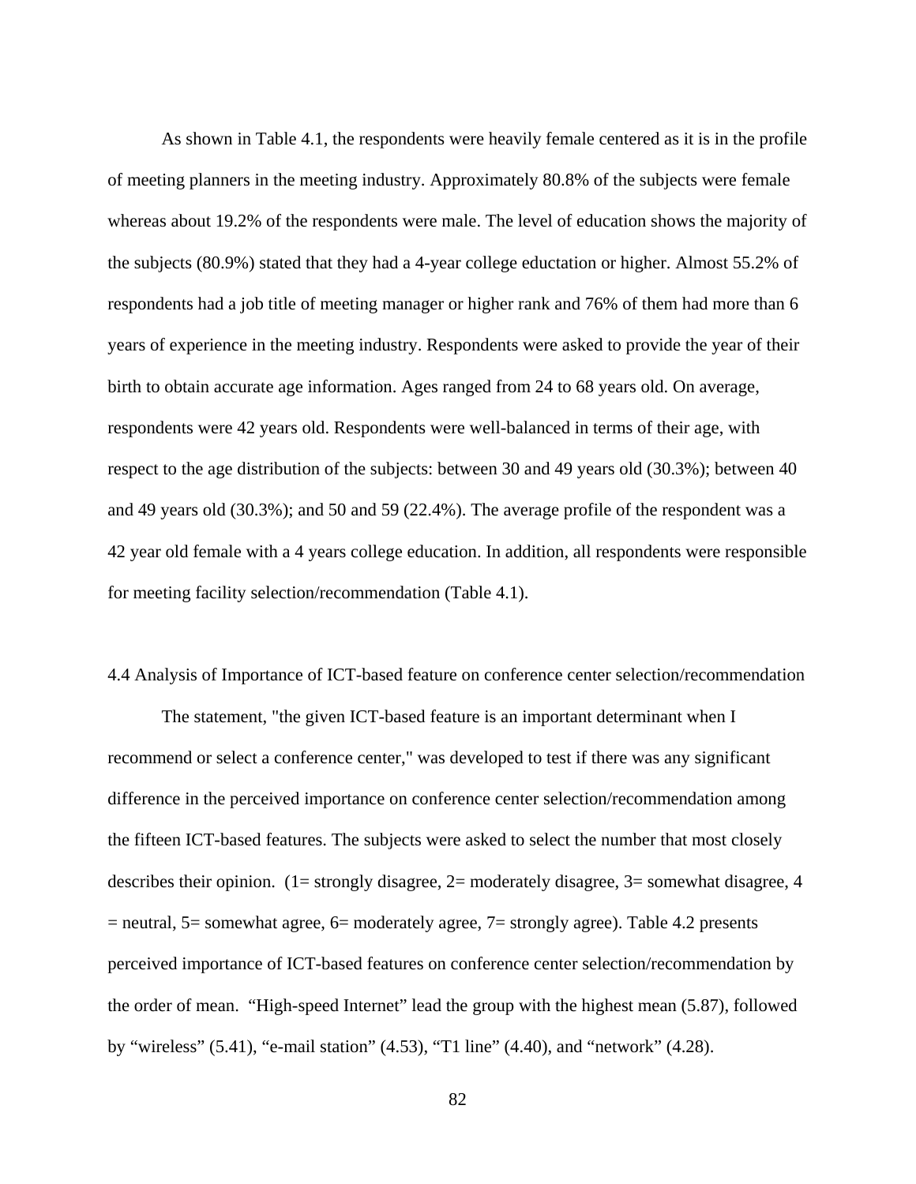As shown in Table 4.1, the respondents were heavily female centered as it is in the profile of meeting planners in the meeting industry. Approximately 80.8% of the subjects were female whereas about 19.2% of the respondents were male. The level of education shows the majority of the subjects (80.9%) stated that they had a 4-year college eductation or higher. Almost 55.2% of respondents had a job title of meeting manager or higher rank and 76% of them had more than 6 years of experience in the meeting industry. Respondents were asked to provide the year of their birth to obtain accurate age information. Ages ranged from 24 to 68 years old. On average, respondents were 42 years old. Respondents were well-balanced in terms of their age, with respect to the age distribution of the subjects: between 30 and 49 years old (30.3%); between 40 and 49 years old (30.3%); and 50 and 59 (22.4%). The average profile of the respondent was a 42 year old female with a 4 years college education. In addition, all respondents were responsible for meeting facility selection/recommendation (Table 4.1).

## 4.4 Analysis of Importance of ICT-based feature on conference center selection/recommendation

The statement, "the given ICT-based feature is an important determinant when I recommend or select a conference center," was developed to test if there was any significant difference in the perceived importance on conference center selection/recommendation among the fifteen ICT-based features. The subjects were asked to select the number that most closely describes their opinion. (1= strongly disagree, 2= moderately disagree, 3= somewhat disagree, 4 = neutral, 5= somewhat agree, 6= moderately agree, 7= strongly agree). Table 4.2 presents perceived importance of ICT-based features on conference center selection/recommendation by the order of mean. "High-speed Internet" lead the group with the highest mean (5.87), followed by "wireless" (5.41), "e-mail station" (4.53), "T1 line" (4.40), and "network" (4.28).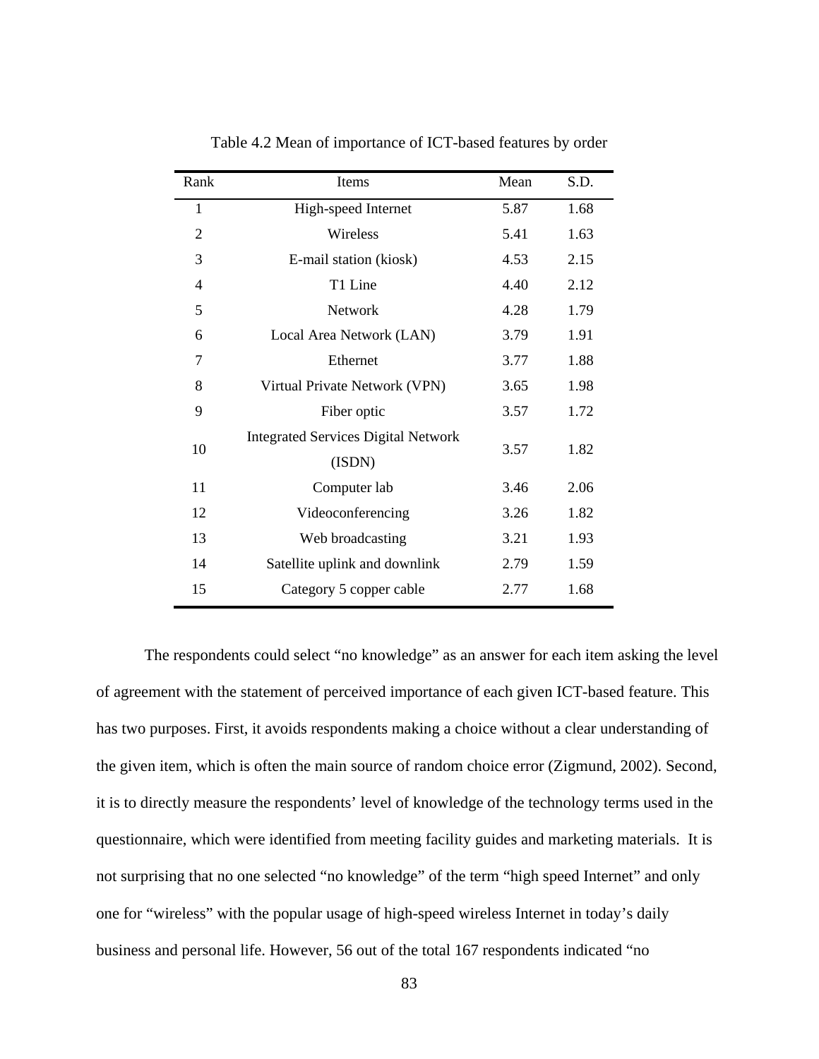Table 4.2 Mean of importance of ICT-based features by order

| Rank | Items | Mean | S.D. |
|---|---|---|---|
| 1 | High-speed Internet | 5.87 | 1.68 |
| 2 | Wireless | 5.41 | 1.63 |
| 3 | E-mail station (kiosk) | 4.53 | 2.15 |
| 4 | T1 Line | 4.40 | 2.12 |
| 5 | Network | 4.28 | 1.79 |
| 6 | Local Area Network (LAN) | 3.79 | 1.91 |
| 7 | Ethernet | 3.77 | 1.88 |
| 8 | Virtual Private Network (VPN) | 3.65 | 1.98 |
| 9 | Fiber optic | 3.57 | 1.72 |
| 10 | Integrated Services Digital Network (ISDN) | 3.57 | 1.82 |
| 11 | Computer lab | 3.46 | 2.06 |
| 12 | Videoconferencing | 3.26 | 1.82 |
| 13 | Web broadcasting | 3.21 | 1.93 |
| 14 | Satellite uplink and downlink | 2.79 | 1.59 |
| 15 | Category 5 copper cable | 2.77 | 1.68 |

The respondents could select "no knowledge" as an answer for each item asking the level of agreement with the statement of perceived importance of each given ICT-based feature. This has two purposes. First, it avoids respondents making a choice without a clear understanding of the given item, which is often the main source of random choice error (Zigmund, 2002). Second, it is to directly measure the respondents' level of knowledge of the technology terms used in the questionnaire, which were identified from meeting facility guides and marketing materials. It is not surprising that no one selected "no knowledge" of the term "high speed Internet" and only one for "wireless" with the popular usage of high-speed wireless Internet in today's daily business and personal life. However, 56 out of the total 167 respondents indicated "no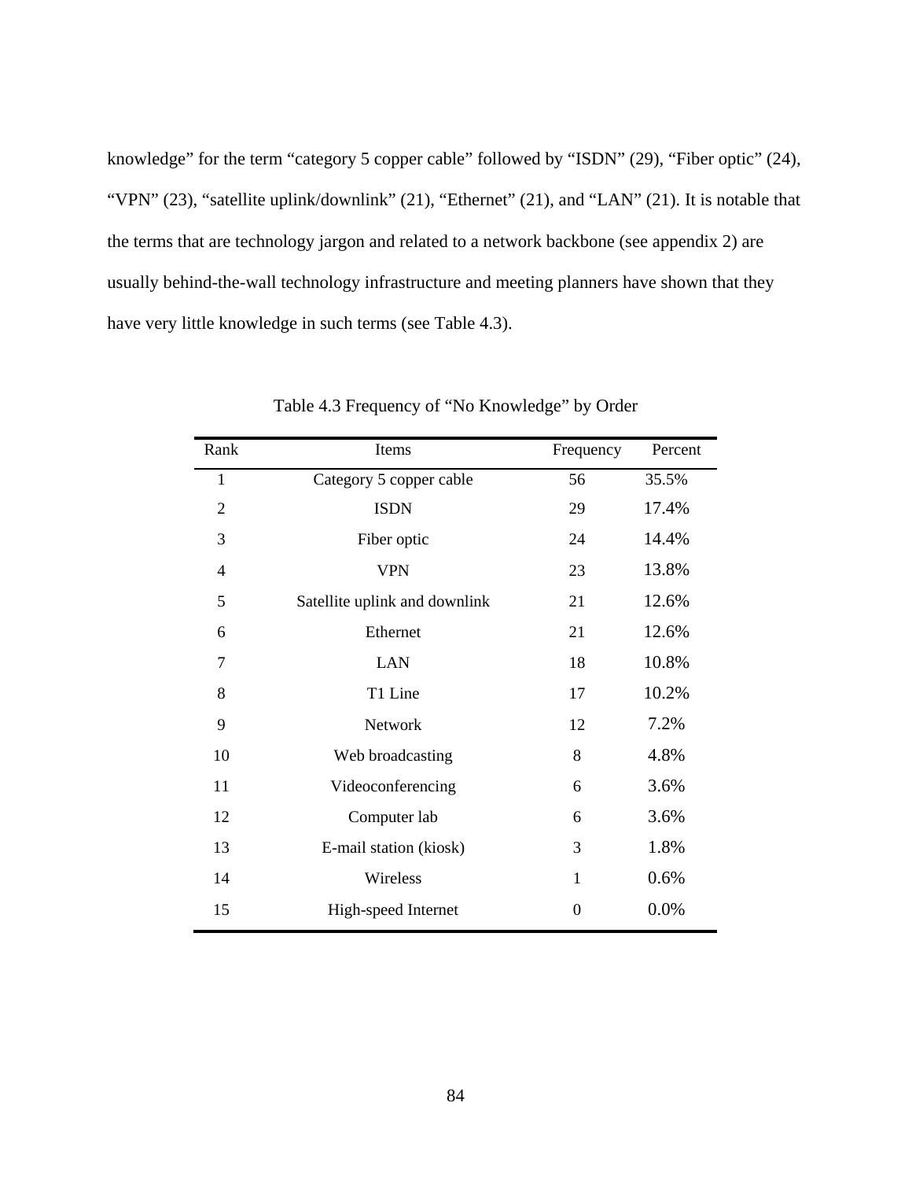knowledge" for the term "category 5 copper cable" followed by "ISDN" (29), "Fiber optic" (24), "VPN" (23), "satellite uplink/downlink" (21), "Ethernet" (21), and "LAN" (21). It is notable that the terms that are technology jargon and related to a network backbone (see appendix 2) are usually behind-the-wall technology infrastructure and meeting planners have shown that they have very little knowledge in such terms (see Table 4.3).

Table 4.3 Frequency of "No Knowledge" by Order

| Rank | Items | Frequency | Percent |
|---|---|---|---|
| 1 | Category 5 copper cable | 56 | 35.5% |
| 2 | ISDN | 29 | 17.4% |
| 3 | Fiber optic | 24 | 14.4% |
| 4 | VPN | 23 | 13.8% |
| 5 | Satellite uplink and downlink | 21 | 12.6% |
| 6 | Ethernet | 21 | 12.6% |
| 7 | LAN | 18 | 10.8% |
| 8 | T1 Line | 17 | 10.2% |
| 9 | Network | 12 | 7.2% |
| 10 | Web broadcasting | 8 | 4.8% |
| 11 | Videoconferencing | 6 | 3.6% |
| 12 | Computer lab | 6 | 3.6% |
| 13 | E-mail station (kiosk) | 3 | 1.8% |
| 14 | Wireless | 1 | 0.6% |
| 15 | High-speed Internet | 0 | 0.0% |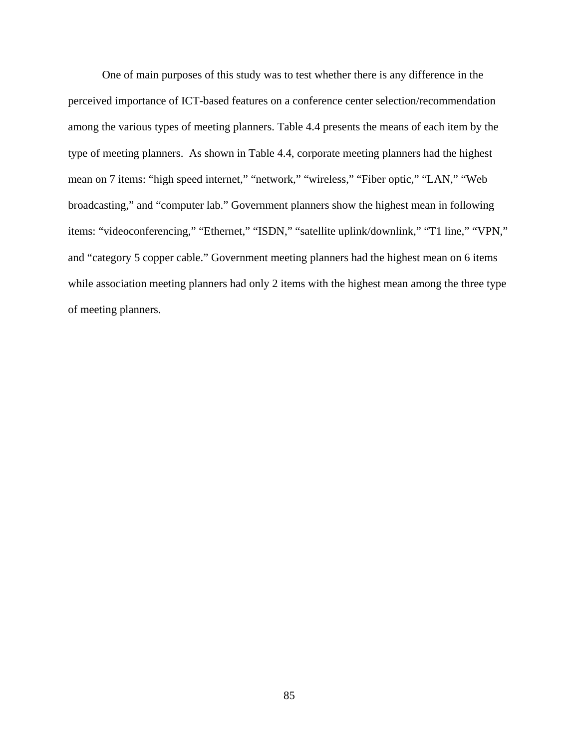One of main purposes of this study was to test whether there is any difference in the perceived importance of ICT-based features on a conference center selection/recommendation among the various types of meeting planners. Table 4.4 presents the means of each item by the type of meeting planners.  As shown in Table 4.4, corporate meeting planners had the highest mean on 7 items: “high speed internet,” “network,” “wireless,” “Fiber optic,” “LAN,” “Web broadcasting,” and “computer lab.” Government planners show the highest mean in following items: “videoconferencing,” “Ethernet,” “ISDN,” “satellite uplink/downlink,” “T1 line,” “VPN,” and “category 5 copper cable.” Government meeting planners had the highest mean on 6 items while association meeting planners had only 2 items with the highest mean among the three type of meeting planners.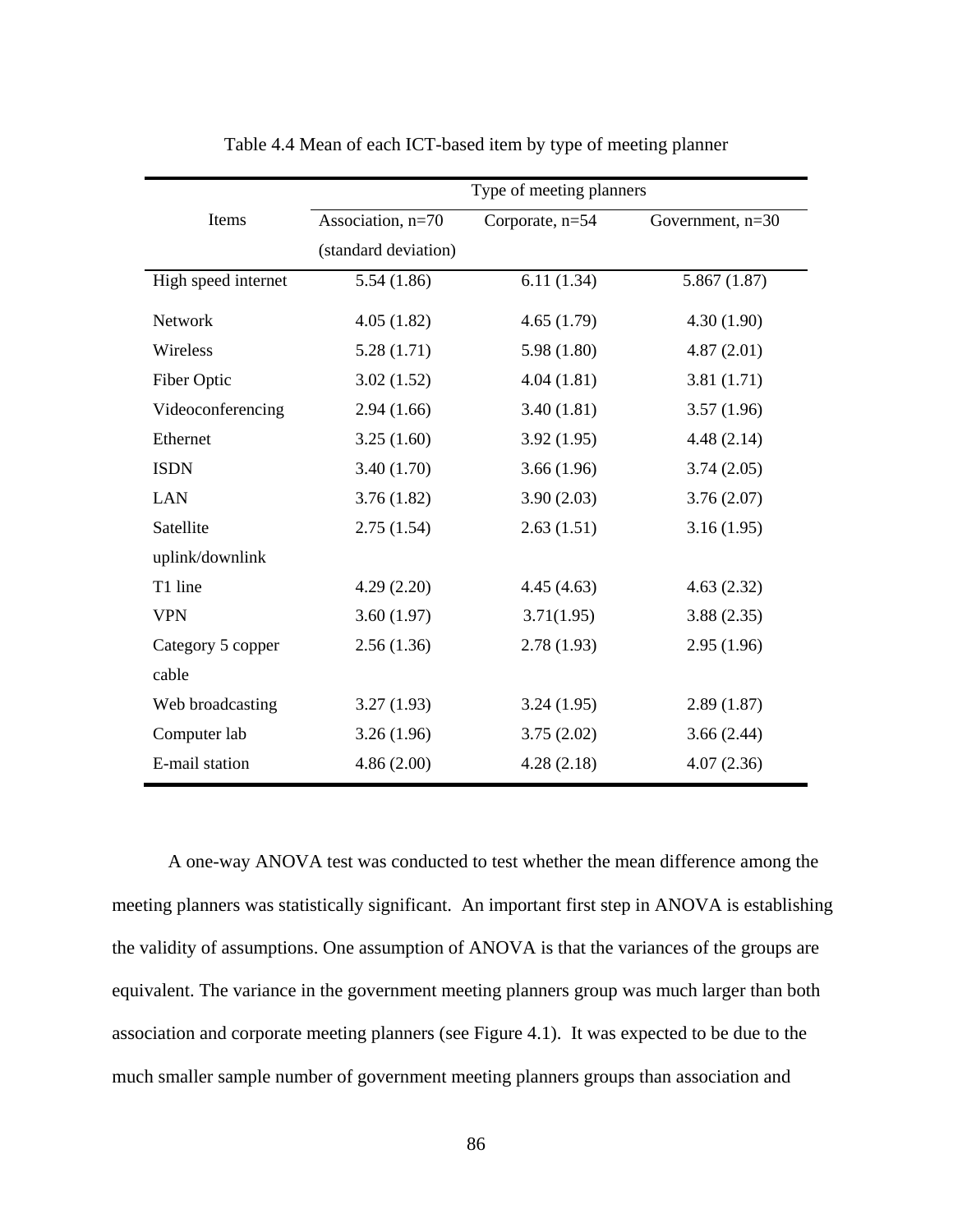Table 4.4 Mean of each ICT-based item by type of meeting planner

| Items | Type of meeting planners | | |
|---|---|---|---|
| | Association, n=70 (standard deviation) | Corporate, n=54 | Government, n=30 |
| High speed internet | 5.54 (1.86) | 6.11 (1.34) | 5.867 (1.87) |
| Network | 4.05 (1.82) | 4.65 (1.79) | 4.30 (1.90) |
| Wireless | 5.28 (1.71) | 5.98 (1.80) | 4.87 (2.01) |
| Fiber Optic | 3.02 (1.52) | 4.04 (1.81) | 3.81 (1.71) |
| Videoconferencing | 2.94 (1.66) | 3.40 (1.81) | 3.57 (1.96) |
| Ethernet | 3.25 (1.60) | 3.92 (1.95) | 4.48 (2.14) |
| ISDN | 3.40 (1.70) | 3.66 (1.96) | 3.74 (2.05) |
| LAN | 3.76 (1.82) | 3.90 (2.03) | 3.76 (2.07) |
| Satellite uplink/downlink | 2.75 (1.54) | 2.63 (1.51) | 3.16 (1.95) |
| T1 line | 4.29 (2.20) | 4.45 (4.63) | 4.63 (2.32) |
| VPN | 3.60 (1.97) | 3.71(1.95) | 3.88 (2.35) |
| Category 5 copper cable | 2.56 (1.36) | 2.78 (1.93) | 2.95 (1.96) |
| Web broadcasting | 3.27 (1.93) | 3.24 (1.95) | 2.89 (1.87) |
| Computer lab | 3.26 (1.96) | 3.75 (2.02) | 3.66 (2.44) |
| E-mail station | 4.86 (2.00) | 4.28 (2.18) | 4.07 (2.36) |

A one-way ANOVA test was conducted to test whether the mean difference among the meeting planners was statistically significant. An important first step in ANOVA is establishing the validity of assumptions. One assumption of ANOVA is that the variances of the groups are equivalent. The variance in the government meeting planners group was much larger than both association and corporate meeting planners (see Figure 4.1). It was expected to be due to the much smaller sample number of government meeting planners groups than association and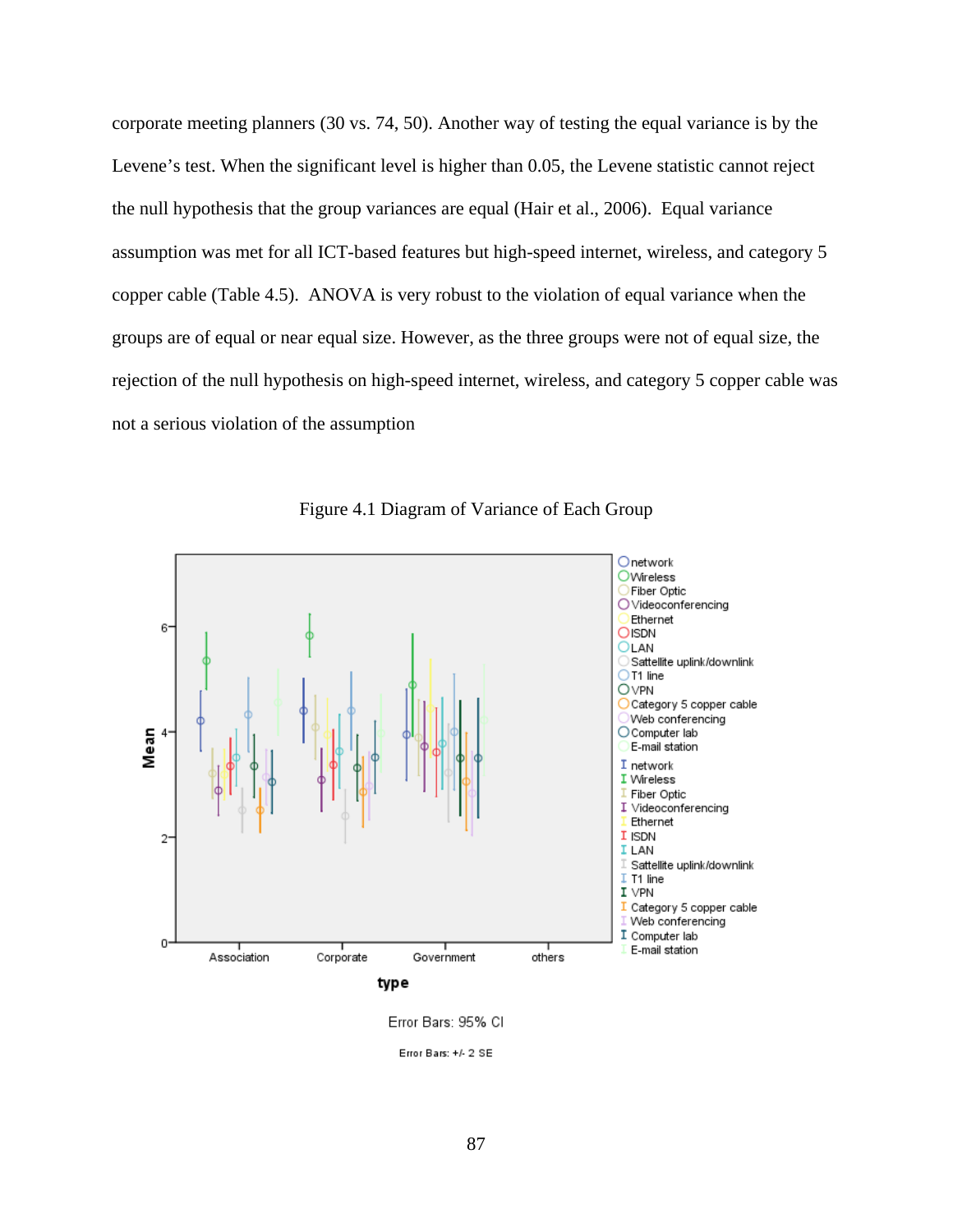corporate meeting planners (30 vs. 74, 50). Another way of testing the equal variance is by the Levene's test. When the significant level is higher than 0.05, the Levene statistic cannot reject the null hypothesis that the group variances are equal (Hair et al., 2006). Equal variance assumption was met for all ICT-based features but high-speed internet, wireless, and category 5 copper cable (Table 4.5). ANOVA is very robust to the violation of equal variance when the groups are of equal or near equal size. However, as the three groups were not of equal size, the rejection of the null hypothesis on high-speed internet, wireless, and category 5 copper cable was not a serious violation of the assumption

Figure 4.1 Diagram of Variance of Each Group

Error Bars: 95% CI

Error Bars: +/- 2 SE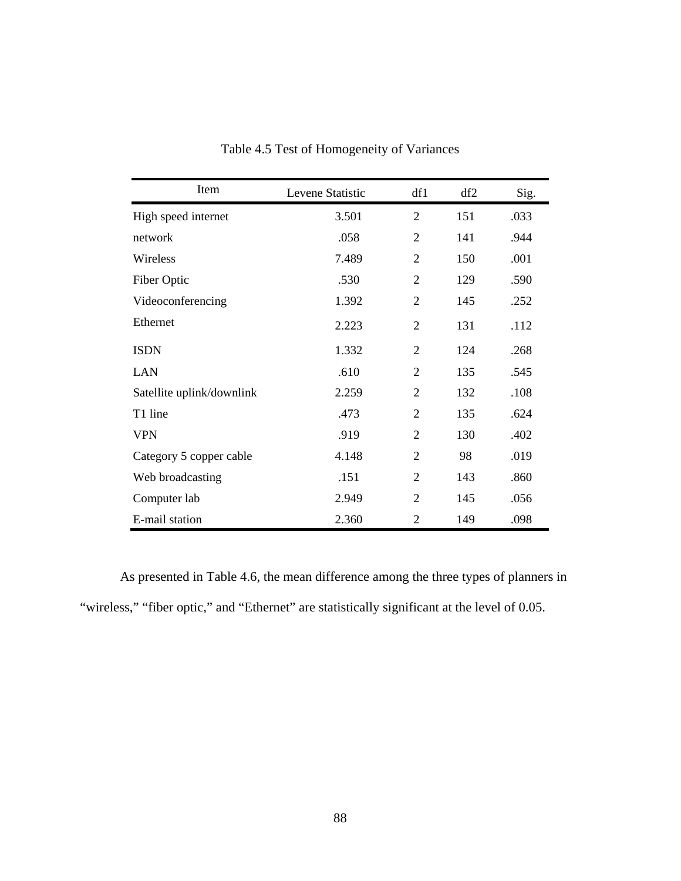Table 4.5 Test of Homogeneity of Variances

| Item | Levene Statistic | df1 | df2 | Sig. |
|---|---|---|---|---|
| High speed internet | 3.501 | 2 | 151 | .033 |
| network | .058 | 2 | 141 | .944 |
| Wireless | 7.489 | 2 | 150 | .001 |
| Fiber Optic | .530 | 2 | 129 | .590 |
| Videoconferencing | 1.392 | 2 | 145 | .252 |
| Ethernet | 2.223 | 2 | 131 | .112 |
| ISDN | 1.332 | 2 | 124 | .268 |
| LAN | .610 | 2 | 135 | .545 |
| Satellite uplink/downlink | 2.259 | 2 | 132 | .108 |
| T1 line | .473 | 2 | 135 | .624 |
| VPN | .919 | 2 | 130 | .402 |
| Category 5 copper cable | 4.148 | 2 | 98 | .019 |
| Web broadcasting | .151 | 2 | 143 | .860 |
| Computer lab | 2.949 | 2 | 145 | .056 |
| E-mail station | 2.360 | 2 | 149 | .098 |

As presented in Table 4.6, the mean difference among the three types of planners in "wireless," "fiber optic," and "Ethernet" are statistically significant at the level of 0.05.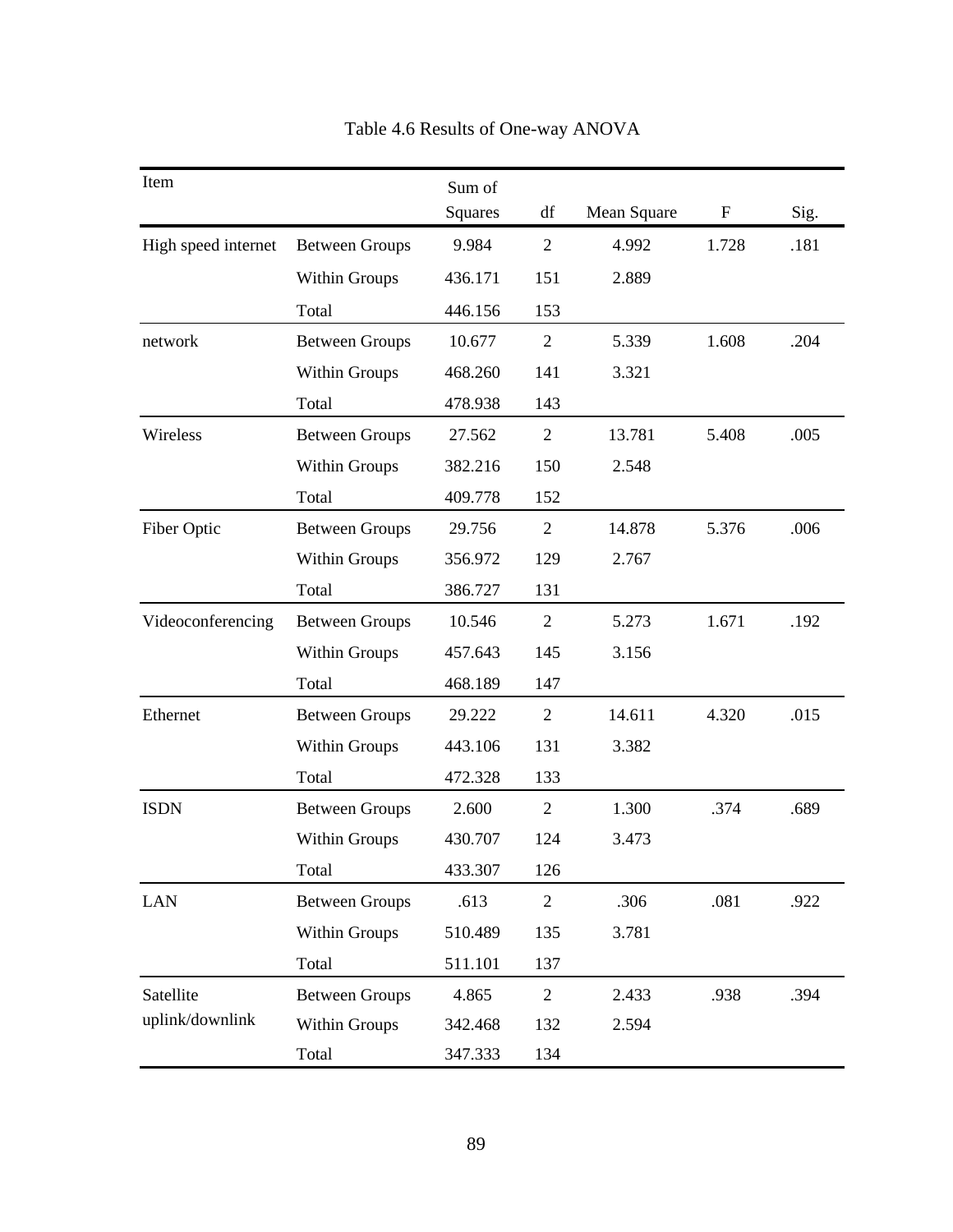Table 4.6 Results of One-way ANOVA

| Item | | Sum of Squares | df | Mean Square | F | Sig. |
|---|---|---|---|---|---|---|
| High speed internet | Between Groups | 9.984 | 2 | 4.992 | 1.728 | .181 |
| | Within Groups | 436.171 | 151 | 2.889 | | |
| | Total | 446.156 | 153 | | | |
| network | Between Groups | 10.677 | 2 | 5.339 | 1.608 | .204 |
| | Within Groups | 468.260 | 141 | 3.321 | | |
| | Total | 478.938 | 143 | | | |
| Wireless | Between Groups | 27.562 | 2 | 13.781 | 5.408 | .005 |
| | Within Groups | 382.216 | 150 | 2.548 | | |
| | Total | 409.778 | 152 | | | |
| Fiber Optic | Between Groups | 29.756 | 2 | 14.878 | 5.376 | .006 |
| | Within Groups | 356.972 | 129 | 2.767 | | |
| | Total | 386.727 | 131 | | | |
| Videoconferencing | Between Groups | 10.546 | 2 | 5.273 | 1.671 | .192 |
| | Within Groups | 457.643 | 145 | 3.156 | | |
| | Total | 468.189 | 147 | | | |
| Ethernet | Between Groups | 29.222 | 2 | 14.611 | 4.320 | .015 |
| | Within Groups | 443.106 | 131 | 3.382 | | |
| | Total | 472.328 | 133 | | | |
| ISDN | Between Groups | 2.600 | 2 | 1.300 | .374 | .689 |
| | Within Groups | 430.707 | 124 | 3.473 | | |
| | Total | 433.307 | 126 | | | |
| LAN | Between Groups | .613 | 2 | .306 | .081 | .922 |
| | Within Groups | 510.489 | 135 | 3.781 | | |
| | Total | 511.101 | 137 | | | |
| Satellite uplink/downlink | Between Groups | 4.865 | 2 | 2.433 | .938 | .394 |
| | Within Groups | 342.468 | 132 | 2.594 | | |
| | Total | 347.333 | 134 | | | |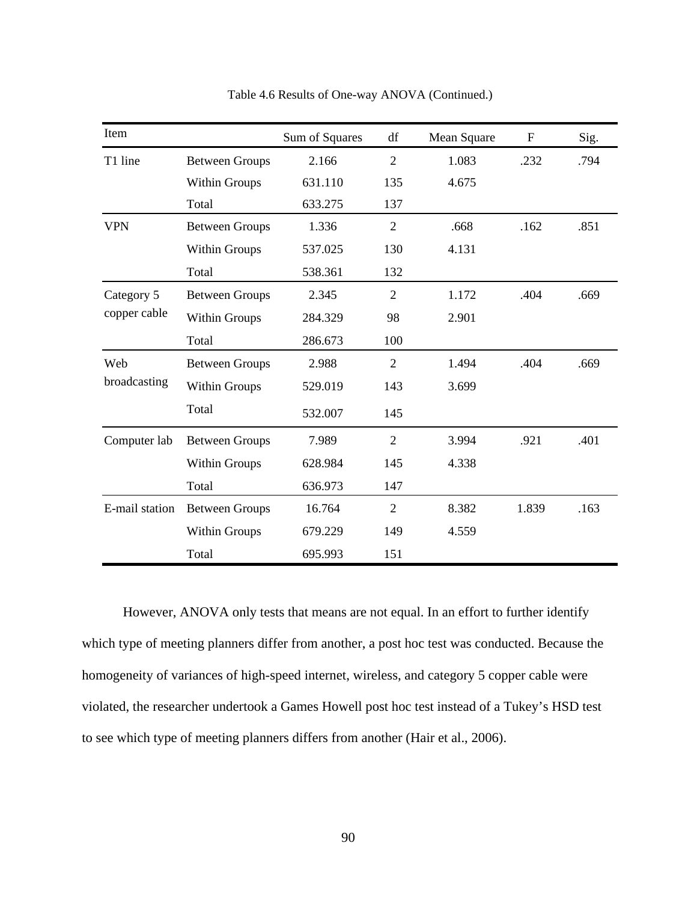Table 4.6 Results of One-way ANOVA (Continued.)

| Item | | Sum of Squares | df | Mean Square | F | Sig. |
|---|---|---|---|---|---|---|
| T1 line | Between Groups | 2.166 | 2 | 1.083 | .232 | .794 |
| | Within Groups | 631.110 | 135 | 4.675 | | |
| | Total | 633.275 | 137 | | | |
| VPN | Between Groups | 1.336 | 2 | .668 | .162 | .851 |
| | Within Groups | 537.025 | 130 | 4.131 | | |
| | Total | 538.361 | 132 | | | |
| Category 5 copper cable | Between Groups | 2.345 | 2 | 1.172 | .404 | .669 |
| | Within Groups | 284.329 | 98 | 2.901 | | |
| | Total | 286.673 | 100 | | | |
| Web broadcasting | Between Groups | 2.988 | 2 | 1.494 | .404 | .669 |
| | Within Groups | 529.019 | 143 | 3.699 | | |
| | Total | 532.007 | 145 | | | |
| Computer lab | Between Groups | 7.989 | 2 | 3.994 | .921 | .401 |
| | Within Groups | 628.984 | 145 | 4.338 | | |
| | Total | 636.973 | 147 | | | |
| E-mail station | Between Groups | 16.764 | 2 | 8.382 | 1.839 | .163 |
| | Within Groups | 679.229 | 149 | 4.559 | | |
| | Total | 695.993 | 151 | | | |

However, ANOVA only tests that means are not equal. In an effort to further identify which type of meeting planners differ from another, a post hoc test was conducted. Because the homogeneity of variances of high-speed internet, wireless, and category 5 copper cable were violated, the researcher undertook a Games Howell post hoc test instead of a Tukey's HSD test to see which type of meeting planners differs from another (Hair et al., 2006).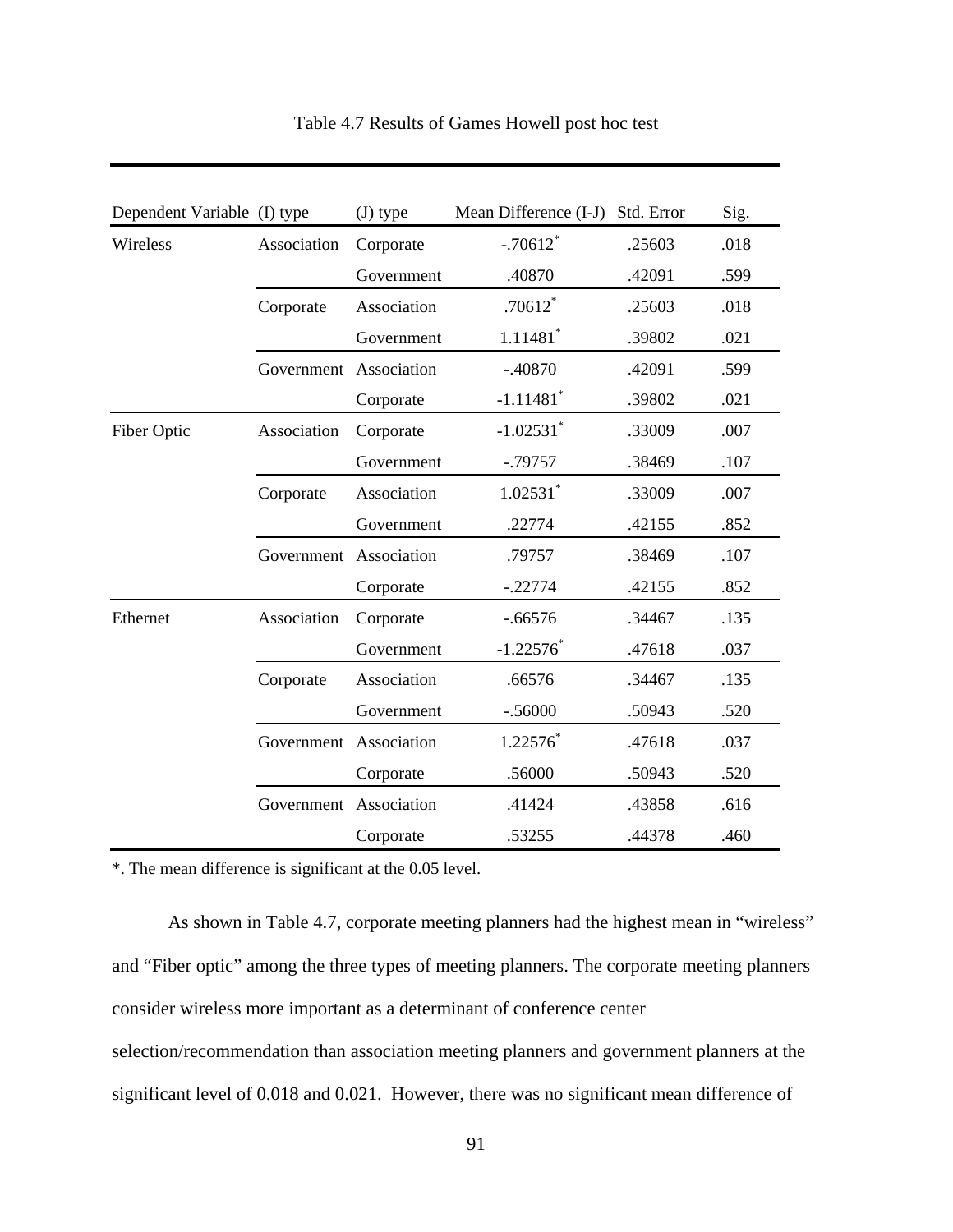Table 4.7 Results of Games Howell post hoc test

| Dependent Variable | (I) type | (J) type | Mean Difference (I-J) | Std. Error | Sig. |
|---|---|---|---|---|---|
| Wireless | Association | Corporate | -.70612* | .25603 | .018 |
| | | Government | .40870 | .42091 | .599 |
| | Corporate | Association | .70612* | .25603 | .018 |
| | | Government | 1.11481* | .39802 | .021 |
| | Government | Association | -.40870 | .42091 | .599 |
| | | Corporate | -1.11481* | .39802 | .021 |
| Fiber Optic | Association | Corporate | -1.02531* | .33009 | .007 |
| | | Government | -.79757 | .38469 | .107 |
| | Corporate | Association | 1.02531* | .33009 | .007 |
| | | Government | .22774 | .42155 | .852 |
| | Government | Association | .79757 | .38469 | .107 |
| | | Corporate | -.22774 | .42155 | .852 |
| Ethernet | Association | Corporate | -.66576 | .34467 | .135 |
| | | Government | -1.22576* | .47618 | .037 |
| | Corporate | Association | .66576 | .34467 | .135 |
| | | Government | -.56000 | .50943 | .520 |
| | Government | Association | 1.22576* | .47618 | .037 |
| | | Corporate | .56000 | .50943 | .520 |
| | Government | Association | .41424 | .43858 | .616 |
| | | Corporate | .53255 | .44378 | .460 |

*. The mean difference is significant at the 0.05 level.

As shown in Table 4.7, corporate meeting planners had the highest mean in "wireless" and "Fiber optic" among the three types of meeting planners. The corporate meeting planners consider wireless more important as a determinant of conference center selection/recommendation than association meeting planners and government planners at the significant level of 0.018 and 0.021. However, there was no significant mean difference of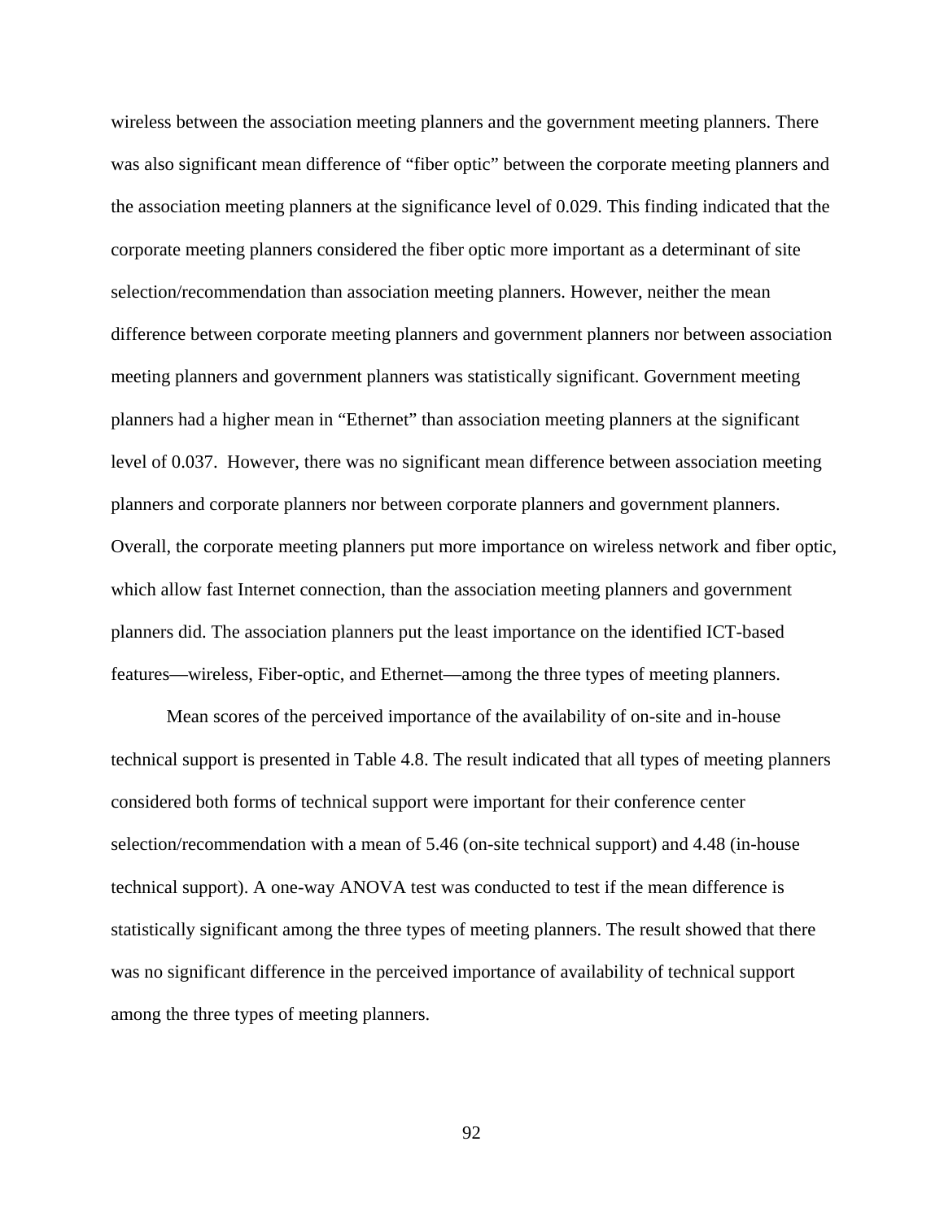wireless between the association meeting planners and the government meeting planners. There was also significant mean difference of "fiber optic" between the corporate meeting planners and the association meeting planners at the significance level of 0.029. This finding indicated that the corporate meeting planners considered the fiber optic more important as a determinant of site selection/recommendation than association meeting planners. However, neither the mean difference between corporate meeting planners and government planners nor between association meeting planners and government planners was statistically significant. Government meeting planners had a higher mean in "Ethernet" than association meeting planners at the significant level of 0.037. However, there was no significant mean difference between association meeting planners and corporate planners nor between corporate planners and government planners. Overall, the corporate meeting planners put more importance on wireless network and fiber optic, which allow fast Internet connection, than the association meeting planners and government planners did. The association planners put the least importance on the identified ICT-based features—wireless, Fiber-optic, and Ethernet—among the three types of meeting planners.

Mean scores of the perceived importance of the availability of on-site and in-house technical support is presented in Table 4.8. The result indicated that all types of meeting planners considered both forms of technical support were important for their conference center selection/recommendation with a mean of 5.46 (on-site technical support) and 4.48 (in-house technical support). A one-way ANOVA test was conducted to test if the mean difference is statistically significant among the three types of meeting planners. The result showed that there was no significant difference in the perceived importance of availability of technical support among the three types of meeting planners.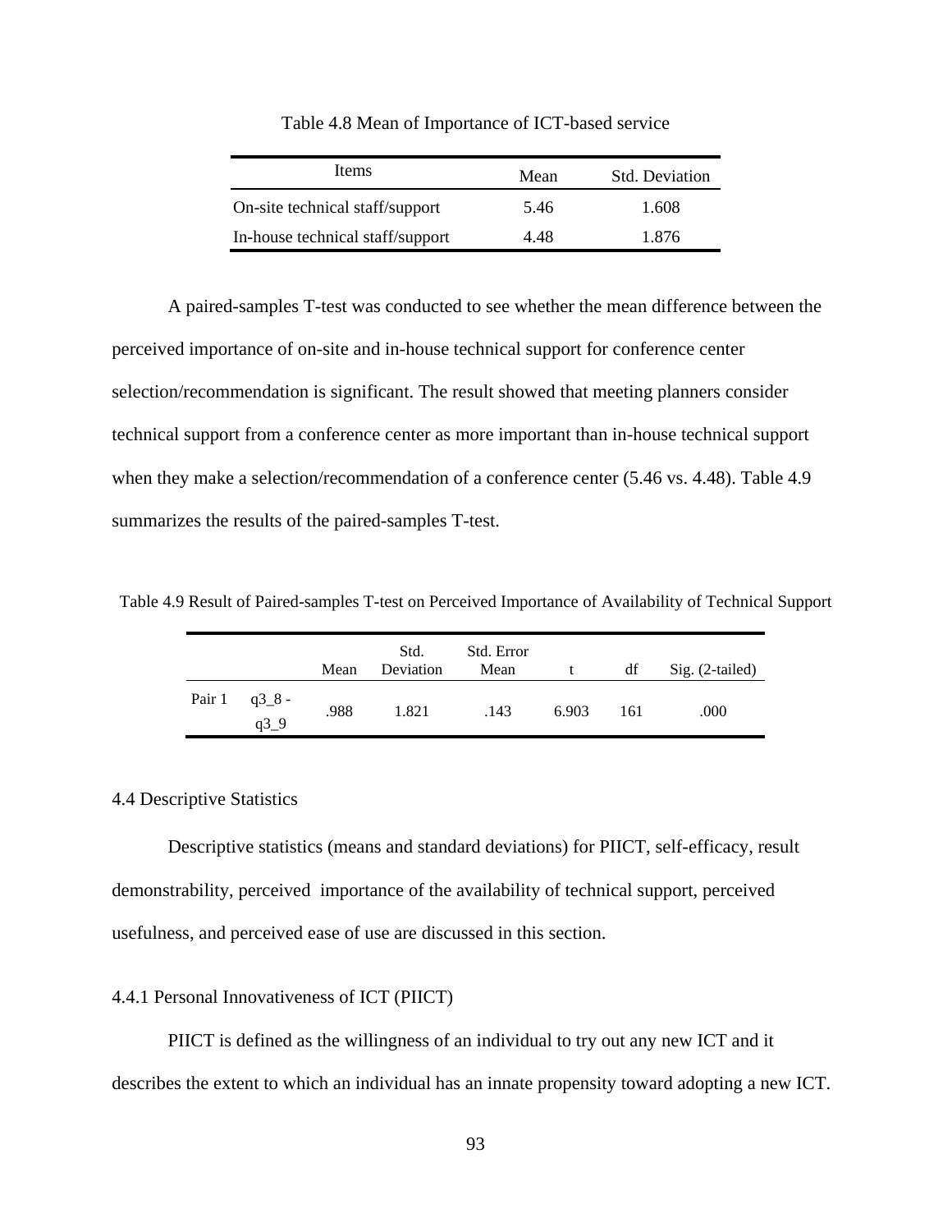Table 4.8 Mean of Importance of ICT-based service

| Items | Mean | Std. Deviation |
|---|---|---|
| On-site technical staff/support | 5.46 | 1.608 |
| In-house technical staff/support | 4.48 | 1.876 |

A paired-samples T-test was conducted to see whether the mean difference between the perceived importance of on-site and in-house technical support for conference center selection/recommendation is significant. The result showed that meeting planners consider technical support from a conference center as more important than in-house technical support when they make a selection/recommendation of a conference center (5.46 vs. 4.48). Table 4.9 summarizes the results of the paired-samples T-test.

Table 4.9 Result of Paired-samples T-test on Perceived Importance of Availability of Technical Support

| | | Mean | Std. Deviation | Std. Error Mean | t | df | Sig. (2-tailed) |
|---|---|---|---|---|---|---|---|
| Pair 1 | q3_8 - q3_9 | .988 | 1.821 | .143 | 6.903 | 161 | .000 |

4.4 Descriptive Statistics

Descriptive statistics (means and standard deviations) for PIICT, self-efficacy, result demonstrability, perceived importance of the availability of technical support, perceived usefulness, and perceived ease of use are discussed in this section.

4.4.1 Personal Innovativeness of ICT (PIICT)

PIICT is defined as the willingness of an individual to try out any new ICT and it describes the extent to which an individual has an innate propensity toward adopting a new ICT.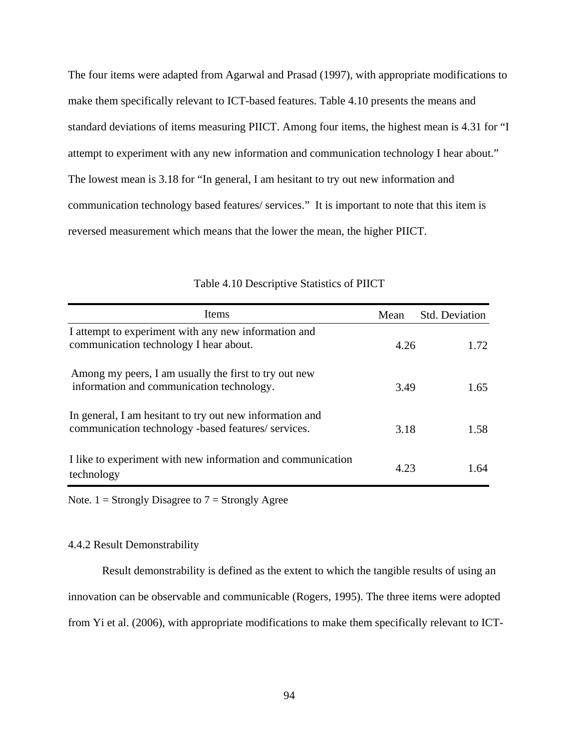The four items were adapted from Agarwal and Prasad (1997), with appropriate modifications to make them specifically relevant to ICT-based features. Table 4.10 presents the means and standard deviations of items measuring PIICT. Among four items, the highest mean is 4.31 for "I attempt to experiment with any new information and communication technology I hear about." The lowest mean is 3.18 for "In general, I am hesitant to try out new information and communication technology based features/ services." It is important to note that this item is reversed measurement which means that the lower the mean, the higher PIICT.

Table 4.10 Descriptive Statistics of PIICT

| Items | Mean | Std. Deviation |
|---|---|---|
| I attempt to experiment with any new information and communication technology I hear about. | 4.26 | 1.72 |
| Among my peers, I am usually the first to try out new information and communication technology. | 3.49 | 1.65 |
| In general, I am hesitant to try out new information and communication technology -based features/ services. | 3.18 | 1.58 |
| I like to experiment with new information and communication technology | 4.23 | 1.64 |

Note. 1 = Strongly Disagree to 7 = Strongly Agree

### 4.4.2 Result Demonstrability

Result demonstrability is defined as the extent to which the tangible results of using an innovation can be observable and communicable (Rogers, 1995). The three items were adopted from Yi et al. (2006), with appropriate modifications to make them specifically relevant to ICT-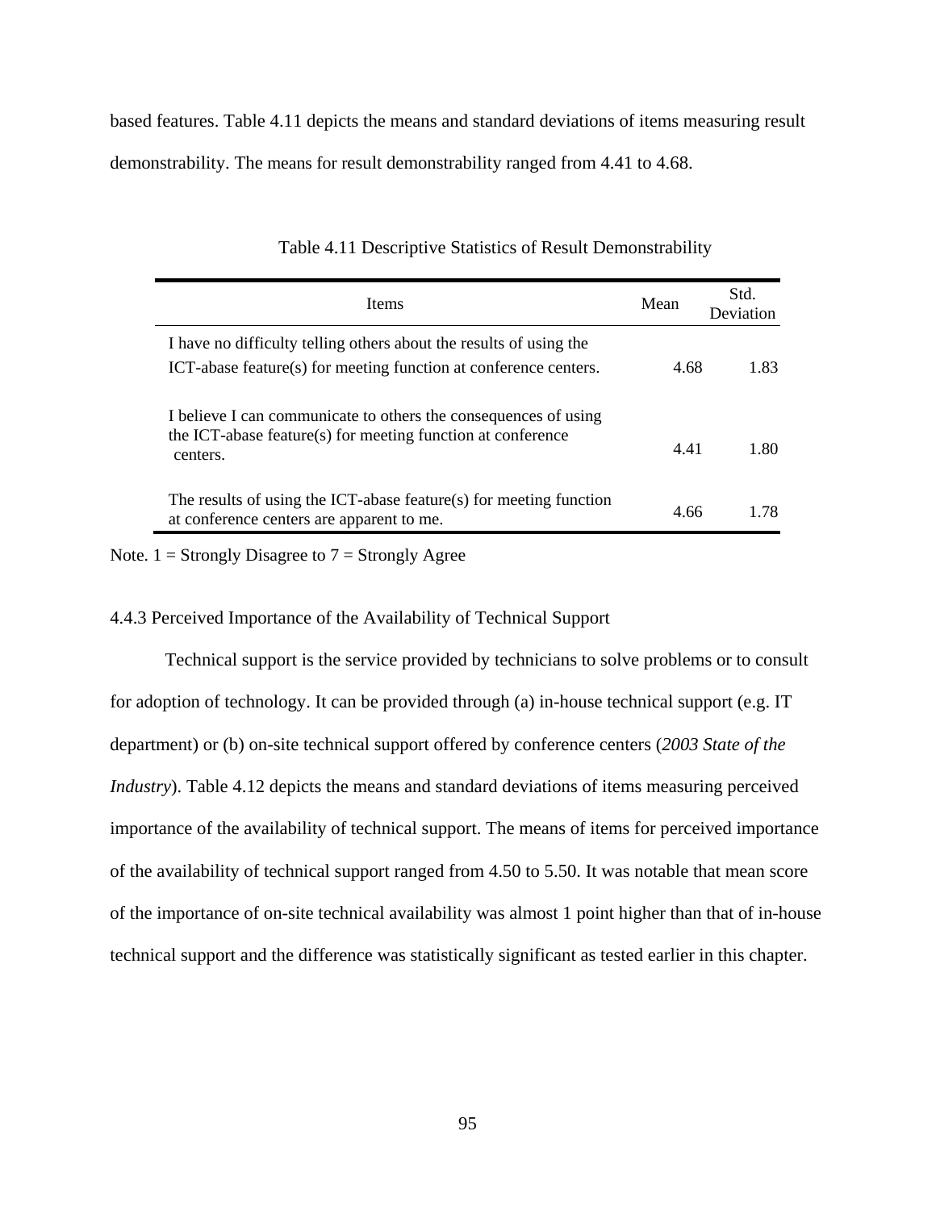based features. Table 4.11 depicts the means and standard deviations of items measuring result demonstrability. The means for result demonstrability ranged from 4.41 to 4.68.

Table 4.11 Descriptive Statistics of Result Demonstrability

| Items | Mean | Std. Deviation |
|---|---|---|
| I have no difficulty telling others about the results of using the ICT-abase feature(s) for meeting function at conference centers. | 4.68 | 1.83 |
| I believe I can communicate to others the consequences of using the ICT-abase feature(s) for meeting function at conference centers. | 4.41 | 1.80 |
| The results of using the ICT-abase feature(s) for meeting function at conference centers are apparent to me. | 4.66 | 1.78 |

Note. 1 = Strongly Disagree to 7 = Strongly Agree

### 4.4.3 Perceived Importance of the Availability of Technical Support

Technical support is the service provided by technicians to solve problems or to consult for adoption of technology. It can be provided through (a) in-house technical support (e.g. IT department) or (b) on-site technical support offered by conference centers (*2003 State of the Industry*). Table 4.12 depicts the means and standard deviations of items measuring perceived importance of the availability of technical support. The means of items for perceived importance of the availability of technical support ranged from 4.50 to 5.50. It was notable that mean score of the importance of on-site technical availability was almost 1 point higher than that of in-house technical support and the difference was statistically significant as tested earlier in this chapter.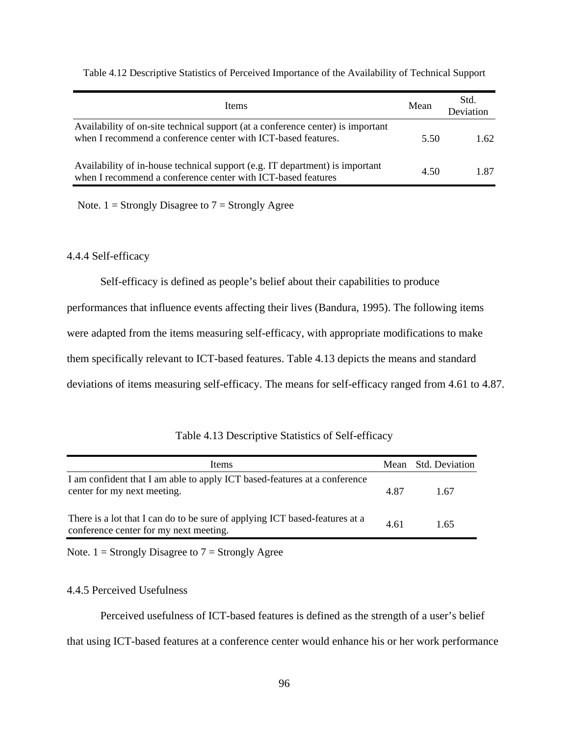Table 4.12 Descriptive Statistics of Perceived Importance of the Availability of Technical Support

| Items | Mean | Std. Deviation |
|---|---|---|
| Availability of on-site technical support (at a conference center) is important when I recommend a conference center with ICT-based features. | 5.50 | 1.62 |
| Availability of in-house technical support (e.g. IT department) is important when I recommend a conference center with ICT-based features | 4.50 | 1.87 |

Note. 1 = Strongly Disagree to 7 = Strongly Agree

### 4.4.4 Self-efficacy

Self-efficacy is defined as people's belief about their capabilities to produce performances that influence events affecting their lives (Bandura, 1995). The following items were adapted from the items measuring self-efficacy, with appropriate modifications to make them specifically relevant to ICT-based features. Table 4.13 depicts the means and standard deviations of items measuring self-efficacy. The means for self-efficacy ranged from 4.61 to 4.87.

Table 4.13 Descriptive Statistics of Self-efficacy

| Items | Mean | Std. Deviation |
|---|---|---|
| I am confident that I am able to apply ICT based-features at a conference center for my next meeting. | 4.87 | 1.67 |
| There is a lot that I can do to be sure of applying ICT based-features at a conference center for my next meeting. | 4.61 | 1.65 |

Note. 1 = Strongly Disagree to 7 = Strongly Agree

### 4.4.5 Perceived Usefulness

Perceived usefulness of ICT-based features is defined as the strength of a user's belief that using ICT-based features at a conference center would enhance his or her work performance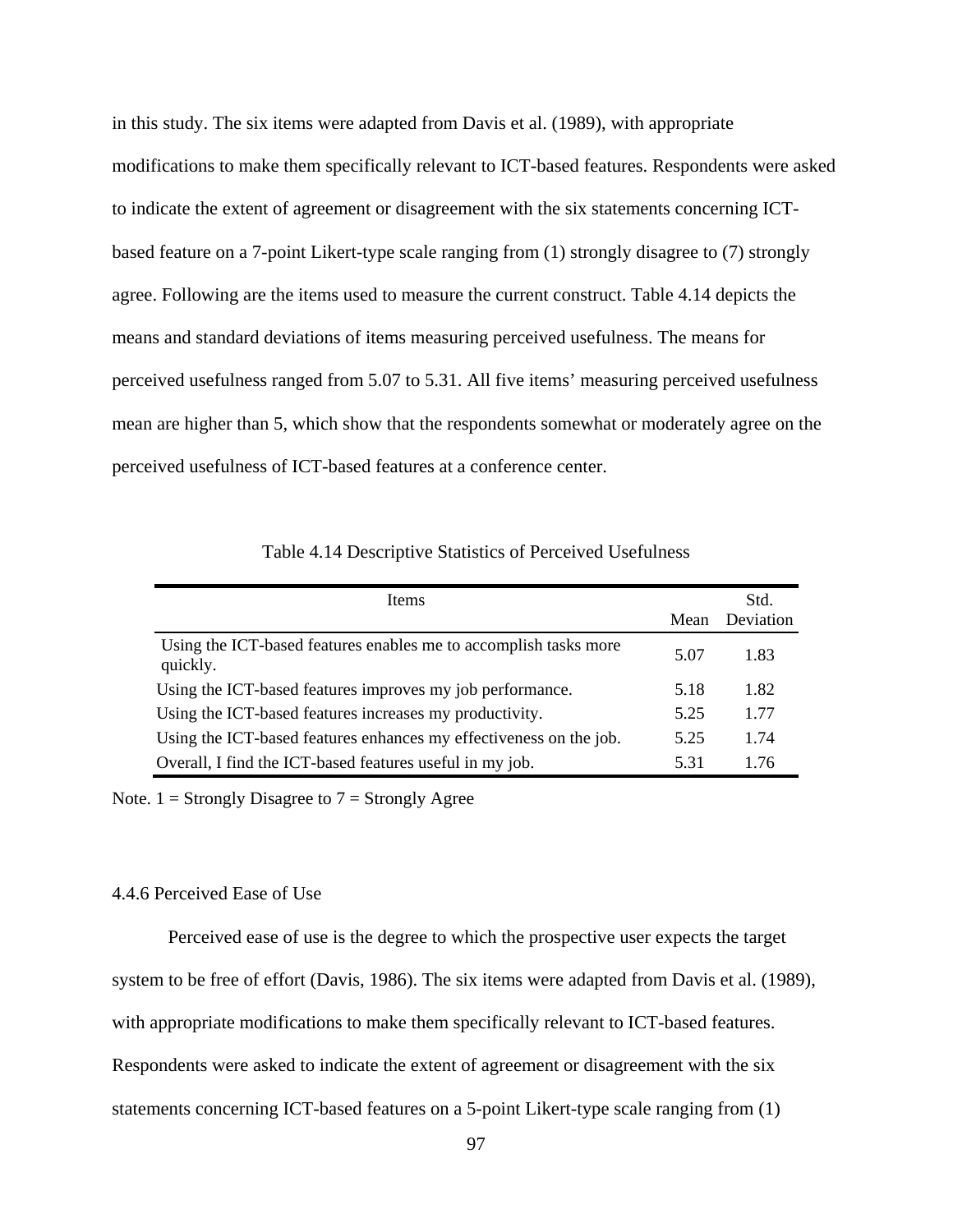in this study. The six items were adapted from Davis et al. (1989), with appropriate modifications to make them specifically relevant to ICT-based features. Respondents were asked to indicate the extent of agreement or disagreement with the six statements concerning ICT-based feature on a 7-point Likert-type scale ranging from (1) strongly disagree to (7) strongly agree. Following are the items used to measure the current construct. Table 4.14 depicts the means and standard deviations of items measuring perceived usefulness. The means for perceived usefulness ranged from 5.07 to 5.31. All five items' measuring perceived usefulness mean are higher than 5, which show that the respondents somewhat or moderately agree on the perceived usefulness of ICT-based features at a conference center.

Table 4.14 Descriptive Statistics of Perceived Usefulness

| Items | Mean | Std. Deviation |
|---|---|---|
| Using the ICT-based features enables me to accomplish tasks more quickly. | 5.07 | 1.83 |
| Using the ICT-based features improves my job performance. | 5.18 | 1.82 |
| Using the ICT-based features increases my productivity. | 5.25 | 1.77 |
| Using the ICT-based features enhances my effectiveness on the job. | 5.25 | 1.74 |
| Overall, I find the ICT-based features useful in my job. | 5.31 | 1.76 |

Note. 1 = Strongly Disagree to 7 = Strongly Agree

### 4.4.6 Perceived Ease of Use

Perceived ease of use is the degree to which the prospective user expects the target system to be free of effort (Davis, 1986). The six items were adapted from Davis et al. (1989), with appropriate modifications to make them specifically relevant to ICT-based features. Respondents were asked to indicate the extent of agreement or disagreement with the six statements concerning ICT-based features on a 5-point Likert-type scale ranging from (1)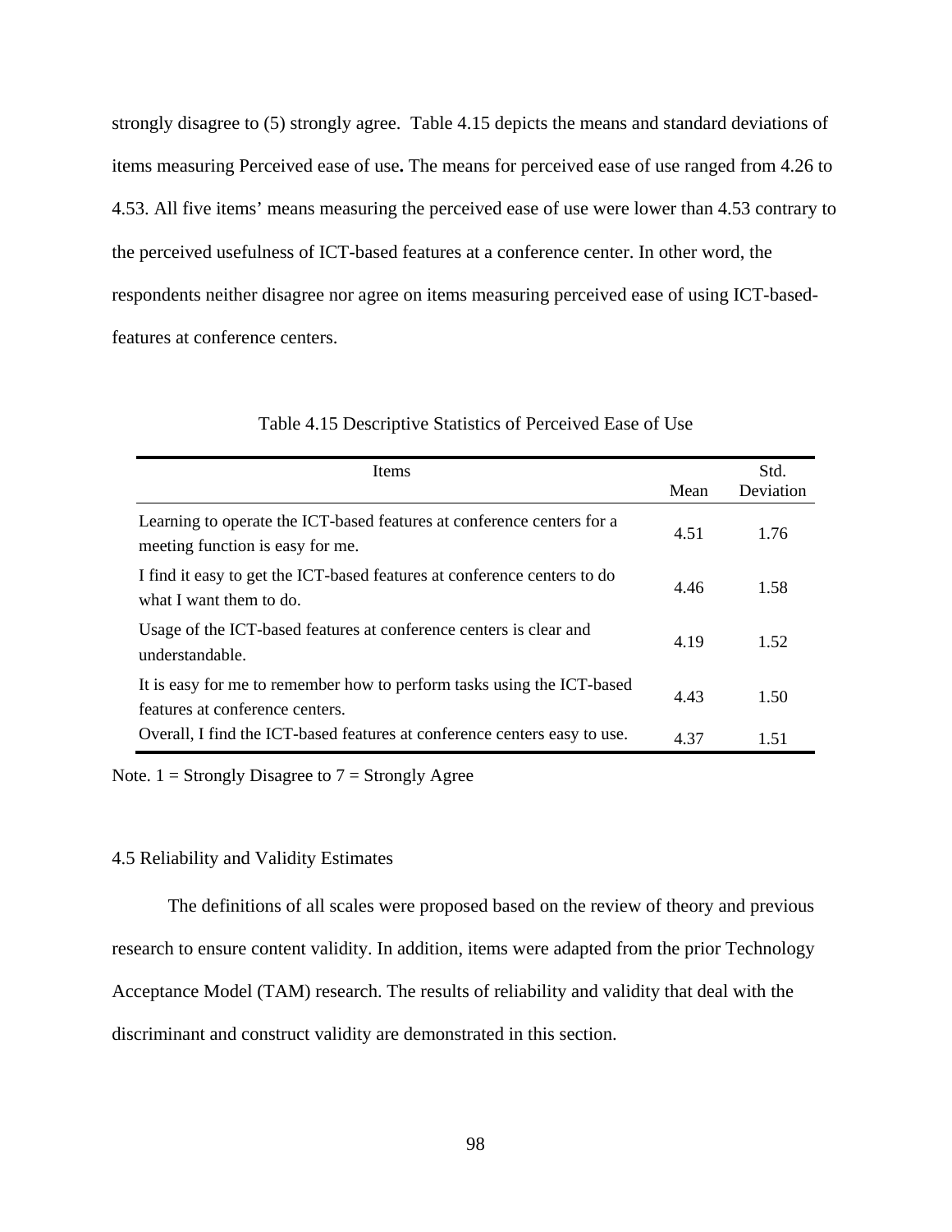strongly disagree to (5) strongly agree. Table 4.15 depicts the means and standard deviations of items measuring Perceived ease of use**.** The means for perceived ease of use ranged from 4.26 to 4.53. All five items' means measuring the perceived ease of use were lower than 4.53 contrary to the perceived usefulness of ICT-based features at a conference center. In other word, the respondents neither disagree nor agree on items measuring perceived ease of using ICT-based-features at conference centers.

Table 4.15 Descriptive Statistics of Perceived Ease of Use

| Items | Mean | Std. Deviation |
|---|---|---|
| Learning to operate the ICT-based features at conference centers for a meeting function is easy for me. | 4.51 | 1.76 |
| I find it easy to get the ICT-based features at conference centers to do what I want them to do. | 4.46 | 1.58 |
| Usage of the ICT-based features at conference centers is clear and understandable. | 4.19 | 1.52 |
| It is easy for me to remember how to perform tasks using the ICT-based features at conference centers. | 4.43 | 1.50 |
| Overall, I find the ICT-based features at conference centers easy to use. | 4.37 | 1.51 |

Note. 1 = Strongly Disagree to 7 = Strongly Agree

## 4.5 Reliability and Validity Estimates

The definitions of all scales were proposed based on the review of theory and previous research to ensure content validity. In addition, items were adapted from the prior Technology Acceptance Model (TAM) research. The results of reliability and validity that deal with the discriminant and construct validity are demonstrated in this section.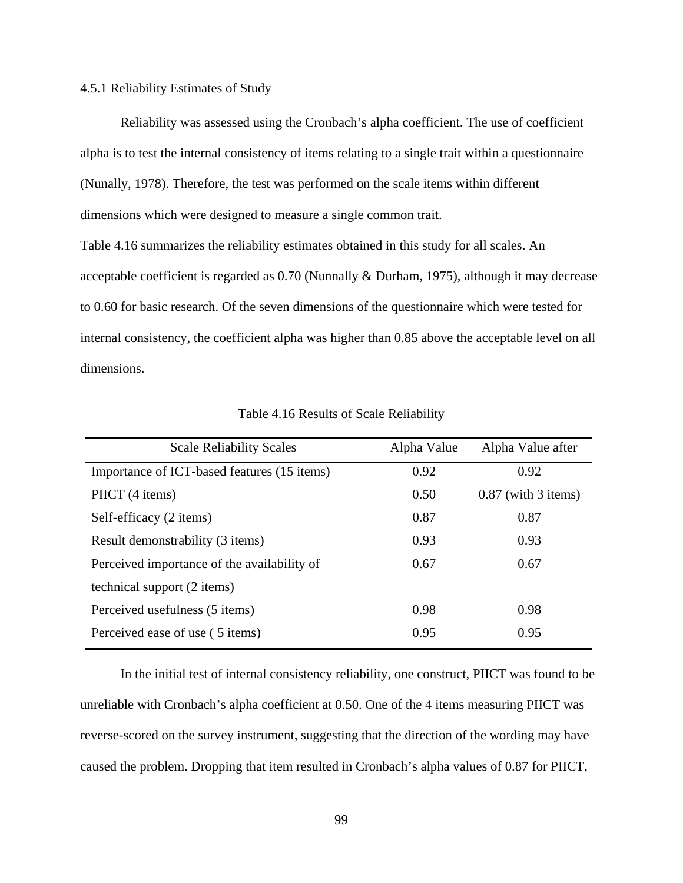### 4.5.1 Reliability Estimates of Study

Reliability was assessed using the Cronbach's alpha coefficient. The use of coefficient alpha is to test the internal consistency of items relating to a single trait within a questionnaire (Nunally, 1978). Therefore, the test was performed on the scale items within different dimensions which were designed to measure a single common trait.

Table 4.16 summarizes the reliability estimates obtained in this study for all scales. An acceptable coefficient is regarded as 0.70 (Nunnally & Durham, 1975), although it may decrease to 0.60 for basic research. Of the seven dimensions of the questionnaire which were tested for internal consistency, the coefficient alpha was higher than 0.85 above the acceptable level on all dimensions.

Table 4.16 Results of Scale Reliability

| Scale Reliability Scales | Alpha Value | Alpha Value after |
|---|---|---|
| Importance of ICT-based features (15 items) | 0.92 | 0.92 |
| PIICT (4 items) | 0.50 | 0.87 (with 3 items) |
| Self-efficacy (2 items) | 0.87 | 0.87 |
| Result demonstrability (3 items) | 0.93 | 0.93 |
| Perceived importance of the availability of technical support (2 items) | 0.67 | 0.67 |
| Perceived usefulness (5 items) | 0.98 | 0.98 |
| Perceived ease of use ( 5 items) | 0.95 | 0.95 |

In the initial test of internal consistency reliability, one construct, PIICT was found to be unreliable with Cronbach's alpha coefficient at 0.50. One of the 4 items measuring PIICT was reverse-scored on the survey instrument, suggesting that the direction of the wording may have caused the problem. Dropping that item resulted in Cronbach's alpha values of 0.87 for PIICT,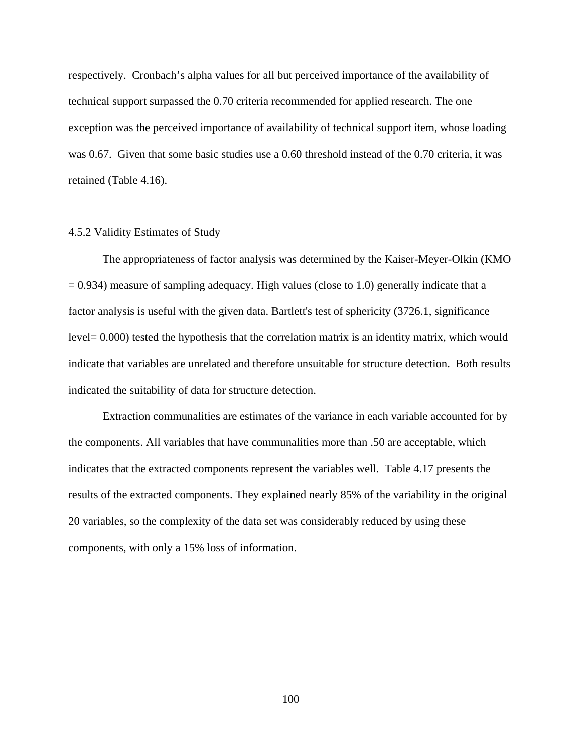respectively. Cronbach's alpha values for all but perceived importance of the availability of technical support surpassed the 0.70 criteria recommended for applied research. The one exception was the perceived importance of availability of technical support item, whose loading was 0.67. Given that some basic studies use a 0.60 threshold instead of the 0.70 criteria, it was retained (Table 4.16).

### 4.5.2 Validity Estimates of Study

The appropriateness of factor analysis was determined by the Kaiser-Meyer-Olkin (KMO = 0.934) measure of sampling adequacy. High values (close to 1.0) generally indicate that a factor analysis is useful with the given data. Bartlett's test of sphericity (3726.1, significance level= 0.000) tested the hypothesis that the correlation matrix is an identity matrix, which would indicate that variables are unrelated and therefore unsuitable for structure detection. Both results indicated the suitability of data for structure detection.

Extraction communalities are estimates of the variance in each variable accounted for by the components. All variables that have communalities more than .50 are acceptable, which indicates that the extracted components represent the variables well. Table 4.17 presents the results of the extracted components. They explained nearly 85% of the variability in the original 20 variables, so the complexity of the data set was considerably reduced by using these components, with only a 15% loss of information.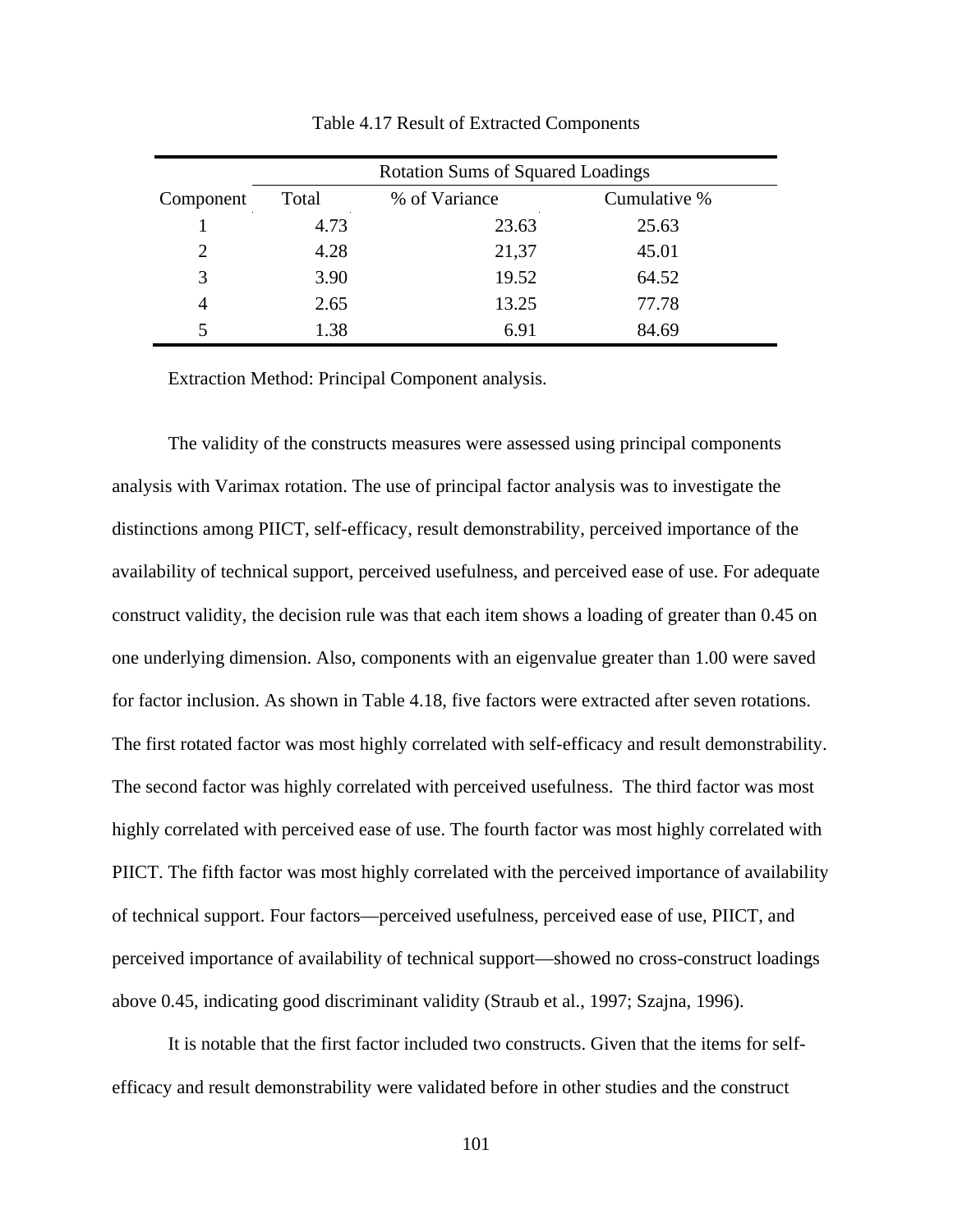Table 4.17 Result of Extracted Components

| | Rotation Sums of Squared Loadings | | |
|---|---|---|---|
| Component | Total | % of Variance | Cumulative % |
| 1 | 4.73 | 23.63 | 25.63 |
| 2 | 4.28 | 21,37 | 45.01 |
| 3 | 3.90 | 19.52 | 64.52 |
| 4 | 2.65 | 13.25 | 77.78 |
| 5 | 1.38 | 6.91 | 84.69 |

Extraction Method: Principal Component analysis.

The validity of the constructs measures were assessed using principal components analysis with Varimax rotation. The use of principal factor analysis was to investigate the distinctions among PIICT, self-efficacy, result demonstrability, perceived importance of the availability of technical support, perceived usefulness, and perceived ease of use. For adequate construct validity, the decision rule was that each item shows a loading of greater than 0.45 on one underlying dimension. Also, components with an eigenvalue greater than 1.00 were saved for factor inclusion. As shown in Table 4.18, five factors were extracted after seven rotations. The first rotated factor was most highly correlated with self-efficacy and result demonstrability. The second factor was highly correlated with perceived usefulness. The third factor was most highly correlated with perceived ease of use. The fourth factor was most highly correlated with PIICT. The fifth factor was most highly correlated with the perceived importance of availability of technical support. Four factors—perceived usefulness, perceived ease of use, PIICT, and perceived importance of availability of technical support—showed no cross-construct loadings above 0.45, indicating good discriminant validity (Straub et al., 1997; Szajna, 1996).

It is notable that the first factor included two constructs. Given that the items for self-efficacy and result demonstrability were validated before in other studies and the construct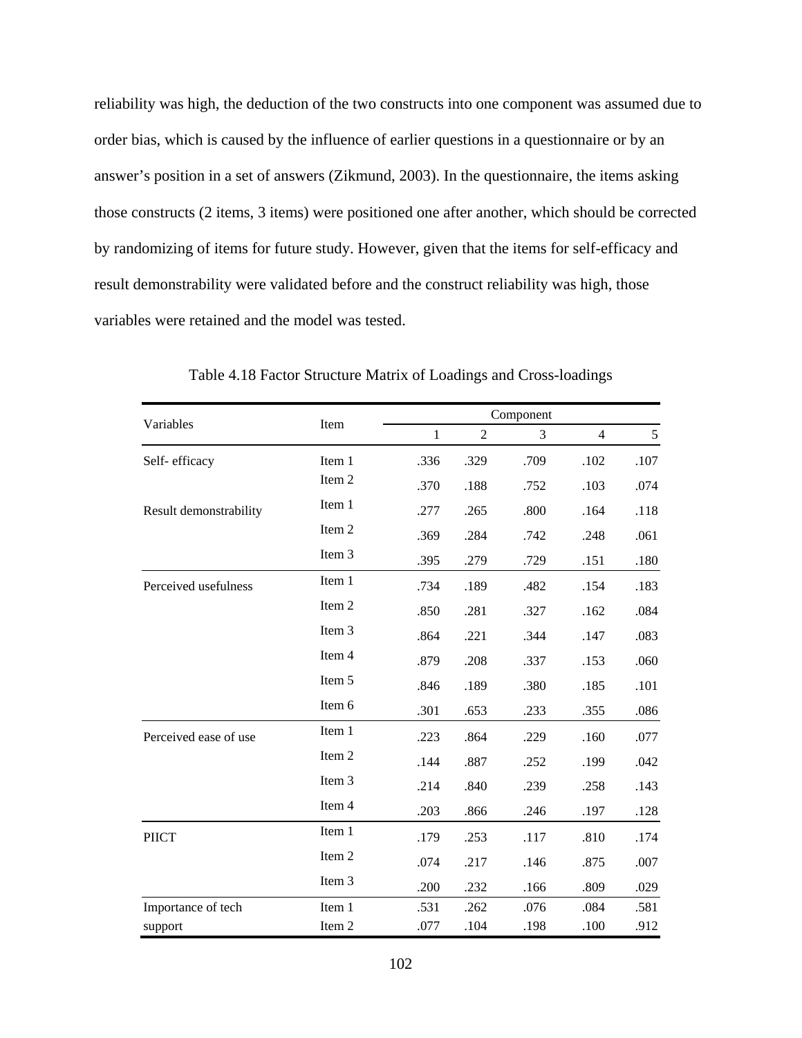reliability was high, the deduction of the two constructs into one component was assumed due to order bias, which is caused by the influence of earlier questions in a questionnaire or by an answer's position in a set of answers (Zikmund, 2003). In the questionnaire, the items asking those constructs (2 items, 3 items) were positioned one after another, which should be corrected by randomizing of items for future study. However, given that the items for self-efficacy and result demonstrability were validated before and the construct reliability was high, those variables were retained and the model was tested.

Table 4.18 Factor Structure Matrix of Loadings and Cross-loadings

| Variables | Item | Component | | | | |
|---|---|---|---|---|---|---|
| | | 1 | 2 | 3 | 4 | 5 |
| Self- efficacy | Item 1 | .336 | .329 | .709 | .102 | .107 |
| | Item 2 | .370 | .188 | .752 | .103 | .074 |
| Result demonstrability | Item 1 | .277 | .265 | .800 | .164 | .118 |
| | Item 2 | .369 | .284 | .742 | .248 | .061 |
| | Item 3 | .395 | .279 | .729 | .151 | .180 |
| Perceived usefulness | Item 1 | .734 | .189 | .482 | .154 | .183 |
| | Item 2 | .850 | .281 | .327 | .162 | .084 |
| | Item 3 | .864 | .221 | .344 | .147 | .083 |
| | Item 4 | .879 | .208 | .337 | .153 | .060 |
| | Item 5 | .846 | .189 | .380 | .185 | .101 |
| | Item 6 | .301 | .653 | .233 | .355 | .086 |
| Perceived ease of use | Item 1 | .223 | .864 | .229 | .160 | .077 |
| | Item 2 | .144 | .887 | .252 | .199 | .042 |
| | Item 3 | .214 | .840 | .239 | .258 | .143 |
| | Item 4 | .203 | .866 | .246 | .197 | .128 |
| PIICT | Item 1 | .179 | .253 | .117 | .810 | .174 |
| | Item 2 | .074 | .217 | .146 | .875 | .007 |
| | Item 3 | .200 | .232 | .166 | .809 | .029 |
| Importance of tech support | Item 1 | .531 | .262 | .076 | .084 | .581 |
| | Item 2 | .077 | .104 | .198 | .100 | .912 |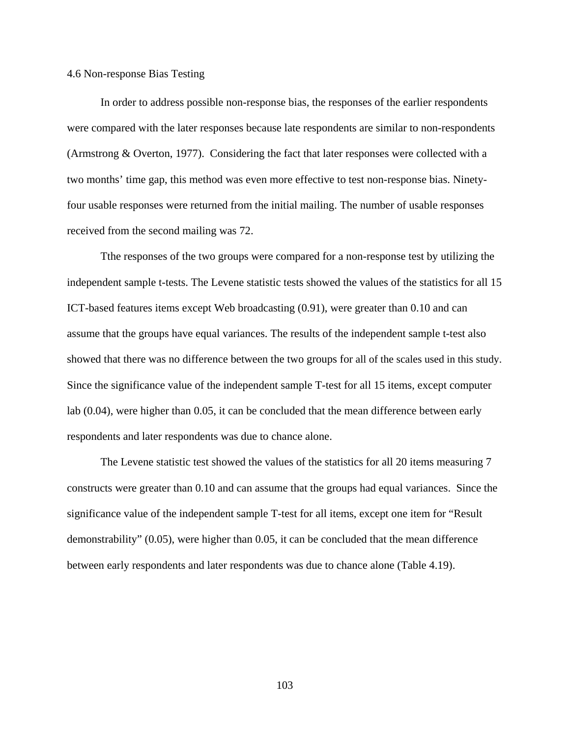## 4.6 Non-response Bias Testing

In order to address possible non-response bias, the responses of the earlier respondents were compared with the later responses because late respondents are similar to non-respondents (Armstrong & Overton, 1977). Considering the fact that later responses were collected with a two months' time gap, this method was even more effective to test non-response bias. Ninety-four usable responses were returned from the initial mailing. The number of usable responses received from the second mailing was 72.

Tthe responses of the two groups were compared for a non-response test by utilizing the independent sample t-tests. The Levene statistic tests showed the values of the statistics for all 15 ICT-based features items except Web broadcasting (0.91), were greater than 0.10 and can assume that the groups have equal variances. The results of the independent sample t-test also showed that there was no difference between the two groups for all of the scales used in this study. Since the significance value of the independent sample T-test for all 15 items, except computer lab (0.04), were higher than 0.05, it can be concluded that the mean difference between early respondents and later respondents was due to chance alone.

The Levene statistic test showed the values of the statistics for all 20 items measuring 7 constructs were greater than 0.10 and can assume that the groups had equal variances. Since the significance value of the independent sample T-test for all items, except one item for "Result demonstrability" (0.05), were higher than 0.05, it can be concluded that the mean difference between early respondents and later respondents was due to chance alone (Table 4.19).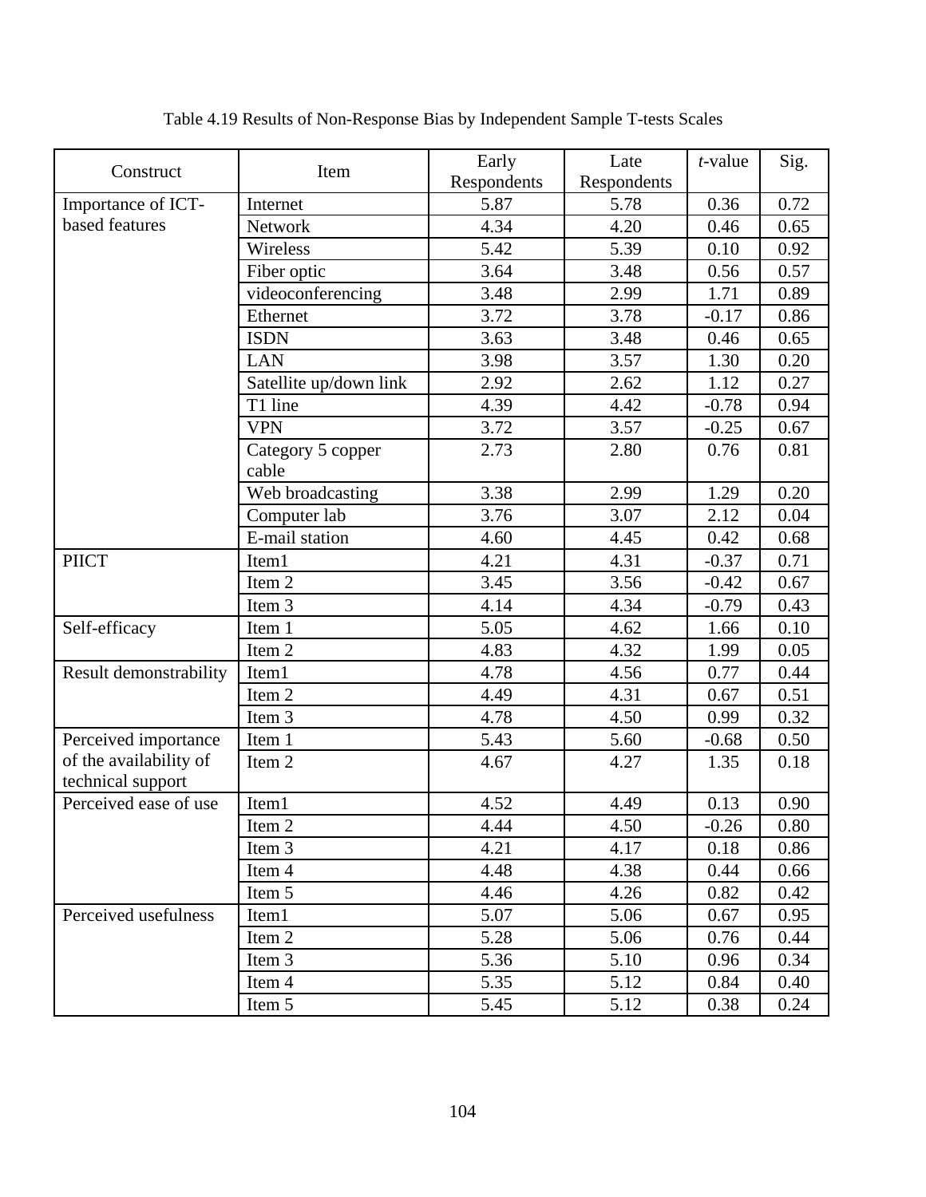Table 4.19 Results of Non-Response Bias by Independent Sample T-tests Scales

| Construct | Item | Early Respondents | Late Respondents | *t*-value | Sig. |
|---|---|---|---|---|---|
| Importance of ICT-based features | Internet | 5.87 | 5.78 | 0.36 | 0.72 |
| | Network | 4.34 | 4.20 | 0.46 | 0.65 |
| | Wireless | 5.42 | 5.39 | 0.10 | 0.92 |
| | Fiber optic | 3.64 | 3.48 | 0.56 | 0.57 |
| | videoconferencing | 3.48 | 2.99 | 1.71 | 0.89 |
| | Ethernet | 3.72 | 3.78 | -0.17 | 0.86 |
| | ISDN | 3.63 | 3.48 | 0.46 | 0.65 |
| | LAN | 3.98 | 3.57 | 1.30 | 0.20 |
| | Satellite up/down link | 2.92 | 2.62 | 1.12 | 0.27 |
| | T1 line | 4.39 | 4.42 | -0.78 | 0.94 |
| | VPN | 3.72 | 3.57 | -0.25 | 0.67 |
| | Category 5 copper cable | 2.73 | 2.80 | 0.76 | 0.81 |
| | Web broadcasting | 3.38 | 2.99 | 1.29 | 0.20 |
| | Computer lab | 3.76 | 3.07 | 2.12 | 0.04 |
| | E-mail station | 4.60 | 4.45 | 0.42 | 0.68 |
| PIICT | Item1 | 4.21 | 4.31 | -0.37 | 0.71 |
| | Item 2 | 3.45 | 3.56 | -0.42 | 0.67 |
| | Item 3 | 4.14 | 4.34 | -0.79 | 0.43 |
| Self-efficacy | Item 1 | 5.05 | 4.62 | 1.66 | 0.10 |
| | Item 2 | 4.83 | 4.32 | 1.99 | 0.05 |
| Result demonstrability | Item1 | 4.78 | 4.56 | 0.77 | 0.44 |
| | Item 2 | 4.49 | 4.31 | 0.67 | 0.51 |
| | Item 3 | 4.78 | 4.50 | 0.99 | 0.32 |
| Perceived importance of the availability of technical support | Item 1 | 5.43 | 5.60 | -0.68 | 0.50 |
| | Item 2 | 4.67 | 4.27 | 1.35 | 0.18 |
| Perceived ease of use | Item1 | 4.52 | 4.49 | 0.13 | 0.90 |
| | Item 2 | 4.44 | 4.50 | -0.26 | 0.80 |
| | Item 3 | 4.21 | 4.17 | 0.18 | 0.86 |
| | Item 4 | 4.48 | 4.38 | 0.44 | 0.66 |
| | Item 5 | 4.46 | 4.26 | 0.82 | 0.42 |
| Perceived usefulness | Item1 | 5.07 | 5.06 | 0.67 | 0.95 |
| | Item 2 | 5.28 | 5.06 | 0.76 | 0.44 |
| | Item 3 | 5.36 | 5.10 | 0.96 | 0.34 |
| | Item 4 | 5.35 | 5.12 | 0.84 | 0.40 |
| | Item 5 | 5.45 | 5.12 | 0.38 | 0.24 |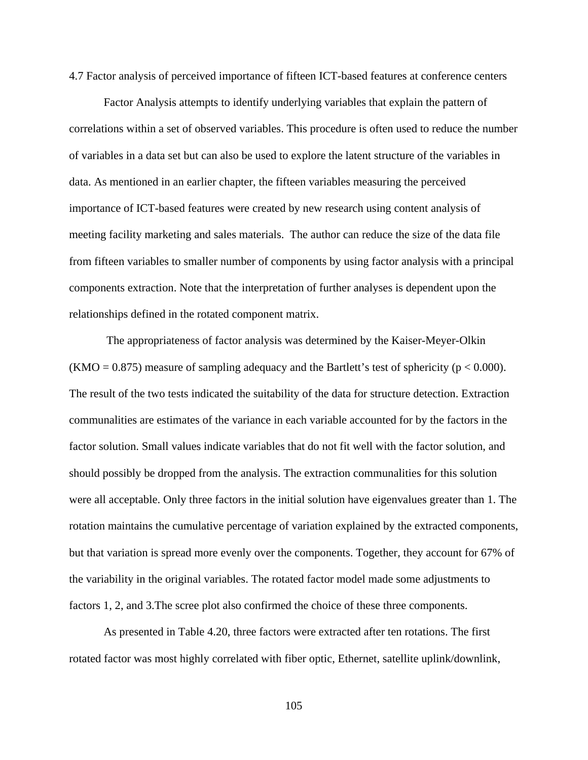## 4.7 Factor analysis of perceived importance of fifteen ICT-based features at conference centers

Factor Analysis attempts to identify underlying variables that explain the pattern of correlations within a set of observed variables. This procedure is often used to reduce the number of variables in a data set but can also be used to explore the latent structure of the variables in data. As mentioned in an earlier chapter, the fifteen variables measuring the perceived importance of ICT-based features were created by new research using content analysis of meeting facility marketing and sales materials. The author can reduce the size of the data file from fifteen variables to smaller number of components by using factor analysis with a principal components extraction. Note that the interpretation of further analyses is dependent upon the relationships defined in the rotated component matrix.

The appropriateness of factor analysis was determined by the Kaiser-Meyer-Olkin (KMO = 0.875) measure of sampling adequacy and the Bartlett's test of sphericity ($p < 0.000$). The result of the two tests indicated the suitability of the data for structure detection. Extraction communalities are estimates of the variance in each variable accounted for by the factors in the factor solution. Small values indicate variables that do not fit well with the factor solution, and should possibly be dropped from the analysis. The extraction communalities for this solution were all acceptable. Only three factors in the initial solution have eigenvalues greater than 1. The rotation maintains the cumulative percentage of variation explained by the extracted components, but that variation is spread more evenly over the components. Together, they account for 67% of the variability in the original variables. The rotated factor model made some adjustments to factors 1, 2, and 3.The scree plot also confirmed the choice of these three components.

As presented in Table 4.20, three factors were extracted after ten rotations. The first rotated factor was most highly correlated with fiber optic, Ethernet, satellite uplink/downlink,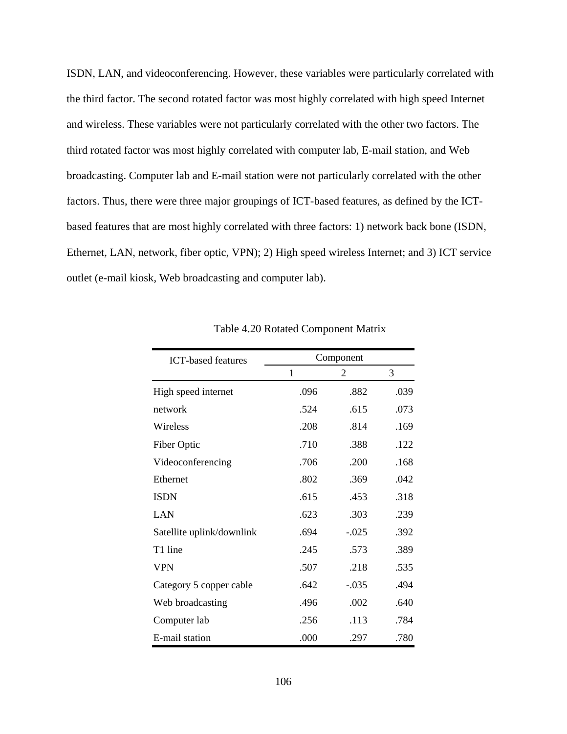ISDN, LAN, and videoconferencing. However, these variables were particularly correlated with the third factor. The second rotated factor was most highly correlated with high speed Internet and wireless. These variables were not particularly correlated with the other two factors. The third rotated factor was most highly correlated with computer lab, E-mail station, and Web broadcasting. Computer lab and E-mail station were not particularly correlated with the other factors. Thus, there were three major groupings of ICT-based features, as defined by the ICT-based features that are most highly correlated with three factors: 1) network back bone (ISDN, Ethernet, LAN, network, fiber optic, VPN); 2) High speed wireless Internet; and 3) ICT service outlet (e-mail kiosk, Web broadcasting and computer lab).

Table 4.20 Rotated Component Matrix

| ICT-based features | Component | | |
|---|---|---|---|
| | 1 | 2 | 3 |
| High speed internet | .096 | .882 | .039 |
| network | .524 | .615 | .073 |
| Wireless | .208 | .814 | .169 |
| Fiber Optic | .710 | .388 | .122 |
| Videoconferencing | .706 | .200 | .168 |
| Ethernet | .802 | .369 | .042 |
| ISDN | .615 | .453 | .318 |
| LAN | .623 | .303 | .239 |
| Satellite uplink/downlink | .694 | -.025 | .392 |
| T1 line | .245 | .573 | .389 |
| VPN | .507 | .218 | .535 |
| Category 5 copper cable | .642 | -.035 | .494 |
| Web broadcasting | .496 | .002 | .640 |
| Computer lab | .256 | .113 | .784 |
| E-mail station | .000 | .297 | .780 |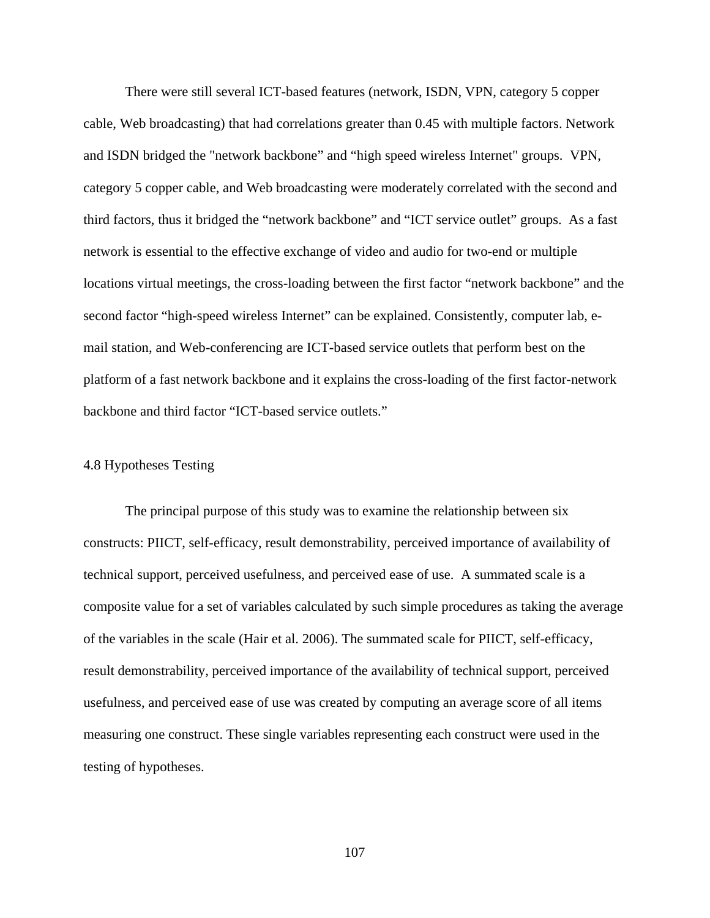There were still several ICT-based features (network, ISDN, VPN, category 5 copper cable, Web broadcasting) that had correlations greater than 0.45 with multiple factors. Network and ISDN bridged the "network backbone" and "high speed wireless Internet" groups. VPN, category 5 copper cable, and Web broadcasting were moderately correlated with the second and third factors, thus it bridged the "network backbone" and "ICT service outlet" groups. As a fast network is essential to the effective exchange of video and audio for two-end or multiple locations virtual meetings, the cross-loading between the first factor "network backbone" and the second factor "high-speed wireless Internet" can be explained. Consistently, computer lab, e-mail station, and Web-conferencing are ICT-based service outlets that perform best on the platform of a fast network backbone and it explains the cross-loading of the first factor-network backbone and third factor "ICT-based service outlets."

## 4.8 Hypotheses Testing

The principal purpose of this study was to examine the relationship between six constructs: PIICT, self-efficacy, result demonstrability, perceived importance of availability of technical support, perceived usefulness, and perceived ease of use. A summated scale is a composite value for a set of variables calculated by such simple procedures as taking the average of the variables in the scale (Hair et al. 2006). The summated scale for PIICT, self-efficacy, result demonstrability, perceived importance of the availability of technical support, perceived usefulness, and perceived ease of use was created by computing an average score of all items measuring one construct. These single variables representing each construct were used in the testing of hypotheses.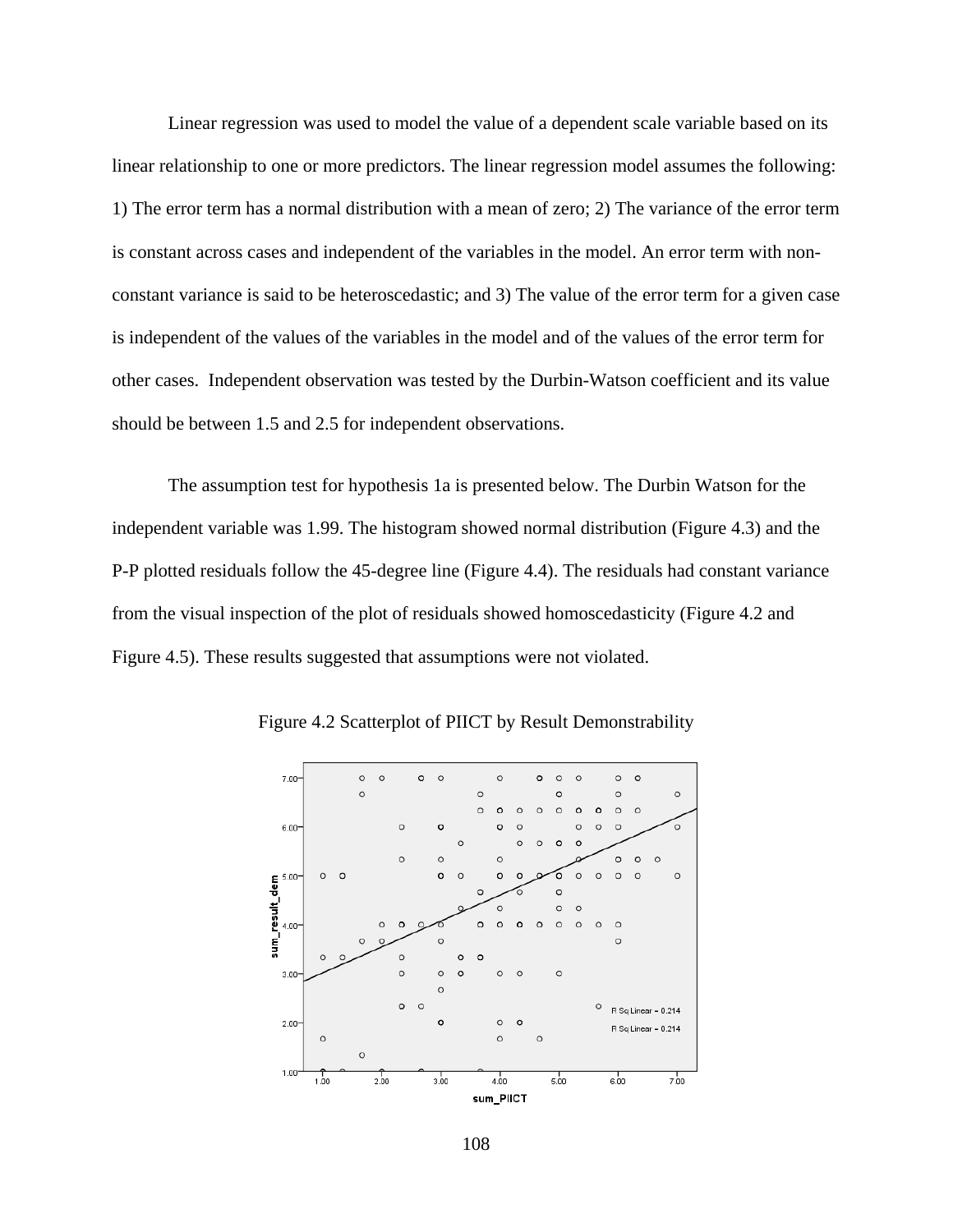Linear regression was used to model the value of a dependent scale variable based on its linear relationship to one or more predictors. The linear regression model assumes the following: 1) The error term has a normal distribution with a mean of zero; 2) The variance of the error term is constant across cases and independent of the variables in the model. An error term with non-constant variance is said to be heteroscedastic; and 3) The value of the error term for a given case is independent of the values of the variables in the model and of the values of the error term for other cases.  Independent observation was tested by the Durbin-Watson coefficient and its value should be between 1.5 and 2.5 for independent observations.

The assumption test for hypothesis 1a is presented below. The Durbin Watson for the independent variable was 1.99. The histogram showed normal distribution (Figure 4.3) and the P-P plotted residuals follow the 45-degree line (Figure 4.4). The residuals had constant variance from the visual inspection of the plot of residuals showed homoscedasticity (Figure 4.2 and Figure 4.5). These results suggested that assumptions were not violated.

Figure 4.2 Scatterplot of PIICT by Result Demonstrability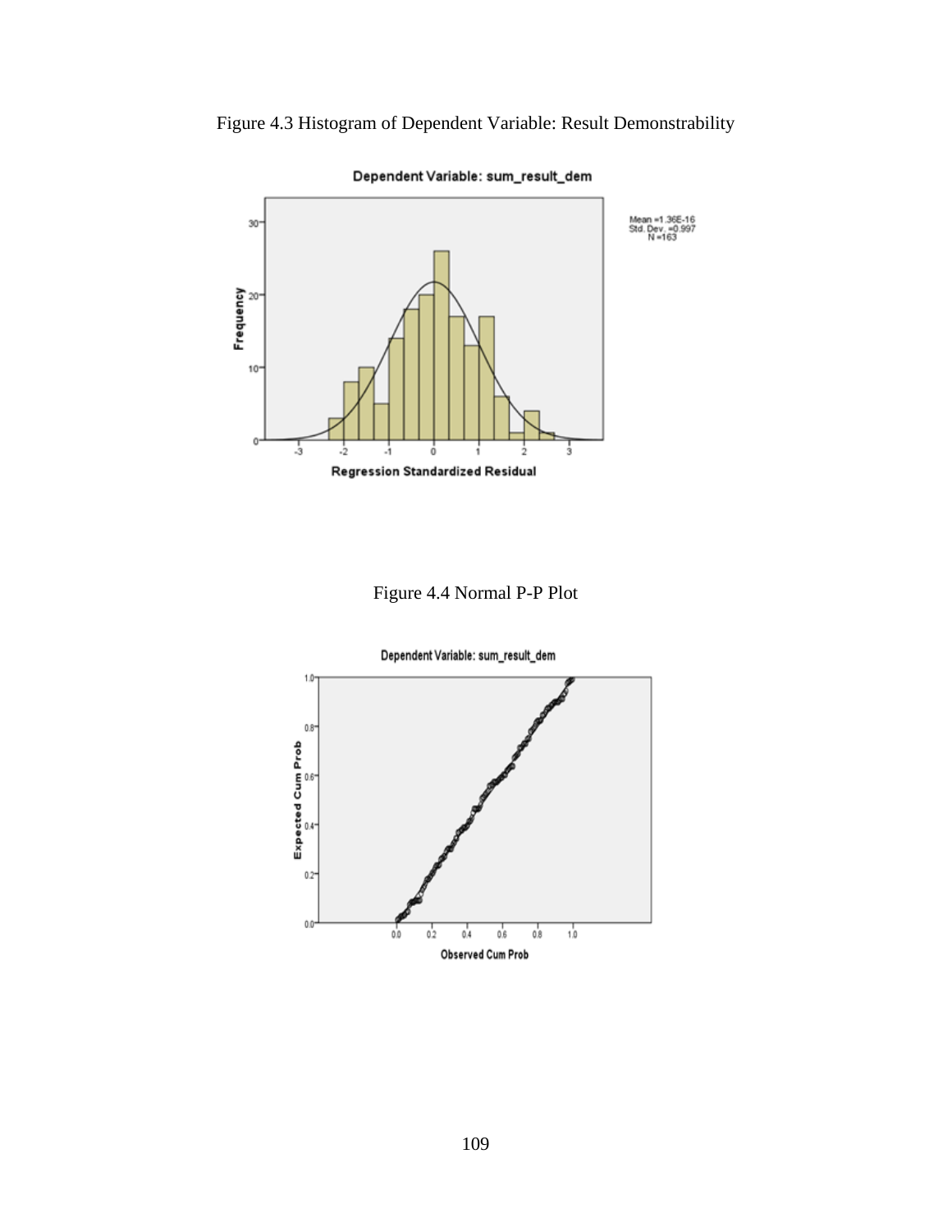Figure 4.3 Histogram of Dependent Variable: Result Demonstrability

Figure 4.4 Normal P-P Plot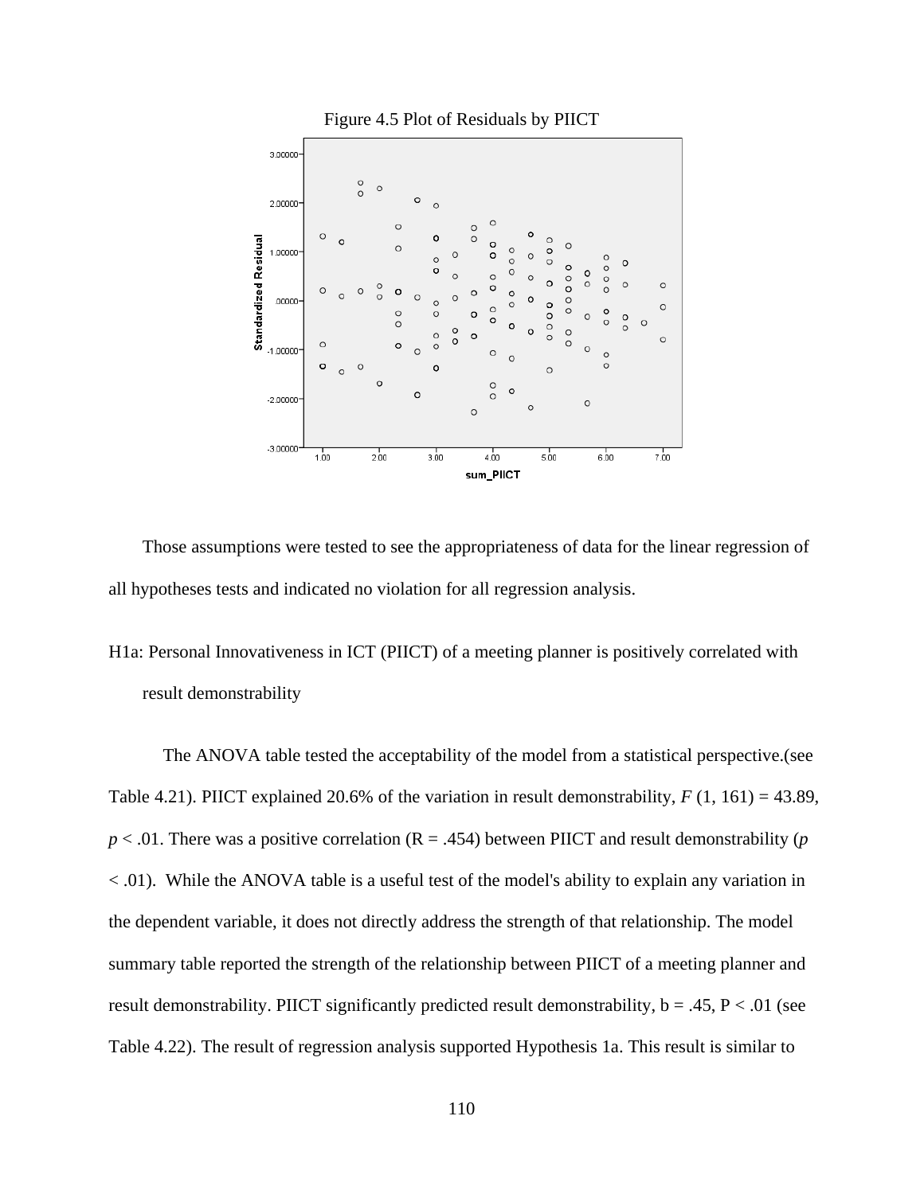Figure 4.5 Plot of Residuals by PIICT

Those assumptions were tested to see the appropriateness of data for the linear regression of all hypotheses tests and indicated no violation for all regression analysis.

H1a: Personal Innovativeness in ICT (PIICT) of a meeting planner is positively correlated with result demonstrability

The ANOVA table tested the acceptability of the model from a statistical perspective.(see Table 4.21). PIICT explained 20.6% of the variation in result demonstrability, $F$ (1, 161) = 43.89, $p < .01$. There was a positive correlation (R = .454) between PIICT and result demonstrability ($p < .01$). While the ANOVA table is a useful test of the model's ability to explain any variation in the dependent variable, it does not directly address the strength of that relationship. The model summary table reported the strength of the relationship between PIICT of a meeting planner and result demonstrability. PIICT significantly predicted result demonstrability, b = .45, P < .01 (see Table 4.22). The result of regression analysis supported Hypothesis 1a. This result is similar to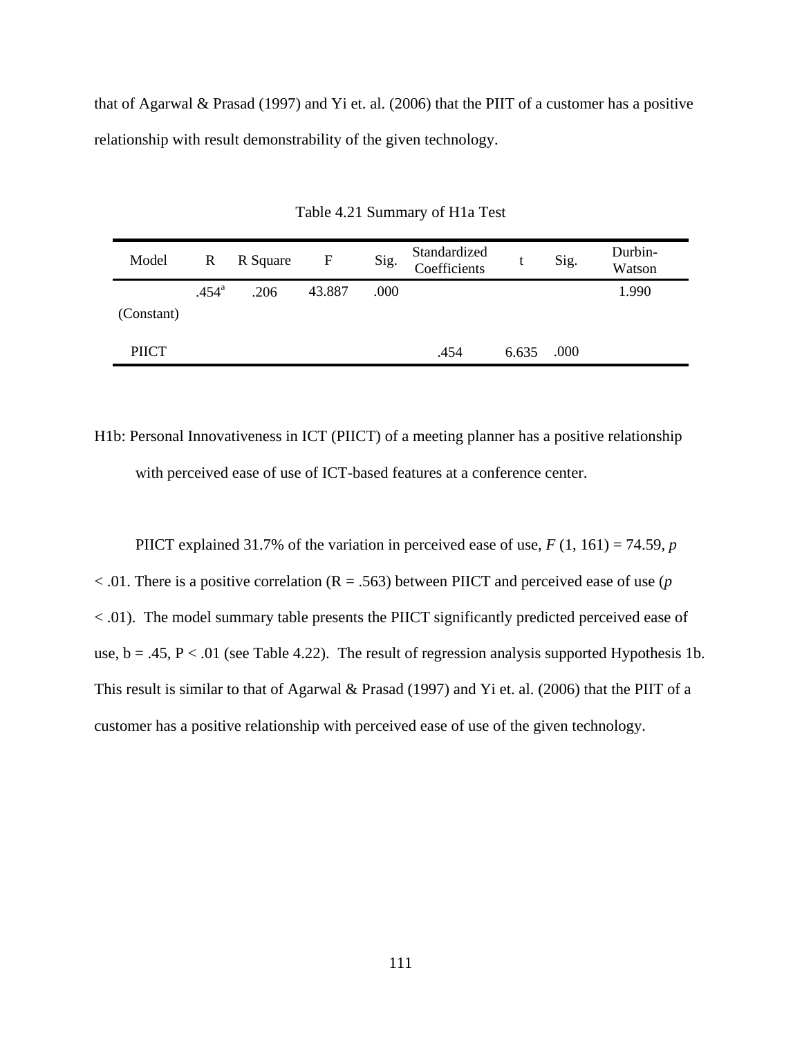that of Agarwal & Prasad (1997) and Yi et. al. (2006) that the PIIT of a customer has a positive relationship with result demonstrability of the given technology.

Table 4.21 Summary of H1a Test

| Model | R | R Square | F | Sig. | Standardized Coefficients | t | Sig. | Durbin-Watson |
|---|---|---|---|---|---|---|---|---|
| | .454[a] | .206 | 43.887 | .000 | | | | 1.990 |
| (Constant) | | | | | | | | |
| PIICT | | | | | .454 | 6.635 | .000 | |

H1b: Personal Innovativeness in ICT (PIICT) of a meeting planner has a positive relationship with perceived ease of use of ICT-based features at a conference center.

PIICT explained 31.7% of the variation in perceived ease of use, $F(1, 161) = 74.59$, $p < .01$. There is a positive correlation (R = .563) between PIICT and perceived ease of use ($p < .01$). The model summary table presents the PIICT significantly predicted perceived ease of use, b = .45, P < .01 (see Table 4.22). The result of regression analysis supported Hypothesis 1b. This result is similar to that of Agarwal & Prasad (1997) and Yi et. al. (2006) that the PIIT of a customer has a positive relationship with perceived ease of use of the given technology.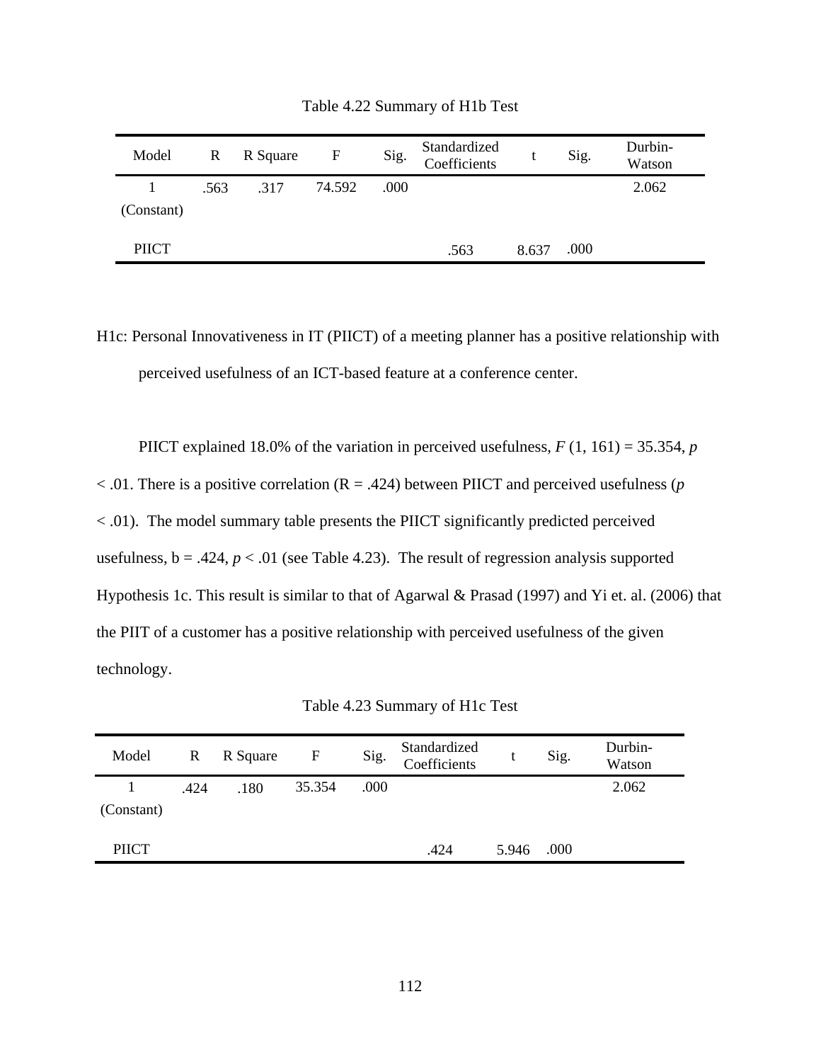Table 4.22 Summary of H1b Test

| Model | R | R Square | F | Sig. | Standardized Coefficients | t | Sig. | Durbin-Watson |
|---|---|---|---|---|---|---|---|---|
| 1 | .563 | .317 | 74.592 | .000 | | | | 2.062 |
| (Constant) | | | | | | | | |
| PIICT | | | | | .563 | 8.637 | .000 | |

H1c: Personal Innovativeness in IT (PIICT) of a meeting planner has a positive relationship with perceived usefulness of an ICT-based feature at a conference center.

PIICT explained 18.0% of the variation in perceived usefulness, $F$ (1, 161) = 35.354, $p < .01$. There is a positive correlation (R = .424) between PIICT and perceived usefulness ($p < .01$). The model summary table presents the PIICT significantly predicted perceived usefulness, b = .424, $p < .01$ (see Table 4.23). The result of regression analysis supported Hypothesis 1c. This result is similar to that of Agarwal & Prasad (1997) and Yi et. al. (2006) that the PIIT of a customer has a positive relationship with perceived usefulness of the given technology.

Table 4.23 Summary of H1c Test

| Model | R | R Square | F | Sig. | Standardized Coefficients | t | Sig. | Durbin-Watson |
|---|---|---|---|---|---|---|---|---|
| 1 | .424 | .180 | 35.354 | .000 | | | | 2.062 |
| (Constant) | | | | | | | | |
| PIICT | | | | | .424 | 5.946 | .000 | |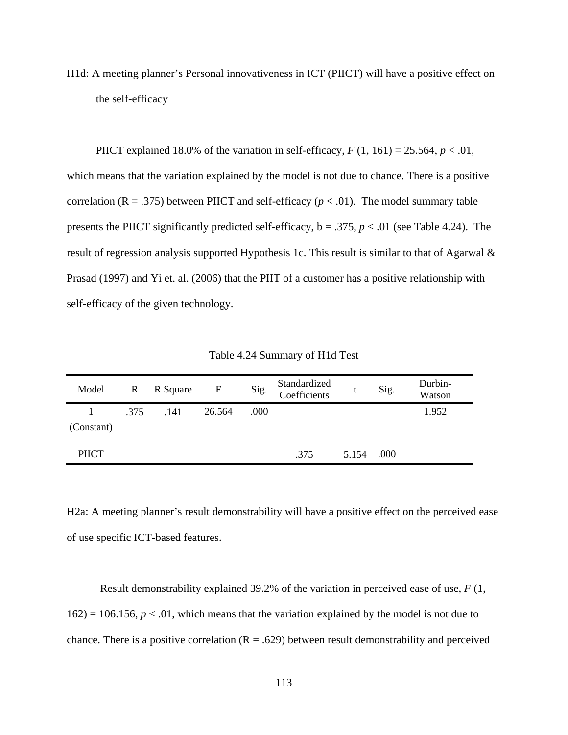H1d: A meeting planner's Personal innovativeness in ICT (PIICT) will have a positive effect on the self-efficacy

PIICT explained 18.0% of the variation in self-efficacy, $F$ (1, 161) = 25.564, $p < .01$, which means that the variation explained by the model is not due to chance. There is a positive correlation (R = .375) between PIICT and self-efficacy ($p < .01$). The model summary table presents the PIICT significantly predicted self-efficacy, b = .375, $p < .01$ (see Table 4.24). The result of regression analysis supported Hypothesis 1c. This result is similar to that of Agarwal & Prasad (1997) and Yi et. al. (2006) that the PIIT of a customer has a positive relationship with self-efficacy of the given technology.

Table 4.24 Summary of H1d Test

| Model | R | R Square | F | Sig. | Standardized Coefficients | t | Sig. | Durbin-Watson |
|---|---|---|---|---|---|---|---|---|
| 1 (Constant) | .375 | .141 | 26.564 | .000 | | | | 1.952 |
| PIICT | | | | | .375 | 5.154 | .000 | |

H2a: A meeting planner's result demonstrability will have a positive effect on the perceived ease of use specific ICT-based features.

Result demonstrability explained 39.2% of the variation in perceived ease of use, $F$ (1, 162) = 106.156, $p < .01$, which means that the variation explained by the model is not due to chance. There is a positive correlation (R = .629) between result demonstrability and perceived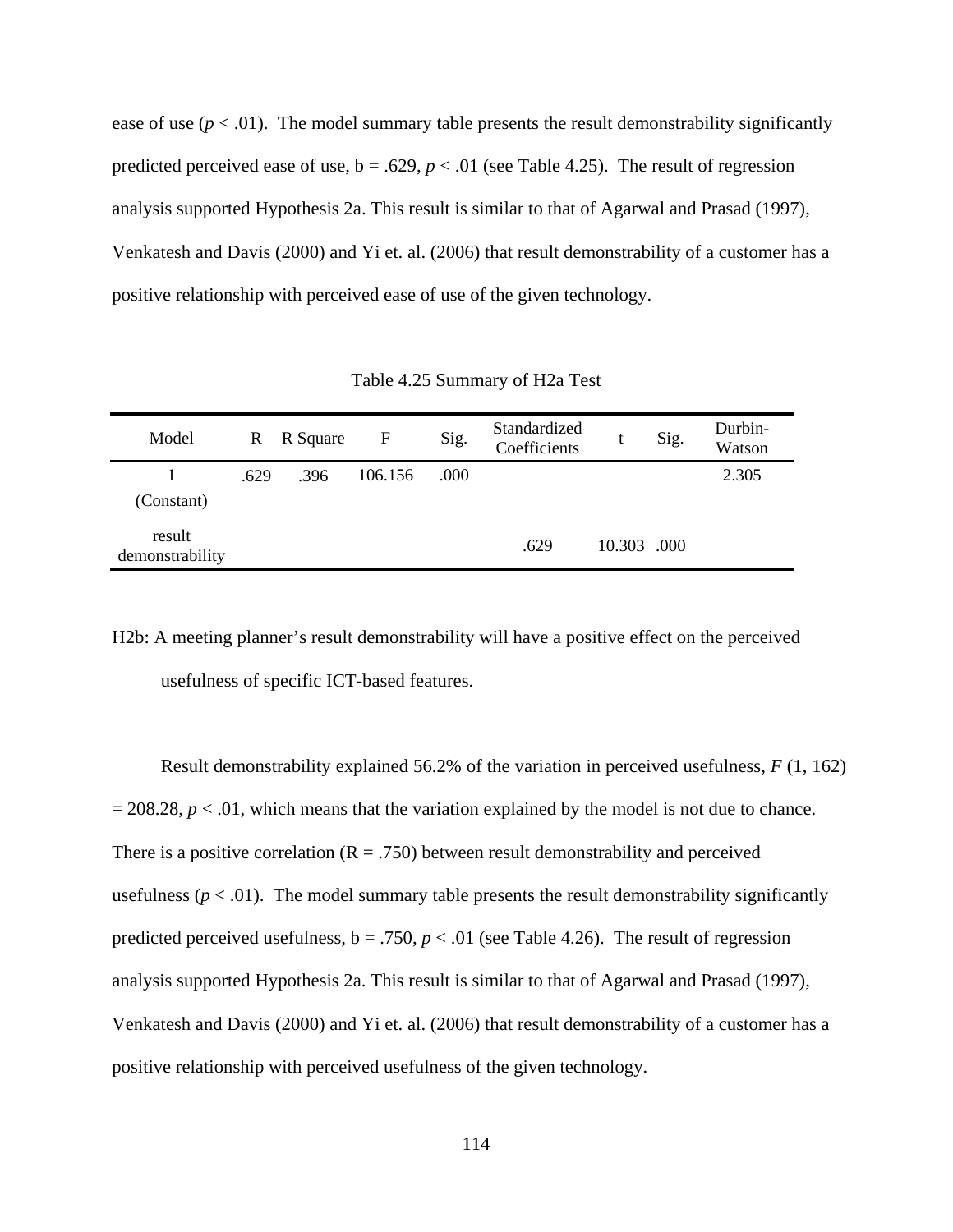ease of use ($p < .01$). The model summary table presents the result demonstrability significantly predicted perceived ease of use, b = .629, $p < .01$ (see Table 4.25). The result of regression analysis supported Hypothesis 2a. This result is similar to that of Agarwal and Prasad (1997), Venkatesh and Davis (2000) and Yi et. al. (2006) that result demonstrability of a customer has a positive relationship with perceived ease of use of the given technology.

Table 4.25 Summary of H2a Test

| Model | R | R Square | F | Sig. | Standardized Coefficients | t | Sig. | Durbin-Watson |
|---|---|---|---|---|---|---|---|---|
| 1 (Constant) | .629 | .396 | 106.156 | .000 | | | | 2.305 |
| result demonstrability | | | | | .629 | 10.303 | .000 | |

H2b: A meeting planner's result demonstrability will have a positive effect on the perceived usefulness of specific ICT-based features.

Result demonstrability explained 56.2% of the variation in perceived usefulness, $F$ (1, 162) = 208.28, $p < .01$, which means that the variation explained by the model is not due to chance. There is a positive correlation (R = .750) between result demonstrability and perceived usefulness ($p < .01$). The model summary table presents the result demonstrability significantly predicted perceived usefulness, b = .750, $p < .01$ (see Table 4.26). The result of regression analysis supported Hypothesis 2a. This result is similar to that of Agarwal and Prasad (1997), Venkatesh and Davis (2000) and Yi et. al. (2006) that result demonstrability of a customer has a positive relationship with perceived usefulness of the given technology.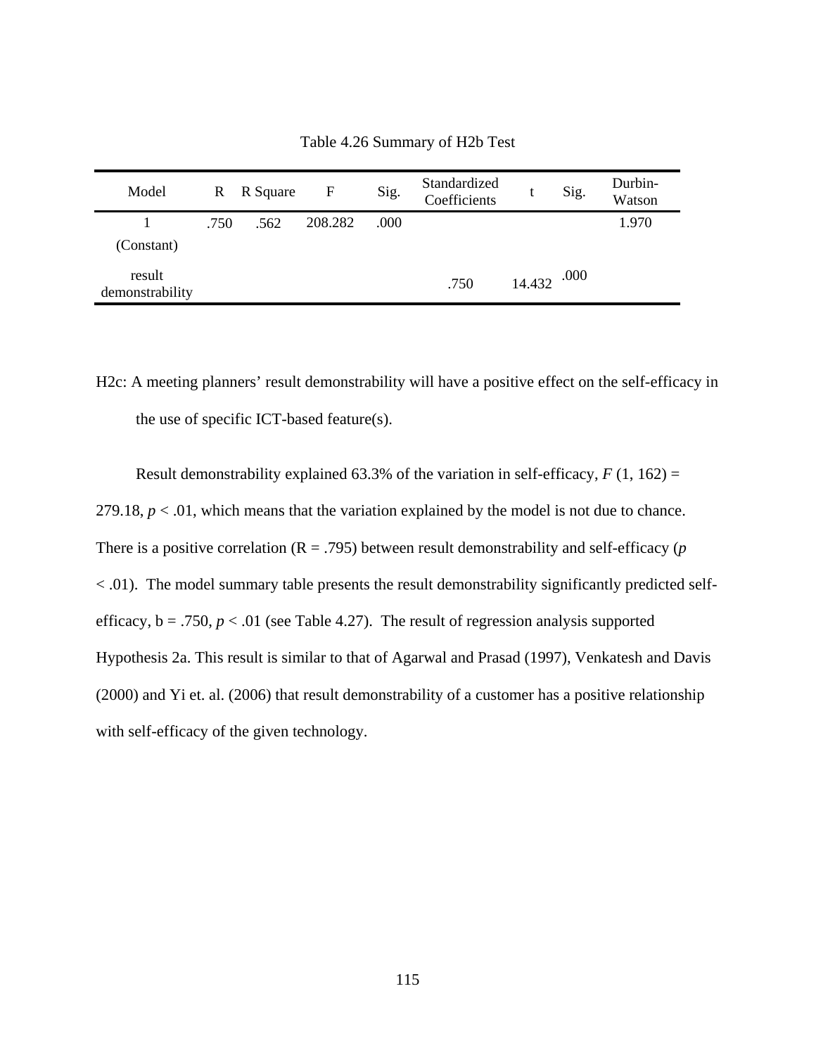Table 4.26 Summary of H2b Test

| Model | R | R Square | F | Sig. | Standardized Coefficients | t | Sig. | Durbin-Watson |
|---|---|---|---|---|---|---|---|---|
| 1 | .750 | .562 | 208.282 | .000 | | | | 1.970 |
| (Constant) | | | | | | | | |
| result demonstrability | | | | | .750 | 14.432 | .000 | |

H2c: A meeting planners' result demonstrability will have a positive effect on the self-efficacy in the use of specific ICT-based feature(s).

Result demonstrability explained 63.3% of the variation in self-efficacy, $F$ (1, 162) = 279.18, $p < .01$, which means that the variation explained by the model is not due to chance. There is a positive correlation (R = .795) between result demonstrability and self-efficacy ($p < .01$). The model summary table presents the result demonstrability significantly predicted self-efficacy, b = .750, $p < .01$ (see Table 4.27). The result of regression analysis supported Hypothesis 2a. This result is similar to that of Agarwal and Prasad (1997), Venkatesh and Davis (2000) and Yi et. al. (2006) that result demonstrability of a customer has a positive relationship with self-efficacy of the given technology.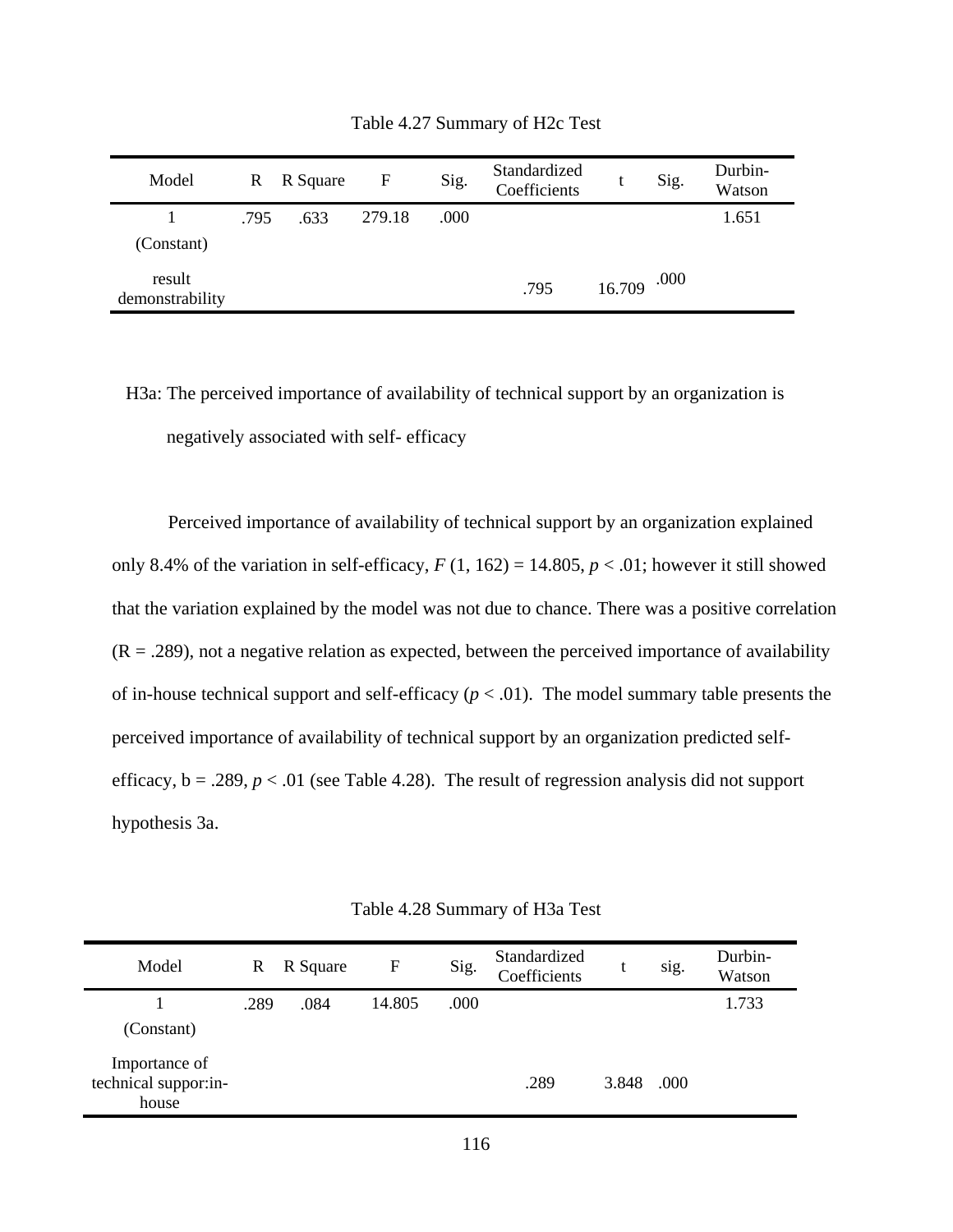Table 4.27 Summary of H2c Test

| Model | R | R Square | F | Sig. | Standardized Coefficients | t | Sig. | Durbin-Watson |
|---|---|---|---|---|---|---|---|---|
| 1 | .795 | .633 | 279.18 | .000 | | | | 1.651 |
| (Constant) | | | | | | | | |
| result demonstrability | | | | | .795 | 16.709 | .000 | |

H3a: The perceived importance of availability of technical support by an organization is negatively associated with self- efficacy

Perceived importance of availability of technical support by an organization explained only 8.4% of the variation in self-efficacy, $F$ (1, 162) = 14.805, $p < .01$; however it still showed that the variation explained by the model was not due to chance. There was a positive correlation (R = .289), not a negative relation as expected, between the perceived importance of availability of in-house technical support and self-efficacy ($p < .01$). The model summary table presents the perceived importance of availability of technical support by an organization predicted self-efficacy, b = .289, $p < .01$ (see Table 4.28). The result of regression analysis did not support hypothesis 3a.

Table 4.28 Summary of H3a Test

| Model | R | R Square | F | Sig. | Standardized Coefficients | t | sig. | Durbin-Watson |
|---|---|---|---|---|---|---|---|---|
| 1 | .289 | .084 | 14.805 | .000 | | | | 1.733 |
| (Constant) | | | | | | | | |
| Importance of technical suppor:in-house | | | | | .289 | 3.848 | .000 | |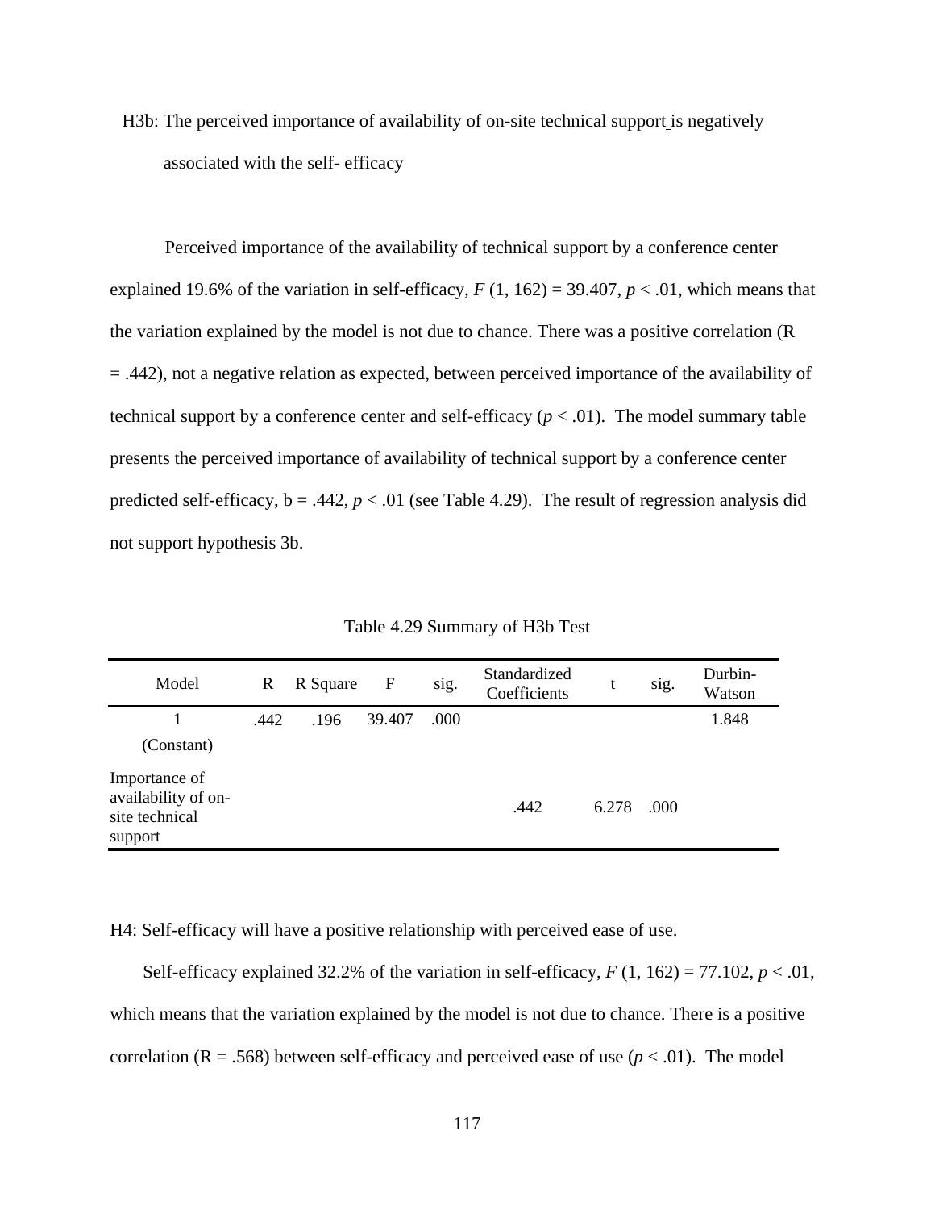H3b: The perceived importance of availability of on-site technical support is negatively associated with the self- efficacy

Perceived importance of the availability of technical support by a conference center explained 19.6% of the variation in self-efficacy, $F$ (1, 162) = 39.407, $p < .01$, which means that the variation explained by the model is not due to chance. There was a positive correlation (R = .442), not a negative relation as expected, between perceived importance of the availability of technical support by a conference center and self-efficacy ($p < .01$). The model summary table presents the perceived importance of availability of technical support by a conference center predicted self-efficacy, b = .442, $p < .01$ (see Table 4.29). The result of regression analysis did not support hypothesis 3b.

Table 4.29 Summary of H3b Test

| Model | R | R Square | F | sig. | Standardized Coefficients | t | sig. | Durbin-Watson |
|---|---|---|---|---|---|---|---|---|
| 1 | .442 | .196 | 39.407 | .000 | | | | 1.848 |
| (Constant) | | | | | | | | |
| Importance of availability of on-site technical support | | | | | .442 | 6.278 | .000 | |

H4: Self-efficacy will have a positive relationship with perceived ease of use.

Self-efficacy explained 32.2% of the variation in self-efficacy, $F$ (1, 162) = 77.102, $p < .01$, which means that the variation explained by the model is not due to chance. There is a positive correlation (R = .568) between self-efficacy and perceived ease of use ($p < .01$). The model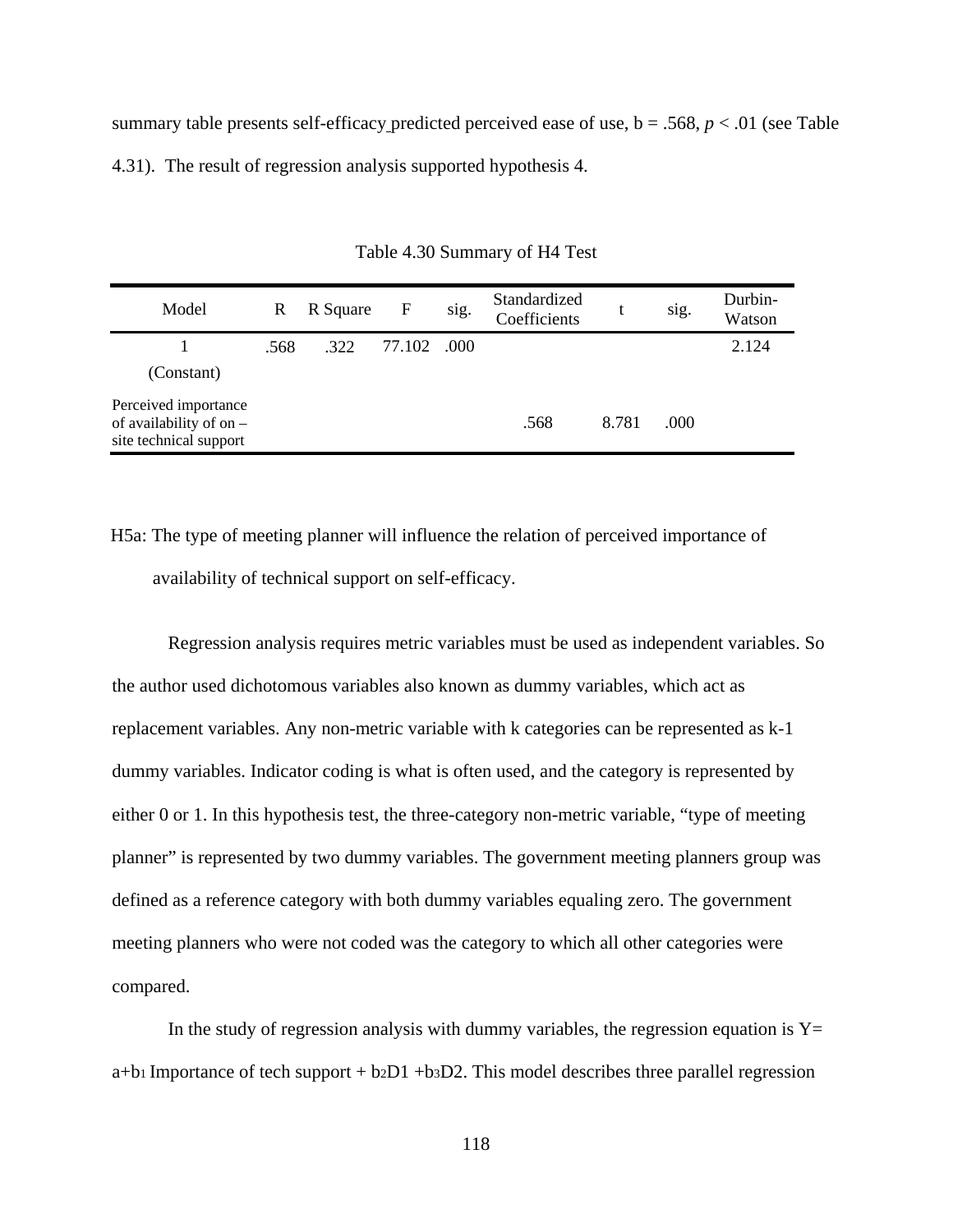summary table presents self-efficacy predicted perceived ease of use, b = .568, $p$ < .01 (see Table 4.31). The result of regression analysis supported hypothesis 4.

Table 4.30 Summary of H4 Test

| Model | R | R Square | F | sig. | Standardized Coefficients | t | sig. | Durbin-Watson |
|---|---|---|---|---|---|---|---|---|
| 1 | .568 | .322 | 77.102 | .000 | | | | 2.124 |
| (Constant) | | | | | | | | |
| Perceived importance of availability of on – site technical support | | | | | .568 | 8.781 | .000 | |

H5a: The type of meeting planner will influence the relation of perceived importance of availability of technical support on self-efficacy.

Regression analysis requires metric variables must be used as independent variables. So the author used dichotomous variables also known as dummy variables, which act as replacement variables. Any non-metric variable with k categories can be represented as k-1 dummy variables. Indicator coding is what is often used, and the category is represented by either 0 or 1. In this hypothesis test, the three-category non-metric variable, "type of meeting planner" is represented by two dummy variables. The government meeting planners group was defined as a reference category with both dummy variables equaling zero. The government meeting planners who were not coded was the category to which all other categories were compared.

In the study of regression analysis with dummy variables, the regression equation is $Y= a+b_1$ Importance of tech support + $b_2D1 + b_3D2$. This model describes three parallel regression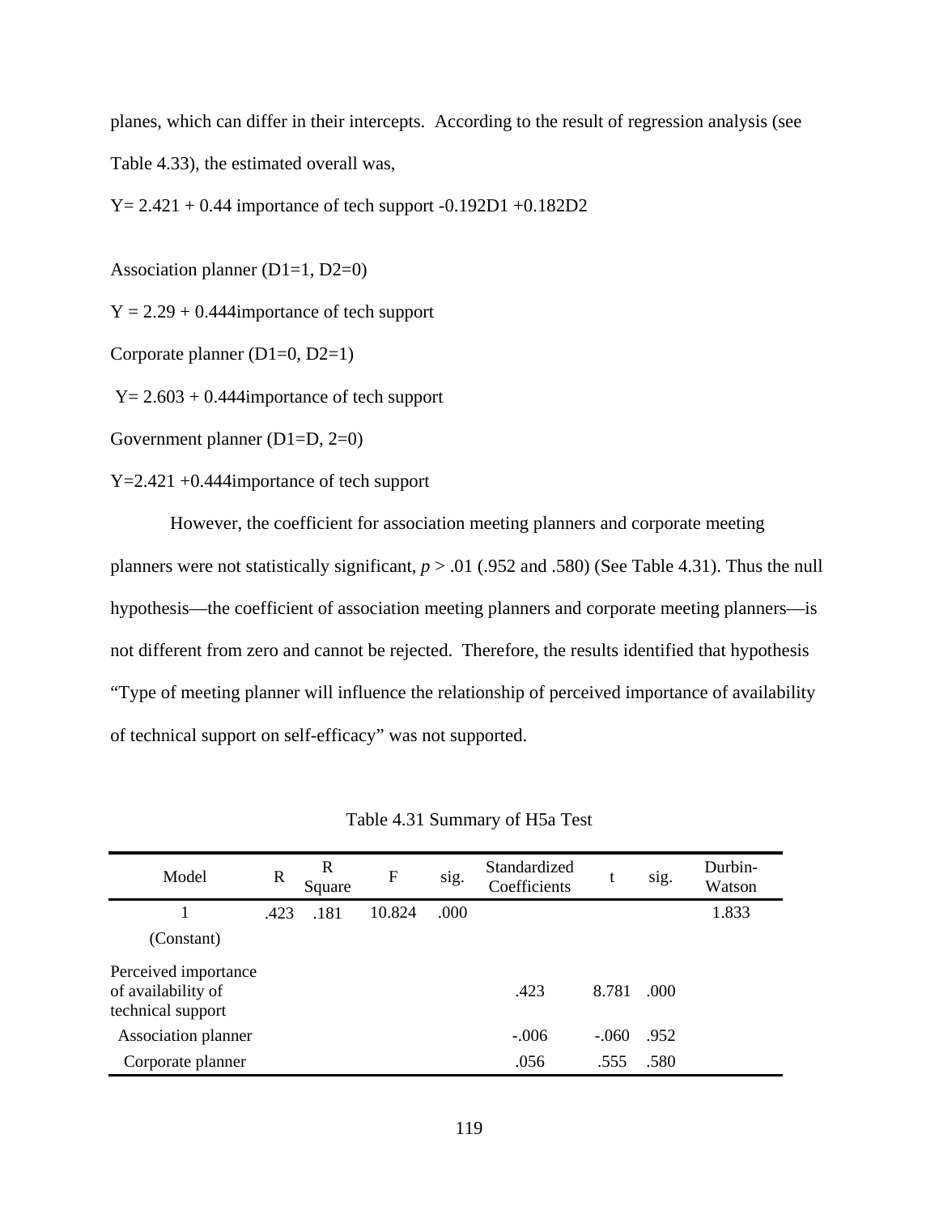planes, which can differ in their intercepts. According to the result of regression analysis (see Table 4.33), the estimated overall was,

$Y = 2.421 + 0.44$ importance of tech support $-0.192D1 + 0.182D2$

Association planner ($D1=1$, $D2=0$)

$Y = 2.29 + 0.444$importance of tech support

Corporate planner ($D1=0$, $D2=1$)

$Y = 2.603 + 0.444$importance of tech support

Government planner ($D1=D$, $2=0$)

$Y=2.421 + 0.444$importance of tech support

However, the coefficient for association meeting planners and corporate meeting planners were not statistically significant, $p > .01$ (.952 and .580) (See Table 4.31). Thus the null hypothesis—the coefficient of association meeting planners and corporate meeting planners—is not different from zero and cannot be rejected. Therefore, the results identified that hypothesis "Type of meeting planner will influence the relationship of perceived importance of availability of technical support on self-efficacy" was not supported.

Table 4.31 Summary of H5a Test

| Model | R | R Square | F | sig. | Standardized Coefficients | t | sig. | Durbin-Watson |
|---|---|---|---|---|---|---|---|---|
| 1 | .423 | .181 | 10.824 | .000 | | | | 1.833 |
| (Constant) | | | | | | | | |
| Perceived importance of availability of technical support | | | | | .423 | 8.781 | .000 | |
| Association planner | | | | | -.006 | -.060 | .952 | |
| Corporate planner | | | | | .056 | .555 | .580 | |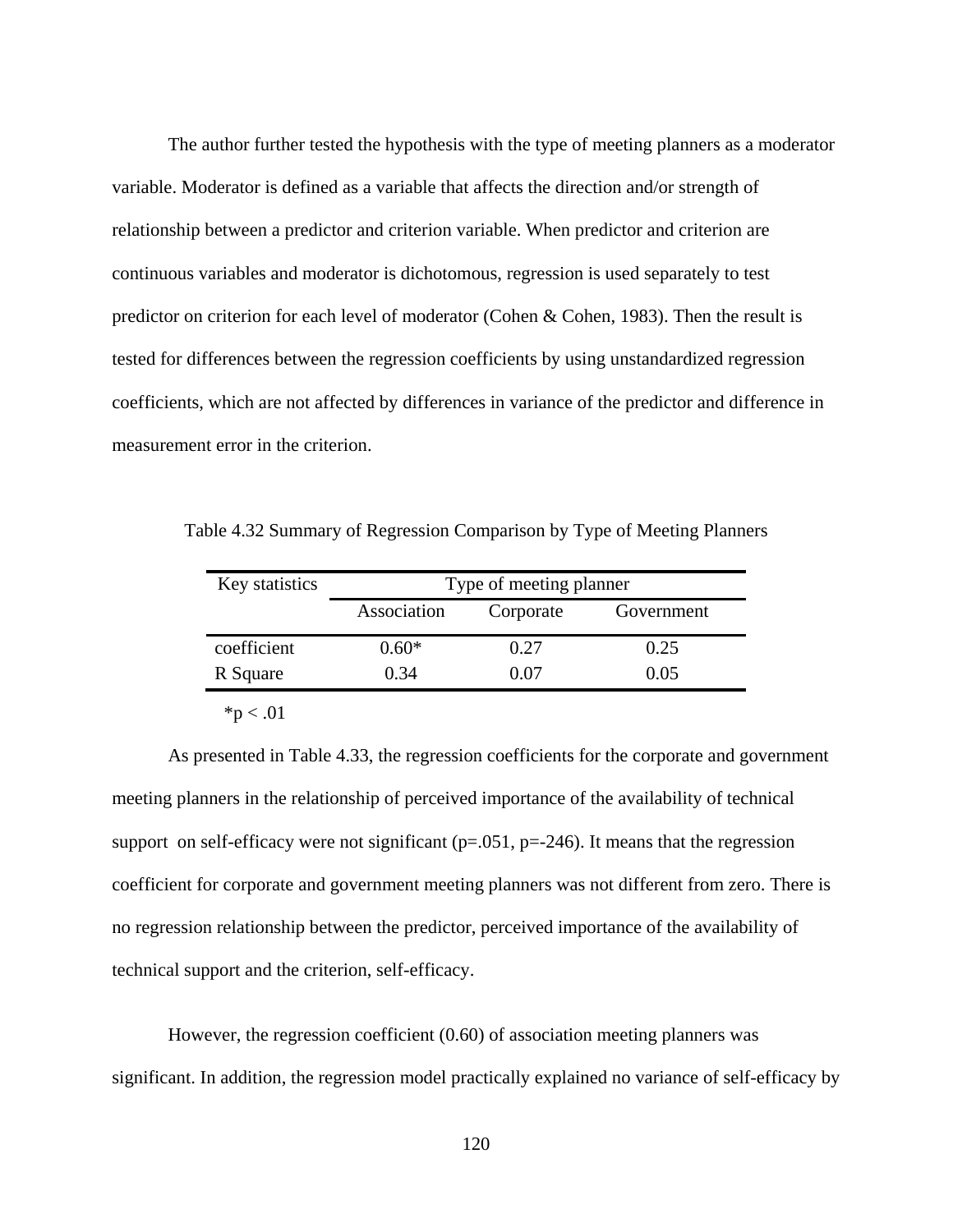The author further tested the hypothesis with the type of meeting planners as a moderator variable. Moderator is defined as a variable that affects the direction and/or strength of relationship between a predictor and criterion variable. When predictor and criterion are continuous variables and moderator is dichotomous, regression is used separately to test predictor on criterion for each level of moderator (Cohen & Cohen, 1983). Then the result is tested for differences between the regression coefficients by using unstandardized regression coefficients, which are not affected by differences in variance of the predictor and difference in measurement error in the criterion.

Table 4.32 Summary of Regression Comparison by Type of Meeting Planners

| Key statistics | Type of meeting planner | | |
|---|---|---|---|
| | Association | Corporate | Government |
| coefficient | 0.60* | 0.27 | 0.25 |
| R Square | 0.34 | 0.07 | 0.05 |

*p < .01

As presented in Table 4.33, the regression coefficients for the corporate and government meeting planners in the relationship of perceived importance of the availability of technical support on self-efficacy were not significant (p=.051, p=-246). It means that the regression coefficient for corporate and government meeting planners was not different from zero. There is no regression relationship between the predictor, perceived importance of the availability of technical support and the criterion, self-efficacy.

However, the regression coefficient (0.60) of association meeting planners was significant. In addition, the regression model practically explained no variance of self-efficacy by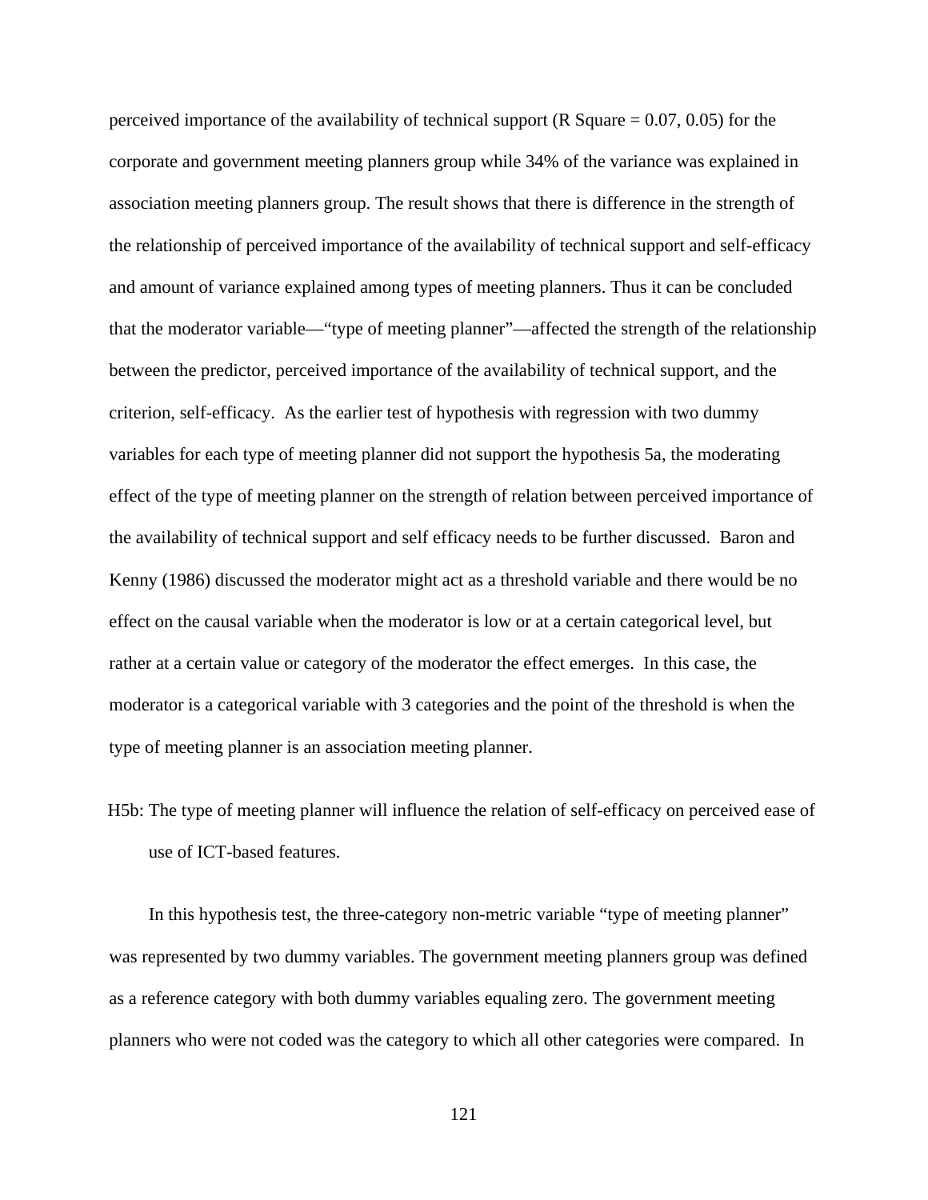perceived importance of the availability of technical support (R Square = 0.07, 0.05) for the corporate and government meeting planners group while 34% of the variance was explained in association meeting planners group. The result shows that there is difference in the strength of the relationship of perceived importance of the availability of technical support and self-efficacy and amount of variance explained among types of meeting planners. Thus it can be concluded that the moderator variable—"type of meeting planner"—affected the strength of the relationship between the predictor, perceived importance of the availability of technical support, and the criterion, self-efficacy. As the earlier test of hypothesis with regression with two dummy variables for each type of meeting planner did not support the hypothesis 5a, the moderating effect of the type of meeting planner on the strength of relation between perceived importance of the availability of technical support and self efficacy needs to be further discussed. Baron and Kenny (1986) discussed the moderator might act as a threshold variable and there would be no effect on the causal variable when the moderator is low or at a certain categorical level, but rather at a certain value or category of the moderator the effect emerges. In this case, the moderator is a categorical variable with 3 categories and the point of the threshold is when the type of meeting planner is an association meeting planner.

H5b: The type of meeting planner will influence the relation of self-efficacy on perceived ease of use of ICT-based features.

In this hypothesis test, the three-category non-metric variable "type of meeting planner" was represented by two dummy variables. The government meeting planners group was defined as a reference category with both dummy variables equaling zero. The government meeting planners who were not coded was the category to which all other categories were compared. In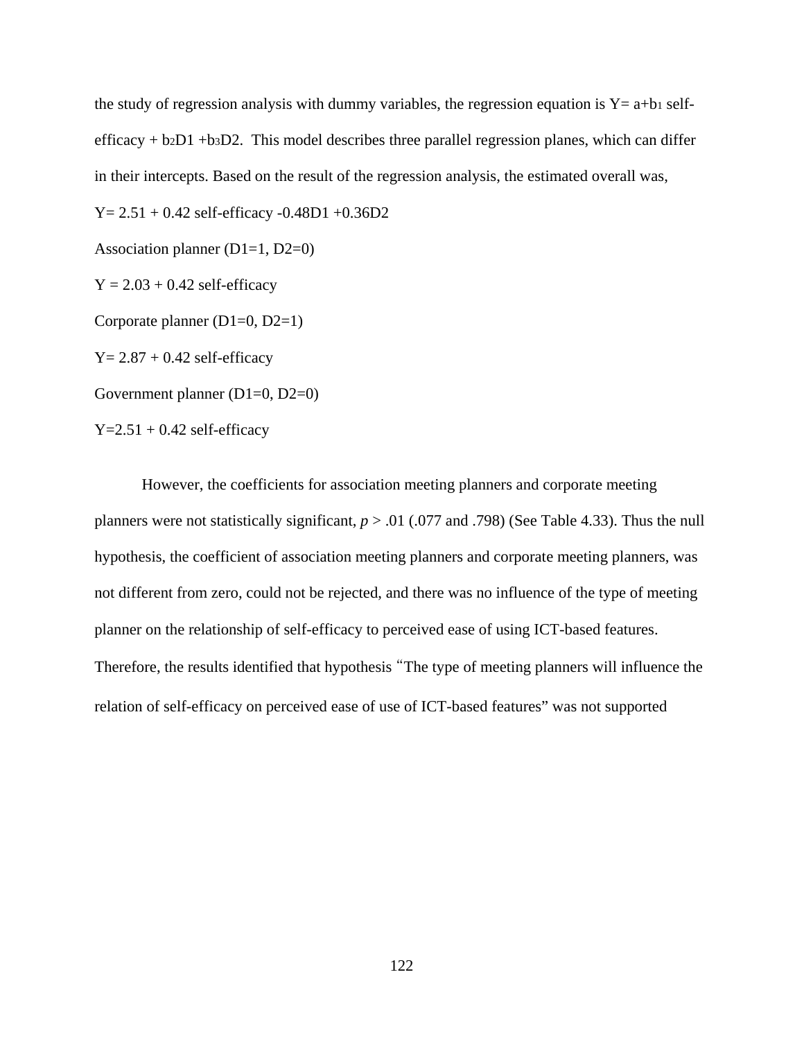the study of regression analysis with dummy variables, the regression equation is $Y= a+b_1$ self-efficacy + $b_2D1 +b_3D2$. This model describes three parallel regression planes, which can differ in their intercepts. Based on the result of the regression analysis, the estimated overall was,

$Y= 2.51 + 0.42$ self-efficacy $-0.48D1 +0.36D2$

Association planner ($D1=1$, $D2=0$)

$Y = 2.03 + 0.42$ self-efficacy

Corporate planner ($D1=0$, $D2=1$)

$Y= 2.87 + 0.42$ self-efficacy

Government planner ($D1=0$, $D2=0$)

$Y=2.51 + 0.42$ self-efficacy

However, the coefficients for association meeting planners and corporate meeting planners were not statistically significant, $p > .01$ (.077 and .798) (See Table 4.33). Thus the null hypothesis, the coefficient of association meeting planners and corporate meeting planners, was not different from zero, could not be rejected, and there was no influence of the type of meeting planner on the relationship of self-efficacy to perceived ease of using ICT-based features. Therefore, the results identified that hypothesis "The type of meeting planners will influence the relation of self-efficacy on perceived ease of use of ICT-based features" was not supported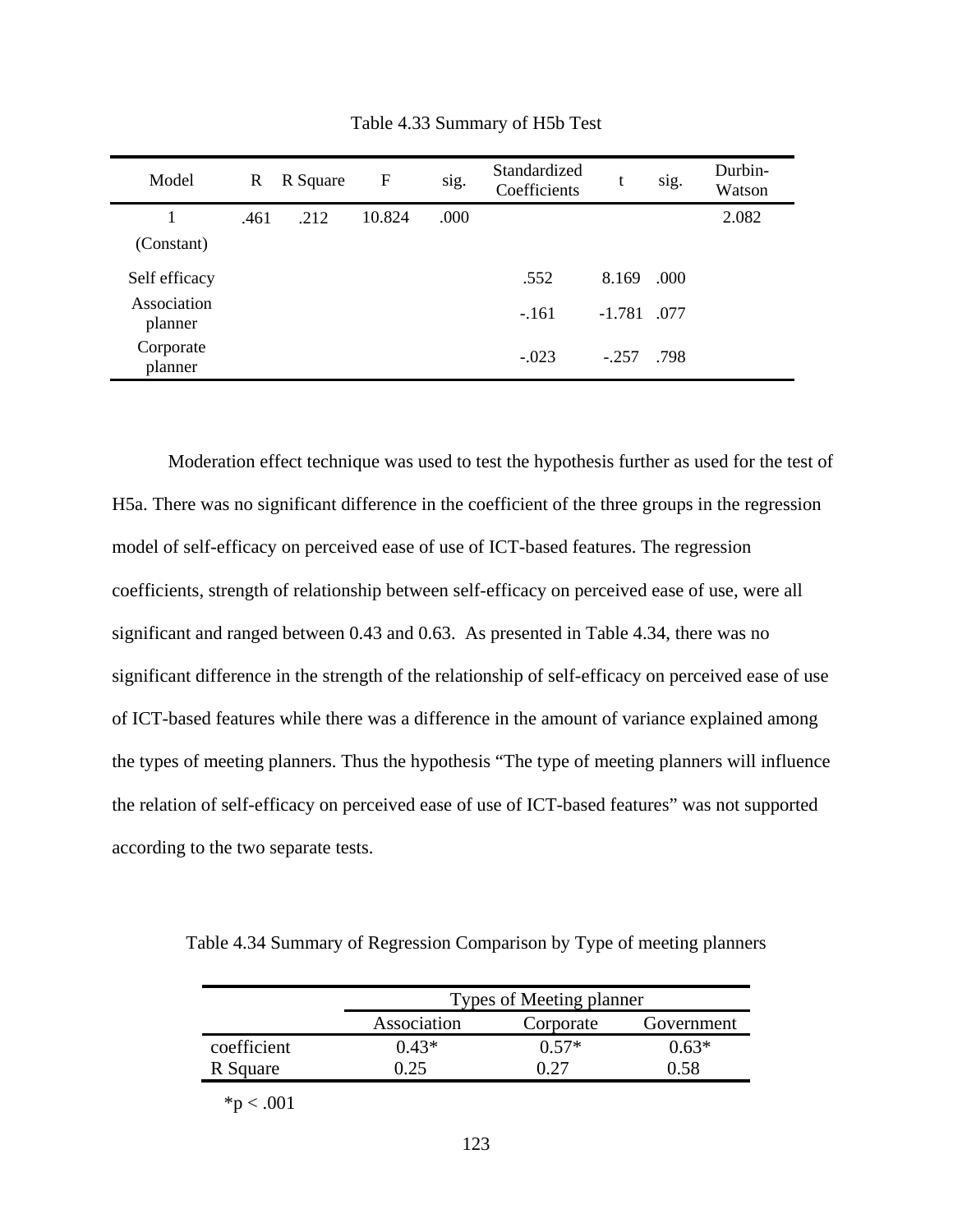Table 4.33 Summary of H5b Test

| Model | R | R Square | F | sig. | Standardized Coefficients | t | sig. | Durbin-Watson |
|---|---|---|---|---|---|---|---|---|
| 1 | .461 | .212 | 10.824 | .000 | | | | 2.082 |
| (Constant) | | | | | | | | |
| Self efficacy | | | | | .552 | 8.169 | .000 | |
| Association planner | | | | | -.161 | -1.781 | .077 | |
| Corporate planner | | | | | -.023 | -.257 | .798 | |

Moderation effect technique was used to test the hypothesis further as used for the test of H5a. There was no significant difference in the coefficient of the three groups in the regression model of self-efficacy on perceived ease of use of ICT-based features. The regression coefficients, strength of relationship between self-efficacy on perceived ease of use, were all significant and ranged between 0.43 and 0.63. As presented in Table 4.34, there was no significant difference in the strength of the relationship of self-efficacy on perceived ease of use of ICT-based features while there was a difference in the amount of variance explained among the types of meeting planners. Thus the hypothesis "The type of meeting planners will influence the relation of self-efficacy on perceived ease of use of ICT-based features" was not supported according to the two separate tests.

Table 4.34 Summary of Regression Comparison by Type of meeting planners

| | Types of Meeting planner | | |
|---|---|---|---|
| | Association | Corporate | Government |
| coefficient | 0.43* | 0.57* | 0.63* |
| R Square | 0.25 | 0.27 | 0.58 |

*p < .001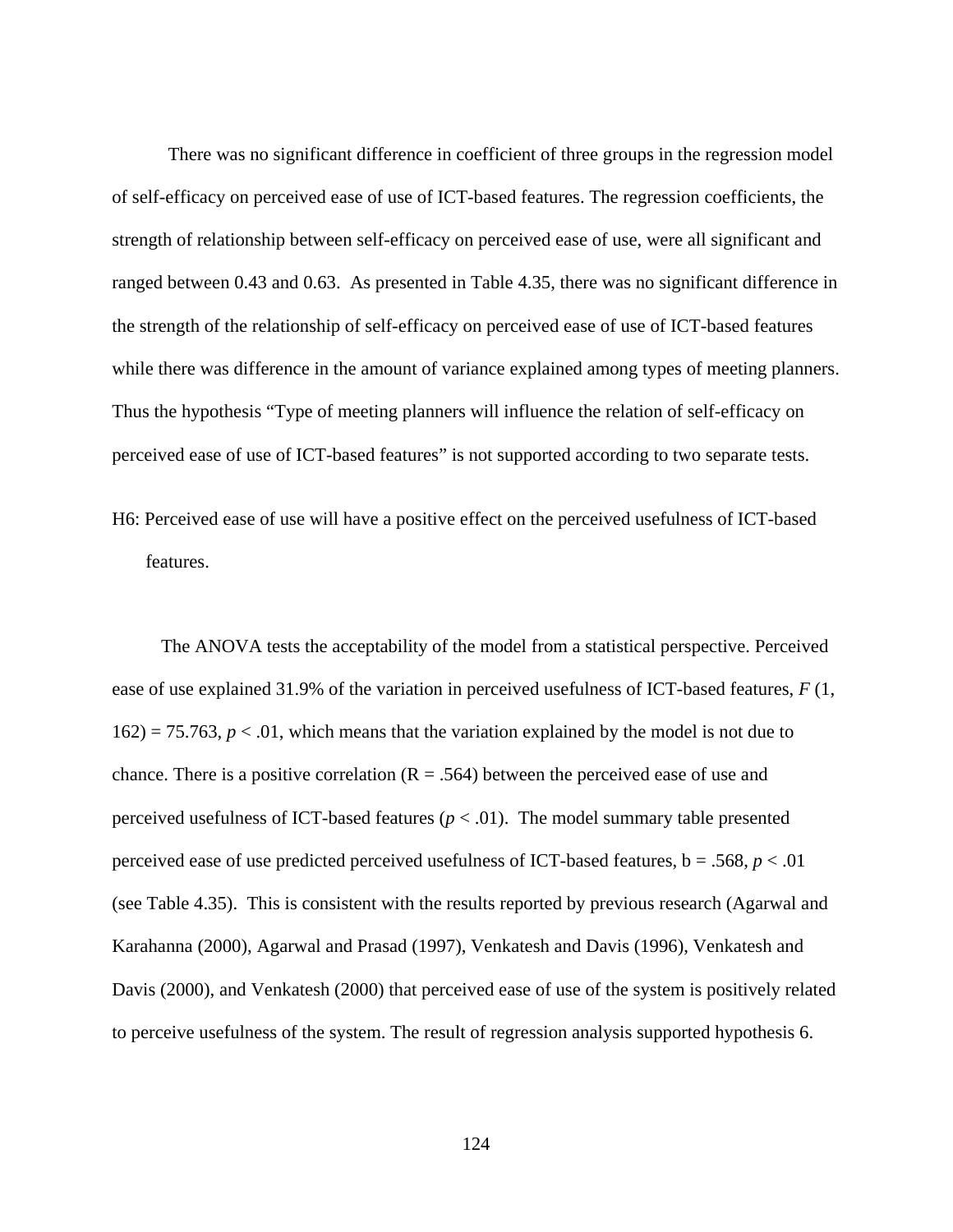There was no significant difference in coefficient of three groups in the regression model of self-efficacy on perceived ease of use of ICT-based features. The regression coefficients, the strength of relationship between self-efficacy on perceived ease of use, were all significant and ranged between 0.43 and 0.63. As presented in Table 4.35, there was no significant difference in the strength of the relationship of self-efficacy on perceived ease of use of ICT-based features while there was difference in the amount of variance explained among types of meeting planners. Thus the hypothesis "Type of meeting planners will influence the relation of self-efficacy on perceived ease of use of ICT-based features" is not supported according to two separate tests.

H6: Perceived ease of use will have a positive effect on the perceived usefulness of ICT-based features.

The ANOVA tests the acceptability of the model from a statistical perspective. Perceived ease of use explained 31.9% of the variation in perceived usefulness of ICT-based features, $F$ (1, 162) = 75.763, $p < .01$, which means that the variation explained by the model is not due to chance. There is a positive correlation (R = .564) between the perceived ease of use and perceived usefulness of ICT-based features ($p < .01$). The model summary table presented perceived ease of use predicted perceived usefulness of ICT-based features, b = .568, $p < .01$ (see Table 4.35). This is consistent with the results reported by previous research (Agarwal and Karahanna (2000), Agarwal and Prasad (1997), Venkatesh and Davis (1996), Venkatesh and Davis (2000), and Venkatesh (2000) that perceived ease of use of the system is positively related to perceive usefulness of the system. The result of regression analysis supported hypothesis 6.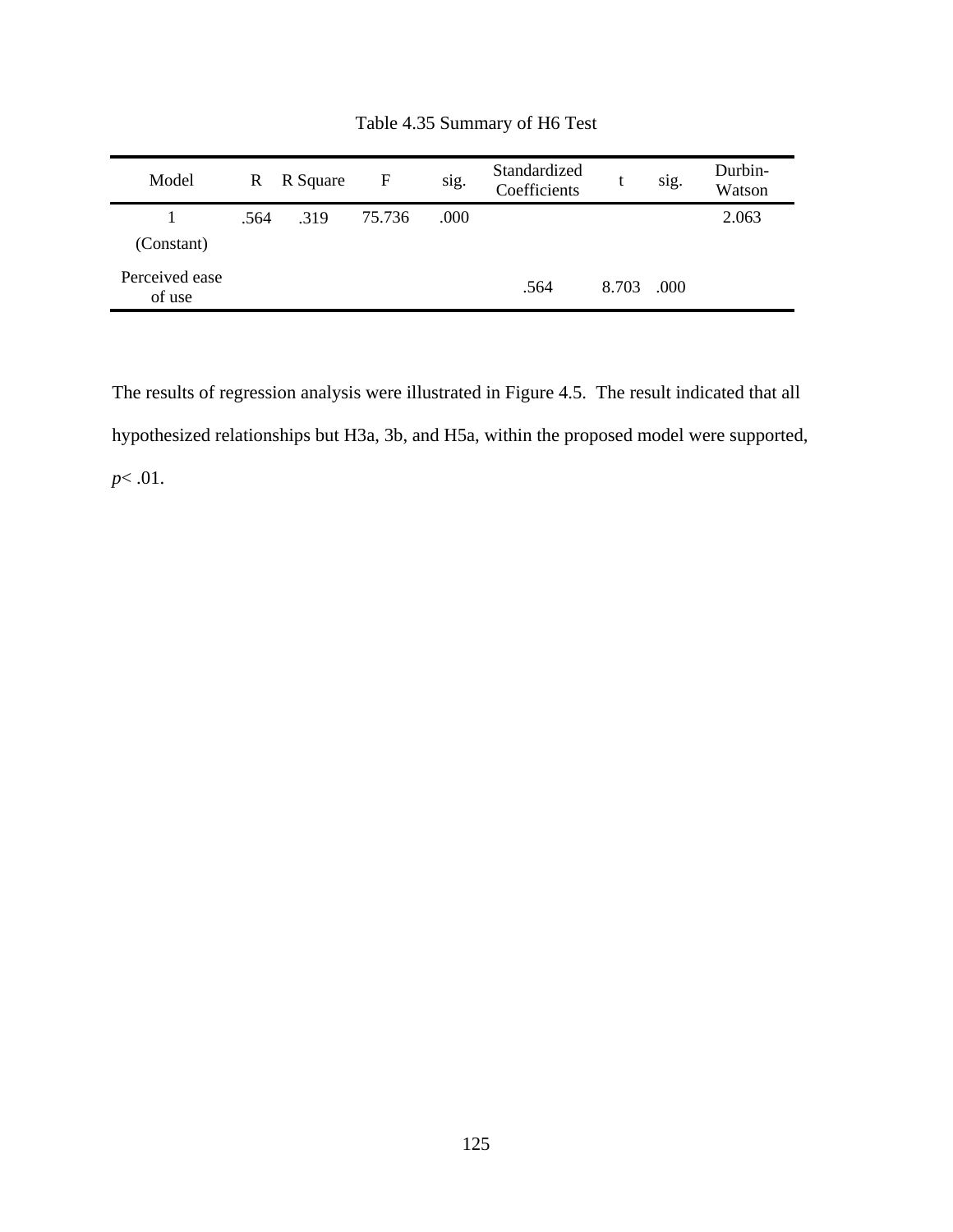Table 4.35 Summary of H6 Test

| Model | R | R Square | F | sig. | Standardized Coefficients | t | sig. | Durbin-Watson |
|---|---|---|---|---|---|---|---|---|
| 1 | .564 | .319 | 75.736 | .000 | | | | 2.063 |
| (Constant) | | | | | | | | |
| Perceived ease of use | | | | | .564 | 8.703 | .000 | |

The results of regression analysis were illustrated in Figure 4.5. The result indicated that all hypothesized relationships but H3a, 3b, and H5a, within the proposed model were supported, $p < .01$.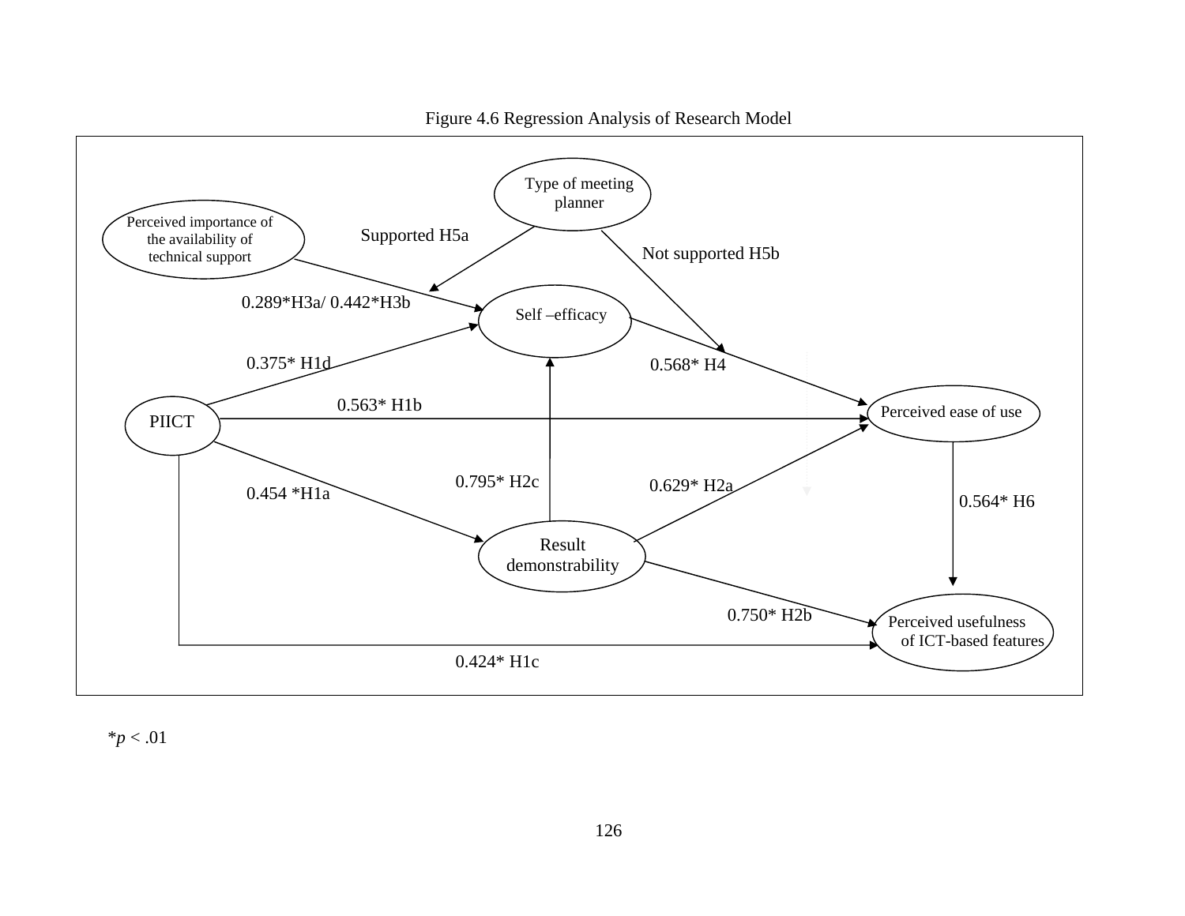Figure 4.6 Regression Analysis of Research Model

Type of meeting planner

Perceived importance of the availability of technical support

Supported H5a

Not supported H5b

0.289*H3a/ 0.442*H3b

Self –efficacy

0.375* H1d

0.568* H4

0.563* H1b

PIICT

Perceived ease of use

0.795* H2c

0.629* H2a

0.454 *H1a

0.564* H6

Result demonstrability

0.750* H2b

Perceived usefulness of ICT-based features

0.424* H1c

*$p < .01$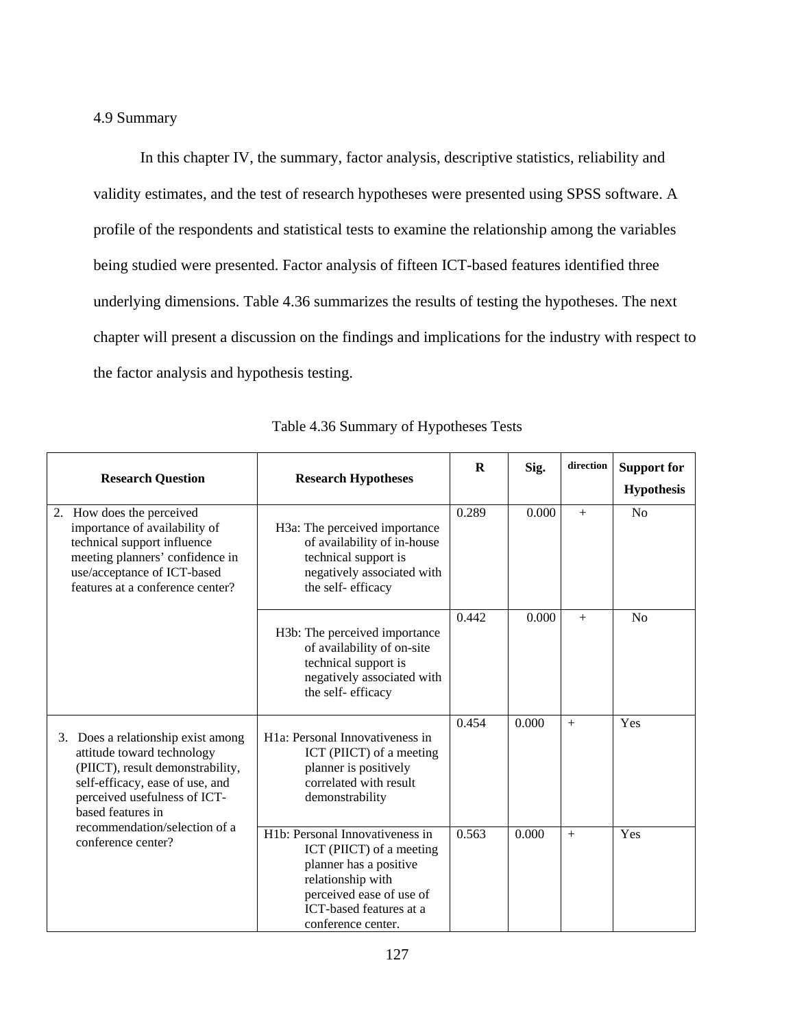## 4.9 Summary

In this chapter IV, the summary, factor analysis, descriptive statistics, reliability and validity estimates, and the test of research hypotheses were presented using SPSS software. A profile of the respondents and statistical tests to examine the relationship among the variables being studied were presented. Factor analysis of fifteen ICT-based features identified three underlying dimensions. Table 4.36 summarizes the results of testing the hypotheses. The next chapter will present a discussion on the findings and implications for the industry with respect to the factor analysis and hypothesis testing.

Table 4.36 Summary of Hypotheses Tests

| **Research Question** | **Research Hypotheses** | **R** | **Sig.** | **direction** | **Support for Hypothesis** |
|---|---|---|---|---|---|
| 2. How does the perceived importance of availability of technical support influence meeting planners' confidence in use/acceptance of ICT-based features at a conference center? | H3a: The perceived importance of availability of in-house technical support is negatively associated with the self- efficacy | 0.289 | 0.000 | + | No |
| | H3b: The perceived importance of availability of on-site technical support is negatively associated with the self- efficacy | 0.442 | 0.000 | + | No |
| 3. Does a relationship exist among attitude toward technology (PIICT), result demonstrability, self-efficacy, ease of use, and perceived usefulness of ICT-based features in recommendation/selection of a conference center? | H1a: Personal Innovativeness in ICT (PIICT) of a meeting planner is positively correlated with result demonstrability | 0.454 | 0.000 | + | Yes |
| | H1b: Personal Innovativeness in ICT (PIICT) of a meeting planner has a positive relationship with perceived ease of use of ICT-based features at a conference center. | 0.563 | 0.000 | + | Yes |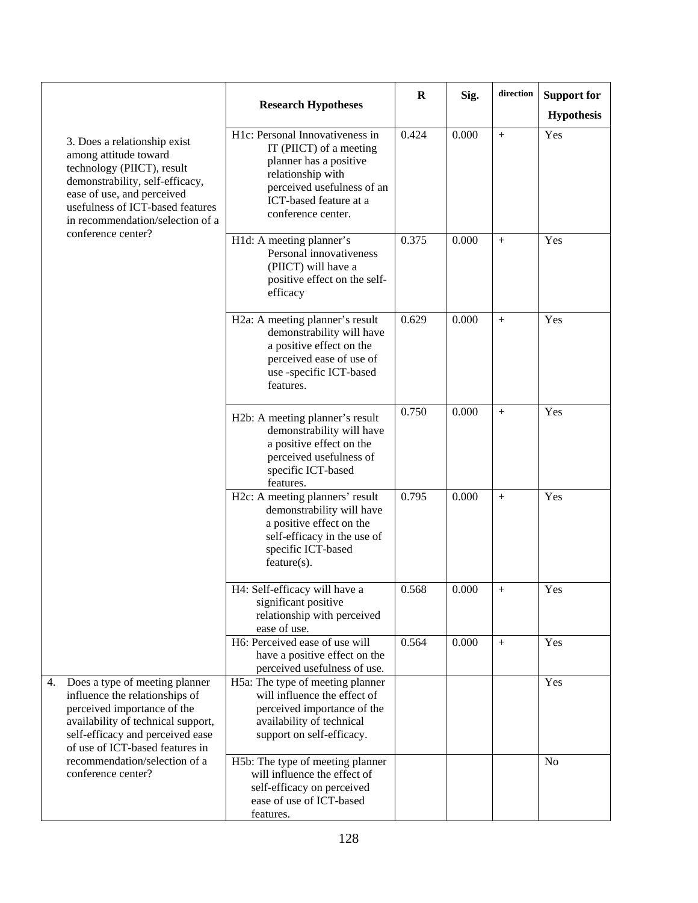| | Research Hypotheses | R | Sig. | direction | Support for Hypothesis |
|---|---|---|---|---|---|
| 3. Does a relationship exist among attitude toward technology (PIICT), result demonstrability, self-efficacy, ease of use, and perceived usefulness of ICT-based features in recommendation/selection of a conference center? | H1c: Personal Innovativeness in IT (PIICT) of a meeting planner has a positive relationship with perceived usefulness of an ICT-based feature at a conference center. | 0.424 | 0.000 | + | Yes |
| | H1d: A meeting planner's Personal innovativeness (PIICT) will have a positive effect on the self-efficacy | 0.375 | 0.000 | + | Yes |
| | H2a: A meeting planner's result demonstrability will have a positive effect on the perceived ease of use of use -specific ICT-based features. | 0.629 | 0.000 | + | Yes |
| | H2b: A meeting planner's result demonstrability will have a positive effect on the perceived usefulness of specific ICT-based features. | 0.750 | 0.000 | + | Yes |
| | H2c: A meeting planners' result demonstrability will have a positive effect on the self-efficacy in the use of specific ICT-based feature(s). | 0.795 | 0.000 | + | Yes |
| | H4: Self-efficacy will have a significant positive relationship with perceived ease of use. | 0.568 | 0.000 | + | Yes |
| | H6: Perceived ease of use will have a positive effect on the perceived usefulness of use. | 0.564 | 0.000 | + | Yes |
| 4. Does a type of meeting planner influence the relationships of perceived importance of the availability of technical support, self-efficacy and perceived ease of use of ICT-based features in recommendation/selection of a conference center? | H5a: The type of meeting planner will influence the effect of perceived importance of the availability of technical support on self-efficacy. | | | | Yes |
| | H5b: The type of meeting planner will influence the effect of self-efficacy on perceived ease of use of ICT-based features. | | | | No |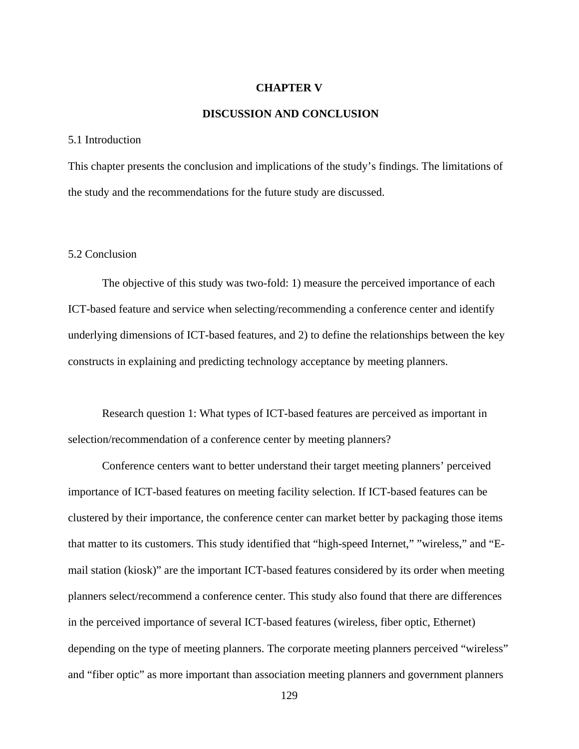# CHAPTER V

# DISCUSSION AND CONCLUSION

## 5.1 Introduction

This chapter presents the conclusion and implications of the study's findings. The limitations of the study and the recommendations for the future study are discussed.

## 5.2 Conclusion

The objective of this study was two-fold: 1) measure the perceived importance of each ICT-based feature and service when selecting/recommending a conference center and identify underlying dimensions of ICT-based features, and 2) to define the relationships between the key constructs in explaining and predicting technology acceptance by meeting planners.

Research question 1: What types of ICT-based features are perceived as important in selection/recommendation of a conference center by meeting planners?

Conference centers want to better understand their target meeting planners' perceived importance of ICT-based features on meeting facility selection. If ICT-based features can be clustered by their importance, the conference center can market better by packaging those items that matter to its customers. This study identified that "high-speed Internet," "wireless," and "E-mail station (kiosk)" are the important ICT-based features considered by its order when meeting planners select/recommend a conference center. This study also found that there are differences in the perceived importance of several ICT-based features (wireless, fiber optic, Ethernet) depending on the type of meeting planners. The corporate meeting planners perceived "wireless" and "fiber optic" as more important than association meeting planners and government planners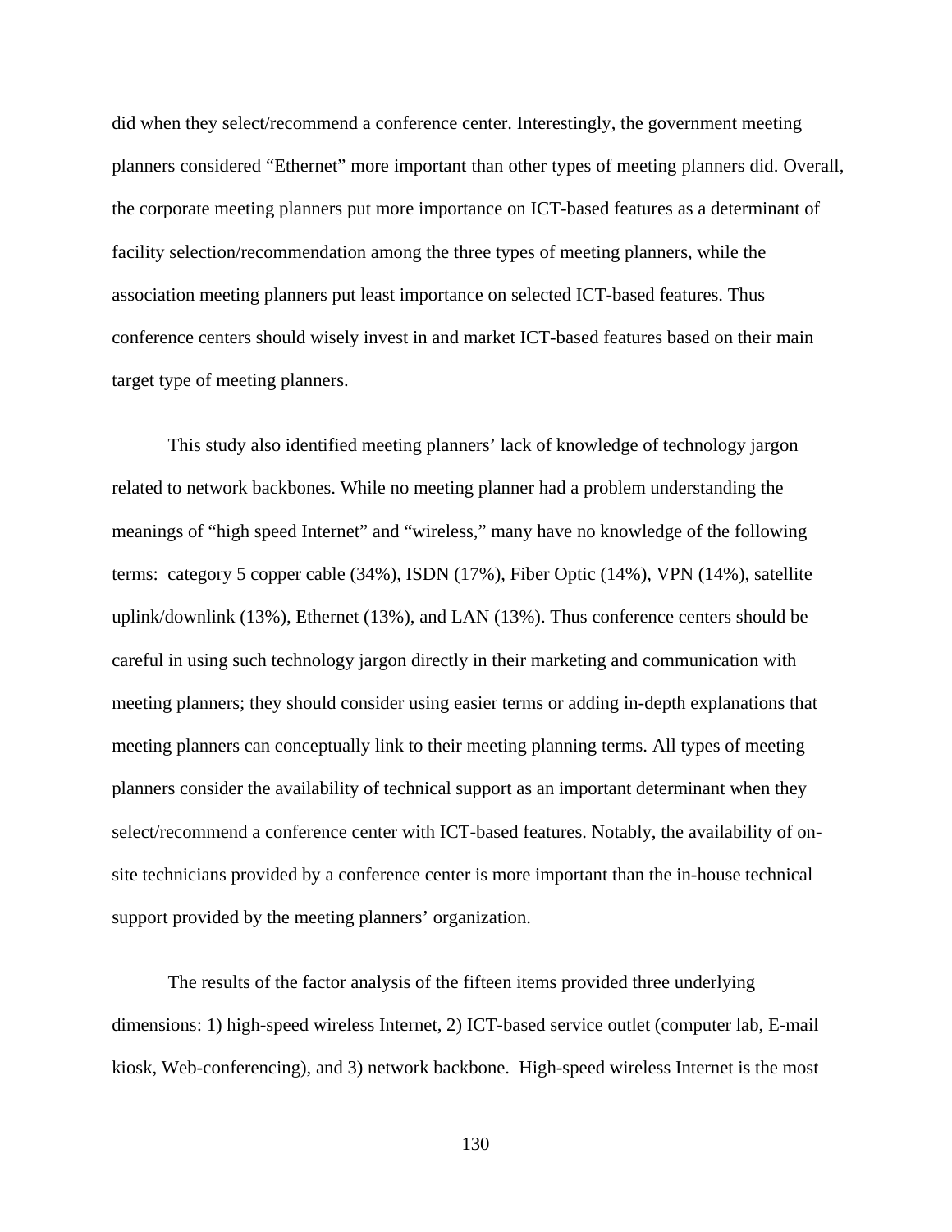did when they select/recommend a conference center. Interestingly, the government meeting planners considered "Ethernet" more important than other types of meeting planners did. Overall, the corporate meeting planners put more importance on ICT-based features as a determinant of facility selection/recommendation among the three types of meeting planners, while the association meeting planners put least importance on selected ICT-based features. Thus conference centers should wisely invest in and market ICT-based features based on their main target type of meeting planners.

This study also identified meeting planners' lack of knowledge of technology jargon related to network backbones. While no meeting planner had a problem understanding the meanings of "high speed Internet" and "wireless," many have no knowledge of the following terms: category 5 copper cable (34%), ISDN (17%), Fiber Optic (14%), VPN (14%), satellite uplink/downlink (13%), Ethernet (13%), and LAN (13%). Thus conference centers should be careful in using such technology jargon directly in their marketing and communication with meeting planners; they should consider using easier terms or adding in-depth explanations that meeting planners can conceptually link to their meeting planning terms. All types of meeting planners consider the availability of technical support as an important determinant when they select/recommend a conference center with ICT-based features. Notably, the availability of on-site technicians provided by a conference center is more important than the in-house technical support provided by the meeting planners' organization.

The results of the factor analysis of the fifteen items provided three underlying dimensions: 1) high-speed wireless Internet, 2) ICT-based service outlet (computer lab, E-mail kiosk, Web-conferencing), and 3) network backbone. High-speed wireless Internet is the most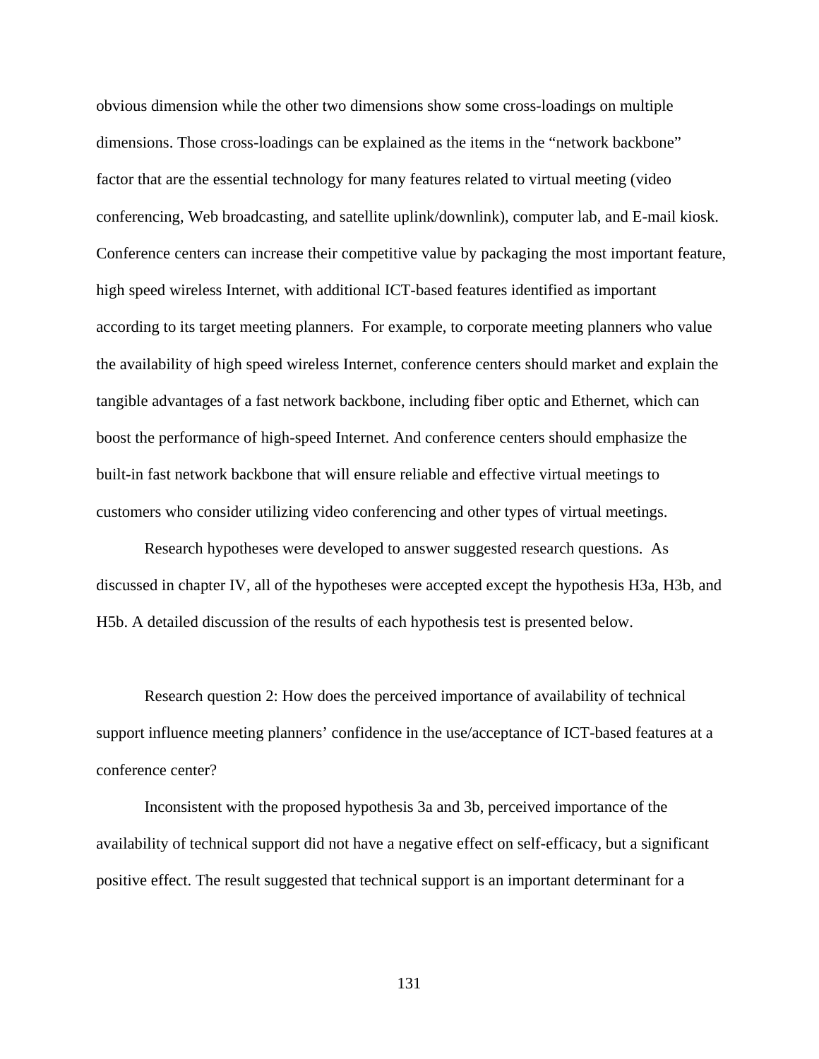obvious dimension while the other two dimensions show some cross-loadings on multiple dimensions. Those cross-loadings can be explained as the items in the "network backbone" factor that are the essential technology for many features related to virtual meeting (video conferencing, Web broadcasting, and satellite uplink/downlink), computer lab, and E-mail kiosk. Conference centers can increase their competitive value by packaging the most important feature, high speed wireless Internet, with additional ICT-based features identified as important according to its target meeting planners. For example, to corporate meeting planners who value the availability of high speed wireless Internet, conference centers should market and explain the tangible advantages of a fast network backbone, including fiber optic and Ethernet, which can boost the performance of high-speed Internet. And conference centers should emphasize the built-in fast network backbone that will ensure reliable and effective virtual meetings to customers who consider utilizing video conferencing and other types of virtual meetings.

Research hypotheses were developed to answer suggested research questions. As discussed in chapter IV, all of the hypotheses were accepted except the hypothesis H3a, H3b, and H5b. A detailed discussion of the results of each hypothesis test is presented below.

Research question 2: How does the perceived importance of availability of technical support influence meeting planners' confidence in the use/acceptance of ICT-based features at a conference center?

Inconsistent with the proposed hypothesis 3a and 3b, perceived importance of the availability of technical support did not have a negative effect on self-efficacy, but a significant positive effect. The result suggested that technical support is an important determinant for a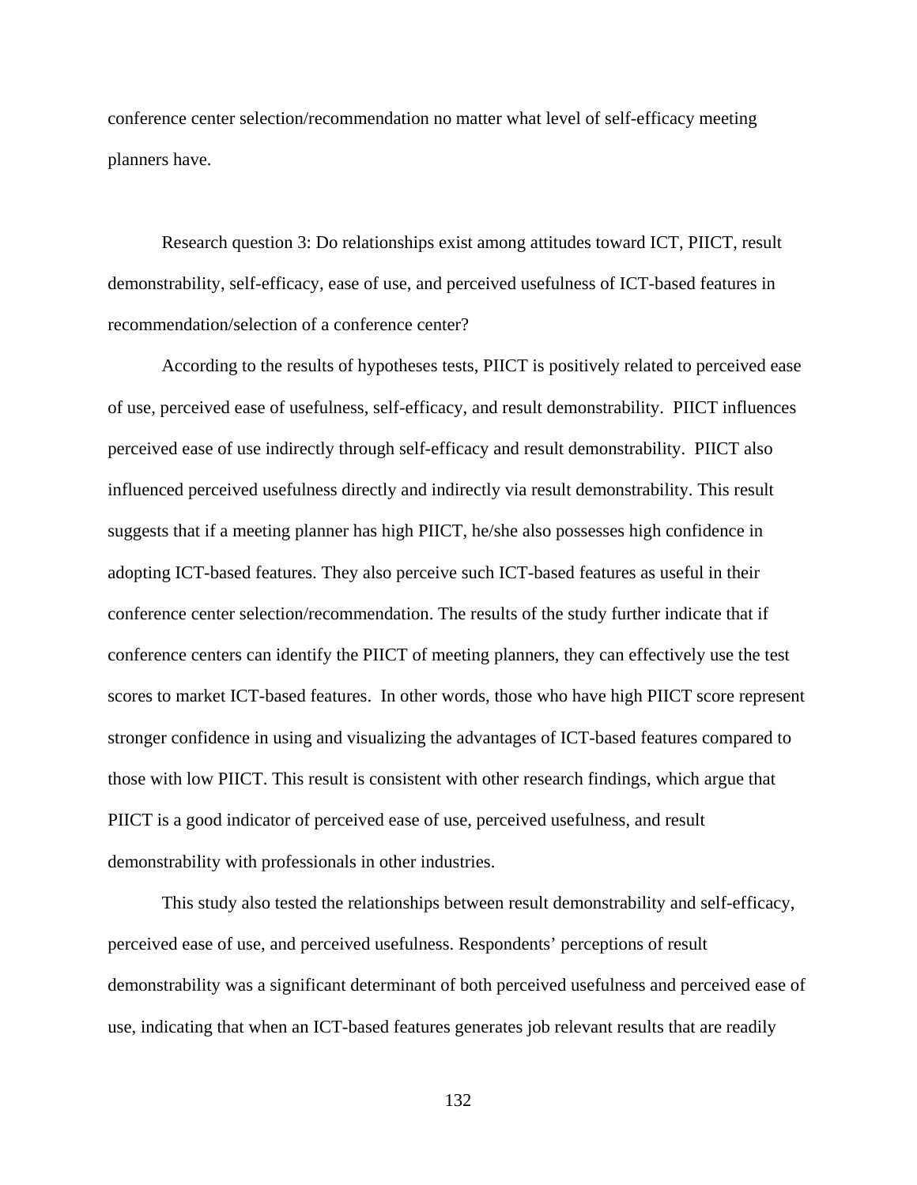conference center selection/recommendation no matter what level of self-efficacy meeting planners have.

Research question 3: Do relationships exist among attitudes toward ICT, PIICT, result demonstrability, self-efficacy, ease of use, and perceived usefulness of ICT-based features in recommendation/selection of a conference center?

According to the results of hypotheses tests, PIICT is positively related to perceived ease of use, perceived ease of usefulness, self-efficacy, and result demonstrability. PIICT influences perceived ease of use indirectly through self-efficacy and result demonstrability. PIICT also influenced perceived usefulness directly and indirectly via result demonstrability. This result suggests that if a meeting planner has high PIICT, he/she also possesses high confidence in adopting ICT-based features. They also perceive such ICT-based features as useful in their conference center selection/recommendation. The results of the study further indicate that if conference centers can identify the PIICT of meeting planners, they can effectively use the test scores to market ICT-based features. In other words, those who have high PIICT score represent stronger confidence in using and visualizing the advantages of ICT-based features compared to those with low PIICT. This result is consistent with other research findings, which argue that PIICT is a good indicator of perceived ease of use, perceived usefulness, and result demonstrability with professionals in other industries.

This study also tested the relationships between result demonstrability and self-efficacy, perceived ease of use, and perceived usefulness. Respondents' perceptions of result demonstrability was a significant determinant of both perceived usefulness and perceived ease of use, indicating that when an ICT-based features generates job relevant results that are readily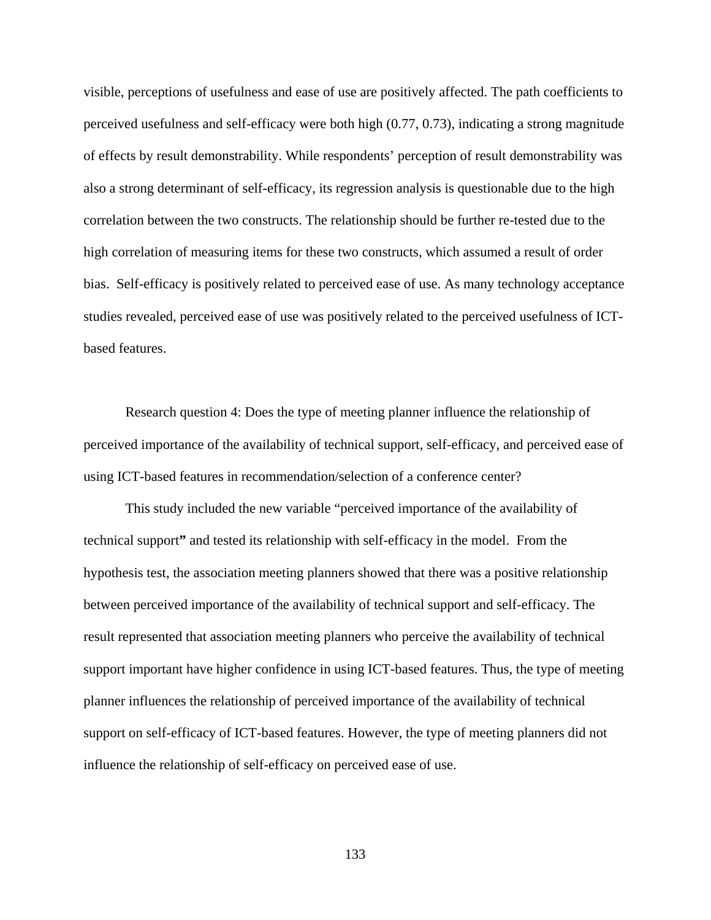visible, perceptions of usefulness and ease of use are positively affected. The path coefficients to perceived usefulness and self-efficacy were both high (0.77, 0.73), indicating a strong magnitude of effects by result demonstrability. While respondents' perception of result demonstrability was also a strong determinant of self-efficacy, its regression analysis is questionable due to the high correlation between the two constructs. The relationship should be further re-tested due to the high correlation of measuring items for these two constructs, which assumed a result of order bias. Self-efficacy is positively related to perceived ease of use. As many technology acceptance studies revealed, perceived ease of use was positively related to the perceived usefulness of ICT-based features.

Research question 4: Does the type of meeting planner influence the relationship of perceived importance of the availability of technical support, self-efficacy, and perceived ease of using ICT-based features in recommendation/selection of a conference center?

This study included the new variable "perceived importance of the availability of technical support**"** and tested its relationship with self-efficacy in the model. From the hypothesis test, the association meeting planners showed that there was a positive relationship between perceived importance of the availability of technical support and self-efficacy. The result represented that association meeting planners who perceive the availability of technical support important have higher confidence in using ICT-based features. Thus, the type of meeting planner influences the relationship of perceived importance of the availability of technical support on self-efficacy of ICT-based features. However, the type of meeting planners did not influence the relationship of self-efficacy on perceived ease of use.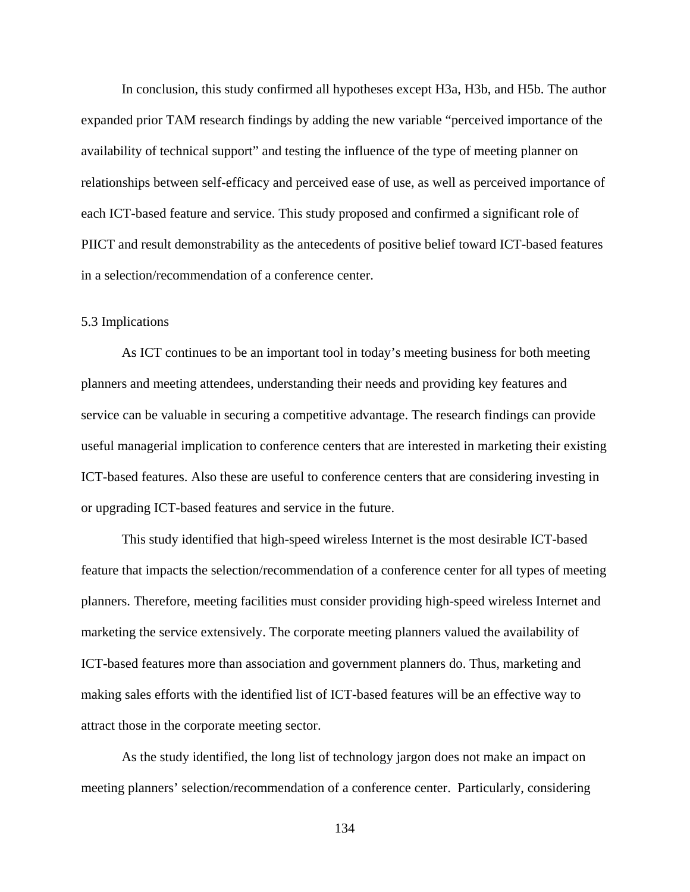In conclusion, this study confirmed all hypotheses except H3a, H3b, and H5b. The author expanded prior TAM research findings by adding the new variable "perceived importance of the availability of technical support" and testing the influence of the type of meeting planner on relationships between self-efficacy and perceived ease of use, as well as perceived importance of each ICT-based feature and service. This study proposed and confirmed a significant role of PIICT and result demonstrability as the antecedents of positive belief toward ICT-based features in a selection/recommendation of a conference center.

## 5.3 Implications

As ICT continues to be an important tool in today's meeting business for both meeting planners and meeting attendees, understanding their needs and providing key features and service can be valuable in securing a competitive advantage. The research findings can provide useful managerial implication to conference centers that are interested in marketing their existing ICT-based features. Also these are useful to conference centers that are considering investing in or upgrading ICT-based features and service in the future.

This study identified that high-speed wireless Internet is the most desirable ICT-based feature that impacts the selection/recommendation of a conference center for all types of meeting planners. Therefore, meeting facilities must consider providing high-speed wireless Internet and marketing the service extensively. The corporate meeting planners valued the availability of ICT-based features more than association and government planners do. Thus, marketing and making sales efforts with the identified list of ICT-based features will be an effective way to attract those in the corporate meeting sector.

As the study identified, the long list of technology jargon does not make an impact on meeting planners' selection/recommendation of a conference center. Particularly, considering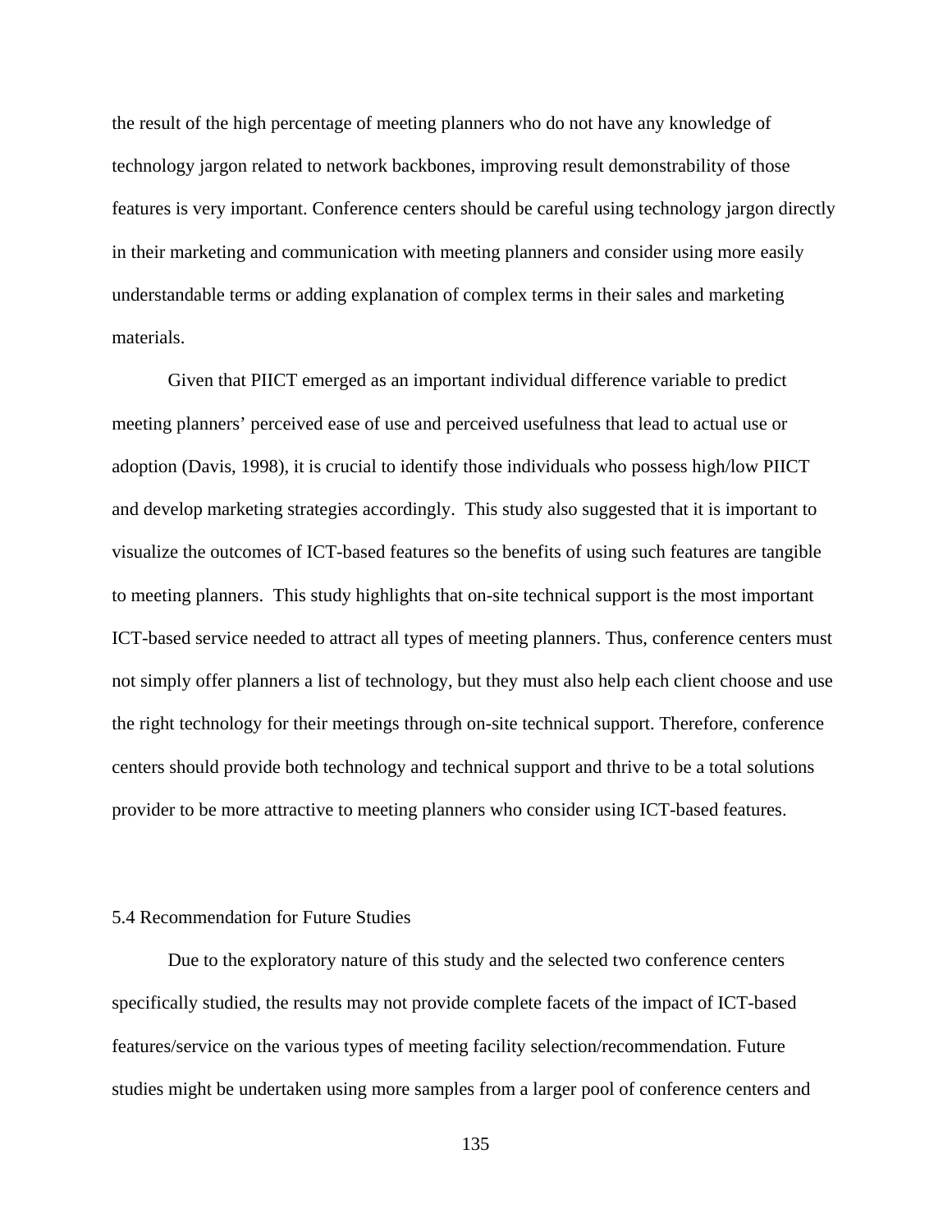the result of the high percentage of meeting planners who do not have any knowledge of technology jargon related to network backbones, improving result demonstrability of those features is very important. Conference centers should be careful using technology jargon directly in their marketing and communication with meeting planners and consider using more easily understandable terms or adding explanation of complex terms in their sales and marketing materials.

Given that PIICT emerged as an important individual difference variable to predict meeting planners' perceived ease of use and perceived usefulness that lead to actual use or adoption (Davis, 1998), it is crucial to identify those individuals who possess high/low PIICT and develop marketing strategies accordingly. This study also suggested that it is important to visualize the outcomes of ICT-based features so the benefits of using such features are tangible to meeting planners. This study highlights that on-site technical support is the most important ICT-based service needed to attract all types of meeting planners. Thus, conference centers must not simply offer planners a list of technology, but they must also help each client choose and use the right technology for their meetings through on-site technical support. Therefore, conference centers should provide both technology and technical support and thrive to be a total solutions provider to be more attractive to meeting planners who consider using ICT-based features.

## 5.4 Recommendation for Future Studies

Due to the exploratory nature of this study and the selected two conference centers specifically studied, the results may not provide complete facets of the impact of ICT-based features/service on the various types of meeting facility selection/recommendation. Future studies might be undertaken using more samples from a larger pool of conference centers and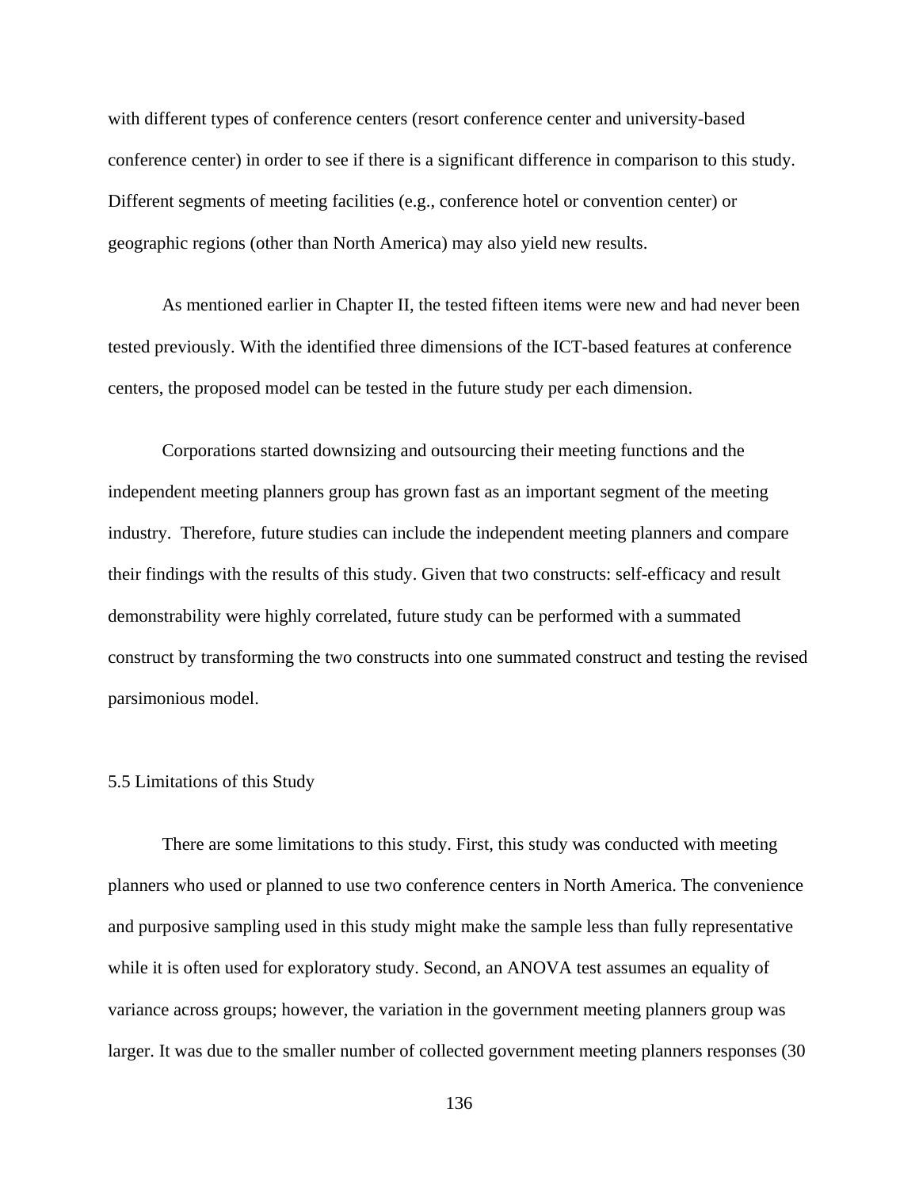with different types of conference centers (resort conference center and university-based conference center) in order to see if there is a significant difference in comparison to this study. Different segments of meeting facilities (e.g., conference hotel or convention center) or geographic regions (other than North America) may also yield new results.

As mentioned earlier in Chapter II, the tested fifteen items were new and had never been tested previously. With the identified three dimensions of the ICT-based features at conference centers, the proposed model can be tested in the future study per each dimension.

Corporations started downsizing and outsourcing their meeting functions and the independent meeting planners group has grown fast as an important segment of the meeting industry. Therefore, future studies can include the independent meeting planners and compare their findings with the results of this study. Given that two constructs: self-efficacy and result demonstrability were highly correlated, future study can be performed with a summated construct by transforming the two constructs into one summated construct and testing the revised parsimonious model.

## 5.5 Limitations of this Study

There are some limitations to this study. First, this study was conducted with meeting planners who used or planned to use two conference centers in North America. The convenience and purposive sampling used in this study might make the sample less than fully representative while it is often used for exploratory study. Second, an ANOVA test assumes an equality of variance across groups; however, the variation in the government meeting planners group was larger. It was due to the smaller number of collected government meeting planners responses (30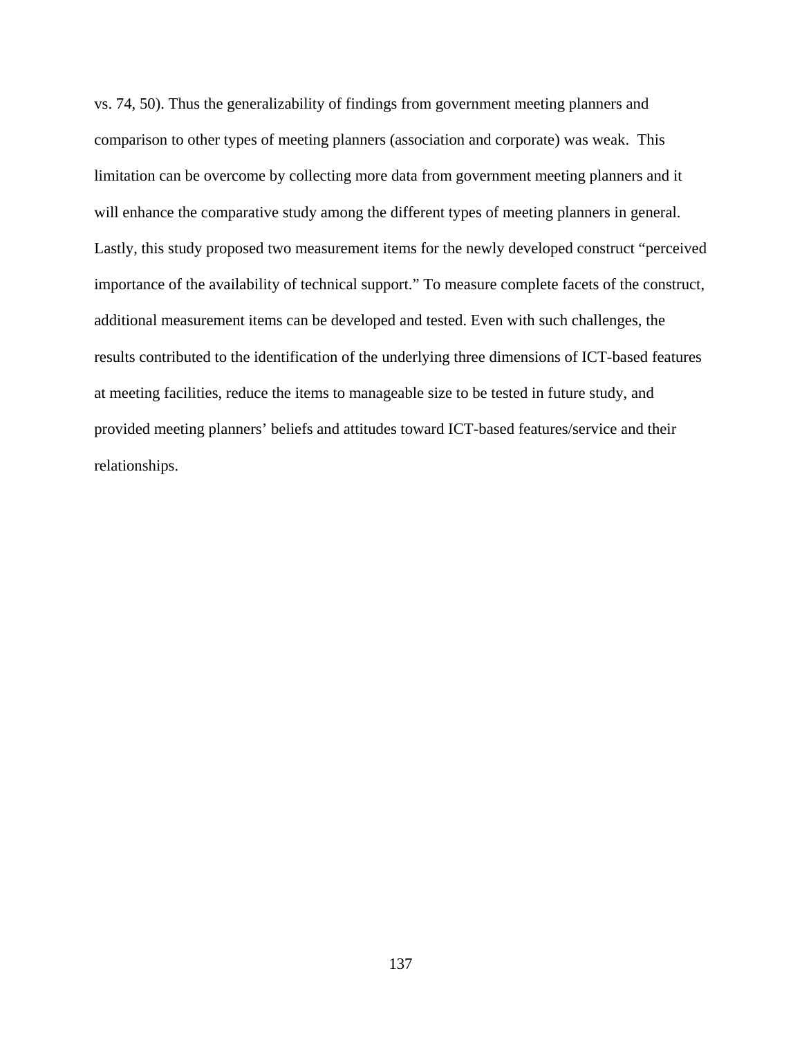vs. 74, 50). Thus the generalizability of findings from government meeting planners and comparison to other types of meeting planners (association and corporate) was weak. This limitation can be overcome by collecting more data from government meeting planners and it will enhance the comparative study among the different types of meeting planners in general. Lastly, this study proposed two measurement items for the newly developed construct "perceived importance of the availability of technical support." To measure complete facets of the construct, additional measurement items can be developed and tested. Even with such challenges, the results contributed to the identification of the underlying three dimensions of ICT-based features at meeting facilities, reduce the items to manageable size to be tested in future study, and provided meeting planners' beliefs and attitudes toward ICT-based features/service and their relationships.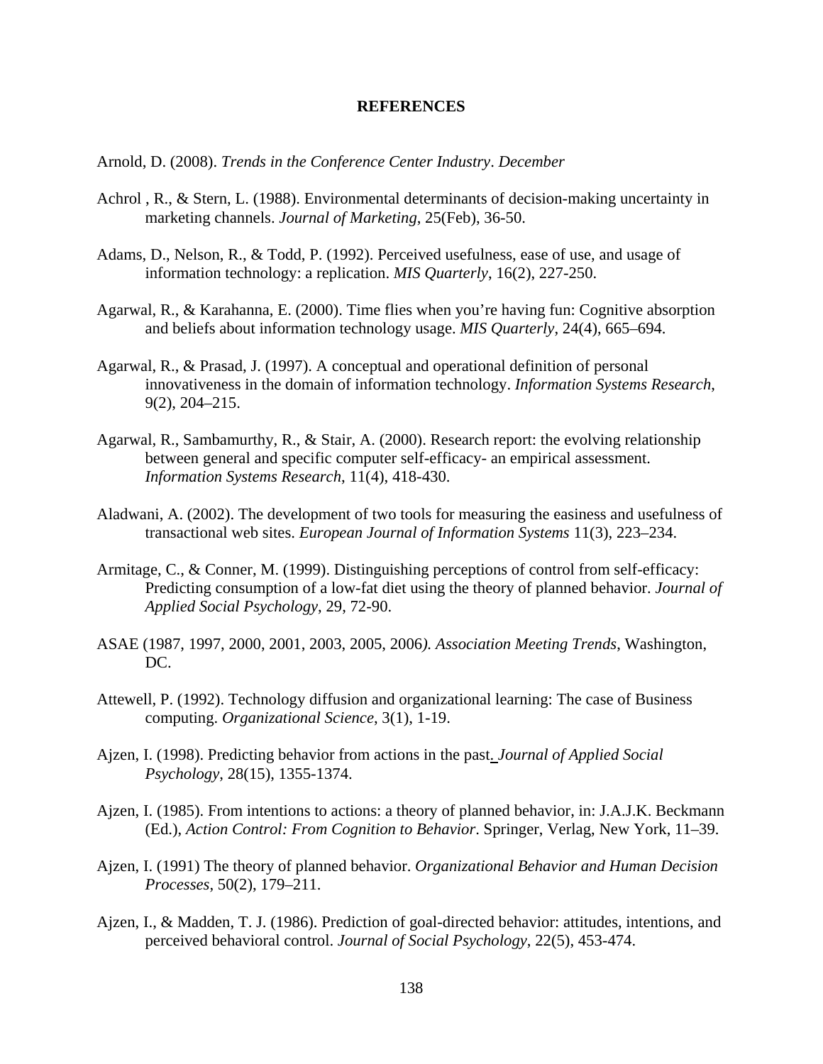**REFERENCES**

Arnold, D. (2008). *Trends in the Conference Center Industry*. *December*

Achrol , R., & Stern, L. (1988). Environmental determinants of decision-making uncertainty in marketing channels. *Journal of Marketing*, 25(Feb), 36-50.

Adams, D., Nelson, R., & Todd, P. (1992). Perceived usefulness, ease of use, and usage of information technology: a replication. *MIS Quarterly*, 16(2), 227-250.

Agarwal, R., & Karahanna, E. (2000). Time flies when you're having fun: Cognitive absorption and beliefs about information technology usage. *MIS Quarterly*, 24(4), 665–694.

Agarwal, R., & Prasad, J. (1997). A conceptual and operational definition of personal innovativeness in the domain of information technology. *Information Systems Research*, 9(2), 204–215.

Agarwal, R., Sambamurthy, R., & Stair, A. (2000). Research report: the evolving relationship between general and specific computer self-efficacy- an empirical assessment. *Information Systems Research*, 11(4), 418-430.

Aladwani, A. (2002). The development of two tools for measuring the easiness and usefulness of transactional web sites. *European Journal of Information Systems* 11(3), 223–234.

Armitage, C., & Conner, M. (1999). Distinguishing perceptions of control from self-efficacy: Predicting consumption of a low-fat diet using the theory of planned behavior. *Journal of Applied Social Psychology*, 29, 72-90.

ASAE (1987, 1997, 2000, 2001, 2003, 2005, 2006*)*. *Association Meeting Trends*, Washington, DC.

Attewell, P. (1992). Technology diffusion and organizational learning: The case of Business computing. *Organizational Science*, 3(1), 1-19.

Ajzen, I. (1998). Predicting behavior from actions in the past. *Journal of Applied Social Psychology*, 28(15), 1355-1374.

Ajzen, I. (1985). From intentions to actions: a theory of planned behavior, in: J.A.J.K. Beckmann (Ed.), *Action Control: From Cognition to Behavior*. Springer, Verlag, New York, 11–39.

Ajzen, I. (1991) The theory of planned behavior. *Organizational Behavior and Human Decision Processes*, 50(2), 179–211.

Ajzen, I., & Madden, T. J. (1986). Prediction of goal-directed behavior: attitudes, intentions, and perceived behavioral control. *Journal of Social Psychology*, 22(5), 453-474.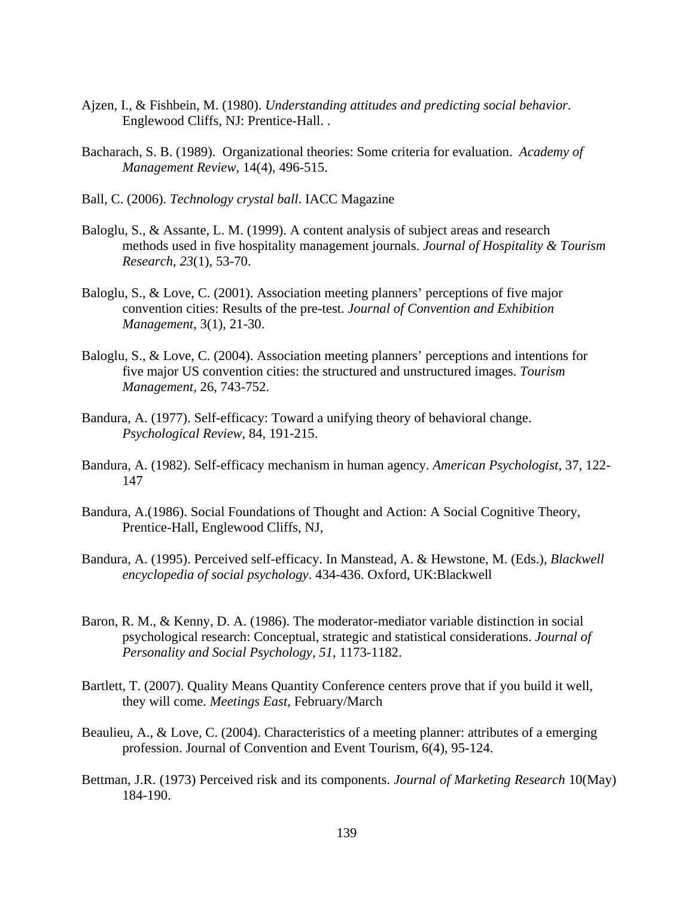Ajzen, I., & Fishbein, M. (1980). *Understanding attitudes and predicting social behavior*. Englewood Cliffs, NJ: Prentice-Hall. .

Bacharach, S. B. (1989). Organizational theories: Some criteria for evaluation. *Academy of Management Review*, 14(4), 496-515.

Ball, C. (2006). *Technology crystal ball*. IACC Magazine

Baloglu, S., & Assante, L. M. (1999). A content analysis of subject areas and research methods used in five hospitality management journals. *Journal of Hospitality & Tourism Research*, *23*(1), 53-70.

Baloglu, S., & Love, C. (2001). Association meeting planners' perceptions of five major convention cities: Results of the pre-test. *Journal of Convention and Exhibition Management*, 3(1), 21-30.

Baloglu, S., & Love, C. (2004). Association meeting planners' perceptions and intentions for five major US convention cities: the structured and unstructured images. *Tourism Management*, 26, 743-752.

Bandura, A. (1977). Self-efficacy: Toward a unifying theory of behavioral change. *Psychological Review*, 84, 191-215.

Bandura, A. (1982). Self-efficacy mechanism in human agency. *American Psychologist*, 37, 122-147

Bandura, A.(1986). Social Foundations of Thought and Action: A Social Cognitive Theory, Prentice-Hall, Englewood Cliffs, NJ,

Bandura, A. (1995). Perceived self-efficacy. In Manstead, A. & Hewstone, M. (Eds.), *Blackwell encyclopedia of social psychology*. 434-436. Oxford, UK:Blackwell

Baron, R. M., & Kenny, D. A. (1986). The moderator-mediator variable distinction in social psychological research: Conceptual, strategic and statistical considerations. *Journal of Personality and Social Psychology, 51*, 1173-1182.

Bartlett, T. (2007). Quality Means Quantity Conference centers prove that if you build it well, they will come. *Meetings East*, February/March

Beaulieu, A., & Love, C. (2004). Characteristics of a meeting planner: attributes of a emerging profession. Journal of Convention and Event Tourism, 6(4), 95-124.

Bettman, J.R. (1973) Perceived risk and its components. *Journal of Marketing Research* 10(May) 184-190.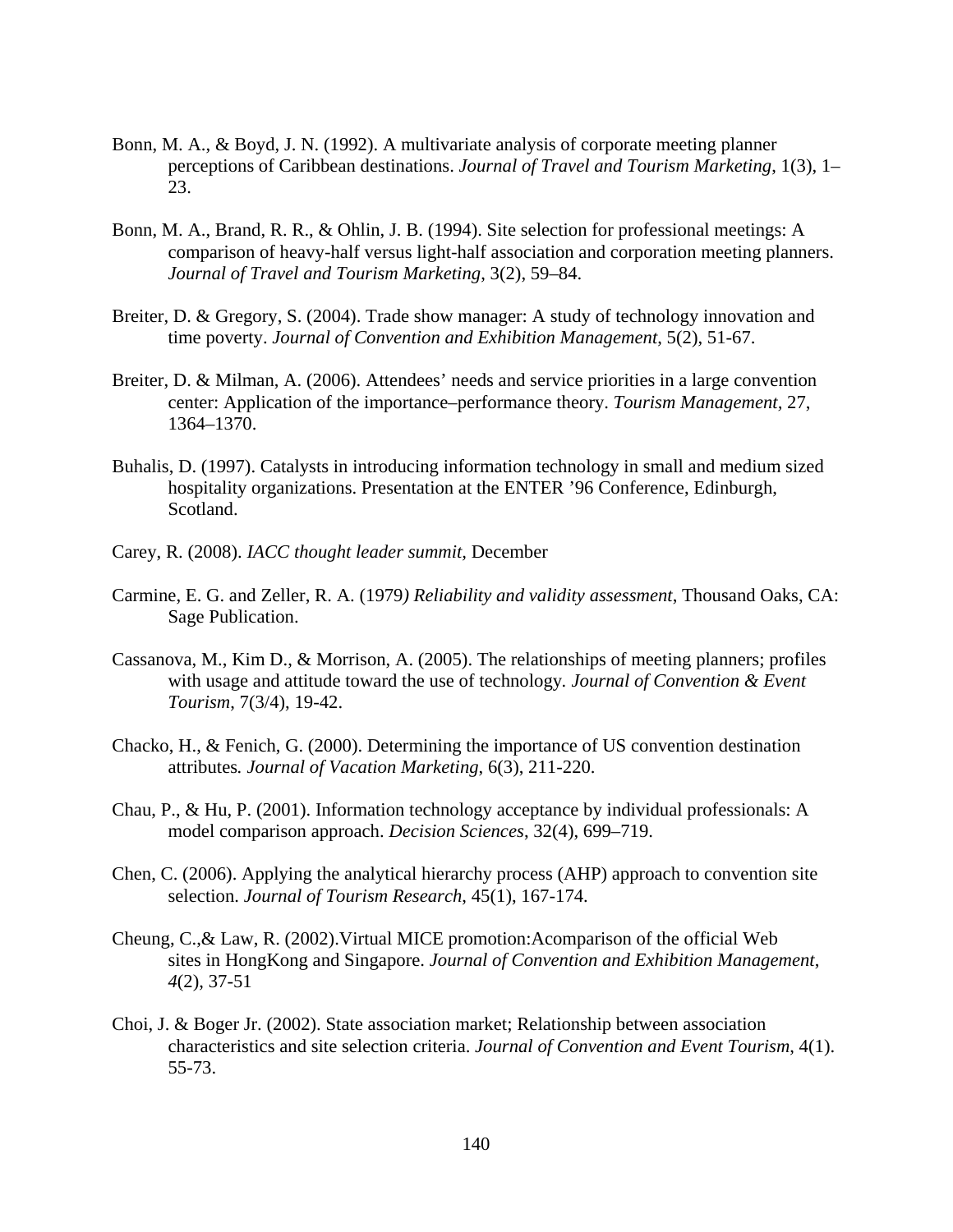Bonn, M. A., & Boyd, J. N. (1992). A multivariate analysis of corporate meeting planner perceptions of Caribbean destinations. *Journal of Travel and Tourism Marketing*, 1(3), 1–23.

Bonn, M. A., Brand, R. R., & Ohlin, J. B. (1994). Site selection for professional meetings: A comparison of heavy-half versus light-half association and corporation meeting planners. *Journal of Travel and Tourism Marketing*, 3(2), 59–84.

Breiter, D. & Gregory, S. (2004). Trade show manager: A study of technology innovation and time poverty. *Journal of Convention and Exhibition Management*, 5(2), 51-67.

Breiter, D. & Milman, A. (2006). Attendees' needs and service priorities in a large convention center: Application of the importance–performance theory. *Tourism Management*, 27, 1364–1370.

Buhalis, D. (1997). Catalysts in introducing information technology in small and medium sized hospitality organizations. Presentation at the ENTER '96 Conference, Edinburgh, Scotland.

Carey, R. (2008). *IACC thought leader summit*, December

Carmine, E. G. and Zeller, R. A. (1979*) Reliability and validity assessment*, Thousand Oaks, CA: Sage Publication.

Cassanova, M., Kim D., & Morrison, A. (2005). The relationships of meeting planners; profiles with usage and attitude toward the use of technology*. Journal of Convention & Event Tourism*, 7(3/4), 19-42.

Chacko, H., & Fenich, G. (2000). Determining the importance of US convention destination attributes*. Journal of Vacation Marketing*, 6(3), 211-220.

Chau, P., & Hu, P. (2001). Information technology acceptance by individual professionals: A model comparison approach. *Decision Sciences*, 32(4), 699–719.

Chen, C. (2006). Applying the analytical hierarchy process (AHP) approach to convention site selection. *Journal of Tourism Research*, 45(1), 167-174.

Cheung, C.,& Law, R. (2002).Virtual MICE promotion:Acomparison of the official Web sites in HongKong and Singapore. *Journal of Convention and Exhibition Management*, *4*(2), 37-51

Choi, J. & Boger Jr. (2002). State association market; Relationship between association characteristics and site selection criteria. *Journal of Convention and Event Tourism*, 4(1). 55-73.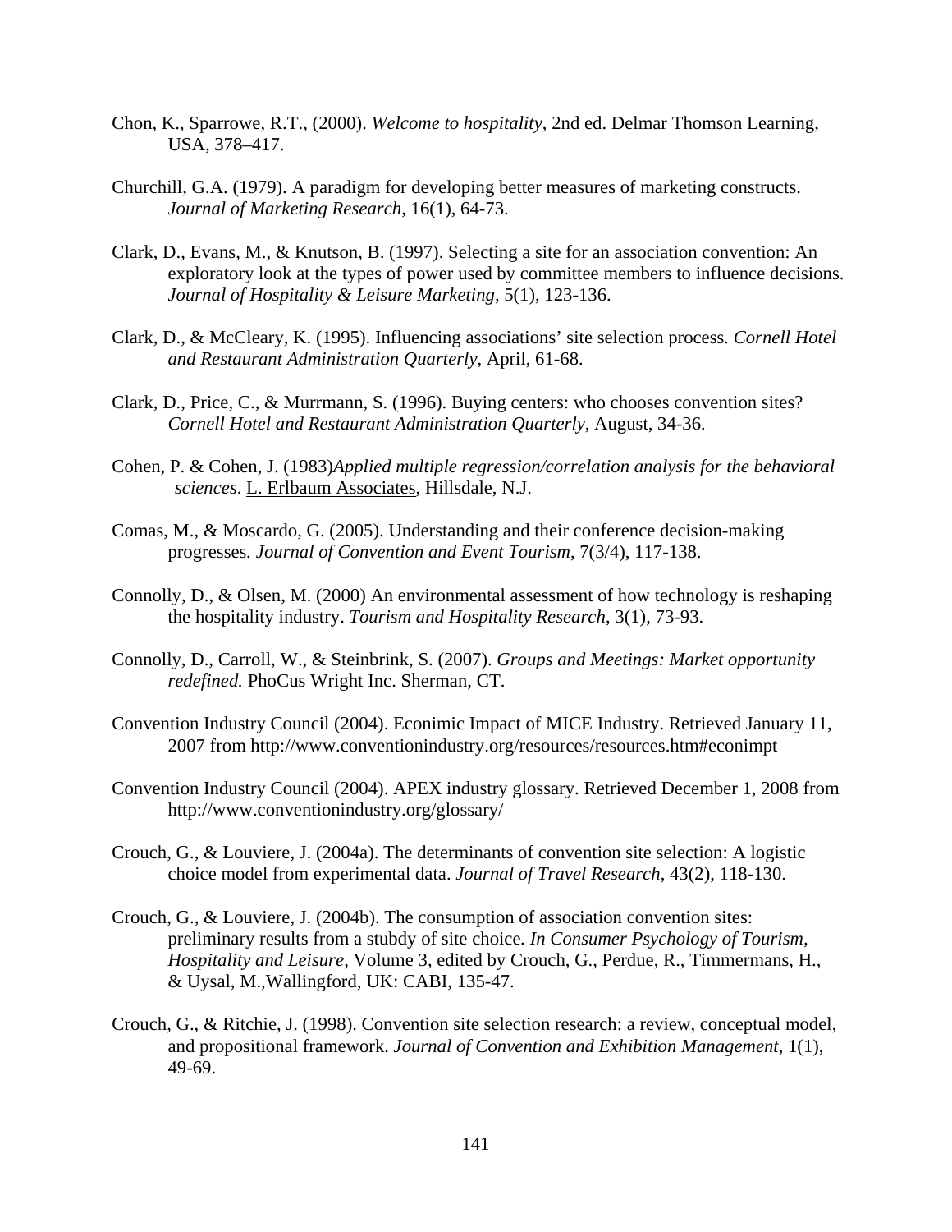Chon, K., Sparrowe, R.T., (2000). *Welcome to hospitality*, 2nd ed. Delmar Thomson Learning, USA, 378–417.

Churchill, G.A. (1979). A paradigm for developing better measures of marketing constructs. *Journal of Marketing Research*, 16(1), 64-73.

Clark, D., Evans, M., & Knutson, B. (1997). Selecting a site for an association convention: An exploratory look at the types of power used by committee members to influence decisions. *Journal of Hospitality & Leisure Marketing*, 5(1), 123-136.

Clark, D., & McCleary, K. (1995). Influencing associations' site selection process. *Cornell Hotel and Restaurant Administration Quarterly*, April, 61-68.

Clark, D., Price, C., & Murrmann, S. (1996). Buying centers: who chooses convention sites? *Cornell Hotel and Restaurant Administration Quarterly*, August, 34-36.

Cohen, P. & Cohen, J. (1983)*Applied multiple regression/correlation analysis for the behavioral sciences*. L. Erlbaum Associates, Hillsdale, N.J.

Comas, M., & Moscardo, G. (2005). Understanding and their conference decision-making progresses. *Journal of Convention and Event Tourism*, 7(3/4), 117-138.

Connolly, D., & Olsen, M. (2000) An environmental assessment of how technology is reshaping the hospitality industry. *Tourism and Hospitality Research*, 3(1), 73-93.

Connolly, D., Carroll, W., & Steinbrink, S. (2007). *Groups and Meetings: Market opportunity redefined.* PhoCus Wright Inc. Sherman, CT.

Convention Industry Council (2004). Econimic Impact of MICE Industry. Retrieved January 11, 2007 from http://www.conventionindustry.org/resources/resources.htm#econimpt

Convention Industry Council (2004). APEX industry glossary. Retrieved December 1, 2008 from http://www.conventionindustry.org/glossary/

Crouch, G., & Louviere, J. (2004a). The determinants of convention site selection: A logistic choice model from experimental data. *Journal of Travel Research*, 43(2), 118-130.

Crouch, G., & Louviere, J. (2004b). The consumption of association convention sites: preliminary results from a stubdy of site choice. *In Consumer Psychology of Tourism, Hospitality and Leisure*, Volume 3, edited by Crouch, G., Perdue, R., Timmermans, H., & Uysal, M.,Wallingford, UK: CABI, 135-47.

Crouch, G., & Ritchie, J. (1998). Convention site selection research: a review, conceptual model, and propositional framework. *Journal of Convention and Exhibition Management*, 1(1), 49-69.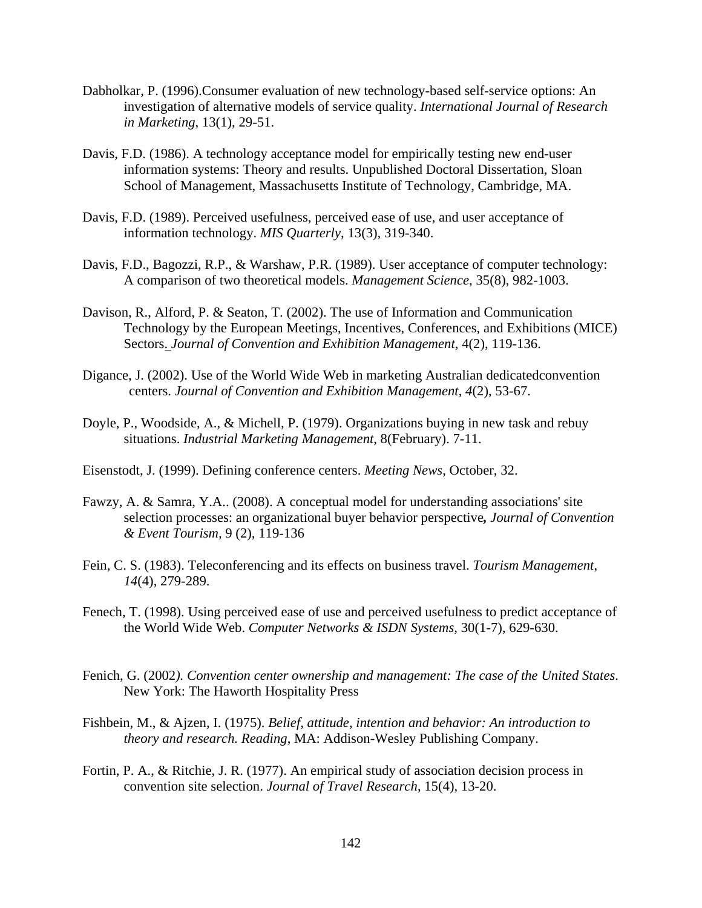Dabholkar, P. (1996).Consumer evaluation of new technology-based self-service options: An investigation of alternative models of service quality. *International Journal of Research in Marketing*, 13(1), 29-51.

Davis, F.D. (1986). A technology acceptance model for empirically testing new end-user information systems: Theory and results. Unpublished Doctoral Dissertation, Sloan School of Management, Massachusetts Institute of Technology, Cambridge, MA.

Davis, F.D. (1989). Perceived usefulness, perceived ease of use, and user acceptance of information technology. *MIS Quarterly*, 13(3), 319-340.

Davis, F.D., Bagozzi, R.P., & Warshaw, P.R. (1989). User acceptance of computer technology: A comparison of two theoretical models. *Management Science*, 35(8), 982-1003.

Davison, R., Alford, P. & Seaton, T. (2002). The use of Information and Communication Technology by the European Meetings, Incentives, Conferences, and Exhibitions (MICE) Sectors. *Journal of Convention and Exhibition Management*, 4(2), 119-136.

Digance, J. (2002). Use of the World Wide Web in marketing Australian dedicatedconvention centers. *Journal of Convention and Exhibition Management*, *4*(2), 53-67.

Doyle, P., Woodside, A., & Michell, P. (1979). Organizations buying in new task and rebuy situations. *Industrial Marketing Management*, 8(February). 7-11.

Eisenstodt, J. (1999). Defining conference centers. *Meeting News*, October, 32.

Fawzy, A. & Samra, Y.A.. (2008). A conceptual model for understanding associations' site selection processes: an organizational buyer behavior perspective**,** *Journal of Convention & Event Tourism*, 9 (2), 119-136

Fein, C. S. (1983). Teleconferencing and its effects on business travel. *Tourism Management*, *14*(4), 279-289.

Fenech, T. (1998). Using perceived ease of use and perceived usefulness to predict acceptance of the World Wide Web. *Computer Networks & ISDN Systems*, 30(1-7), 629-630.

Fenich, G. (2002*). Convention center ownership and management: The case of the United States*. New York: The Haworth Hospitality Press

Fishbein, M., & Ajzen, I. (1975). *Belief, attitude, intention and behavior: An introduction to theory and research. Reading*, MA: Addison-Wesley Publishing Company.

Fortin, P. A., & Ritchie, J. R. (1977). An empirical study of association decision process in convention site selection. *Journal of Travel Research*, 15(4), 13-20.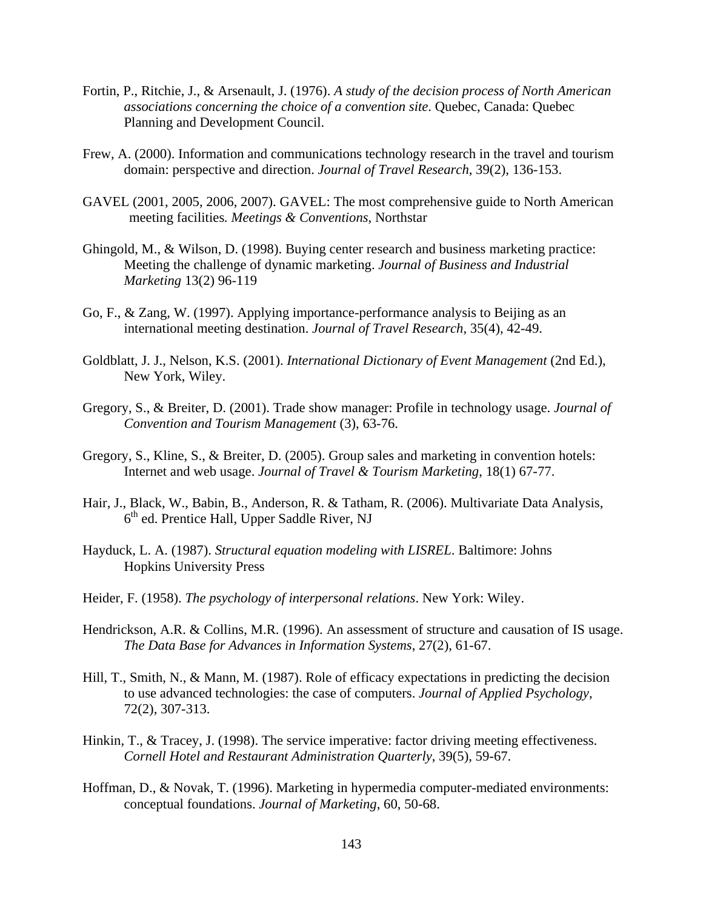Fortin, P., Ritchie, J., & Arsenault, J. (1976). *A study of the decision process of North American associations concerning the choice of a convention site*. Quebec, Canada: Quebec Planning and Development Council.

Frew, A. (2000). Information and communications technology research in the travel and tourism domain: perspective and direction. *Journal of Travel Research*, 39(2), 136-153.

GAVEL (2001, 2005, 2006, 2007). GAVEL: The most comprehensive guide to North American meeting facilities*. Meetings & Conventions*, Northstar

Ghingold, M., & Wilson, D. (1998). Buying center research and business marketing practice: Meeting the challenge of dynamic marketing. *Journal of Business and Industrial Marketing* 13(2) 96-119

Go, F., & Zang, W. (1997). Applying importance-performance analysis to Beijing as an international meeting destination. *Journal of Travel Research*, 35(4), 42-49.

Goldblatt, J. J., Nelson, K.S. (2001). *International Dictionary of Event Management* (2nd Ed.), New York, Wiley.

Gregory, S., & Breiter, D. (2001). Trade show manager: Profile in technology usage. *Journal of Convention and Tourism Management* (3), 63-76.

Gregory, S., Kline, S., & Breiter, D. (2005). Group sales and marketing in convention hotels: Internet and web usage. *Journal of Travel & Tourism Marketing*, 18(1) 67-77.

Hair, J., Black, W., Babin, B., Anderson, R. & Tatham, R. (2006). Multivariate Data Analysis, 6th ed. Prentice Hall, Upper Saddle River, NJ

Hayduck, L. A. (1987). *Structural equation modeling with LISREL*. Baltimore: Johns Hopkins University Press

Heider, F. (1958). *The psychology of interpersonal relations*. New York: Wiley.

Hendrickson, A.R. & Collins, M.R. (1996). An assessment of structure and causation of IS usage. *The Data Base for Advances in Information Systems*, 27(2), 61-67.

Hill, T., Smith, N., & Mann, M. (1987). Role of efficacy expectations in predicting the decision to use advanced technologies: the case of computers. *Journal of Applied Psychology*, 72(2), 307-313.

Hinkin, T., & Tracey, J. (1998). The service imperative: factor driving meeting effectiveness. *Cornell Hotel and Restaurant Administration Quarterly*, 39(5), 59-67.

Hoffman, D., & Novak, T. (1996). Marketing in hypermedia computer-mediated environments: conceptual foundations. *Journal of Marketing*, 60, 50-68.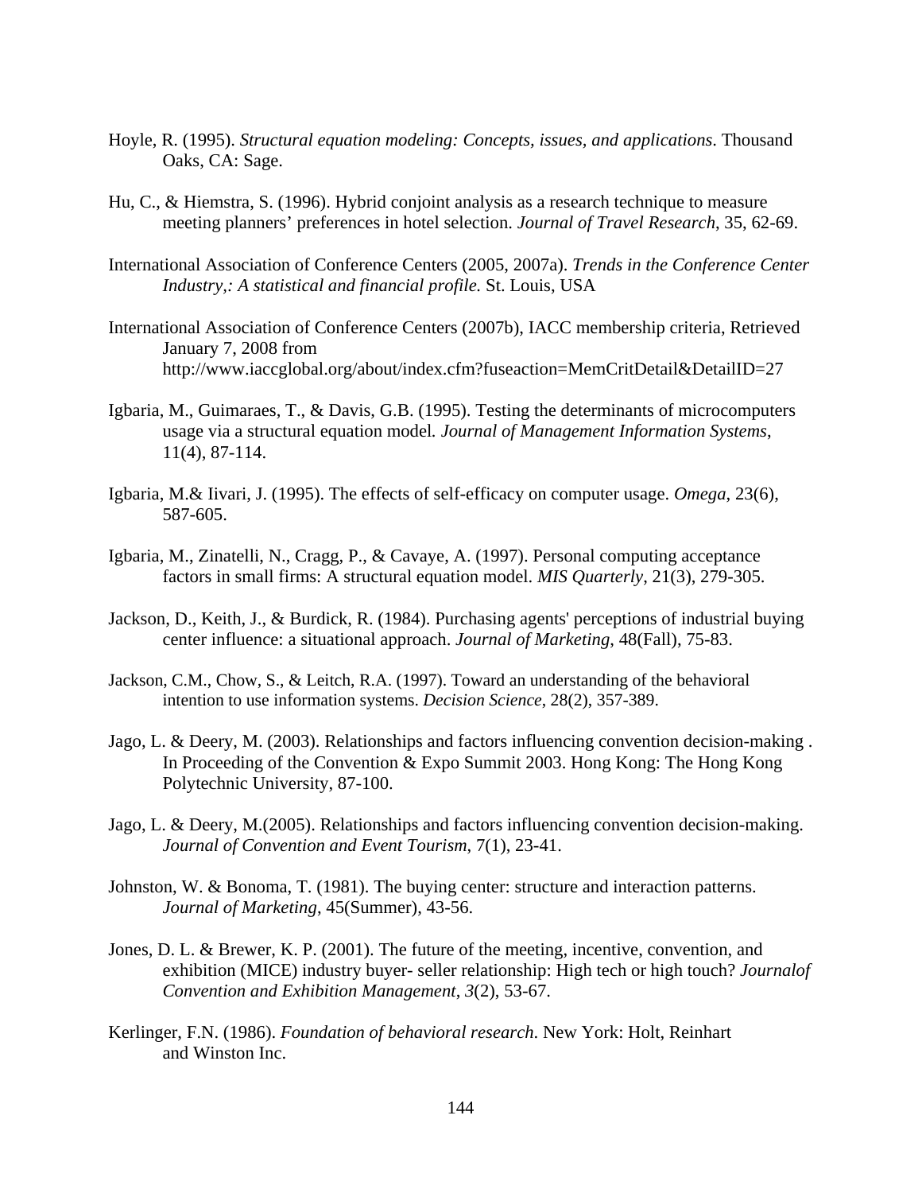Hoyle, R. (1995). *Structural equation modeling: Concepts, issues, and applications*. Thousand Oaks, CA: Sage.

Hu, C., & Hiemstra, S. (1996). Hybrid conjoint analysis as a research technique to measure meeting planners' preferences in hotel selection. *Journal of Travel Research*, 35, 62-69.

International Association of Conference Centers (2005, 2007a). *Trends in the Conference Center Industry,: A statistical and financial profile.* St. Louis, USA

International Association of Conference Centers (2007b), IACC membership criteria, Retrieved January 7, 2008 from http://www.iaccglobal.org/about/index.cfm?fuseaction=MemCritDetail&DetailID=27

Igbaria, M., Guimaraes, T., & Davis, G.B. (1995). Testing the determinants of microcomputers usage via a structural equation model*. Journal of Management Information Systems*, 11(4), 87-114.

Igbaria, M.& Iivari, J. (1995). The effects of self-efficacy on computer usage. *Omega*, 23(6), 587-605.

Igbaria, M., Zinatelli, N., Cragg, P., & Cavaye, A. (1997). Personal computing acceptance factors in small firms: A structural equation model. *MIS Quarterly*, 21(3), 279-305.

Jackson, D., Keith, J., & Burdick, R. (1984). Purchasing agents' perceptions of industrial buying center influence: a situational approach. *Journal of Marketing*, 48(Fall), 75-83.

Jackson, C.M., Chow, S., & Leitch, R.A. (1997). Toward an understanding of the behavioral intention to use information systems. *Decision Science*, 28(2), 357-389.

Jago, L. & Deery, M. (2003). Relationships and factors influencing convention decision-making . In Proceeding of the Convention & Expo Summit 2003. Hong Kong: The Hong Kong Polytechnic University, 87-100.

Jago, L. & Deery, M.(2005). Relationships and factors influencing convention decision-making. *Journal of Convention and Event Tourism*, 7(1), 23-41.

Johnston, W. & Bonoma, T. (1981). The buying center: structure and interaction patterns. *Journal of Marketing*, 45(Summer), 43-56.

Jones, D. L. & Brewer, K. P. (2001). The future of the meeting, incentive, convention, and exhibition (MICE) industry buyer- seller relationship: High tech or high touch? *Journalof Convention and Exhibition Management*, *3*(2), 53-67.

Kerlinger, F.N. (1986). *Foundation of behavioral research*. New York: Holt, Reinhart and Winston Inc.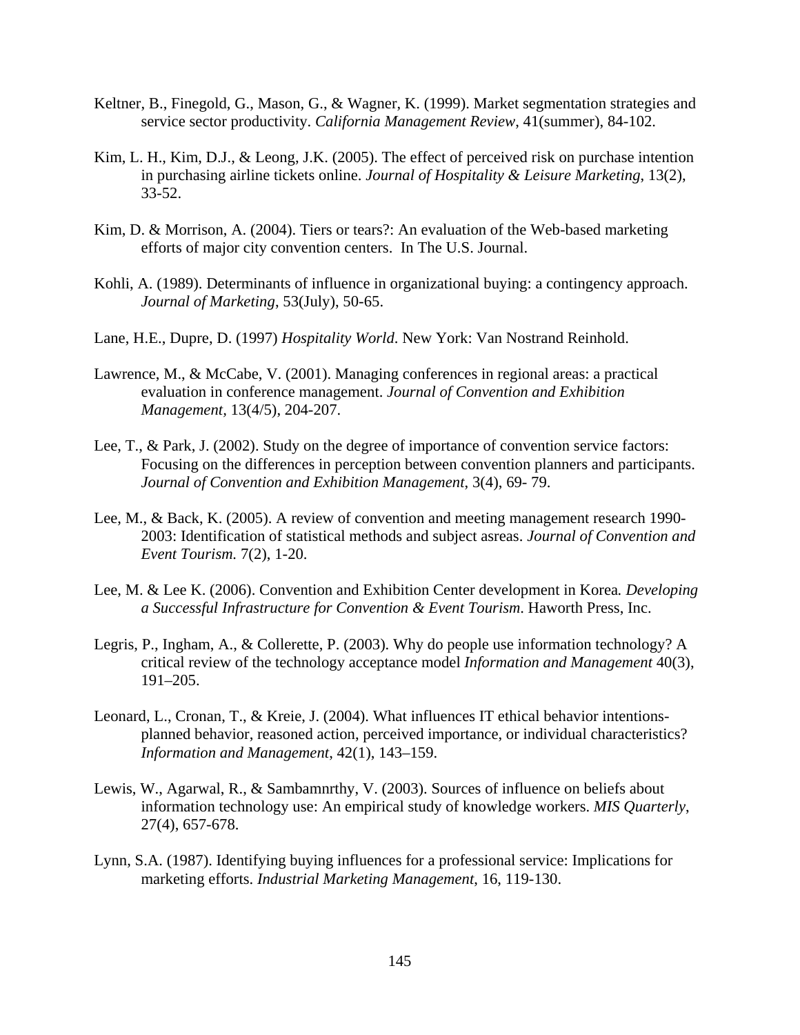Keltner, B., Finegold, G., Mason, G., & Wagner, K. (1999). Market segmentation strategies and service sector productivity. *California Management Review*, 41(summer), 84-102.

Kim, L. H., Kim, D.J., & Leong, J.K. (2005). The effect of perceived risk on purchase intention in purchasing airline tickets online. *Journal of Hospitality & Leisure Marketing*, 13(2), 33-52.

Kim, D. & Morrison, A. (2004). Tiers or tears?: An evaluation of the Web-based marketing efforts of major city convention centers. In The U.S. Journal.

Kohli, A. (1989). Determinants of influence in organizational buying: a contingency approach. *Journal of Marketing*, 53(July), 50-65.

Lane, H.E., Dupre, D. (1997) *Hospitality World*. New York: Van Nostrand Reinhold.

Lawrence, M., & McCabe, V. (2001). Managing conferences in regional areas: a practical evaluation in conference management. *Journal of Convention and Exhibition Management*, 13(4/5), 204-207.

Lee, T., & Park, J. (2002). Study on the degree of importance of convention service factors: Focusing on the differences in perception between convention planners and participants. *Journal of Convention and Exhibition Management*, 3(4), 69- 79.

Lee, M., & Back, K. (2005). A review of convention and meeting management research 1990-2003: Identification of statistical methods and subject asreas. *Journal of Convention and Event Tourism.* 7(2), 1-20.

Lee, M. & Lee K. (2006). Convention and Exhibition Center development in Korea*. Developing a Successful Infrastructure for Convention & Event Tourism*. Haworth Press, Inc.

Legris, P., Ingham, A., & Collerette, P. (2003). Why do people use information technology? A critical review of the technology acceptance model *Information and Management* 40(3), 191–205.

Leonard, L., Cronan, T., & Kreie, J. (2004). What influences IT ethical behavior intentions-planned behavior, reasoned action, perceived importance, or individual characteristics? *Information and Management*, 42(1), 143–159.

Lewis, W., Agarwal, R., & Sambamnrthy, V. (2003). Sources of influence on beliefs about information technology use: An empirical study of knowledge workers. *MIS Quarterly*, 27(4), 657-678.

Lynn, S.A. (1987). Identifying buying influences for a professional service: Implications for marketing efforts. *Industrial Marketing Management*, 16, 119-130.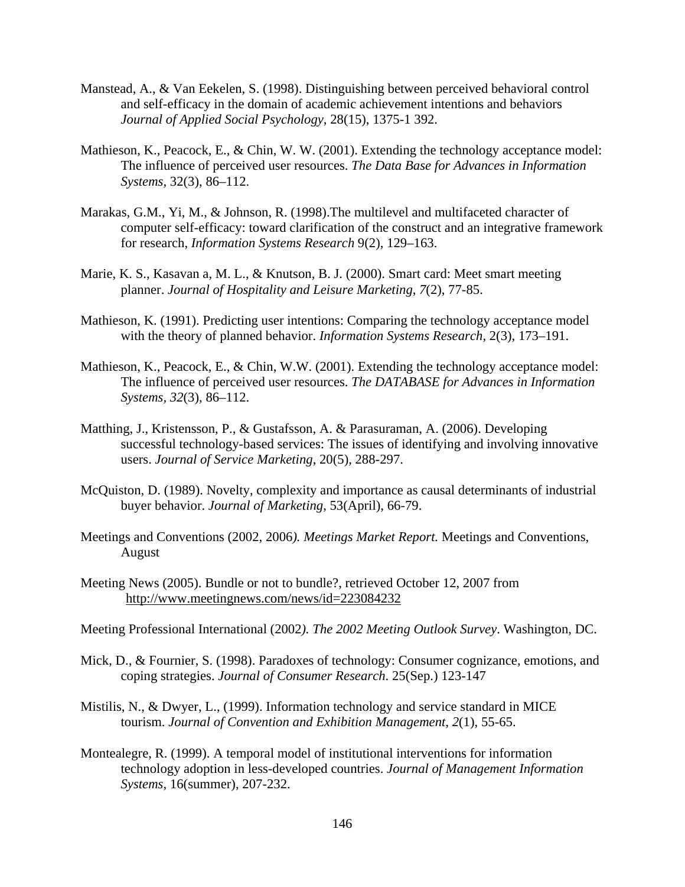Manstead, A., & Van Eekelen, S. (1998). Distinguishing between perceived behavioral control and self-efficacy in the domain of academic achievement intentions and behaviors *Journal of Applied Social Psychology*, 28(15), 1375-1 392.

Mathieson, K., Peacock, E., & Chin, W. W. (2001). Extending the technology acceptance model: The influence of perceived user resources. *The Data Base for Advances in Information Systems,* 32(3), 86–112.

Marakas, G.M., Yi, M., & Johnson, R. (1998).The multilevel and multifaceted character of computer self-efficacy: toward clarification of the construct and an integrative framework for research, *Information Systems Research* 9(2), 129–163.

Marie, K. S., Kasavan a, M. L., & Knutson, B. J. (2000). Smart card: Meet smart meeting planner. *Journal of Hospitality and Leisure Marketing*, *7*(2), 77-85.

Mathieson, K. (1991). Predicting user intentions: Comparing the technology acceptance model with the theory of planned behavior. *Information Systems Research*, 2(3), 173–191.

Mathieson, K., Peacock, E., & Chin, W.W. (2001). Extending the technology acceptance model: The influence of perceived user resources. *The DATABASE for Advances in Information Systems, 32*(3), 86–112.

Matthing, J., Kristensson, P., & Gustafsson, A. & Parasuraman, A. (2006). Developing successful technology-based services: The issues of identifying and involving innovative users. *Journal of Service Marketing,* 20(5), 288-297.

McQuiston, D. (1989). Novelty, complexity and importance as causal determinants of industrial buyer behavior. *Journal of Marketing*, 53(April), 66-79.

Meetings and Conventions (2002, 2006*). Meetings Market Report.* Meetings and Conventions, August

Meeting News (2005). Bundle or not to bundle?, retrieved October 12, 2007 from http://www.meetingnews.com/news/id=223084232

Meeting Professional International (2002*). The 2002 Meeting Outlook Survey*. Washington, DC.

Mick, D., & Fournier, S. (1998). Paradoxes of technology: Consumer cognizance, emotions, and coping strategies. *Journal of Consumer Research*. 25(Sep.) 123-147

Mistilis, N., & Dwyer, L., (1999). Information technology and service standard in MICE tourism. *Journal of Convention and Exhibition Management*, *2*(1), 55-65.

Montealegre, R. (1999). A temporal model of institutional interventions for information technology adoption in less-developed countries. *Journal of Management Information Systems*, 16(summer), 207-232.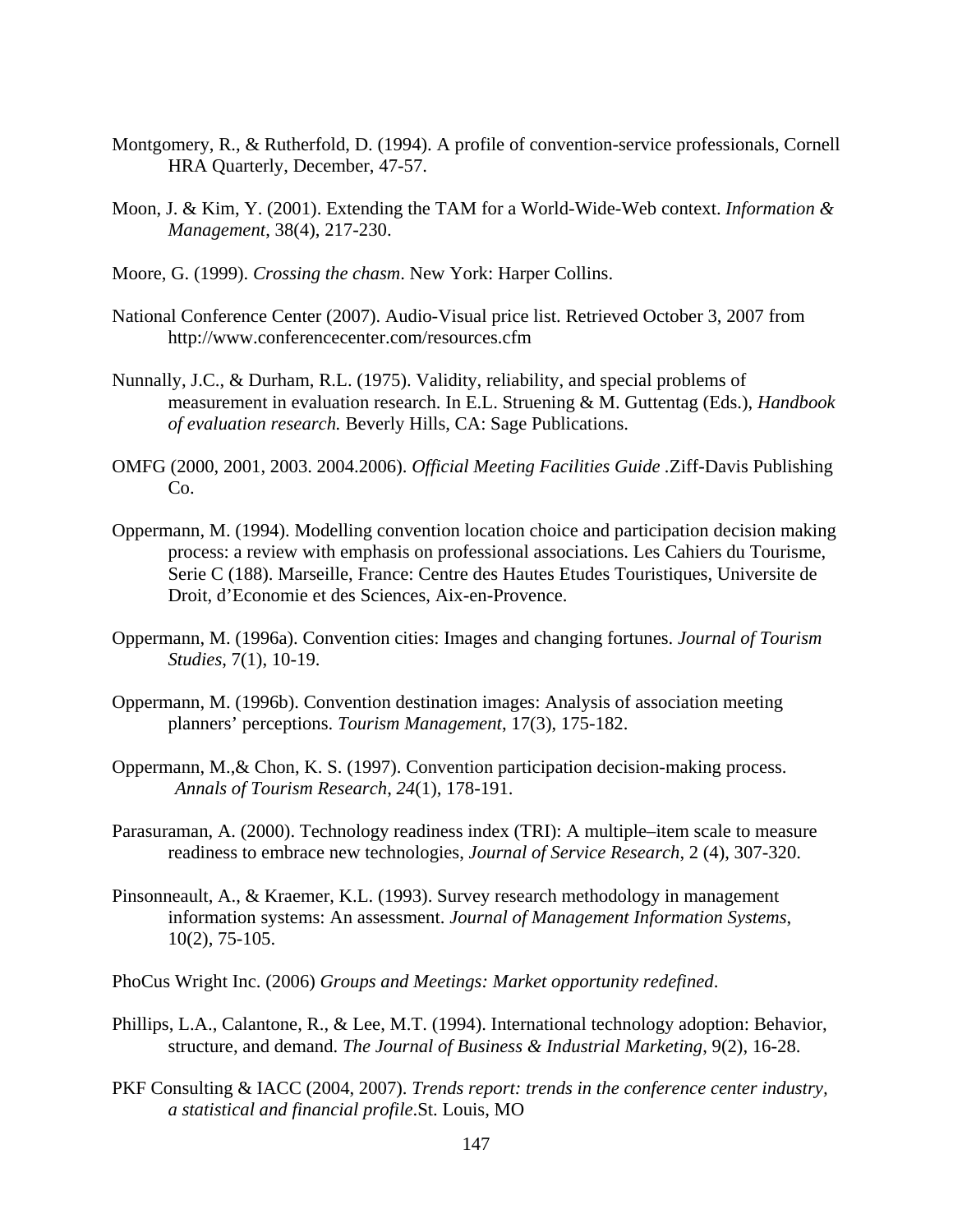Montgomery, R., & Rutherfold, D. (1994). A profile of convention-service professionals, Cornell HRA Quarterly, December, 47-57.

Moon, J. & Kim, Y. (2001). Extending the TAM for a World-Wide-Web context. *Information & Management*, 38(4), 217-230.

Moore, G. (1999). *Crossing the chasm*. New York: Harper Collins.

National Conference Center (2007). Audio-Visual price list. Retrieved October 3, 2007 from http://www.conferencecenter.com/resources.cfm

Nunnally, J.C., & Durham, R.L. (1975). Validity, reliability, and special problems of measurement in evaluation research. In E.L. Struening & M. Guttentag (Eds.), *Handbook of evaluation research.* Beverly Hills, CA: Sage Publications.

OMFG (2000, 2001, 2003. 2004.2006). *Official Meeting Facilities Guide* .Ziff-Davis Publishing Co.

Oppermann, M. (1994). Modelling convention location choice and participation decision making process: a review with emphasis on professional associations. Les Cahiers du Tourisme, Serie C (188). Marseille, France: Centre des Hautes Etudes Touristiques, Universite de Droit, d'Economie et des Sciences, Aix-en-Provence.

Oppermann, M. (1996a). Convention cities: Images and changing fortunes. *Journal of Tourism Studies*, 7(1), 10-19.

Oppermann, M. (1996b). Convention destination images: Analysis of association meeting planners' perceptions. *Tourism Management*, 17(3), 175-182.

Oppermann, M.,& Chon, K. S. (1997). Convention participation decision-making process. *Annals of Tourism Research*, *24*(1), 178-191.

Parasuraman, A. (2000). Technology readiness index (TRI): A multiple–item scale to measure readiness to embrace new technologies, *Journal of Service Research*, 2 (4), 307-320.

Pinsonneault, A., & Kraemer, K.L. (1993). Survey research methodology in management information systems: An assessment. *Journal of Management Information Systems*, 10(2), 75-105.

PhoCus Wright Inc. (2006) *Groups and Meetings: Market opportunity redefined*.

Phillips, L.A., Calantone, R., & Lee, M.T. (1994). International technology adoption: Behavior, structure, and demand. *The Journal of Business & Industrial Marketing*, 9(2), 16-28.

PKF Consulting & IACC (2004, 2007). *Trends report: trends in the conference center industry, a statistical and financial profile*.St. Louis, MO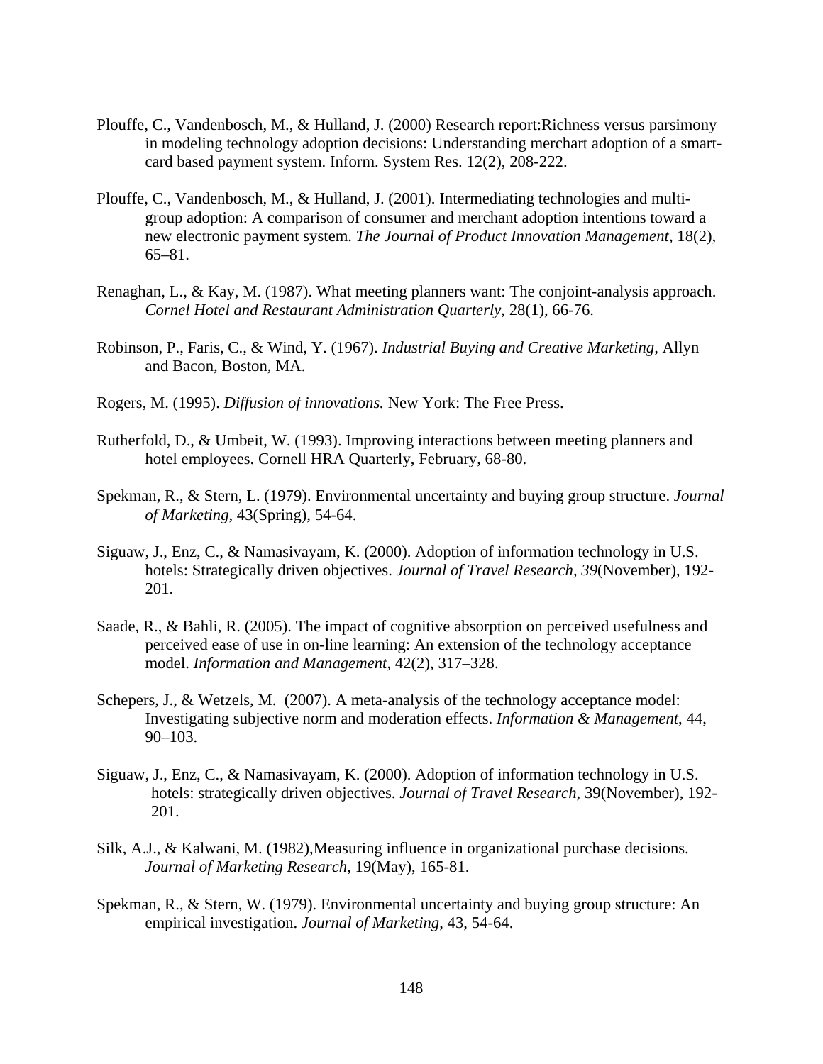Plouffe, C., Vandenbosch, M., & Hulland, J. (2000) Research report:Richness versus parsimony in modeling technology adoption decisions: Understanding merchart adoption of a smart-card based payment system. Inform. System Res. 12(2), 208-222.

Plouffe, C., Vandenbosch, M., & Hulland, J. (2001). Intermediating technologies and multi-group adoption: A comparison of consumer and merchant adoption intentions toward a new electronic payment system. *The Journal of Product Innovation Management*, 18(2), 65–81.

Renaghan, L., & Kay, M. (1987). What meeting planners want: The conjoint-analysis approach. *Cornel Hotel and Restaurant Administration Quarterly*, 28(1), 66-76.

Robinson, P., Faris, C., & Wind, Y. (1967). *Industrial Buying and Creative Marketing*, Allyn and Bacon, Boston, MA.

Rogers, M. (1995). *Diffusion of innovations.* New York: The Free Press.

Rutherfold, D., & Umbeit, W. (1993). Improving interactions between meeting planners and hotel employees. Cornell HRA Quarterly, February, 68-80.

Spekman, R., & Stern, L. (1979). Environmental uncertainty and buying group structure. *Journal of Marketing*, 43(Spring), 54-64.

Siguaw, J., Enz, C., & Namasivayam, K. (2000). Adoption of information technology in U.S. hotels: Strategically driven objectives. *Journal of Travel Research*, *39*(November), 192-201.

Saade, R., & Bahli, R. (2005). The impact of cognitive absorption on perceived usefulness and perceived ease of use in on-line learning: An extension of the technology acceptance model. *Information and Management*, 42(2), 317–328.

Schepers, J., & Wetzels, M. (2007). A meta-analysis of the technology acceptance model: Investigating subjective norm and moderation effects. *Information & Management*, 44, 90–103.

Siguaw, J., Enz, C., & Namasivayam, K. (2000). Adoption of information technology in U.S. hotels: strategically driven objectives. *Journal of Travel Research*, 39(November), 192-201.

Silk, A.J., & Kalwani, M. (1982),Measuring influence in organizational purchase decisions. *Journal of Marketing Research*, 19(May), 165-81.

Spekman, R., & Stern, W. (1979). Environmental uncertainty and buying group structure: An empirical investigation. *Journal of Marketing*, 43, 54-64.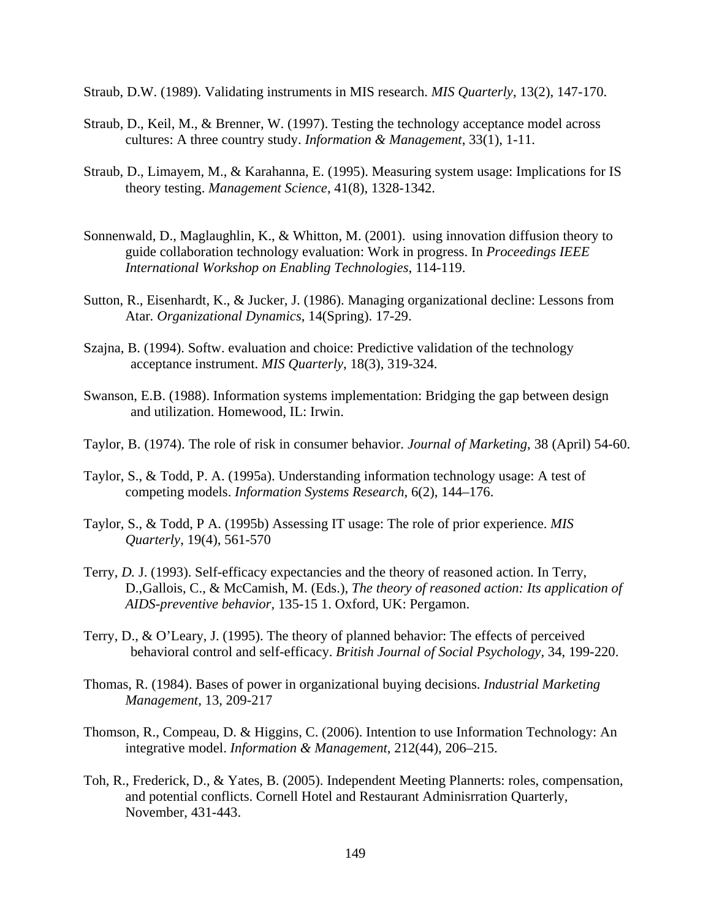Straub, D.W. (1989). Validating instruments in MIS research. *MIS Quarterly*, 13(2), 147-170.

Straub, D., Keil, M., & Brenner, W. (1997). Testing the technology acceptance model across cultures: A three country study. *Information & Management*, 33(1), 1-11.

Straub, D., Limayem, M., & Karahanna, E. (1995). Measuring system usage: Implications for IS theory testing. *Management Science*, 41(8), 1328-1342.

Sonnenwald, D., Maglaughlin, K., & Whitton, M. (2001). using innovation diffusion theory to guide collaboration technology evaluation: Work in progress. In *Proceedings IEEE International Workshop on Enabling Technologies*, 114-119.

Sutton, R., Eisenhardt, K., & Jucker, J. (1986). Managing organizational decline: Lessons from Atar. *Organizational Dynamics*, 14(Spring). 17-29.

Szajna, B. (1994). Softw. evaluation and choice: Predictive validation of the technology acceptance instrument. *MIS Quarterly*, 18(3), 319-324.

Swanson, E.B. (1988). Information systems implementation: Bridging the gap between design and utilization. Homewood, IL: Irwin.

Taylor, B. (1974). The role of risk in consumer behavior. *Journal of Marketing*, 38 (April) 54-60.

Taylor, S., & Todd, P. A. (1995a). Understanding information technology usage: A test of competing models. *Information Systems Research*, 6(2), 144–176.

Taylor, S., & Todd, P A. (1995b) Assessing IT usage: The role of prior experience. *MIS Quarterly*, 19(4), 561-570

Terry, *D.* J. (1993). Self-efficacy expectancies and the theory of reasoned action. In Terry, D.,Gallois, C., & McCamish, M. (Eds.), *The theory of reasoned action: Its application of AIDS-preventive behavior*, 135-15 1. Oxford, UK: Pergamon.

Terry, D., & O'Leary, J. (1995). The theory of planned behavior: The effects of perceived behavioral control and self-efficacy. *British Journal of Social Psychology*, 34, 199-220.

Thomas, R. (1984). Bases of power in organizational buying decisions. *Industrial Marketing Management*, 13, 209-217

Thomson, R., Compeau, D. & Higgins, C. (2006). Intention to use Information Technology: An integrative model. *Information & Management*, 212(44), 206–215.

Toh, R., Frederick, D., & Yates, B. (2005). Independent Meeting Plannerts: roles, compensation, and potential conflicts. Cornell Hotel and Restaurant Adminisrration Quarterly, November, 431-443.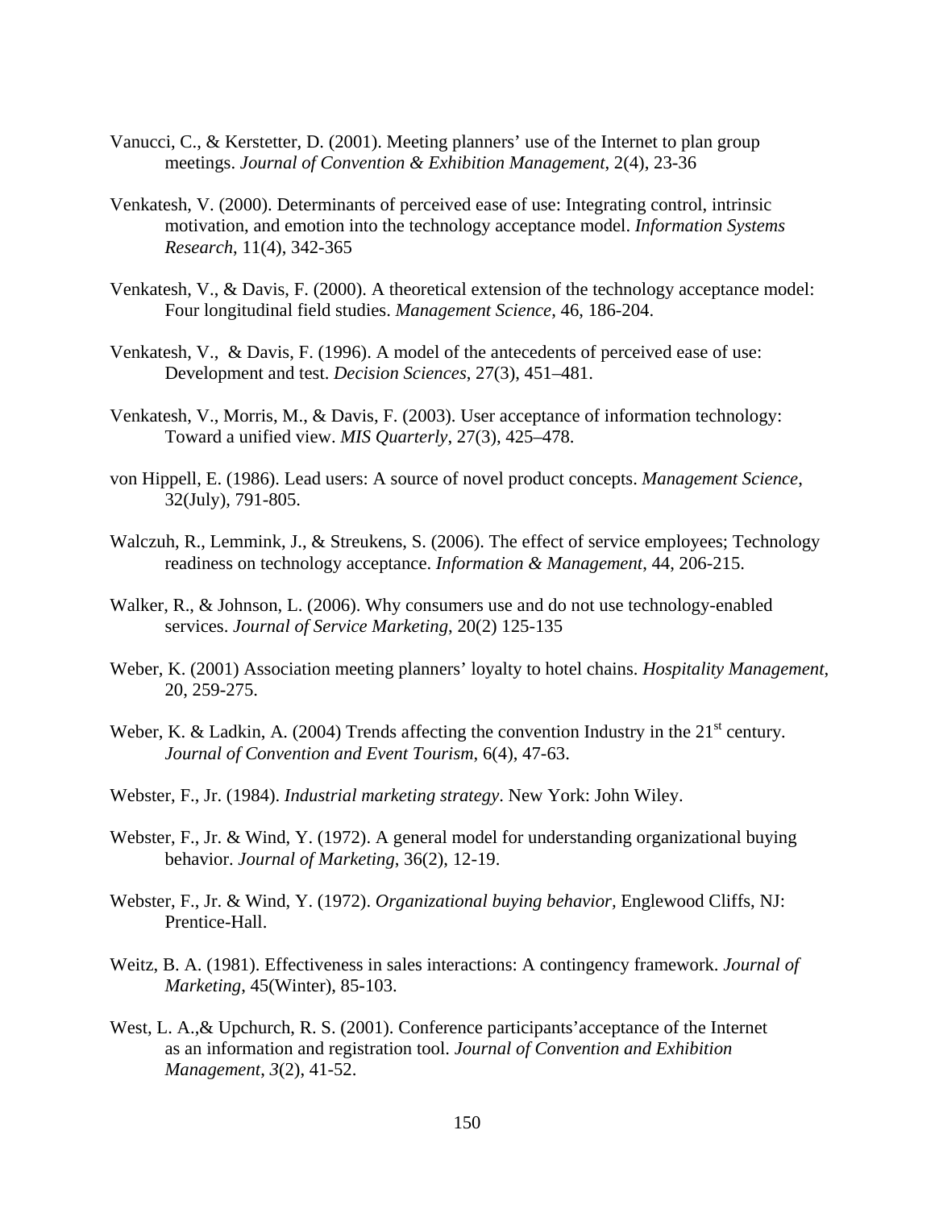Vanucci, C., & Kerstetter, D. (2001). Meeting planners' use of the Internet to plan group meetings. *Journal of Convention & Exhibition Management*, 2(4), 23-36

Venkatesh, V. (2000). Determinants of perceived ease of use: Integrating control, intrinsic motivation, and emotion into the technology acceptance model. *Information Systems Research*, 11(4), 342-365

Venkatesh, V., & Davis, F. (2000). A theoretical extension of the technology acceptance model: Four longitudinal field studies. *Management Science*, 46, 186-204.

Venkatesh, V., & Davis, F. (1996). A model of the antecedents of perceived ease of use: Development and test. *Decision Sciences*, 27(3), 451–481.

Venkatesh, V., Morris, M., & Davis, F. (2003). User acceptance of information technology: Toward a unified view. *MIS Quarterly*, 27(3), 425–478.

von Hippell, E. (1986). Lead users: A source of novel product concepts. *Management Science*, 32(July), 791-805.

Walczuh, R., Lemmink, J., & Streukens, S. (2006). The effect of service employees; Technology readiness on technology acceptance. *Information & Management*, 44, 206-215.

Walker, R., & Johnson, L. (2006). Why consumers use and do not use technology-enabled services. *Journal of Service Marketing*, 20(2) 125-135

Weber, K. (2001) Association meeting planners' loyalty to hotel chains. *Hospitality Management*, 20, 259-275.

Weber, K. & Ladkin, A. (2004) Trends affecting the convention Industry in the 21st century. *Journal of Convention and Event Tourism*, 6(4), 47-63.

Webster, F., Jr. (1984). *Industrial marketing strategy*. New York: John Wiley.

Webster, F., Jr. & Wind, Y. (1972). A general model for understanding organizational buying behavior. *Journal of Marketing*, 36(2), 12-19.

Webster, F., Jr. & Wind, Y. (1972). *Organizational buying behavior,* Englewood Cliffs, NJ: Prentice-Hall.

Weitz, B. A. (1981). Effectiveness in sales interactions: A contingency framework. *Journal of Marketing*, 45(Winter), 85-103.

West, L. A.,& Upchurch, R. S. (2001). Conference participants'acceptance of the Internet as an information and registration tool. *Journal of Convention and Exhibition Management*, *3*(2), 41-52.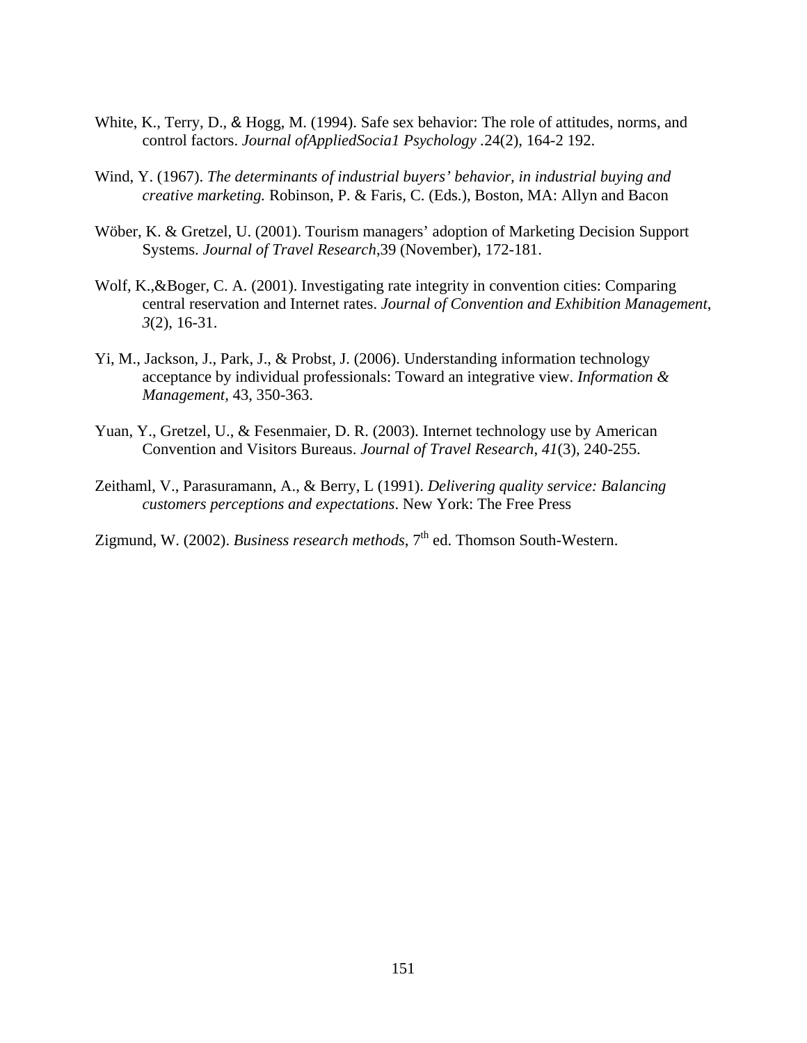White, K., Terry, D., & Hogg, M. (1994). Safe sex behavior: The role of attitudes, norms, and control factors. *Journal ofAppliedSocia1 Psychology* .24(2), 164-2 192.

Wind, Y. (1967). *The determinants of industrial buyers' behavior, in industrial buying and creative marketing.* Robinson, P. & Faris, C. (Eds.), Boston, MA: Allyn and Bacon

Wöber, K. & Gretzel, U. (2001). Tourism managers' adoption of Marketing Decision Support Systems. *Journal of Travel Research*,39 (November), 172-181.

Wolf, K.,&Boger, C. A. (2001). Investigating rate integrity in convention cities: Comparing central reservation and Internet rates. *Journal of Convention and Exhibition Management*, *3*(2), 16-31.

Yi, M., Jackson, J., Park, J., & Probst, J. (2006). Understanding information technology acceptance by individual professionals: Toward an integrative view. *Information & Management,* 43, 350-363.

Yuan, Y., Gretzel, U., & Fesenmaier, D. R. (2003). Internet technology use by American Convention and Visitors Bureaus. *Journal of Travel Research*, *41*(3), 240-255.

Zeithaml, V., Parasuramann, A., & Berry, L (1991). *Delivering quality service: Balancing customers perceptions and expectations*. New York: The Free Press

Zigmund, W. (2002). *Business research methods*, 7th ed. Thomson South-Western.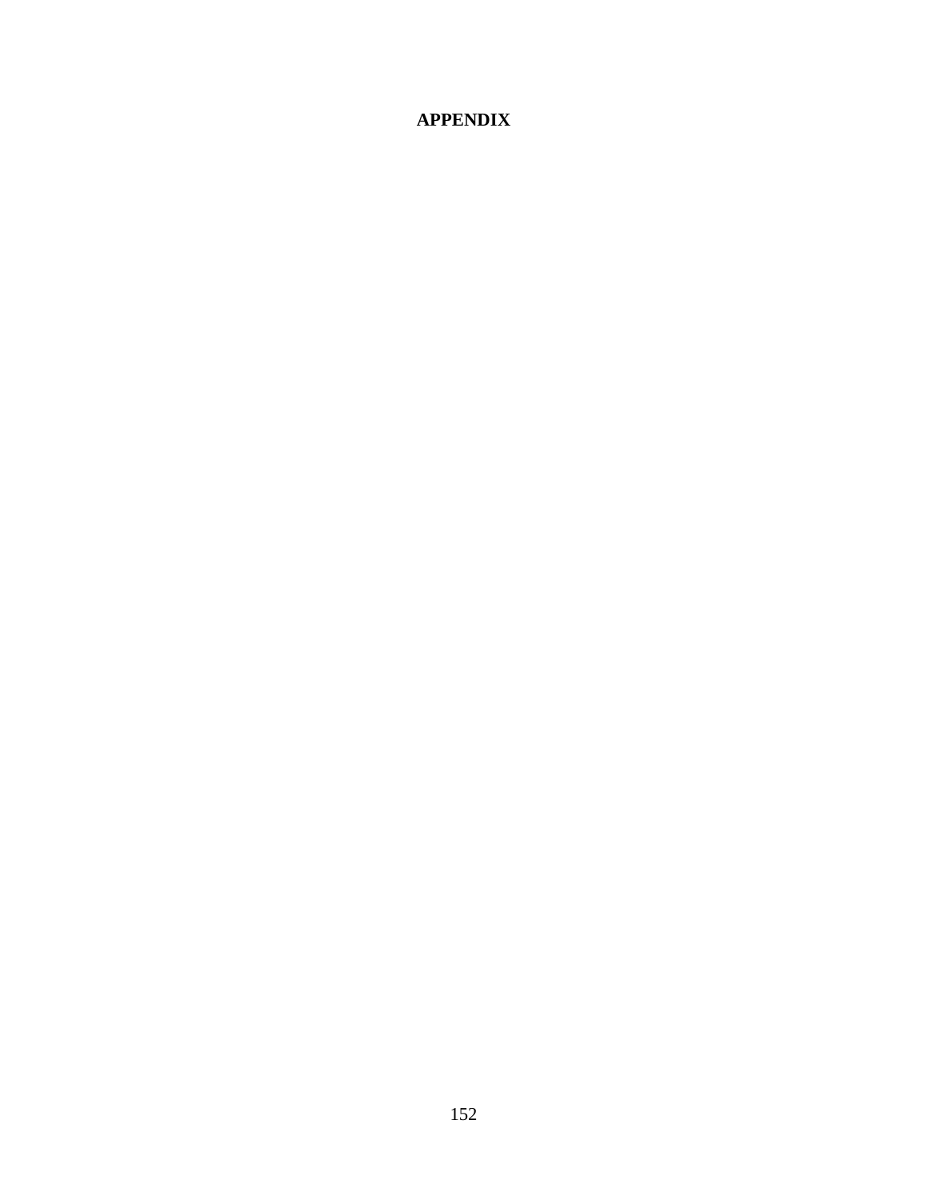# APPENDIX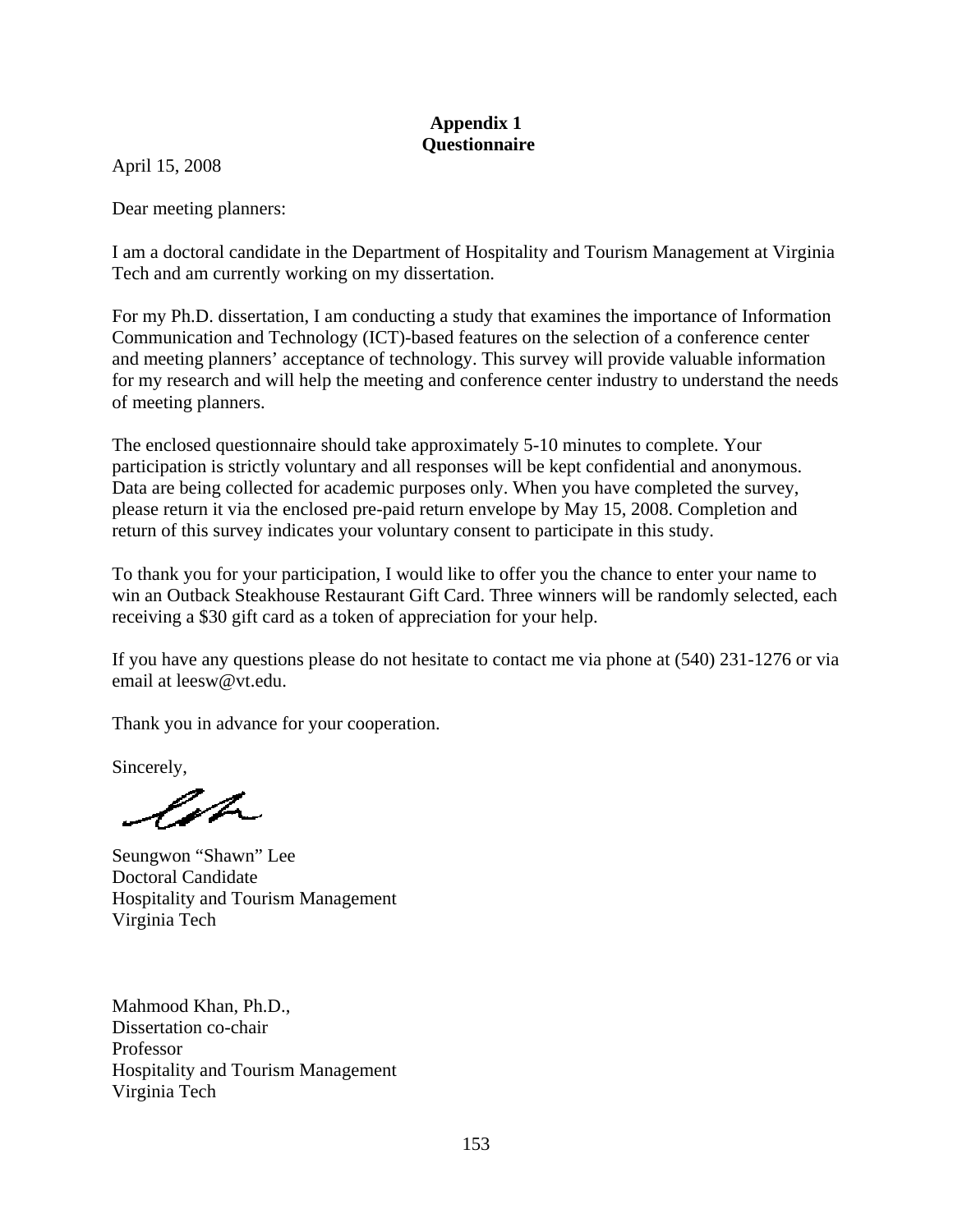## Appendix 1
## Questionnaire

April 15, 2008

Dear meeting planners:

I am a doctoral candidate in the Department of Hospitality and Tourism Management at Virginia Tech and am currently working on my dissertation.

For my Ph.D. dissertation, I am conducting a study that examines the importance of Information Communication and Technology (ICT)-based features on the selection of a conference center and meeting planners' acceptance of technology. This survey will provide valuable information for my research and will help the meeting and conference center industry to understand the needs of meeting planners.

The enclosed questionnaire should take approximately 5-10 minutes to complete. Your participation is strictly voluntary and all responses will be kept confidential and anonymous. Data are being collected for academic purposes only. When you have completed the survey, please return it via the enclosed pre-paid return envelope by May 15, 2008. Completion and return of this survey indicates your voluntary consent to participate in this study.

To thank you for your participation, I would like to offer you the chance to enter your name to win an Outback Steakhouse Restaurant Gift Card. Three winners will be randomly selected, each receiving a $30 gift card as a token of appreciation for your help.

If you have any questions please do not hesitate to contact me via phone at (540) 231-1276 or via email at leesw@vt.edu.

Thank you in advance for your cooperation.

Sincerely,

Seungwon "Shawn" Lee
Doctoral Candidate
Hospitality and Tourism Management
Virginia Tech

Mahmood Khan, Ph.D.,
Dissertation co-chair
Professor
Hospitality and Tourism Management
Virginia Tech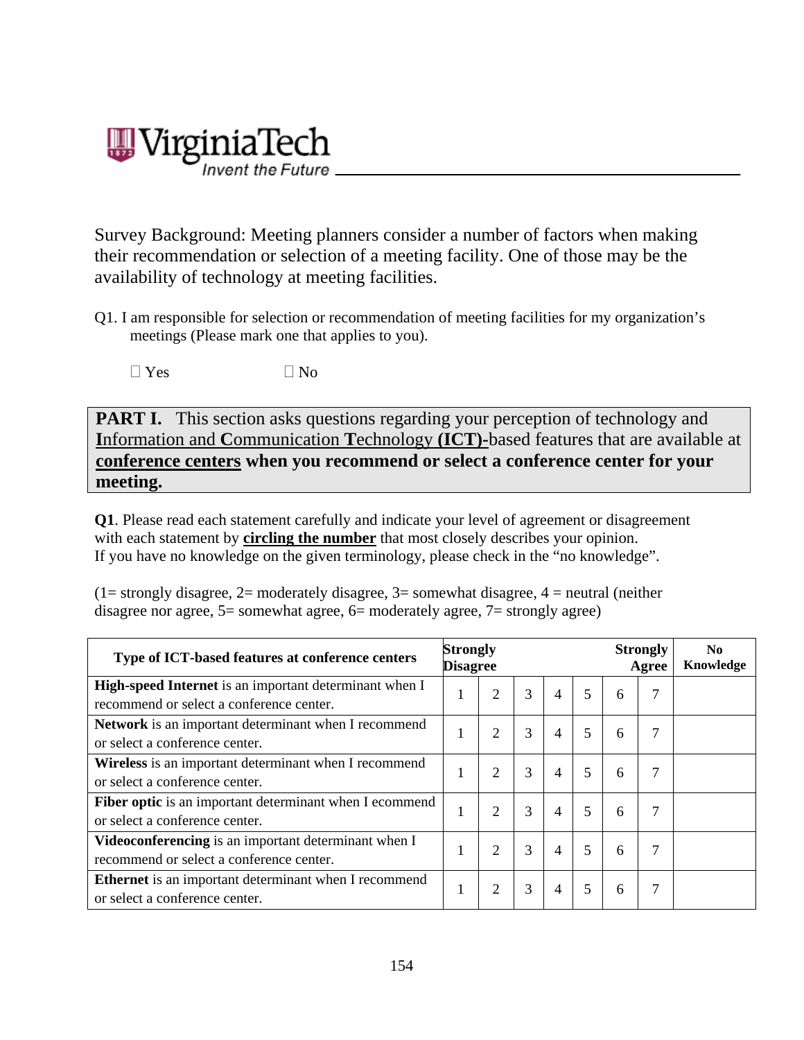Survey Background: Meeting planners consider a number of factors when making their recommendation or selection of a meeting facility. One of those may be the availability of technology at meeting facilities.

Q1. I am responsible for selection or recommendation of meeting facilities for my organization's meetings (Please mark one that applies to you).

☐ Yes ☐ No

**PART I.** This section asks questions regarding your perception of technology and **I**nformation and **C**ommunication **T**echnology **(ICT)-**based features that are available at **conference centers when you recommend or select a conference center for your meeting.**

**Q1**. Please read each statement carefully and indicate your level of agreement or disagreement with each statement by **circling the number** that most closely describes your opinion. If you have no knowledge on the given terminology, please check in the "no knowledge".

(1= strongly disagree, 2= moderately disagree, 3= somewhat disagree, 4 = neutral (neither disagree nor agree, 5= somewhat agree, 6= moderately agree, 7= strongly agree)

| **Type of ICT-based features at conference centers** | **Strongly Disagree** | | | | | | **Strongly Agree** | **No Knowledge** |
|---|---|---|---|---|---|---|---|---|
| **High-speed Internet** is an important determinant when I recommend or select a conference center. | 1 | 2 | 3 | 4 | 5 | 6 | 7 | |
| **Network** is an important determinant when I recommend or select a conference center. | 1 | 2 | 3 | 4 | 5 | 6 | 7 | |
| **Wireless** is an important determinant when I recommend or select a conference center. | 1 | 2 | 3 | 4 | 5 | 6 | 7 | |
| **Fiber optic** is an important determinant when I ecommend or select a conference center. | 1 | 2 | 3 | 4 | 5 | 6 | 7 | |
| **Videoconferencing** is an important determinant when I recommend or select a conference center. | 1 | 2 | 3 | 4 | 5 | 6 | 7 | |
| **Ethernet** is an important determinant when I recommend or select a conference center. | 1 | 2 | 3 | 4 | 5 | 6 | 7 | |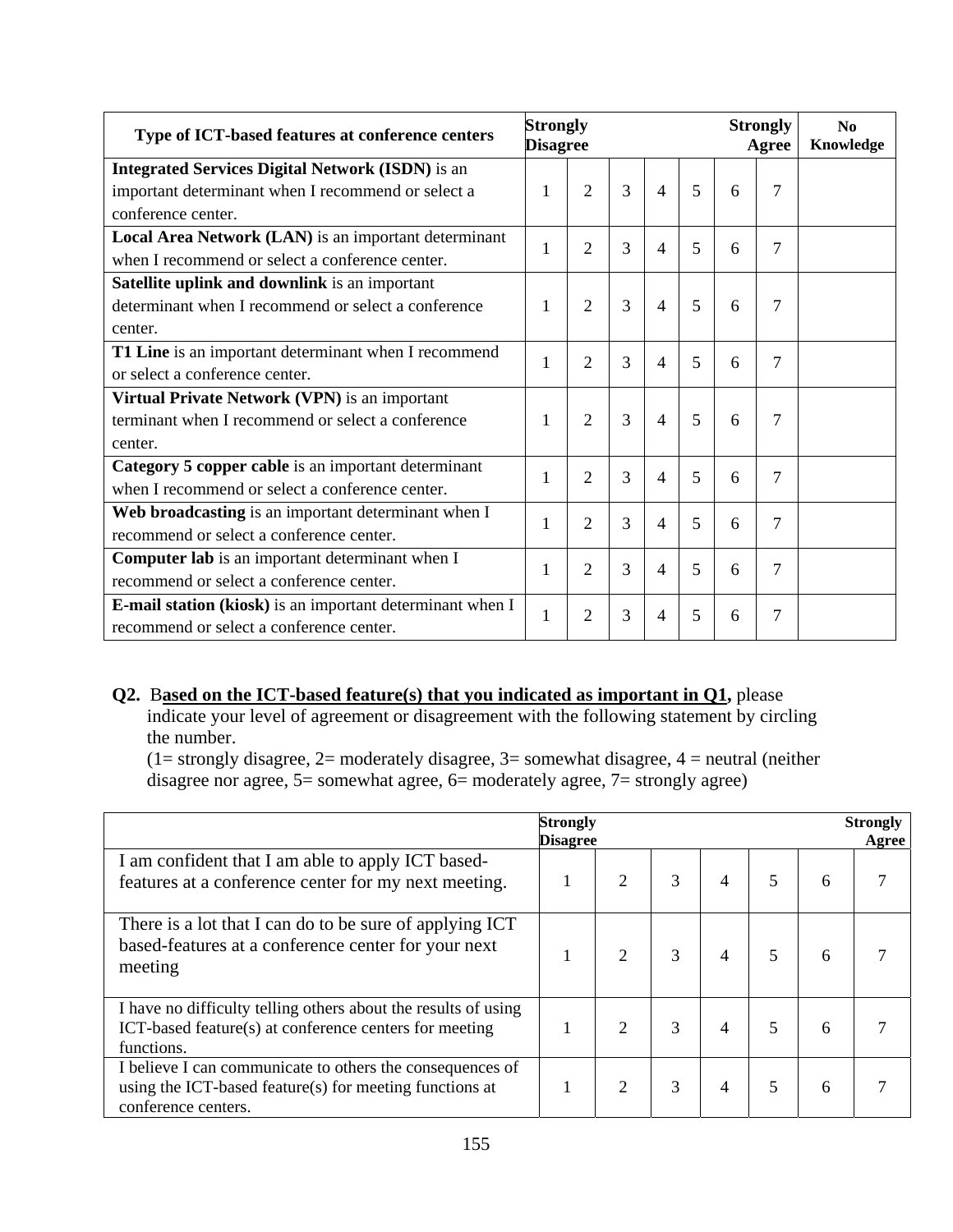| Type of ICT-based features at conference centers | Strongly Disagree | | | | | | Strongly Agree | No Knowledge |
|---|---|---|---|---|---|---|---|---|
| **Integrated Services Digital Network (ISDN)** is an important determinant when I recommend or select a conference center. | 1 | 2 | 3 | 4 | 5 | 6 | 7 | |
| **Local Area Network (LAN)** is an important determinant when I recommend or select a conference center. | 1 | 2 | 3 | 4 | 5 | 6 | 7 | |
| **Satellite uplink and downlink** is an important determinant when I recommend or select a conference center. | 1 | 2 | 3 | 4 | 5 | 6 | 7 | |
| **T1 Line** is an important determinant when I recommend or select a conference center. | 1 | 2 | 3 | 4 | 5 | 6 | 7 | |
| **Virtual Private Network (VPN)** is an important terminant when I recommend or select a conference center. | 1 | 2 | 3 | 4 | 5 | 6 | 7 | |
| **Category 5 copper cable** is an important determinant when I recommend or select a conference center. | 1 | 2 | 3 | 4 | 5 | 6 | 7 | |
| **Web broadcasting** is an important determinant when I recommend or select a conference center. | 1 | 2 | 3 | 4 | 5 | 6 | 7 | |
| **Computer lab** is an important determinant when I recommend or select a conference center. | 1 | 2 | 3 | 4 | 5 | 6 | 7 | |
| **E-mail station (kiosk)** is an important determinant when I recommend or select a conference center. | 1 | 2 | 3 | 4 | 5 | 6 | 7 | |

**Q2.** B**ased on the ICT-based feature(s) that you indicated as important in Q1,** please indicate your level of agreement or disagreement with the following statement by circling the number.
(1= strongly disagree, 2= moderately disagree, 3= somewhat disagree, 4 = neutral (neither disagree nor agree, 5= somewhat agree, 6= moderately agree, 7= strongly agree)

| | Strongly Disagree | | | | | | Strongly Agree |
|---|---|---|---|---|---|---|---|
| I am confident that I am able to apply ICT based-features at a conference center for my next meeting. | 1 | 2 | 3 | 4 | 5 | 6 | 7 |
| There is a lot that I can do to be sure of applying ICT based-features at a conference center for your next meeting | 1 | 2 | 3 | 4 | 5 | 6 | 7 |
| I have no difficulty telling others about the results of using ICT-based feature(s) at conference centers for meeting functions. | 1 | 2 | 3 | 4 | 5 | 6 | 7 |
| I believe I can communicate to others the consequences of using the ICT-based feature(s) for meeting functions at conference centers. | 1 | 2 | 3 | 4 | 5 | 6 | 7 |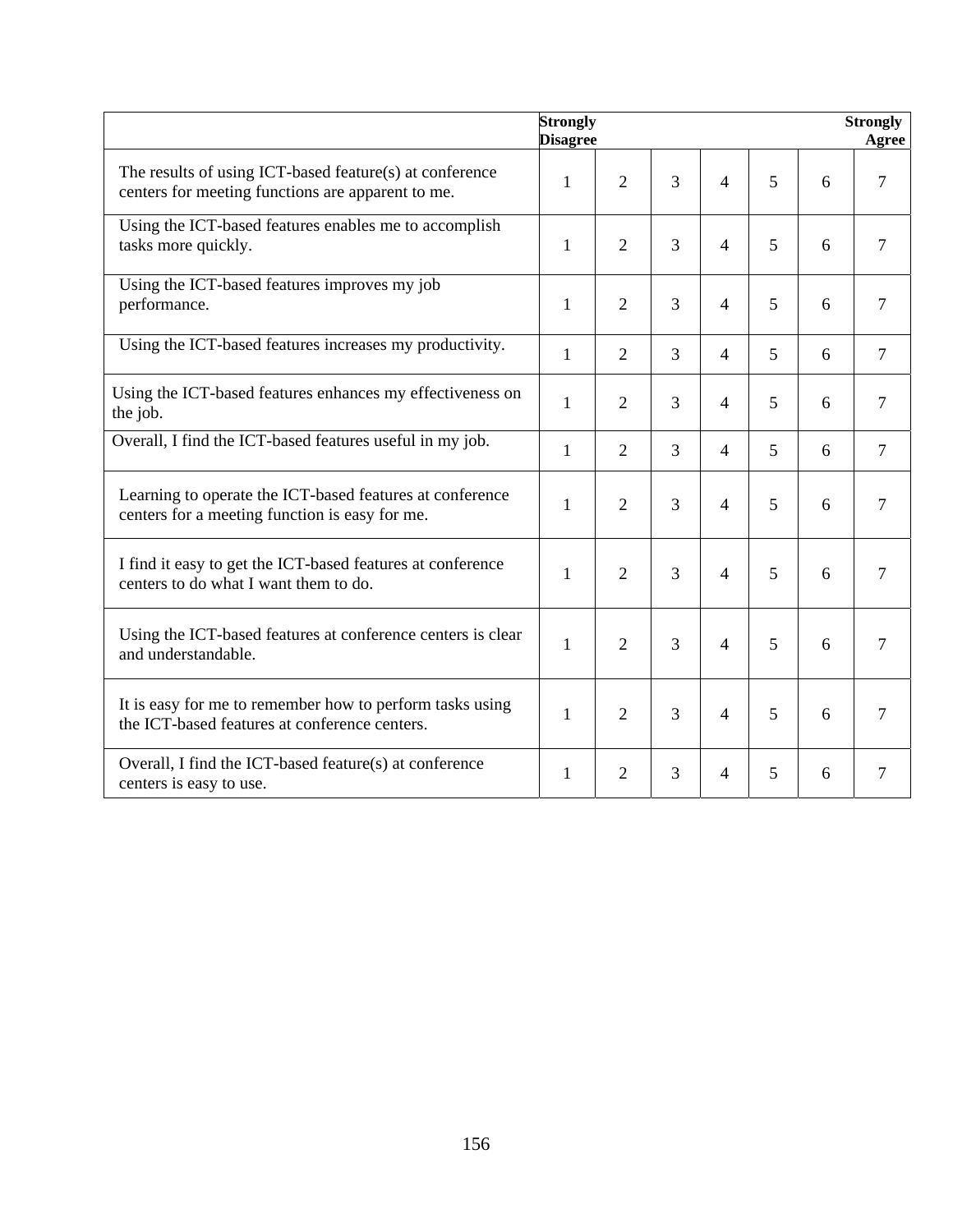| | Strongly Disagree | | | | | | Strongly Agree |
|---|---|---|---|---|---|---|---|
| The results of using ICT-based feature(s) at conference centers for meeting functions are apparent to me. | 1 | 2 | 3 | 4 | 5 | 6 | 7 |
| Using the ICT-based features enables me to accomplish tasks more quickly. | 1 | 2 | 3 | 4 | 5 | 6 | 7 |
| Using the ICT-based features improves my job performance. | 1 | 2 | 3 | 4 | 5 | 6 | 7 |
| Using the ICT-based features increases my productivity. | 1 | 2 | 3 | 4 | 5 | 6 | 7 |
| Using the ICT-based features enhances my effectiveness on the job. | 1 | 2 | 3 | 4 | 5 | 6 | 7 |
| Overall, I find the ICT-based features useful in my job. | 1 | 2 | 3 | 4 | 5 | 6 | 7 |
| Learning to operate the ICT-based features at conference centers for a meeting function is easy for me. | 1 | 2 | 3 | 4 | 5 | 6 | 7 |
| I find it easy to get the ICT-based features at conference centers to do what I want them to do. | 1 | 2 | 3 | 4 | 5 | 6 | 7 |
| Using the ICT-based features at conference centers is clear and understandable. | 1 | 2 | 3 | 4 | 5 | 6 | 7 |
| It is easy for me to remember how to perform tasks using the ICT-based features at conference centers. | 1 | 2 | 3 | 4 | 5 | 6 | 7 |
| Overall, I find the ICT-based feature(s) at conference centers is easy to use. | 1 | 2 | 3 | 4 | 5 | 6 | 7 |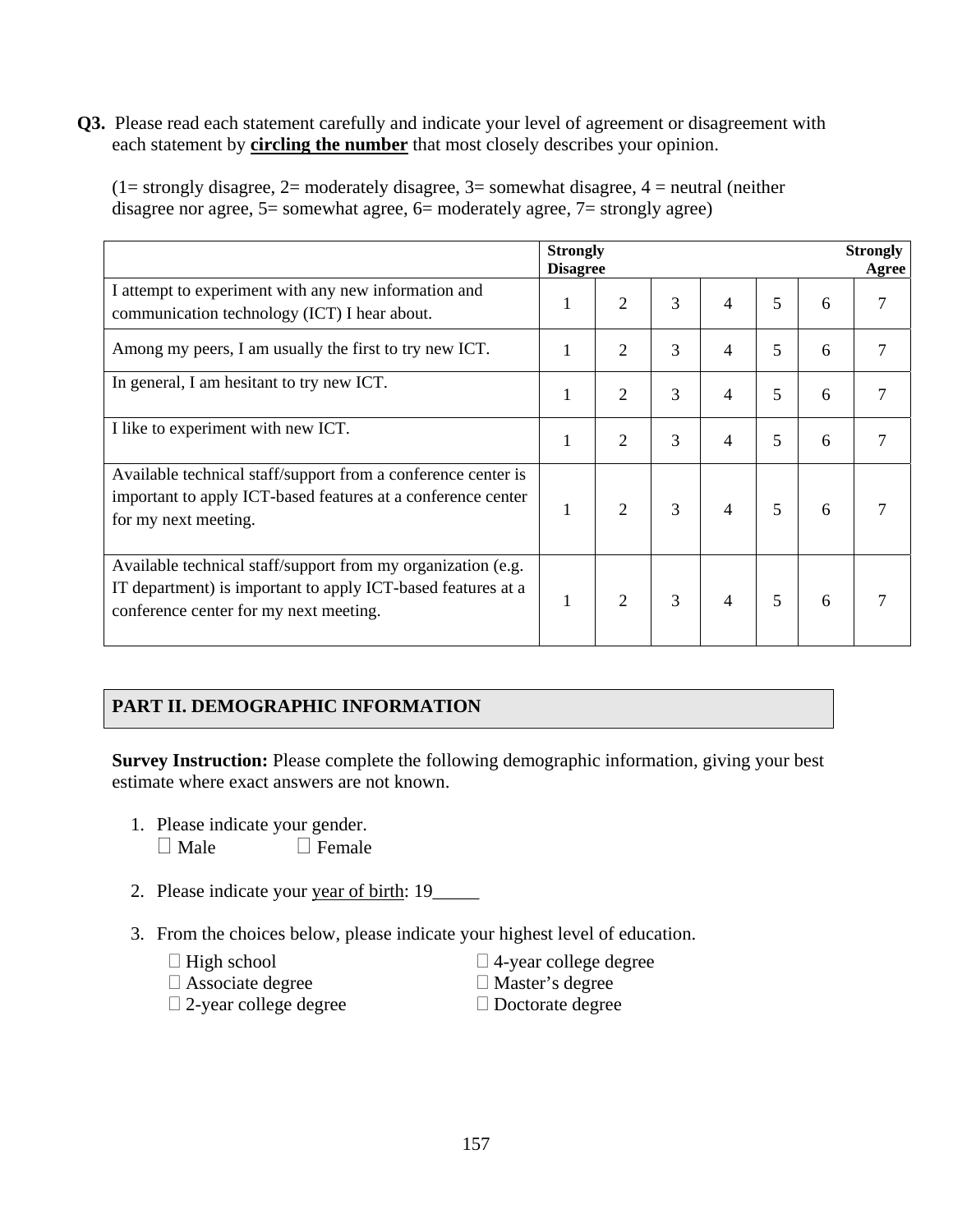**Q3.** Please read each statement carefully and indicate your level of agreement or disagreement with each statement by **circling the number** that most closely describes your opinion.

(1= strongly disagree, 2= moderately disagree, 3= somewhat disagree, 4 = neutral (neither disagree nor agree, 5= somewhat agree, 6= moderately agree, 7= strongly agree)

| | **Strongly Disagree** | | | | | | **Strongly Agree** |
|---|---|---|---|---|---|---|---|
| I attempt to experiment with any new information and communication technology (ICT) I hear about. | 1 | 2 | 3 | 4 | 5 | 6 | 7 |
| Among my peers, I am usually the first to try new ICT. | 1 | 2 | 3 | 4 | 5 | 6 | 7 |
| In general, I am hesitant to try new ICT. | 1 | 2 | 3 | 4 | 5 | 6 | 7 |
| I like to experiment with new ICT. | 1 | 2 | 3 | 4 | 5 | 6 | 7 |
| Available technical staff/support from a conference center is important to apply ICT-based features at a conference center for my next meeting. | 1 | 2 | 3 | 4 | 5 | 6 | 7 |
| Available technical staff/support from my organization (e.g. IT department) is important to apply ICT-based features at a conference center for my next meeting. | 1 | 2 | 3 | 4 | 5 | 6 | 7 |

## PART II. DEMOGRAPHIC INFORMATION

**Survey Instruction:** Please complete the following demographic information, giving your best estimate where exact answers are not known.

1. Please indicate your gender.
   - ☐ Male
   - ☐ Female

2. Please indicate your year of birth: 19_____

3. From the choices below, please indicate your highest level of education.
   - ☐ High school
   - ☐ Associate degree
   - ☐ 2-year college degree
   - ☐ 4-year college degree
   - ☐ Master's degree
   - ☐ Doctorate degree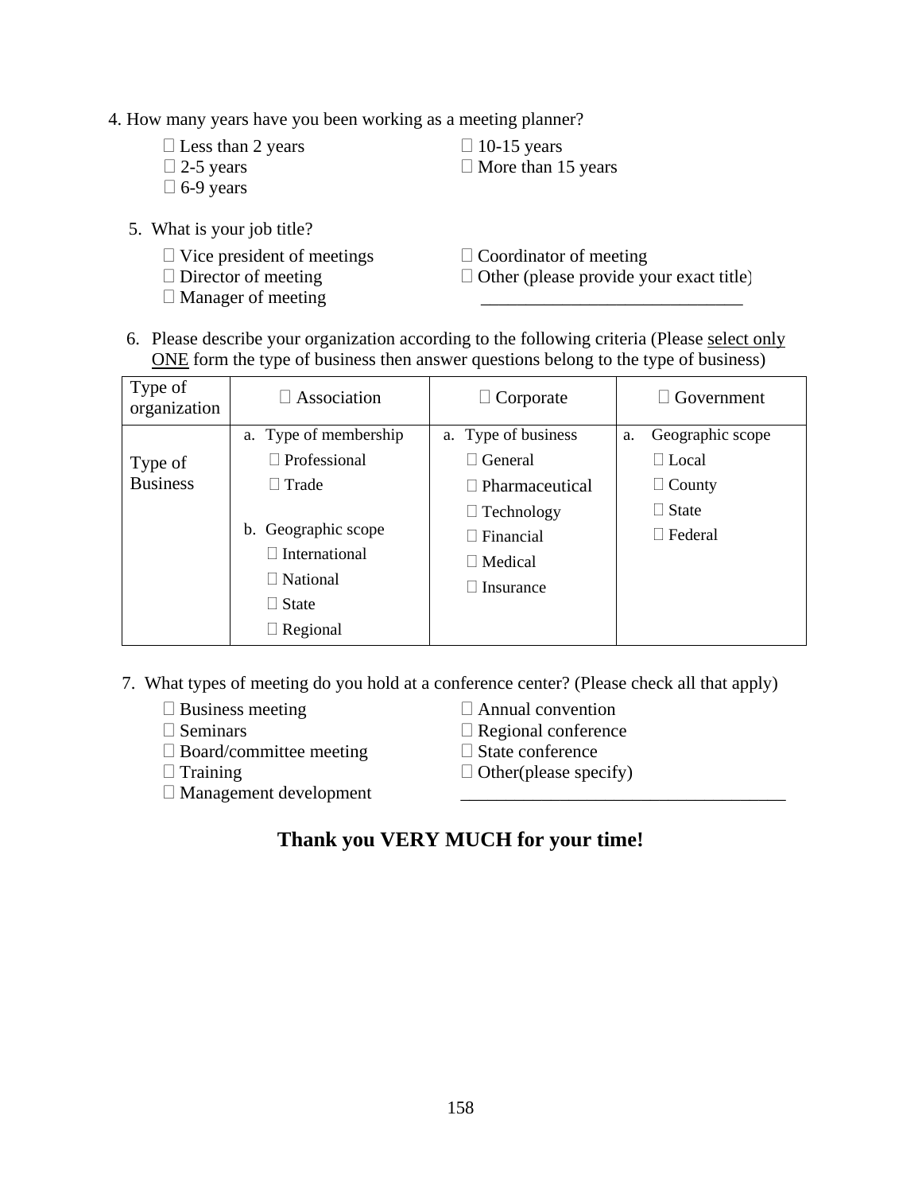4. How many years have you been working as a meeting planner?

 Less than 2 years
 2-5 years
 6-9 years
 10-15 years
 More than 15 years

5. What is your job title?

 Vice president of meetings
 Director of meeting
 Manager of meeting
 Coordinator of meeting
 Other (please provide your exact title) ____________________________

6. Please describe your organization according to the following criteria (Please <u>select only ONE</u> form the type of business then answer questions belong to the type of business)

| Type of organization |  Association |  Corporate |  Government |
|---|---|---|---|
| Type of Business | a. Type of membership<br> Professional<br> Trade<br><br>b. Geographic scope<br> International<br> National<br> State<br> Regional | a. Type of business<br> General<br> Pharmaceutical<br> Technology<br> Financial<br> Medical<br> Insurance | a. Geographic scope<br> Local<br> County<br> State<br> Federal |

7. What types of meeting do you hold at a conference center? (Please check all that apply)

 Business meeting
 Seminars
 Board/committee meeting
 Training
 Management development
 Annual convention
 Regional conference
 State conference
 Other(please specify) ___________________________________

**Thank you VERY MUCH for your time!**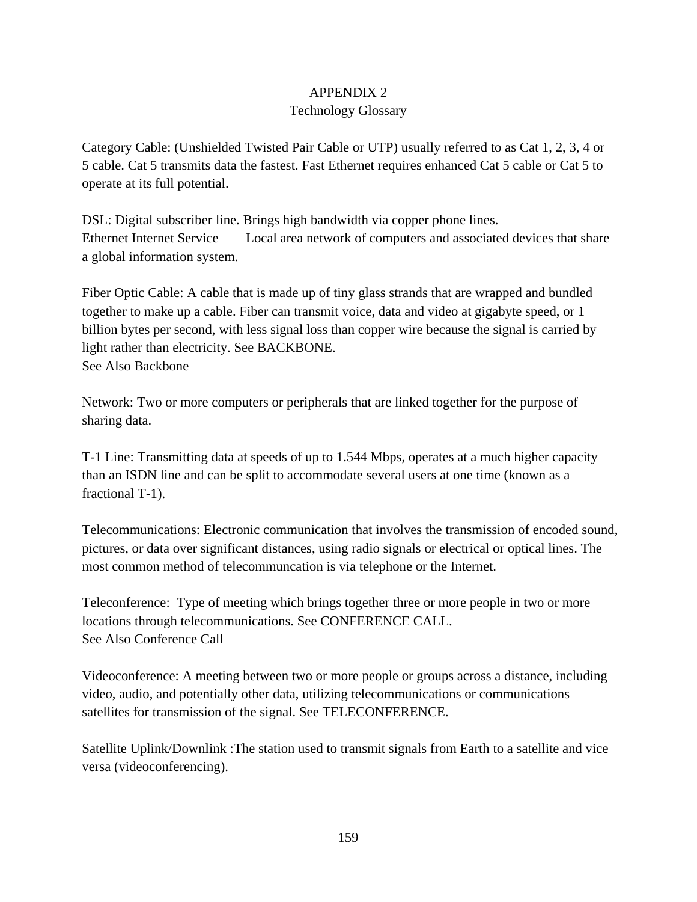# APPENDIX 2

## Technology Glossary

Category Cable: (Unshielded Twisted Pair Cable or UTP) usually referred to as Cat 1, 2, 3, 4 or 5 cable. Cat 5 transmits data the fastest. Fast Ethernet requires enhanced Cat 5 cable or Cat 5 to operate at its full potential.

DSL: Digital subscriber line. Brings high bandwidth via copper phone lines.
Ethernet Internet Service	Local area network of computers and associated devices that share a global information system.

Fiber Optic Cable: A cable that is made up of tiny glass strands that are wrapped and bundled together to make up a cable. Fiber can transmit voice, data and video at gigabyte speed, or 1 billion bytes per second, with less signal loss than copper wire because the signal is carried by light rather than electricity. See BACKBONE.
See Also Backbone

Network: Two or more computers or peripherals that are linked together for the purpose of sharing data.

T-1 Line: Transmitting data at speeds of up to 1.544 Mbps, operates at a much higher capacity than an ISDN line and can be split to accommodate several users at one time (known as a fractional T-1).

Telecommunications: Electronic communication that involves the transmission of encoded sound, pictures, or data over significant distances, using radio signals or electrical or optical lines. The most common method of telecommuncation is via telephone or the Internet.

Teleconference: Type of meeting which brings together three or more people in two or more locations through telecommunications. See CONFERENCE CALL.
See Also Conference Call

Videoconference: A meeting between two or more people or groups across a distance, including video, audio, and potentially other data, utilizing telecommunications or communications satellites for transmission of the signal. See TELECONFERENCE.

Satellite Uplink/Downlink :The station used to transmit signals from Earth to a satellite and vice versa (videoconferencing).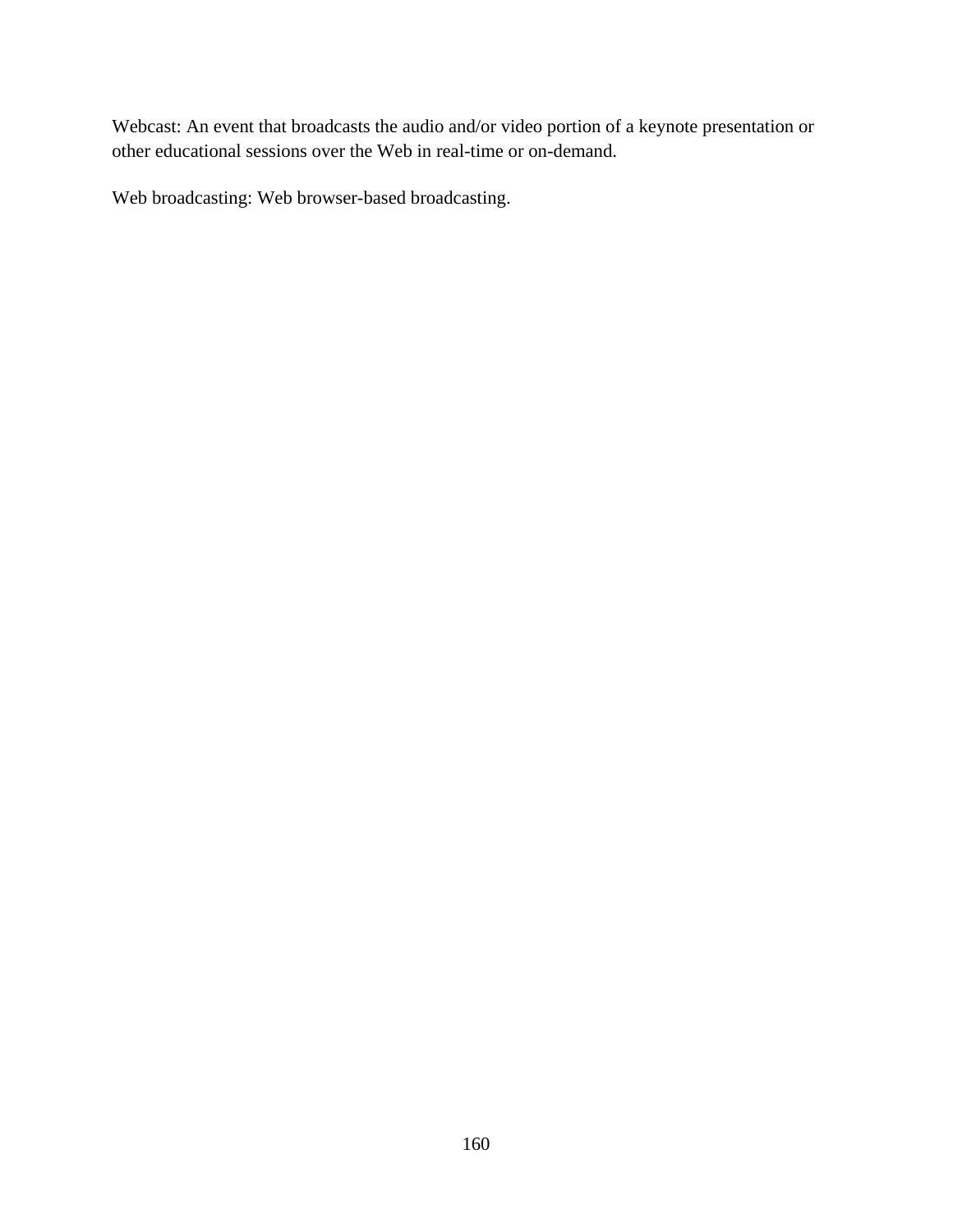Webcast: An event that broadcasts the audio and/or video portion of a keynote presentation or other educational sessions over the Web in real-time or on-demand.

Web broadcasting: Web browser-based broadcasting.